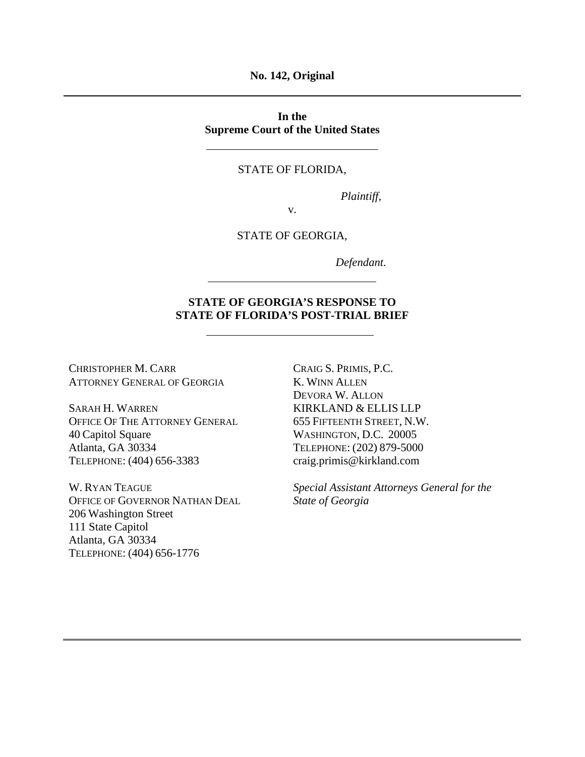**No. 142, Original**

---

**In the**
**Supreme Court of the United States**

---

STATE OF FLORIDA,

*Plaintiff*,

v.

STATE OF GEORGIA,

*Defendant.*

---

**STATE OF GEORGIA'S RESPONSE TO STATE OF FLORIDA'S POST-TRIAL BRIEF**

---

CHRISTOPHER M. CARR
ATTORNEY GENERAL OF GEORGIA

SARAH H. WARREN
OFFICE OF THE ATTORNEY GENERAL
40 Capitol Square
Atlanta, GA 30334
TELEPHONE: (404) 656-3383

W. RYAN TEAGUE
OFFICE OF GOVERNOR NATHAN DEAL
206 Washington Street
111 State Capitol
Atlanta, GA 30334
TELEPHONE: (404) 656-1776

CRAIG S. PRIMIS, P.C.
K. WINN ALLEN
DEVORA W. ALLON
KIRKLAND & ELLIS LLP
655 FIFTEENTH STREET, N.W.
WASHINGTON, D.C. 20005
TELEPHONE: (202) 879-5000
craig.primis@kirkland.com

*Special Assistant Attorneys General for the State of Georgia*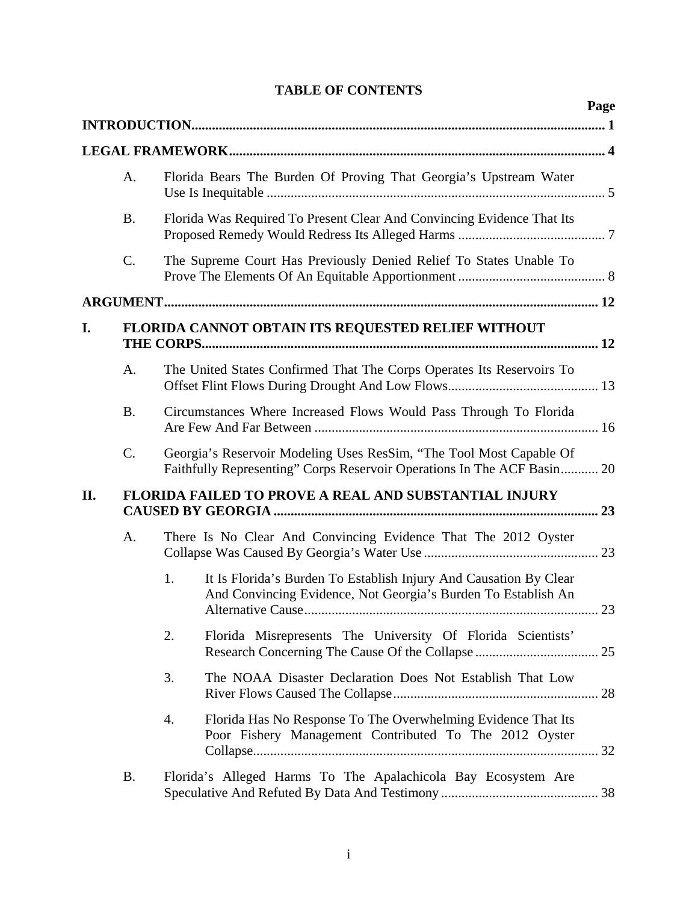# TABLE OF CONTENTS

| | Page |
|---|---|
| **INTRODUCTION** | **1** |
| **LEGAL FRAMEWORK** | **4** |
| A. Florida Bears The Burden Of Proving That Georgia's Upstream Water Use Is Inequitable | 5 |
| B. Florida Was Required To Present Clear And Convincing Evidence That Its Proposed Remedy Would Redress Its Alleged Harms | 7 |
| C. The Supreme Court Has Previously Denied Relief To States Unable To Prove The Elements Of An Equitable Apportionment | 8 |
| **ARGUMENT** | **12** |
| **I. FLORIDA CANNOT OBTAIN ITS REQUESTED RELIEF WITHOUT THE CORPS** | **12** |
| A. The United States Confirmed That The Corps Operates Its Reservoirs To Offset Flint Flows During Drought And Low Flows | 13 |
| B. Circumstances Where Increased Flows Would Pass Through To Florida Are Few And Far Between | 16 |
| C. Georgia's Reservoir Modeling Uses ResSim, "The Tool Most Capable Of Faithfully Representing" Corps Reservoir Operations In The ACF Basin | 20 |
| **II. FLORIDA FAILED TO PROVE A REAL AND SUBSTANTIAL INJURY CAUSED BY GEORGIA** | **23** |
| A. There Is No Clear And Convincing Evidence That The 2012 Oyster Collapse Was Caused By Georgia's Water Use | 23 |
| 1. It Is Florida's Burden To Establish Injury And Causation By Clear And Convincing Evidence, Not Georgia's Burden To Establish An Alternative Cause | 23 |
| 2. Florida Misrepresents The University Of Florida Scientists' Research Concerning The Cause Of the Collapse | 25 |
| 3. The NOAA Disaster Declaration Does Not Establish That Low River Flows Caused The Collapse | 28 |
| 4. Florida Has No Response To The Overwhelming Evidence That Its Poor Fishery Management Contributed To The 2012 Oyster Collapse | 32 |
| B. Florida's Alleged Harms To The Apalachicola Bay Ecosystem Are Speculative And Refuted By Data And Testimony | 38 |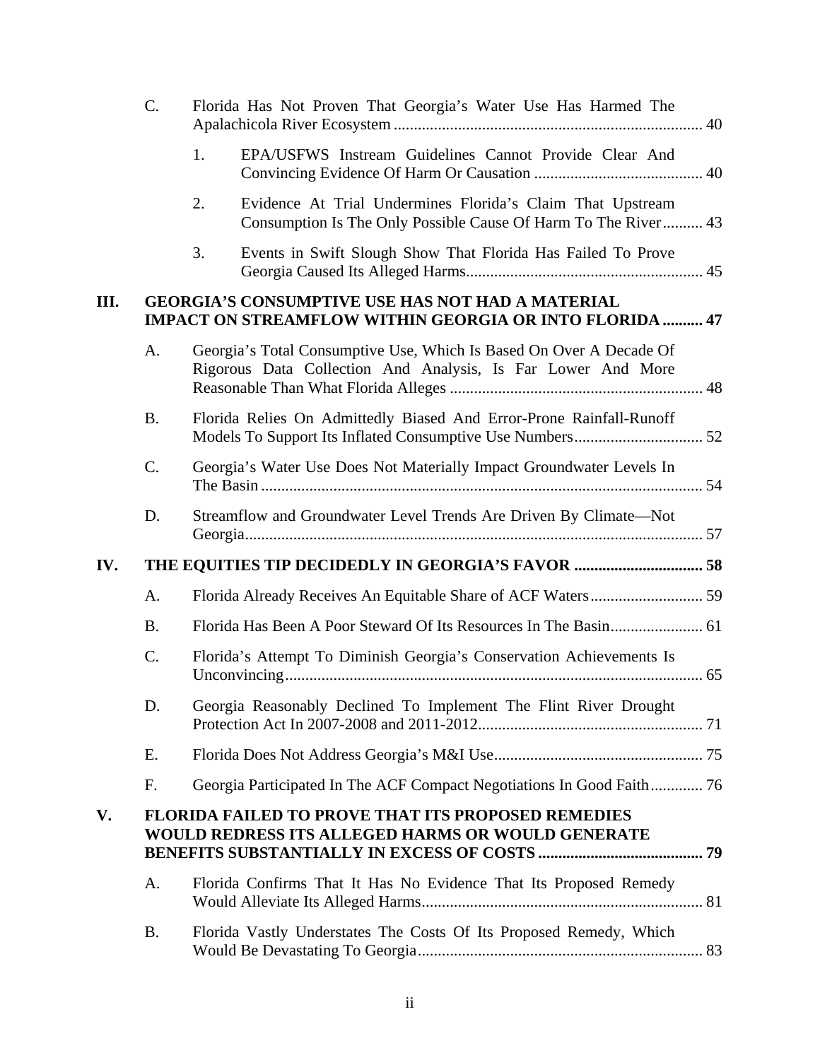- C. Florida Has Not Proven That Georgia's Water Use Has Harmed The Apalachicola River Ecosystem ........ 40
  - 1. EPA/USFWS Instream Guidelines Cannot Provide Clear And Convincing Evidence Of Harm Or Causation ........ 40
  - 2. Evidence At Trial Undermines Florida's Claim That Upstream Consumption Is The Only Possible Cause Of Harm To The River ........ 43
  - 3. Events in Swift Slough Show That Florida Has Failed To Prove Georgia Caused Its Alleged Harms ........ 45

**III. GEORGIA'S CONSUMPTIVE USE HAS NOT HAD A MATERIAL IMPACT ON STREAMFLOW WITHIN GEORGIA OR INTO FLORIDA ........ 47**

- A. Georgia's Total Consumptive Use, Which Is Based On Over A Decade Of Rigorous Data Collection And Analysis, Is Far Lower And More Reasonable Than What Florida Alleges ........ 48
- B. Florida Relies On Admittedly Biased And Error-Prone Rainfall-Runoff Models To Support Its Inflated Consumptive Use Numbers ........ 52
- C. Georgia's Water Use Does Not Materially Impact Groundwater Levels In The Basin ........ 54
- D. Streamflow and Groundwater Level Trends Are Driven By Climate—Not Georgia ........ 57

**IV. THE EQUITIES TIP DECIDEDLY IN GEORGIA'S FAVOR ........ 58**

- A. Florida Already Receives An Equitable Share of ACF Waters ........ 59
- B. Florida Has Been A Poor Steward Of Its Resources In The Basin ........ 61
- C. Florida's Attempt To Diminish Georgia's Conservation Achievements Is Unconvincing ........ 65
- D. Georgia Reasonably Declined To Implement The Flint River Drought Protection Act In 2007-2008 and 2011-2012 ........ 71
- E. Florida Does Not Address Georgia's M&I Use ........ 75
- F. Georgia Participated In The ACF Compact Negotiations In Good Faith ........ 76

**V. FLORIDA FAILED TO PROVE THAT ITS PROPOSED REMEDIES WOULD REDRESS ITS ALLEGED HARMS OR WOULD GENERATE BENEFITS SUBSTANTIALLY IN EXCESS OF COSTS ........ 79**

- A. Florida Confirms That It Has No Evidence That Its Proposed Remedy Would Alleviate Its Alleged Harms ........ 81
- B. Florida Vastly Understates The Costs Of Its Proposed Remedy, Which Would Be Devastating To Georgia ........ 83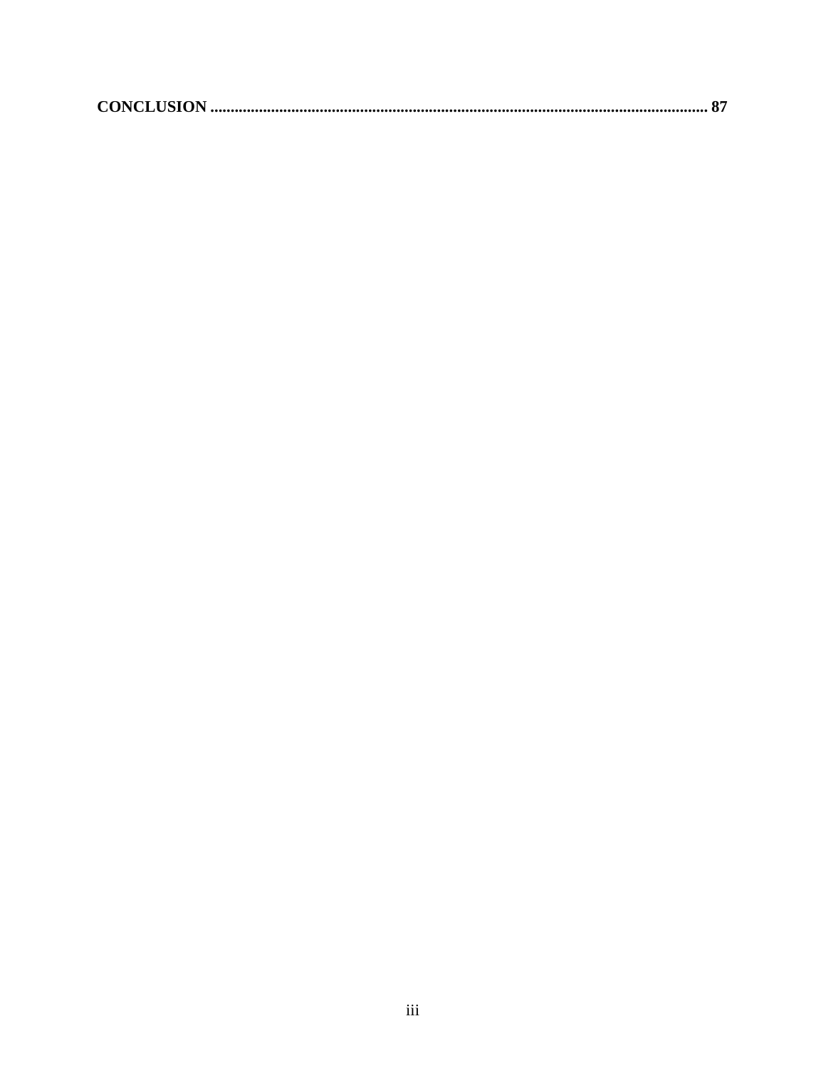**CONCLUSION .......................................................................................................................... 87**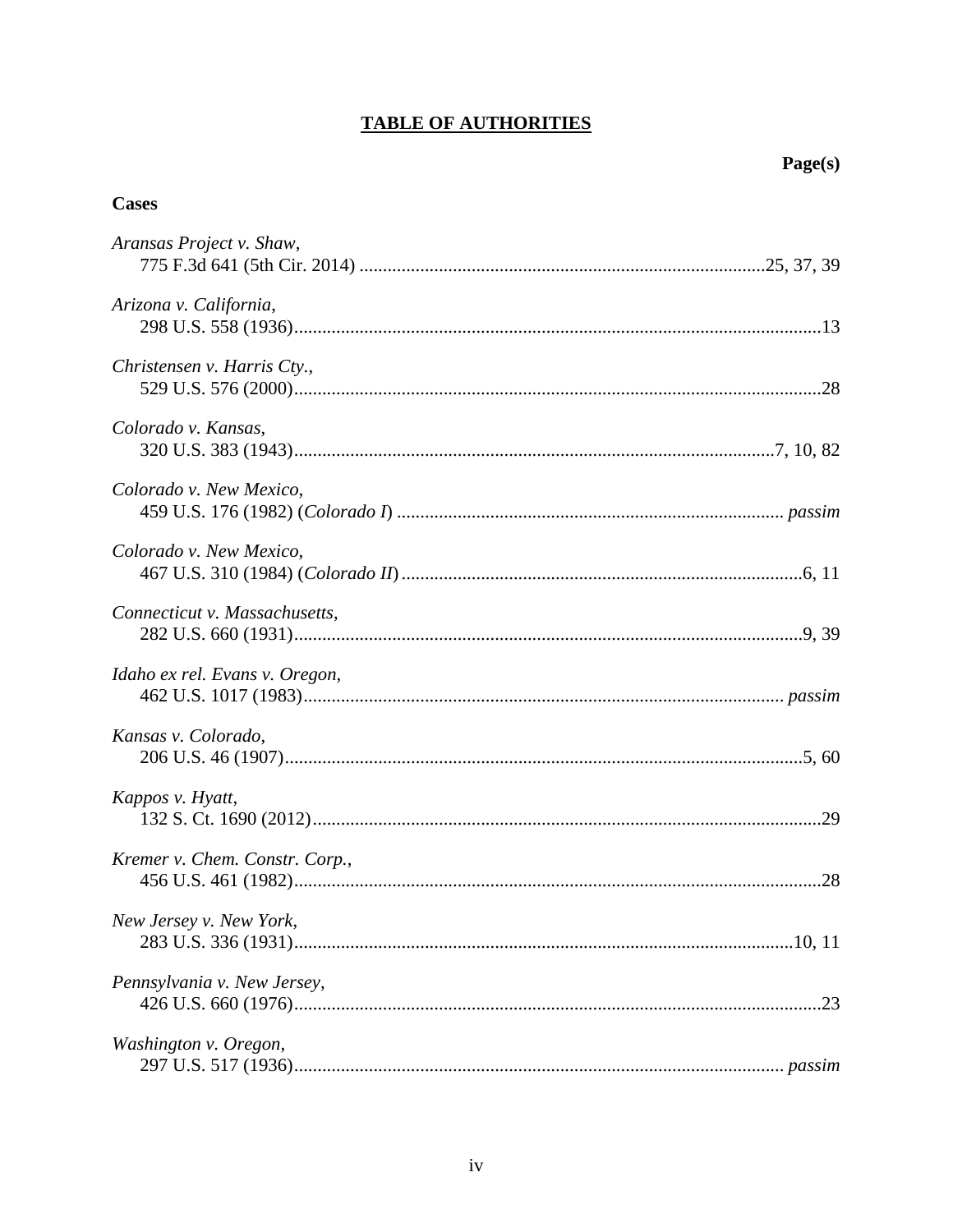# TABLE OF AUTHORITIES

**Page(s)**

**Cases**

*Aransas Project v. Shaw*,
775 F.3d 641 (5th Cir. 2014) ....................25, 37, 39

*Arizona v. California*,
298 U.S. 558 (1936)....................13

*Christensen v. Harris Cty.*,
529 U.S. 576 (2000)....................28

*Colorado v. Kansas*,
320 U.S. 383 (1943)....................7, 10, 82

*Colorado v. New Mexico*,
459 U.S. 176 (1982) (*Colorado I*) .................... *passim*

*Colorado v. New Mexico*,
467 U.S. 310 (1984) (*Colorado II*)....................6, 11

*Connecticut v. Massachusetts*,
282 U.S. 660 (1931)....................9, 39

*Idaho ex rel. Evans v. Oregon*,
462 U.S. 1017 (1983).................... *passim*

*Kansas v. Colorado*,
206 U.S. 46 (1907)....................5, 60

*Kappos v. Hyatt*,
132 S. Ct. 1690 (2012)....................29

*Kremer v. Chem. Constr. Corp.*,
456 U.S. 461 (1982)....................28

*New Jersey v. New York*,
283 U.S. 336 (1931)....................10, 11

*Pennsylvania v. New Jersey*,
426 U.S. 660 (1976)....................23

*Washington v. Oregon*,
297 U.S. 517 (1936).................... *passim*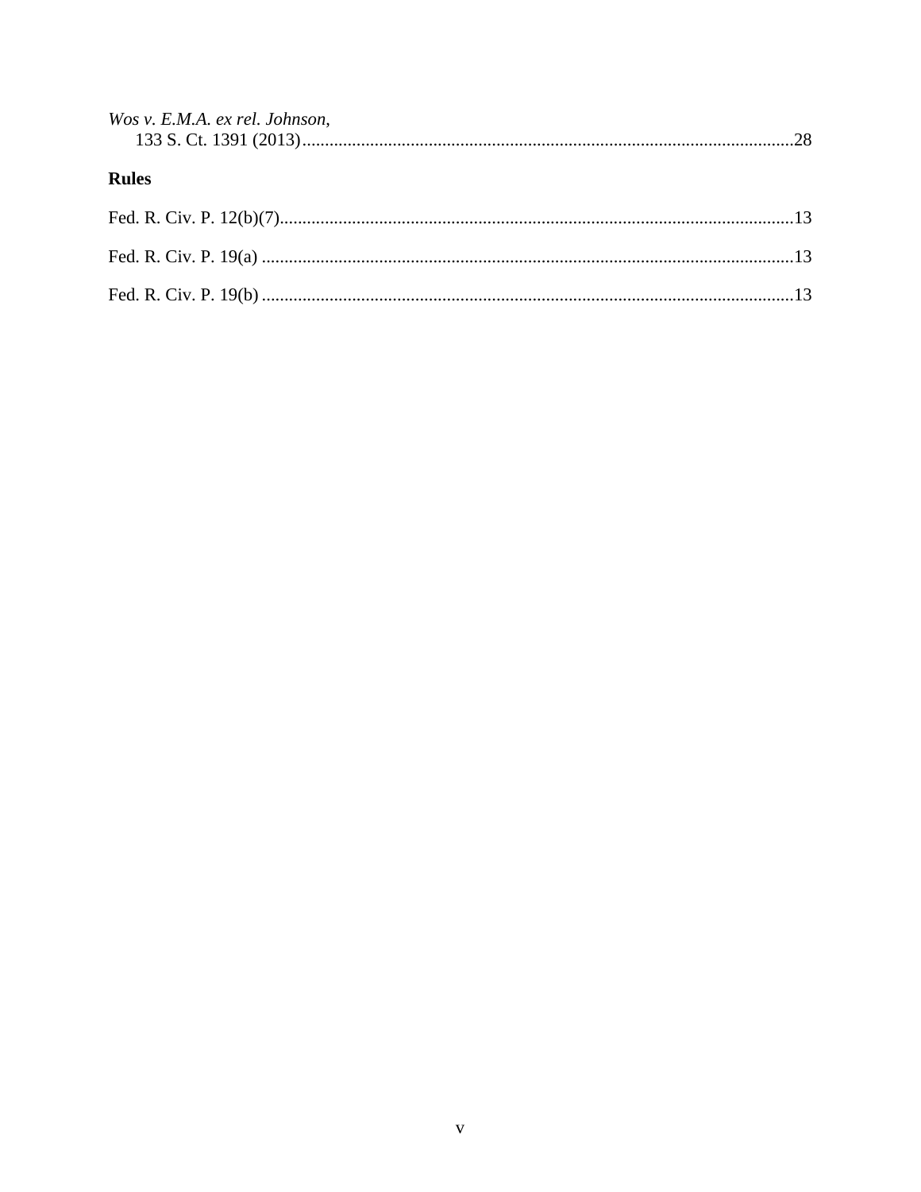*Wos v. E.M.A. ex rel. Johnson*,
133 S. Ct. 1391 (2013)............................................................................................................28

**Rules**

Fed. R. Civ. P. 12(b)(7)..................................................................................................................13

Fed. R. Civ. P. 19(a) .....................................................................................................................13

Fed. R. Civ. P. 19(b) .....................................................................................................................13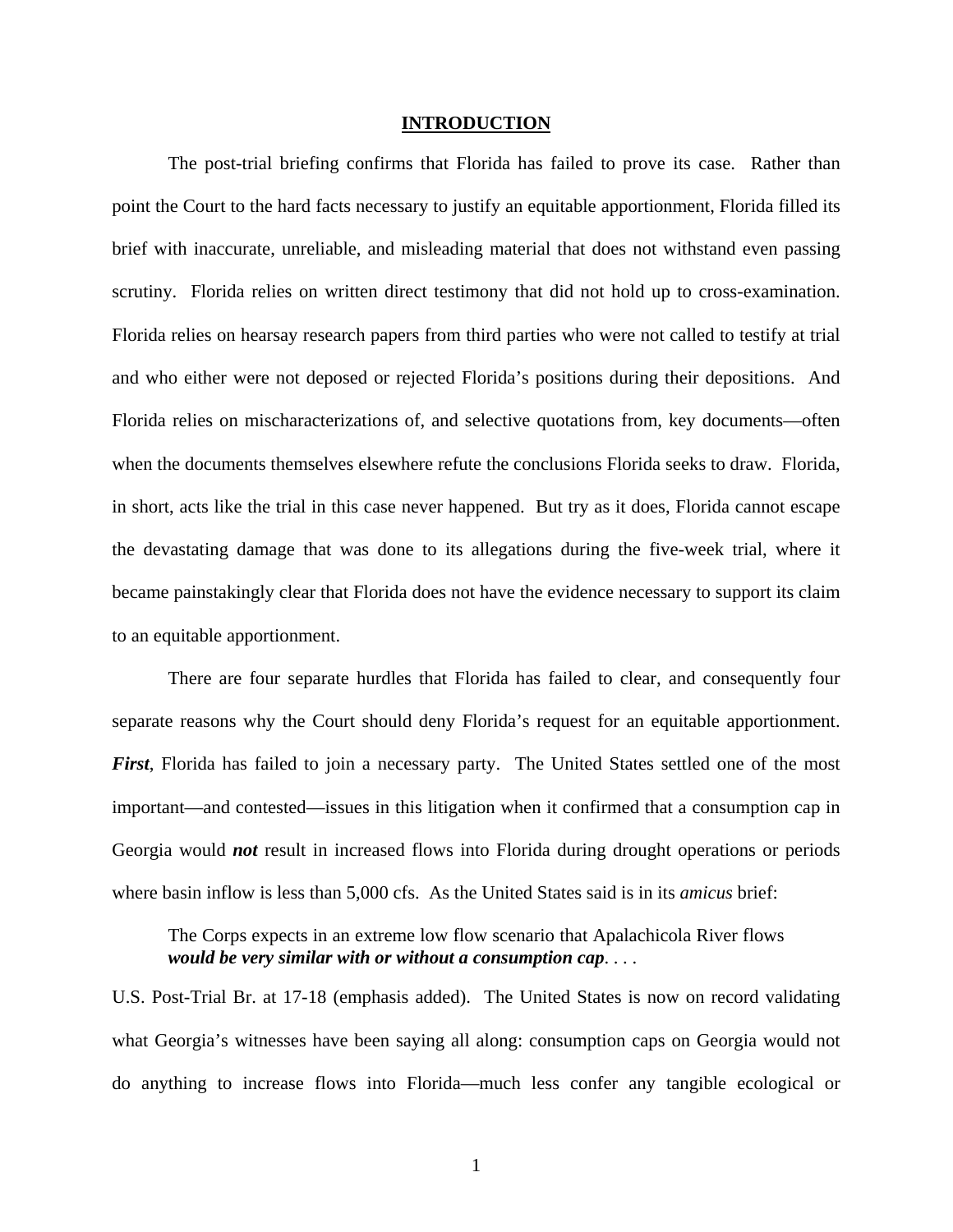# INTRODUCTION

The post-trial briefing confirms that Florida has failed to prove its case. Rather than point the Court to the hard facts necessary to justify an equitable apportionment, Florida filled its brief with inaccurate, unreliable, and misleading material that does not withstand even passing scrutiny. Florida relies on written direct testimony that did not hold up to cross-examination. Florida relies on hearsay research papers from third parties who were not called to testify at trial and who either were not deposed or rejected Florida's positions during their depositions. And Florida relies on mischaracterizations of, and selective quotations from, key documents—often when the documents themselves elsewhere refute the conclusions Florida seeks to draw. Florida, in short, acts like the trial in this case never happened. But try as it does, Florida cannot escape the devastating damage that was done to its allegations during the five-week trial, where it became painstakingly clear that Florida does not have the evidence necessary to support its claim to an equitable apportionment.

There are four separate hurdles that Florida has failed to clear, and consequently four separate reasons why the Court should deny Florida's request for an equitable apportionment. ***First***, Florida has failed to join a necessary party. The United States settled one of the most important—and contested—issues in this litigation when it confirmed that a consumption cap in Georgia would ***not*** result in increased flows into Florida during drought operations or periods where basin inflow is less than 5,000 cfs. As the United States said is in its *amicus* brief:

> The Corps expects in an extreme low flow scenario that Apalachicola River flows ***would be very similar with or without a consumption cap***. . . .

U.S. Post-Trial Br. at 17-18 (emphasis added). The United States is now on record validating what Georgia's witnesses have been saying all along: consumption caps on Georgia would not do anything to increase flows into Florida—much less confer any tangible ecological or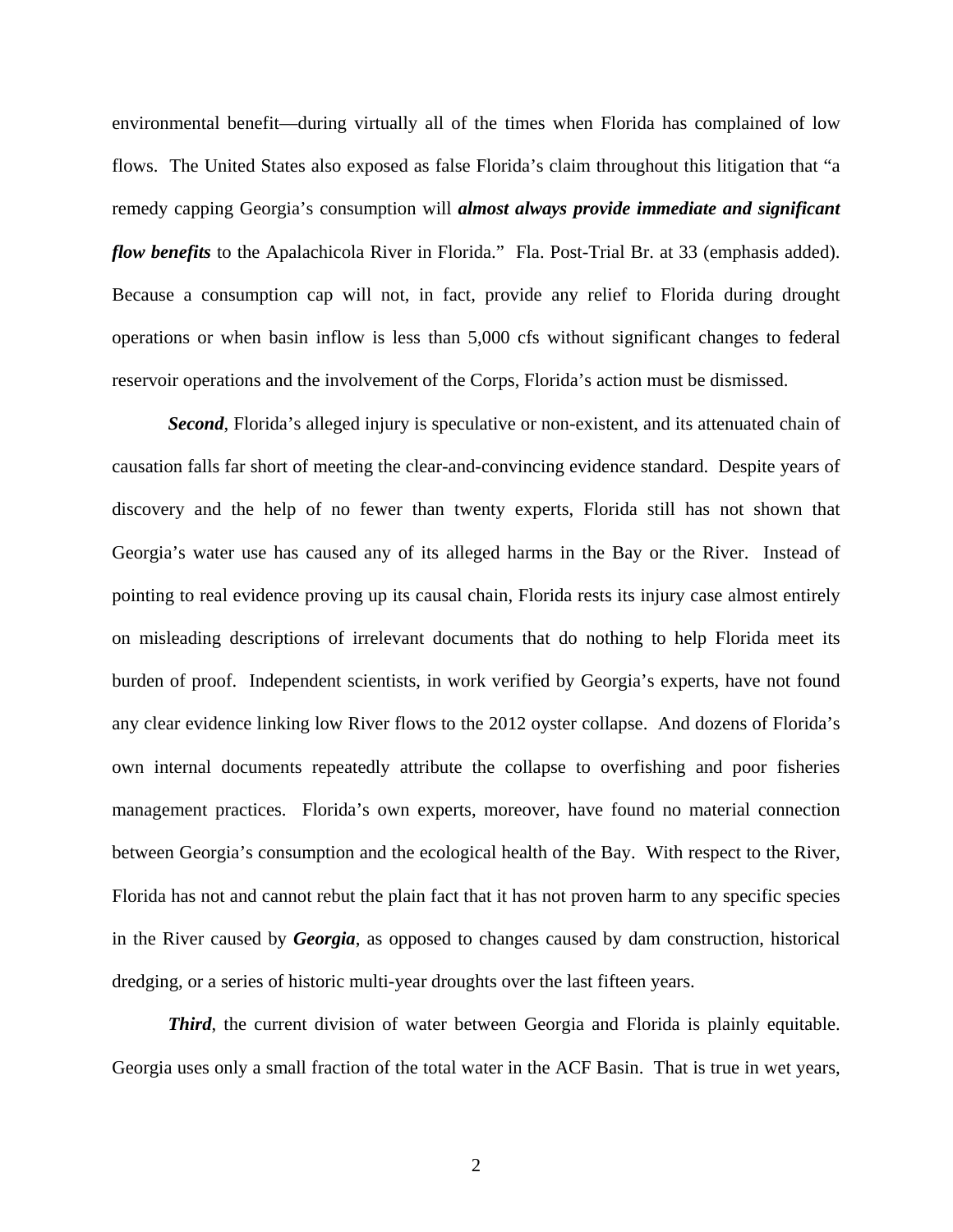environmental benefit—during virtually all of the times when Florida has complained of low flows. The United States also exposed as false Florida's claim throughout this litigation that "a remedy capping Georgia's consumption will ***almost always provide immediate and significant flow benefits*** to the Apalachicola River in Florida." Fla. Post-Trial Br. at 33 (emphasis added). Because a consumption cap will not, in fact, provide any relief to Florida during drought operations or when basin inflow is less than 5,000 cfs without significant changes to federal reservoir operations and the involvement of the Corps, Florida's action must be dismissed.

***Second***, Florida's alleged injury is speculative or non-existent, and its attenuated chain of causation falls far short of meeting the clear-and-convincing evidence standard. Despite years of discovery and the help of no fewer than twenty experts, Florida still has not shown that Georgia's water use has caused any of its alleged harms in the Bay or the River. Instead of pointing to real evidence proving up its causal chain, Florida rests its injury case almost entirely on misleading descriptions of irrelevant documents that do nothing to help Florida meet its burden of proof. Independent scientists, in work verified by Georgia's experts, have not found any clear evidence linking low River flows to the 2012 oyster collapse. And dozens of Florida's own internal documents repeatedly attribute the collapse to overfishing and poor fisheries management practices. Florida's own experts, moreover, have found no material connection between Georgia's consumption and the ecological health of the Bay. With respect to the River, Florida has not and cannot rebut the plain fact that it has not proven harm to any specific species in the River caused by ***Georgia***, as opposed to changes caused by dam construction, historical dredging, or a series of historic multi-year droughts over the last fifteen years.

***Third***, the current division of water between Georgia and Florida is plainly equitable. Georgia uses only a small fraction of the total water in the ACF Basin. That is true in wet years,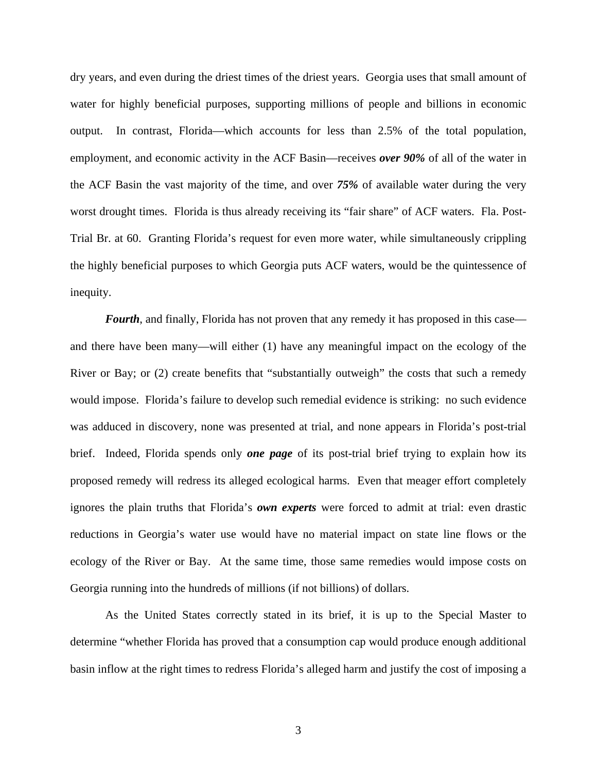dry years, and even during the driest times of the driest years. Georgia uses that small amount of water for highly beneficial purposes, supporting millions of people and billions in economic output. In contrast, Florida—which accounts for less than 2.5% of the total population, employment, and economic activity in the ACF Basin—receives ***over 90%*** of all of the water in the ACF Basin the vast majority of the time, and over ***75%*** of available water during the very worst drought times. Florida is thus already receiving its "fair share" of ACF waters. Fla. Post-Trial Br. at 60. Granting Florida's request for even more water, while simultaneously crippling the highly beneficial purposes to which Georgia puts ACF waters, would be the quintessence of inequity.

***Fourth***, and finally, Florida has not proven that any remedy it has proposed in this case—and there have been many—will either (1) have any meaningful impact on the ecology of the River or Bay; or (2) create benefits that "substantially outweigh" the costs that such a remedy would impose. Florida's failure to develop such remedial evidence is striking: no such evidence was adduced in discovery, none was presented at trial, and none appears in Florida's post-trial brief. Indeed, Florida spends only ***one page*** of its post-trial brief trying to explain how its proposed remedy will redress its alleged ecological harms. Even that meager effort completely ignores the plain truths that Florida's ***own experts*** were forced to admit at trial: even drastic reductions in Georgia's water use would have no material impact on state line flows or the ecology of the River or Bay. At the same time, those same remedies would impose costs on Georgia running into the hundreds of millions (if not billions) of dollars.

As the United States correctly stated in its brief, it is up to the Special Master to determine "whether Florida has proved that a consumption cap would produce enough additional basin inflow at the right times to redress Florida's alleged harm and justify the cost of imposing a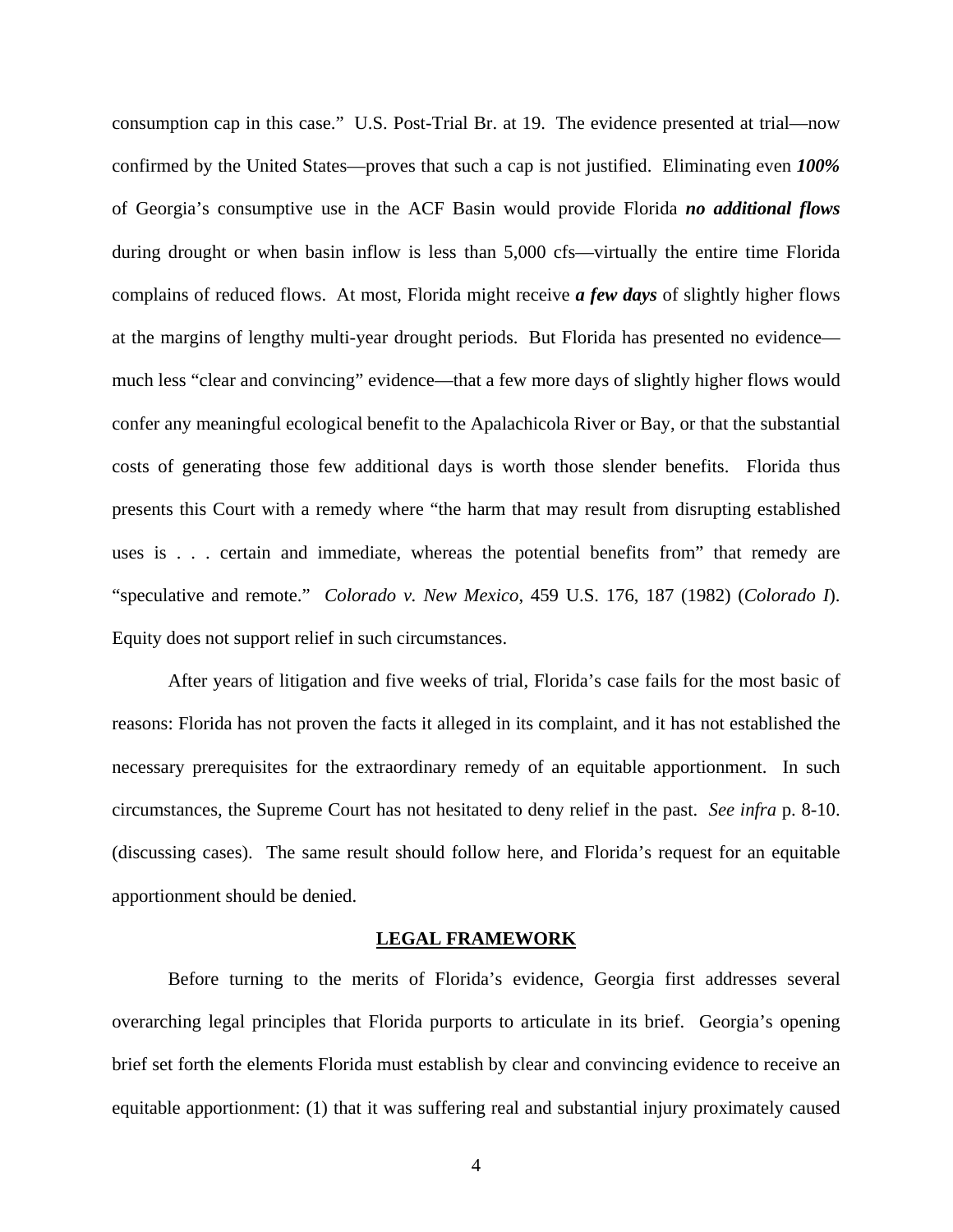consumption cap in this case." U.S. Post-Trial Br. at 19. The evidence presented at trial—now confirmed by the United States—proves that such a cap is not justified. Eliminating even ***100%*** of Georgia's consumptive use in the ACF Basin would provide Florida ***no additional flows*** during drought or when basin inflow is less than 5,000 cfs—virtually the entire time Florida complains of reduced flows. At most, Florida might receive ***a few days*** of slightly higher flows at the margins of lengthy multi-year drought periods. But Florida has presented no evidence—much less "clear and convincing" evidence—that a few more days of slightly higher flows would confer any meaningful ecological benefit to the Apalachicola River or Bay, or that the substantial costs of generating those few additional days is worth those slender benefits. Florida thus presents this Court with a remedy where "the harm that may result from disrupting established uses is . . . certain and immediate, whereas the potential benefits from" that remedy are "speculative and remote." *Colorado v. New Mexico*, 459 U.S. 176, 187 (1982) (*Colorado I*). Equity does not support relief in such circumstances.

After years of litigation and five weeks of trial, Florida's case fails for the most basic of reasons: Florida has not proven the facts it alleged in its complaint, and it has not established the necessary prerequisites for the extraordinary remedy of an equitable apportionment. In such circumstances, the Supreme Court has not hesitated to deny relief in the past. *See infra* p. 8-10. (discussing cases). The same result should follow here, and Florida's request for an equitable apportionment should be denied.

## LEGAL FRAMEWORK

Before turning to the merits of Florida's evidence, Georgia first addresses several overarching legal principles that Florida purports to articulate in its brief. Georgia's opening brief set forth the elements Florida must establish by clear and convincing evidence to receive an equitable apportionment: (1) that it was suffering real and substantial injury proximately caused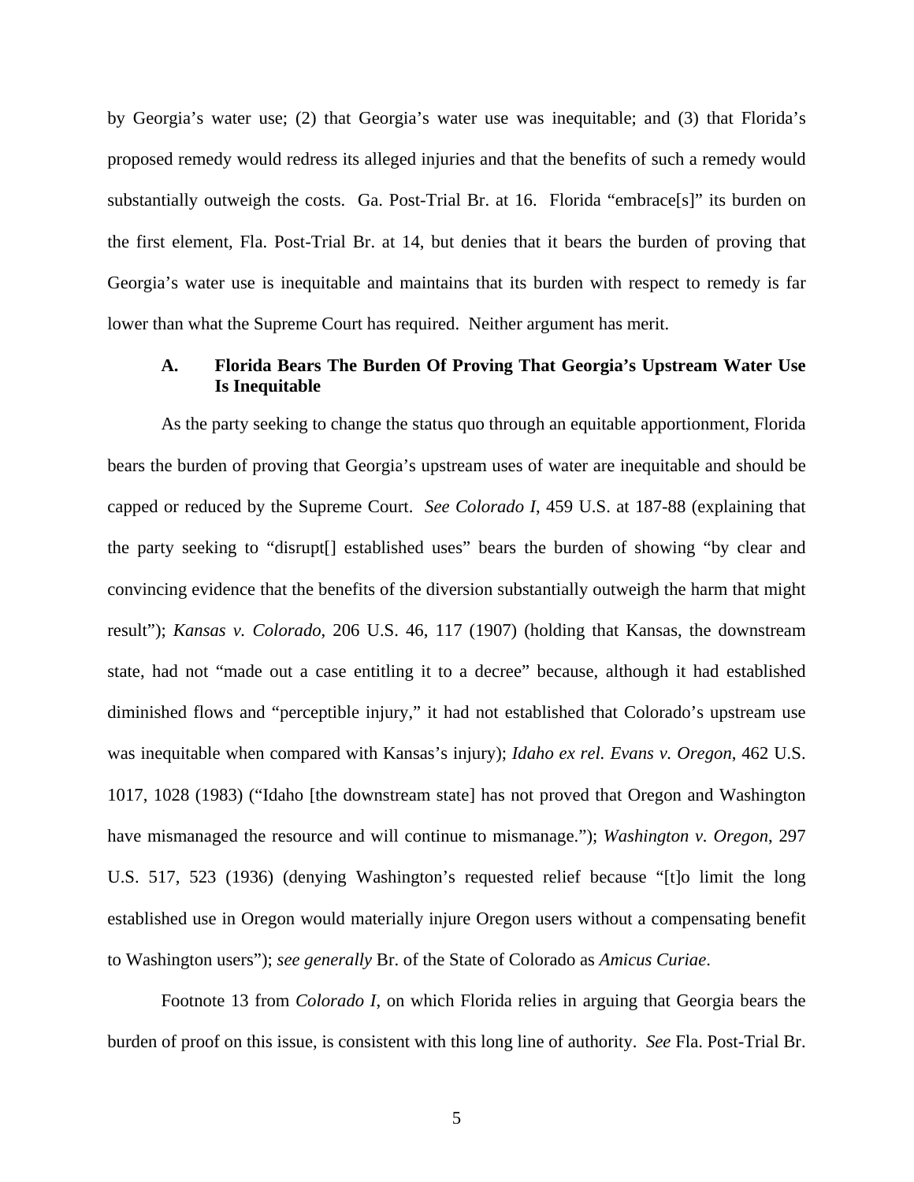by Georgia's water use; (2) that Georgia's water use was inequitable; and (3) that Florida's proposed remedy would redress its alleged injuries and that the benefits of such a remedy would substantially outweigh the costs. Ga. Post-Trial Br. at 16. Florida "embrace[s]" its burden on the first element, Fla. Post-Trial Br. at 14, but denies that it bears the burden of proving that Georgia's water use is inequitable and maintains that its burden with respect to remedy is far lower than what the Supreme Court has required. Neither argument has merit.

### A. Florida Bears The Burden Of Proving That Georgia's Upstream Water Use Is Inequitable

As the party seeking to change the status quo through an equitable apportionment, Florida bears the burden of proving that Georgia's upstream uses of water are inequitable and should be capped or reduced by the Supreme Court. *See Colorado I*, 459 U.S. at 187-88 (explaining that the party seeking to "disrupt[] established uses" bears the burden of showing "by clear and convincing evidence that the benefits of the diversion substantially outweigh the harm that might result"); *Kansas v. Colorado*, 206 U.S. 46, 117 (1907) (holding that Kansas, the downstream state, had not "made out a case entitling it to a decree" because, although it had established diminished flows and "perceptible injury," it had not established that Colorado's upstream use was inequitable when compared with Kansas's injury); *Idaho ex rel. Evans v. Oregon*, 462 U.S. 1017, 1028 (1983) ("Idaho [the downstream state] has not proved that Oregon and Washington have mismanaged the resource and will continue to mismanage."); *Washington v. Oregon*, 297 U.S. 517, 523 (1936) (denying Washington's requested relief because "[t]o limit the long established use in Oregon would materially injure Oregon users without a compensating benefit to Washington users"); *see generally* Br. of the State of Colorado as *Amicus Curiae*.

Footnote 13 from *Colorado I*, on which Florida relies in arguing that Georgia bears the burden of proof on this issue, is consistent with this long line of authority. *See* Fla. Post-Trial Br.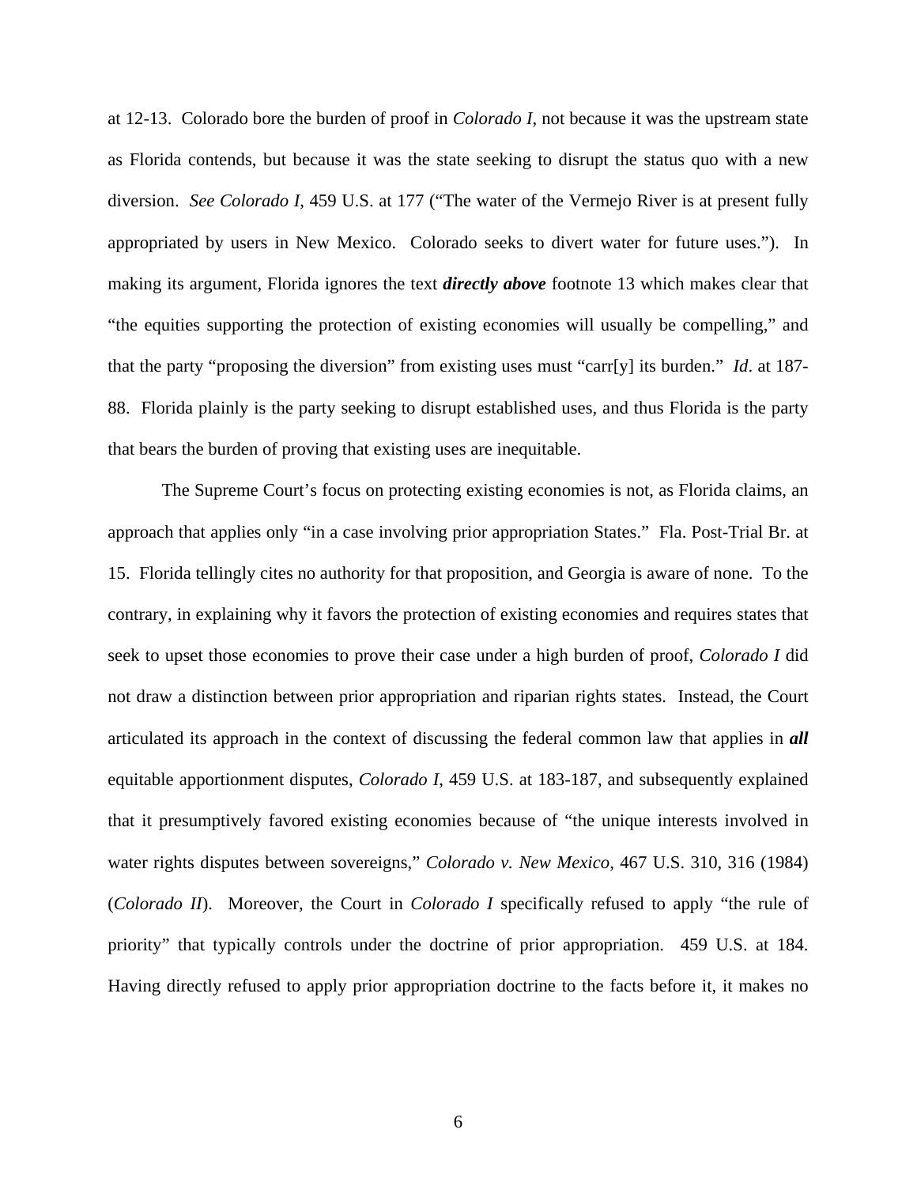at 12-13. Colorado bore the burden of proof in *Colorado I*, not because it was the upstream state as Florida contends, but because it was the state seeking to disrupt the status quo with a new diversion. *See Colorado I*, 459 U.S. at 177 ("The water of the Vermejo River is at present fully appropriated by users in New Mexico. Colorado seeks to divert water for future uses."). In making its argument, Florida ignores the text ***directly above*** footnote 13 which makes clear that "the equities supporting the protection of existing economies will usually be compelling," and that the party "proposing the diversion" from existing uses must "carr[y] its burden." *Id*. at 187-88. Florida plainly is the party seeking to disrupt established uses, and thus Florida is the party that bears the burden of proving that existing uses are inequitable.

The Supreme Court's focus on protecting existing economies is not, as Florida claims, an approach that applies only "in a case involving prior appropriation States." Fla. Post-Trial Br. at 15. Florida tellingly cites no authority for that proposition, and Georgia is aware of none. To the contrary, in explaining why it favors the protection of existing economies and requires states that seek to upset those economies to prove their case under a high burden of proof, *Colorado I* did not draw a distinction between prior appropriation and riparian rights states. Instead, the Court articulated its approach in the context of discussing the federal common law that applies in ***all*** equitable apportionment disputes, *Colorado I*, 459 U.S. at 183-187, and subsequently explained that it presumptively favored existing economies because of "the unique interests involved in water rights disputes between sovereigns," *Colorado v. New Mexico*, 467 U.S. 310, 316 (1984) (*Colorado II*). Moreover, the Court in *Colorado I* specifically refused to apply "the rule of priority" that typically controls under the doctrine of prior appropriation. 459 U.S. at 184. Having directly refused to apply prior appropriation doctrine to the facts before it, it makes no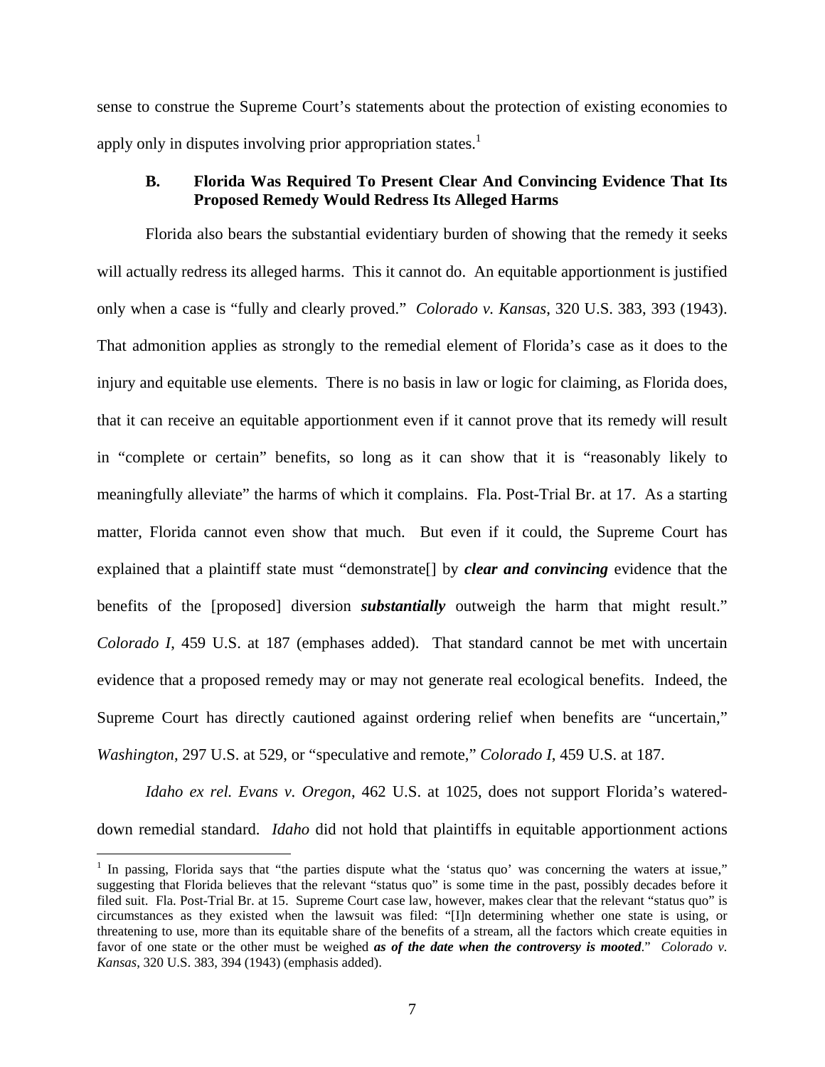sense to construe the Supreme Court's statements about the protection of existing economies to apply only in disputes involving prior appropriation states.[1]

### B. Florida Was Required To Present Clear And Convincing Evidence That Its Proposed Remedy Would Redress Its Alleged Harms

Florida also bears the substantial evidentiary burden of showing that the remedy it seeks will actually redress its alleged harms. This it cannot do. An equitable apportionment is justified only when a case is "fully and clearly proved." *Colorado v. Kansas*, 320 U.S. 383, 393 (1943). That admonition applies as strongly to the remedial element of Florida's case as it does to the injury and equitable use elements. There is no basis in law or logic for claiming, as Florida does, that it can receive an equitable apportionment even if it cannot prove that its remedy will result in "complete or certain" benefits, so long as it can show that it is "reasonably likely to meaningfully alleviate" the harms of which it complains. Fla. Post-Trial Br. at 17. As a starting matter, Florida cannot even show that much. But even if it could, the Supreme Court has explained that a plaintiff state must "demonstrate[] by ***clear and convincing*** evidence that the benefits of the [proposed] diversion ***substantially*** outweigh the harm that might result." *Colorado I*, 459 U.S. at 187 (emphases added). That standard cannot be met with uncertain evidence that a proposed remedy may or may not generate real ecological benefits. Indeed, the Supreme Court has directly cautioned against ordering relief when benefits are "uncertain," *Washington*, 297 U.S. at 529, or "speculative and remote," *Colorado I*, 459 U.S. at 187.

*Idaho ex rel. Evans v. Oregon*, 462 U.S. at 1025, does not support Florida's watered-down remedial standard. *Idaho* did not hold that plaintiffs in equitable apportionment actions

---

[1] In passing, Florida says that "the parties dispute what the 'status quo' was concerning the waters at issue," suggesting that Florida believes that the relevant "status quo" is some time in the past, possibly decades before it filed suit. Fla. Post-Trial Br. at 15. Supreme Court case law, however, makes clear that the relevant "status quo" is circumstances as they existed when the lawsuit was filed: "[I]n determining whether one state is using, or threatening to use, more than its equitable share of the benefits of a stream, all the factors which create equities in favor of one state or the other must be weighed ***as of the date when the controversy is mooted***." *Colorado v. Kansas*, 320 U.S. 383, 394 (1943) (emphasis added).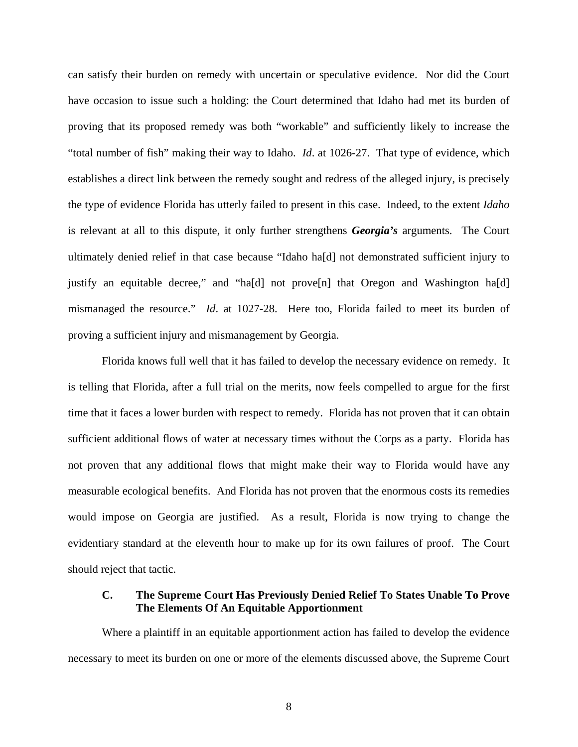can satisfy their burden on remedy with uncertain or speculative evidence. Nor did the Court have occasion to issue such a holding: the Court determined that Idaho had met its burden of proving that its proposed remedy was both "workable" and sufficiently likely to increase the "total number of fish" making their way to Idaho. *Id*. at 1026-27. That type of evidence, which establishes a direct link between the remedy sought and redress of the alleged injury, is precisely the type of evidence Florida has utterly failed to present in this case. Indeed, to the extent *Idaho* is relevant at all to this dispute, it only further strengthens ***Georgia's*** arguments. The Court ultimately denied relief in that case because "Idaho ha[d] not demonstrated sufficient injury to justify an equitable decree," and "ha[d] not prove[n] that Oregon and Washington ha[d] mismanaged the resource." *Id*. at 1027-28. Here too, Florida failed to meet its burden of proving a sufficient injury and mismanagement by Georgia.

Florida knows full well that it has failed to develop the necessary evidence on remedy. It is telling that Florida, after a full trial on the merits, now feels compelled to argue for the first time that it faces a lower burden with respect to remedy. Florida has not proven that it can obtain sufficient additional flows of water at necessary times without the Corps as a party. Florida has not proven that any additional flows that might make their way to Florida would have any measurable ecological benefits. And Florida has not proven that the enormous costs its remedies would impose on Georgia are justified. As a result, Florida is now trying to change the evidentiary standard at the eleventh hour to make up for its own failures of proof. The Court should reject that tactic.

### C. The Supreme Court Has Previously Denied Relief To States Unable To Prove The Elements Of An Equitable Apportionment

Where a plaintiff in an equitable apportionment action has failed to develop the evidence necessary to meet its burden on one or more of the elements discussed above, the Supreme Court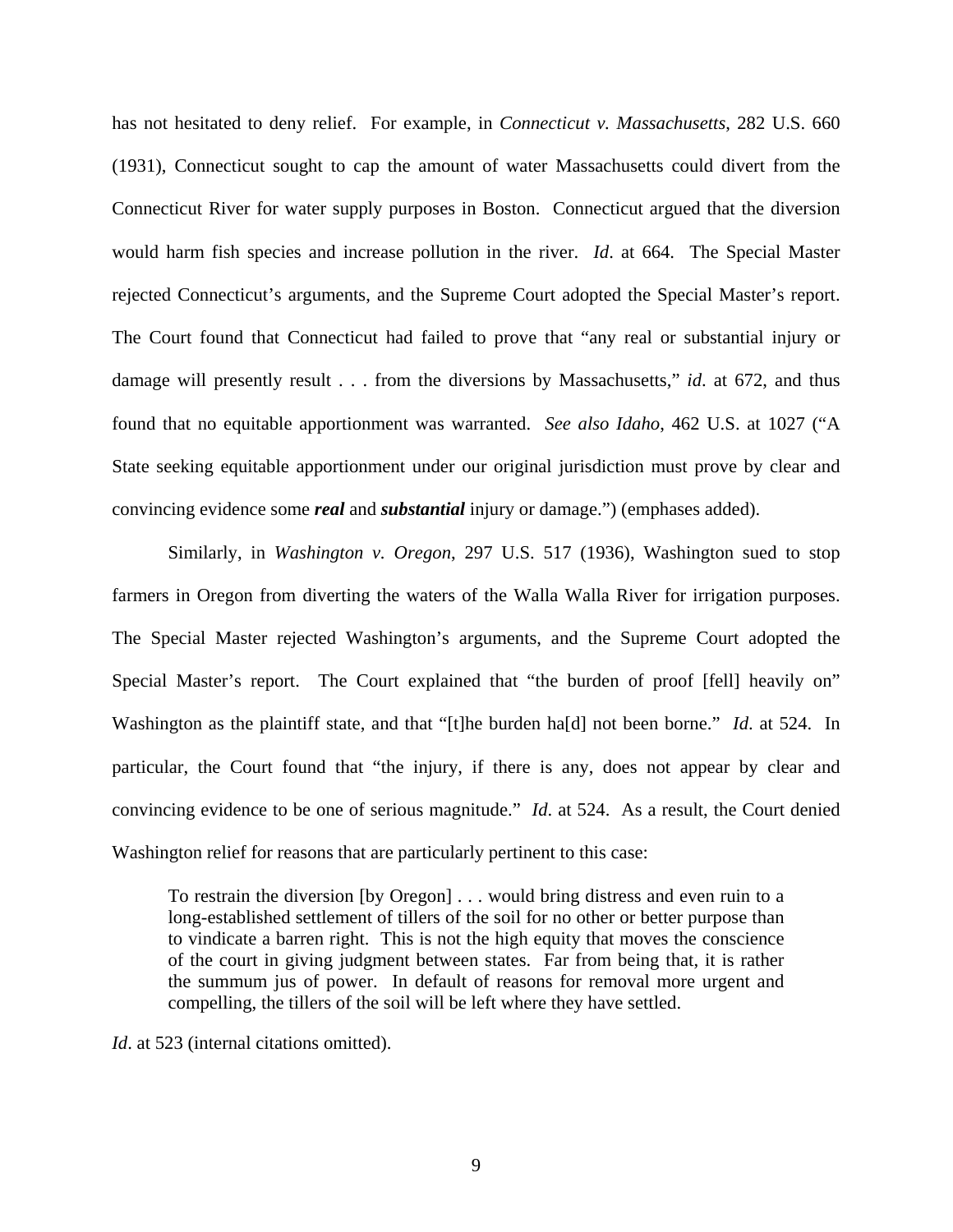has not hesitated to deny relief. For example, in *Connecticut v. Massachusetts*, 282 U.S. 660 (1931), Connecticut sought to cap the amount of water Massachusetts could divert from the Connecticut River for water supply purposes in Boston. Connecticut argued that the diversion would harm fish species and increase pollution in the river. *Id*. at 664. The Special Master rejected Connecticut's arguments, and the Supreme Court adopted the Special Master's report. The Court found that Connecticut had failed to prove that "any real or substantial injury or damage will presently result . . . from the diversions by Massachusetts," *id*. at 672, and thus found that no equitable apportionment was warranted. *See also Idaho*, 462 U.S. at 1027 ("A State seeking equitable apportionment under our original jurisdiction must prove by clear and convincing evidence some ***real*** and ***substantial*** injury or damage.") (emphases added).

Similarly, in *Washington v. Oregon*, 297 U.S. 517 (1936), Washington sued to stop farmers in Oregon from diverting the waters of the Walla Walla River for irrigation purposes. The Special Master rejected Washington's arguments, and the Supreme Court adopted the Special Master's report. The Court explained that "the burden of proof [fell] heavily on" Washington as the plaintiff state, and that "[t]he burden ha[d] not been borne." *Id*. at 524. In particular, the Court found that "the injury, if there is any, does not appear by clear and convincing evidence to be one of serious magnitude." *Id*. at 524. As a result, the Court denied Washington relief for reasons that are particularly pertinent to this case:

> To restrain the diversion [by Oregon] . . . would bring distress and even ruin to a long-established settlement of tillers of the soil for no other or better purpose than to vindicate a barren right. This is not the high equity that moves the conscience of the court in giving judgment between states. Far from being that, it is rather the summum jus of power. In default of reasons for removal more urgent and compelling, the tillers of the soil will be left where they have settled.

*Id*. at 523 (internal citations omitted).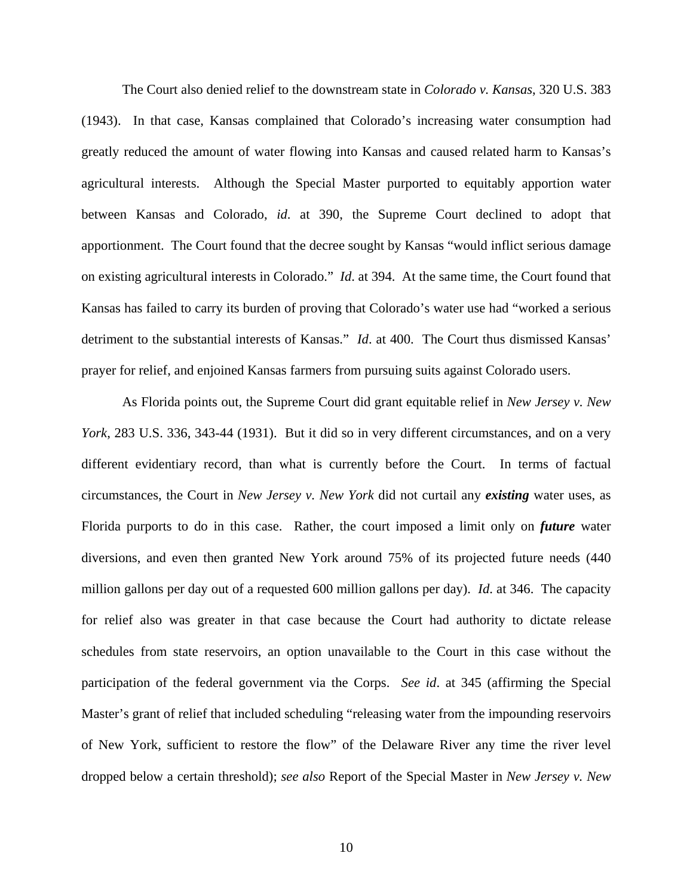The Court also denied relief to the downstream state in *Colorado v. Kansas*, 320 U.S. 383 (1943). In that case, Kansas complained that Colorado's increasing water consumption had greatly reduced the amount of water flowing into Kansas and caused related harm to Kansas's agricultural interests. Although the Special Master purported to equitably apportion water between Kansas and Colorado, *id*. at 390, the Supreme Court declined to adopt that apportionment. The Court found that the decree sought by Kansas "would inflict serious damage on existing agricultural interests in Colorado." *Id*. at 394. At the same time, the Court found that Kansas has failed to carry its burden of proving that Colorado's water use had "worked a serious detriment to the substantial interests of Kansas." *Id*. at 400. The Court thus dismissed Kansas' prayer for relief, and enjoined Kansas farmers from pursuing suits against Colorado users.

As Florida points out, the Supreme Court did grant equitable relief in *New Jersey v. New York*, 283 U.S. 336, 343-44 (1931). But it did so in very different circumstances, and on a very different evidentiary record, than what is currently before the Court. In terms of factual circumstances, the Court in *New Jersey v. New York* did not curtail any ***existing*** water uses, as Florida purports to do in this case. Rather, the court imposed a limit only on ***future*** water diversions, and even then granted New York around 75% of its projected future needs (440 million gallons per day out of a requested 600 million gallons per day). *Id*. at 346. The capacity for relief also was greater in that case because the Court had authority to dictate release schedules from state reservoirs, an option unavailable to the Court in this case without the participation of the federal government via the Corps. *See id*. at 345 (affirming the Special Master's grant of relief that included scheduling "releasing water from the impounding reservoirs of New York, sufficient to restore the flow" of the Delaware River any time the river level dropped below a certain threshold); *see also* Report of the Special Master in *New Jersey v. New*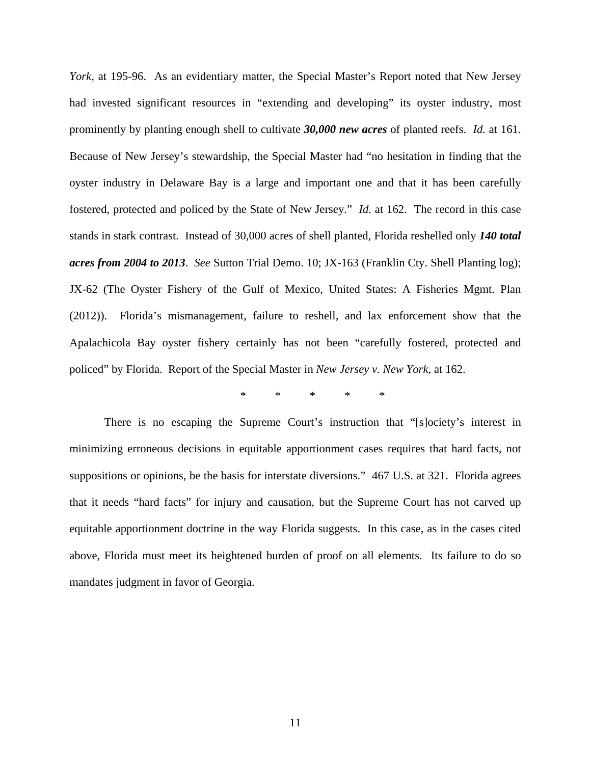*York*, at 195-96. As an evidentiary matter, the Special Master's Report noted that New Jersey had invested significant resources in "extending and developing" its oyster industry, most prominently by planting enough shell to cultivate ***30,000 new acres*** of planted reefs. *Id.* at 161. Because of New Jersey's stewardship, the Special Master had "no hesitation in finding that the oyster industry in Delaware Bay is a large and important one and that it has been carefully fostered, protected and policed by the State of New Jersey." *Id.* at 162. The record in this case stands in stark contrast. Instead of 30,000 acres of shell planted, Florida reshelled only ***140 total acres from 2004 to 2013***. *See* Sutton Trial Demo. 10; JX-163 (Franklin Cty. Shell Planting log); JX-62 (The Oyster Fishery of the Gulf of Mexico, United States: A Fisheries Mgmt. Plan (2012)). Florida's mismanagement, failure to reshell, and lax enforcement show that the Apalachicola Bay oyster fishery certainly has not been "carefully fostered, protected and policed" by Florida. Report of the Special Master in *New Jersey v. New York*, at 162.

\* \* \* \* \*

There is no escaping the Supreme Court's instruction that "[s]ociety's interest in minimizing erroneous decisions in equitable apportionment cases requires that hard facts, not suppositions or opinions, be the basis for interstate diversions." 467 U.S. at 321. Florida agrees that it needs "hard facts" for injury and causation, but the Supreme Court has not carved up equitable apportionment doctrine in the way Florida suggests. In this case, as in the cases cited above, Florida must meet its heightened burden of proof on all elements. Its failure to do so mandates judgment in favor of Georgia.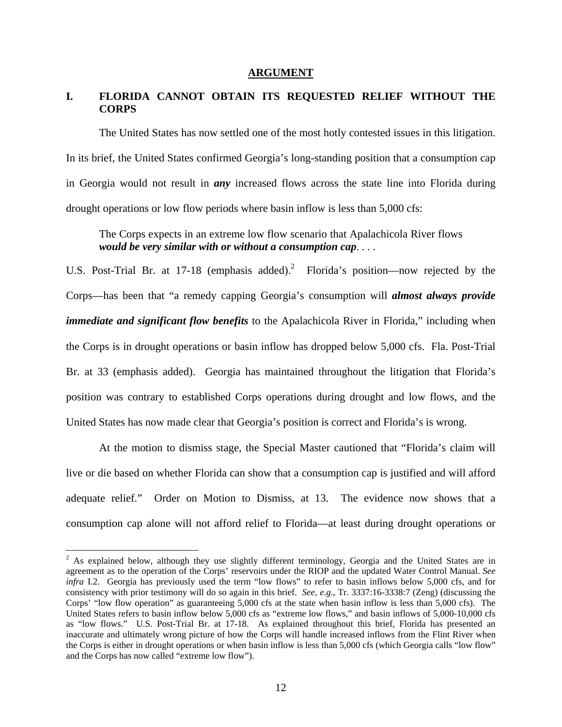## ARGUMENT

### I. FLORIDA CANNOT OBTAIN ITS REQUESTED RELIEF WITHOUT THE CORPS

The United States has now settled one of the most hotly contested issues in this litigation. In its brief, the United States confirmed Georgia's long-standing position that a consumption cap in Georgia would not result in ***any*** increased flows across the state line into Florida during drought operations or low flow periods where basin inflow is less than 5,000 cfs:

> The Corps expects in an extreme low flow scenario that Apalachicola River flows ***would be very similar with or without a consumption cap***. . . .

U.S. Post-Trial Br. at 17-18 (emphasis added).[2] Florida's position—now rejected by the Corps—has been that "a remedy capping Georgia's consumption will ***almost always provide immediate and significant flow benefits*** to the Apalachicola River in Florida," including when the Corps is in drought operations or basin inflow has dropped below 5,000 cfs. Fla. Post-Trial Br. at 33 (emphasis added). Georgia has maintained throughout the litigation that Florida's position was contrary to established Corps operations during drought and low flows, and the United States has now made clear that Georgia's position is correct and Florida's is wrong.

At the motion to dismiss stage, the Special Master cautioned that "Florida's claim will live or die based on whether Florida can show that a consumption cap is justified and will afford adequate relief." Order on Motion to Dismiss, at 13. The evidence now shows that a consumption cap alone will not afford relief to Florida—at least during drought operations or

[2] As explained below, although they use slightly different terminology, Georgia and the United States are in agreement as to the operation of the Corps' reservoirs under the RIOP and the updated Water Control Manual. *See infra* I.2. Georgia has previously used the term "low flows" to refer to basin inflows below 5,000 cfs, and for consistency with prior testimony will do so again in this brief. *See, e.g.*, Tr. 3337:16-3338:7 (Zeng) (discussing the Corps' "low flow operation" as guaranteeing 5,000 cfs at the state when basin inflow is less than 5,000 cfs). The United States refers to basin inflow below 5,000 cfs as "extreme low flows," and basin inflows of 5,000-10,000 cfs as "low flows." U.S. Post-Trial Br. at 17-18. As explained throughout this brief, Florida has presented an inaccurate and ultimately wrong picture of how the Corps will handle increased inflows from the Flint River when the Corps is either in drought operations or when basin inflow is less than 5,000 cfs (which Georgia calls "low flow" and the Corps has now called "extreme low flow").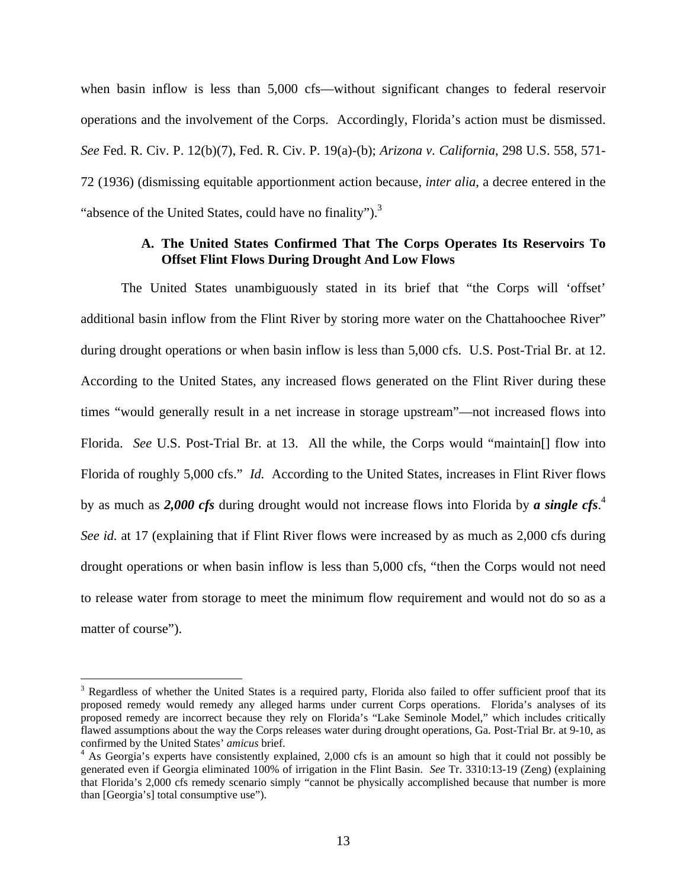when basin inflow is less than 5,000 cfs—without significant changes to federal reservoir operations and the involvement of the Corps. Accordingly, Florida's action must be dismissed. *See* Fed. R. Civ. P. 12(b)(7), Fed. R. Civ. P. 19(a)-(b); *Arizona v. California*, 298 U.S. 558, 571-72 (1936) (dismissing equitable apportionment action because, *inter alia*, a decree entered in the "absence of the United States, could have no finality").[3]

### A. The United States Confirmed That The Corps Operates Its Reservoirs To Offset Flint Flows During Drought And Low Flows

The United States unambiguously stated in its brief that "the Corps will 'offset' additional basin inflow from the Flint River by storing more water on the Chattahoochee River" during drought operations or when basin inflow is less than 5,000 cfs. U.S. Post-Trial Br. at 12. According to the United States, any increased flows generated on the Flint River during these times "would generally result in a net increase in storage upstream"—not increased flows into Florida. *See* U.S. Post-Trial Br. at 13. All the while, the Corps would "maintain[] flow into Florida of roughly 5,000 cfs." *Id.* According to the United States, increases in Flint River flows by as much as ***2,000 cfs*** during drought would not increase flows into Florida by ***a single cfs***.[4] *See id.* at 17 (explaining that if Flint River flows were increased by as much as 2,000 cfs during drought operations or when basin inflow is less than 5,000 cfs, "then the Corps would not need to release water from storage to meet the minimum flow requirement and would not do so as a matter of course").

---

[3] Regardless of whether the United States is a required party, Florida also failed to offer sufficient proof that its proposed remedy would remedy any alleged harms under current Corps operations. Florida's analyses of its proposed remedy are incorrect because they rely on Florida's "Lake Seminole Model," which includes critically flawed assumptions about the way the Corps releases water during drought operations, Ga. Post-Trial Br. at 9-10, as confirmed by the United States' *amicus* brief.

[4] As Georgia's experts have consistently explained, 2,000 cfs is an amount so high that it could not possibly be generated even if Georgia eliminated 100% of irrigation in the Flint Basin. *See* Tr. 3310:13-19 (Zeng) (explaining that Florida's 2,000 cfs remedy scenario simply "cannot be physically accomplished because that number is more than [Georgia's] total consumptive use").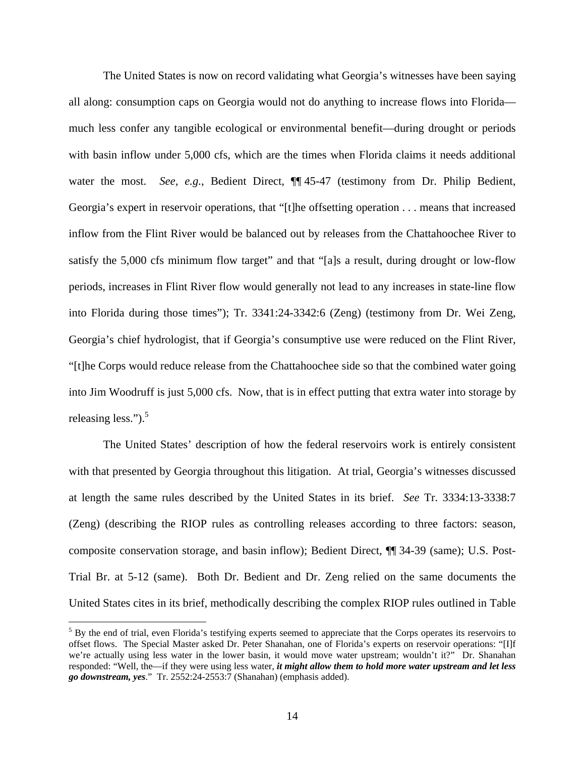The United States is now on record validating what Georgia's witnesses have been saying all along: consumption caps on Georgia would not do anything to increase flows into Florida—much less confer any tangible ecological or environmental benefit—during drought or periods with basin inflow under 5,000 cfs, which are the times when Florida claims it needs additional water the most. *See, e.g.*, Bedient Direct, ¶¶ 45-47 (testimony from Dr. Philip Bedient, Georgia's expert in reservoir operations, that "[t]he offsetting operation . . . means that increased inflow from the Flint River would be balanced out by releases from the Chattahoochee River to satisfy the 5,000 cfs minimum flow target" and that "[a]s a result, during drought or low-flow periods, increases in Flint River flow would generally not lead to any increases in state-line flow into Florida during those times"); Tr. 3341:24-3342:6 (Zeng) (testimony from Dr. Wei Zeng, Georgia's chief hydrologist, that if Georgia's consumptive use were reduced on the Flint River, "[t]he Corps would reduce release from the Chattahoochee side so that the combined water going into Jim Woodruff is just 5,000 cfs. Now, that is in effect putting that extra water into storage by releasing less.").[5]

The United States' description of how the federal reservoirs work is entirely consistent with that presented by Georgia throughout this litigation. At trial, Georgia's witnesses discussed at length the same rules described by the United States in its brief. *See* Tr. 3334:13-3338:7 (Zeng) (describing the RIOP rules as controlling releases according to three factors: season, composite conservation storage, and basin inflow); Bedient Direct, ¶¶ 34-39 (same); U.S. Post-Trial Br. at 5-12 (same). Both Dr. Bedient and Dr. Zeng relied on the same documents the United States cites in its brief, methodically describing the complex RIOP rules outlined in Table

[5] By the end of trial, even Florida's testifying experts seemed to appreciate that the Corps operates its reservoirs to offset flows. The Special Master asked Dr. Peter Shanahan, one of Florida's experts on reservoir operations: "[I]f we're actually using less water in the lower basin, it would move water upstream; wouldn't it?" Dr. Shanahan responded: "Well, the—if they were using less water, ***it might allow them to hold more water upstream and let less go downstream, yes***." Tr. 2552:24-2553:7 (Shanahan) (emphasis added).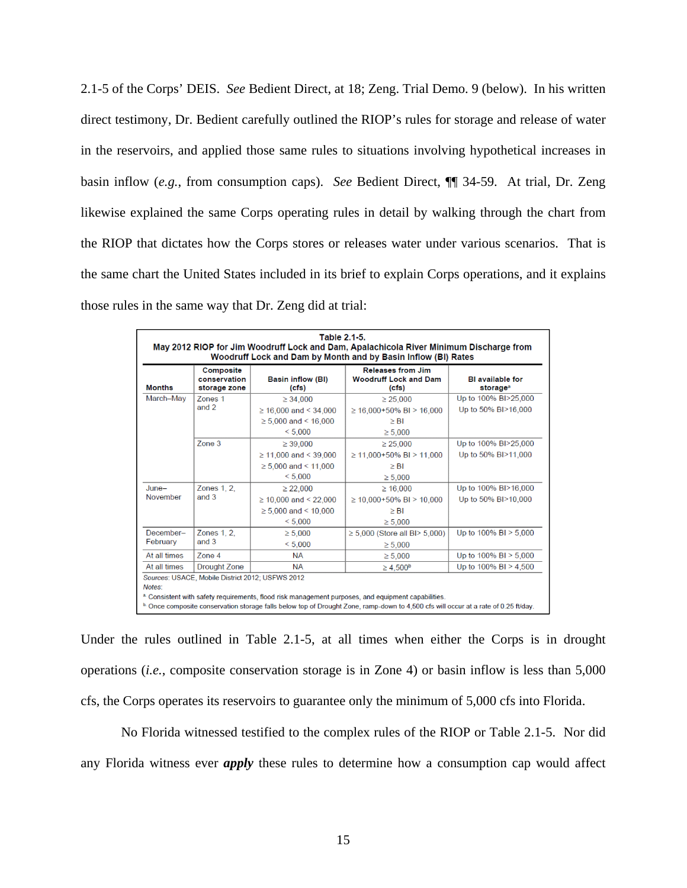2.1-5 of the Corps' DEIS. *See* Bedient Direct, at 18; Zeng. Trial Demo. 9 (below). In his written direct testimony, Dr. Bedient carefully outlined the RIOP's rules for storage and release of water in the reservoirs, and applied those same rules to situations involving hypothetical increases in basin inflow (*e.g.*, from consumption caps). *See* Bedient Direct, ¶¶ 34-59. At trial, Dr. Zeng likewise explained the same Corps operating rules in detail by walking through the chart from the RIOP that dictates how the Corps stores or releases water under various scenarios. That is the same chart the United States included in its brief to explain Corps operations, and it explains those rules in the same way that Dr. Zeng did at trial:

**Table 2.1-5.**
**May 2012 RIOP for Jim Woodruff Lock and Dam, Apalachicola River Minimum Discharge from Woodruff Lock and Dam by Month and by Basin Inflow (BI) Rates**

| Months | Composite conservation storage zone | Basin inflow (BI) (cfs) | Releases from Jim Woodruff Lock and Dam (cfs) | BI available for storage[a] |
|---|---|---|---|---|
| March–May | Zones 1 and 2 | ≥ 34,000 | ≥ 25,000 | Up to 100% BI>25,000 |
| | | ≥ 16,000 and < 34,000 | ≥ 16,000+50% BI > 16,000 | Up to 50% BI>16,000 |
| | | ≥ 5,000 and < 16,000 | ≥ BI | |
| | | < 5,000 | ≥ 5,000 | |
| | Zone 3 | ≥ 39,000 | ≥ 25,000 | Up to 100% BI>25,000 |
| | | ≥ 11,000 and < 39,000 | ≥ 11,000+50% BI > 11,000 | Up to 50% BI>11,000 |
| | | ≥ 5,000 and < 11,000 | ≥ BI | |
| | | < 5,000 | ≥ 5,000 | |
| June–November | Zones 1, 2, and 3 | ≥ 22,000 | ≥ 16,000 | Up to 100% BI>16,000 |
| | | ≥ 10,000 and < 22,000 | ≥ 10,000+50% BI > 10,000 | Up to 50% BI>10,000 |
| | | ≥ 5,000 and < 10,000 | ≥ BI | |
| | | < 5,000 | ≥ 5,000 | |
| December–February | Zones 1, 2, and 3 | ≥ 5,000 | ≥ 5,000 (Store all BI> 5,000) | Up to 100% BI > 5,000 |
| | | < 5,000 | ≥ 5,000 | |
| At all times | Zone 4 | NA | ≥ 5,000 | Up to 100% BI > 5,000 |
| At all times | Drought Zone | NA | ≥ 4,500[b] | Up to 100% BI > 4,500 |

*Sources*: USACE, Mobile District 2012; USFWS 2012
*Notes*:
[a] Consistent with safety requirements, flood risk management purposes, and equipment capabilities.
[b] Once composite conservation storage falls below top of Drought Zone, ramp-down to 4,500 cfs will occur at a rate of 0.25 ft/day.

Under the rules outlined in Table 2.1-5, at all times when either the Corps is in drought operations (*i.e.*, composite conservation storage is in Zone 4) or basin inflow is less than 5,000 cfs, the Corps operates its reservoirs to guarantee only the minimum of 5,000 cfs into Florida.

No Florida witnessed testified to the complex rules of the RIOP or Table 2.1-5. Nor did any Florida witness ever ***apply*** these rules to determine how a consumption cap would affect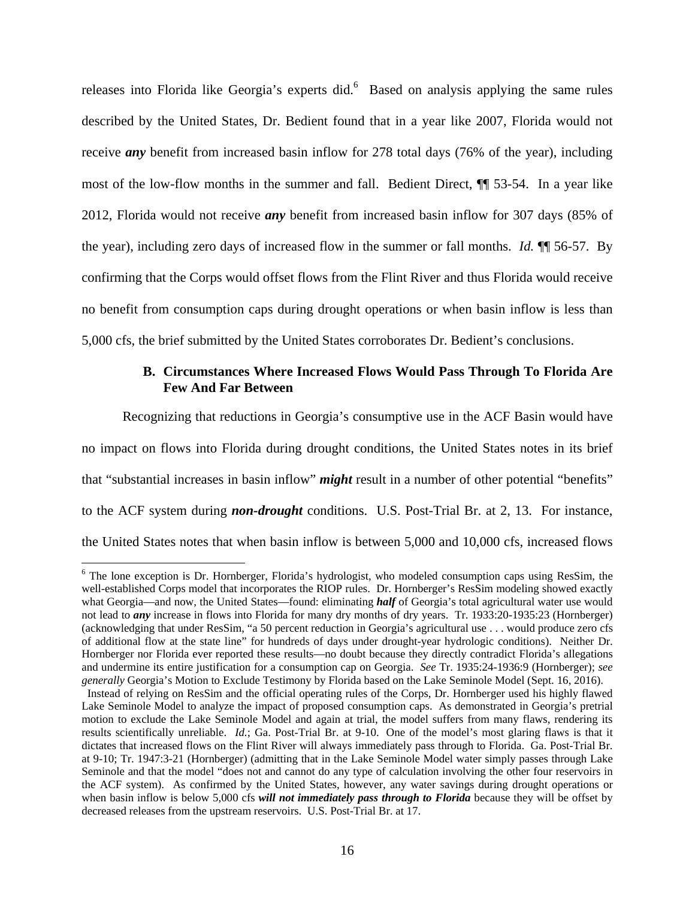releases into Florida like Georgia's experts did.[6] Based on analysis applying the same rules described by the United States, Dr. Bedient found that in a year like 2007, Florida would not receive ***any*** benefit from increased basin inflow for 278 total days (76% of the year), including most of the low-flow months in the summer and fall. Bedient Direct, ¶¶ 53-54. In a year like 2012, Florida would not receive ***any*** benefit from increased basin inflow for 307 days (85% of the year), including zero days of increased flow in the summer or fall months. *Id.* ¶¶ 56-57. By confirming that the Corps would offset flows from the Flint River and thus Florida would receive no benefit from consumption caps during drought operations or when basin inflow is less than 5,000 cfs, the brief submitted by the United States corroborates Dr. Bedient's conclusions.

### B. Circumstances Where Increased Flows Would Pass Through To Florida Are Few And Far Between

Recognizing that reductions in Georgia's consumptive use in the ACF Basin would have no impact on flows into Florida during drought conditions, the United States notes in its brief that "substantial increases in basin inflow" ***might*** result in a number of other potential "benefits" to the ACF system during ***non-drought*** conditions. U.S. Post-Trial Br. at 2, 13. For instance, the United States notes that when basin inflow is between 5,000 and 10,000 cfs, increased flows

---

[6] The lone exception is Dr. Hornberger, Florida's hydrologist, who modeled consumption caps using ResSim, the well-established Corps model that incorporates the RIOP rules. Dr. Hornberger's ResSim modeling showed exactly what Georgia—and now, the United States—found: eliminating ***half*** of Georgia's total agricultural water use would not lead to ***any*** increase in flows into Florida for many dry months of dry years. Tr. 1933:20-1935:23 (Hornberger) (acknowledging that under ResSim, "a 50 percent reduction in Georgia's agricultural use . . . would produce zero cfs of additional flow at the state line" for hundreds of days under drought-year hydrologic conditions). Neither Dr. Hornberger nor Florida ever reported these results—no doubt because they directly contradict Florida's allegations and undermine its entire justification for a consumption cap on Georgia. *See* Tr. 1935:24-1936:9 (Hornberger); *see generally* Georgia's Motion to Exclude Testimony by Florida based on the Lake Seminole Model (Sept. 16, 2016).

Instead of relying on ResSim and the official operating rules of the Corps, Dr. Hornberger used his highly flawed Lake Seminole Model to analyze the impact of proposed consumption caps. As demonstrated in Georgia's pretrial motion to exclude the Lake Seminole Model and again at trial, the model suffers from many flaws, rendering its results scientifically unreliable. *Id.*; Ga. Post-Trial Br. at 9-10. One of the model's most glaring flaws is that it dictates that increased flows on the Flint River will always immediately pass through to Florida. Ga. Post-Trial Br. at 9-10; Tr. 1947:3-21 (Hornberger) (admitting that in the Lake Seminole Model water simply passes through Lake Seminole and that the model "does not and cannot do any type of calculation involving the other four reservoirs in the ACF system). As confirmed by the United States, however, any water savings during drought operations or when basin inflow is below 5,000 cfs ***will not immediately pass through to Florida*** because they will be offset by decreased releases from the upstream reservoirs. U.S. Post-Trial Br. at 17.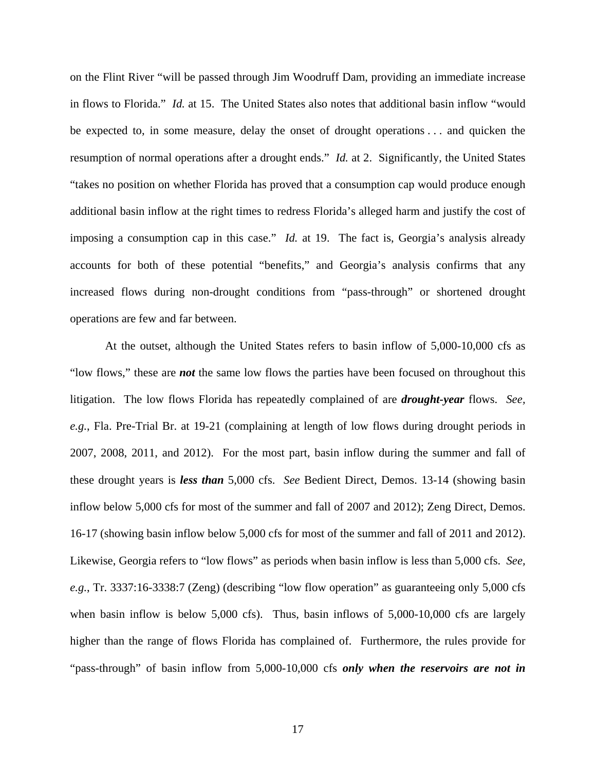on the Flint River "will be passed through Jim Woodruff Dam, providing an immediate increase in flows to Florida." *Id.* at 15. The United States also notes that additional basin inflow "would be expected to, in some measure, delay the onset of drought operations . . . and quicken the resumption of normal operations after a drought ends." *Id.* at 2. Significantly, the United States "takes no position on whether Florida has proved that a consumption cap would produce enough additional basin inflow at the right times to redress Florida's alleged harm and justify the cost of imposing a consumption cap in this case." *Id.* at 19. The fact is, Georgia's analysis already accounts for both of these potential "benefits," and Georgia's analysis confirms that any increased flows during non-drought conditions from "pass-through" or shortened drought operations are few and far between.

At the outset, although the United States refers to basin inflow of 5,000-10,000 cfs as "low flows," these are ***not*** the same low flows the parties have been focused on throughout this litigation. The low flows Florida has repeatedly complained of are ***drought-year*** flows. *See, e.g.*, Fla. Pre-Trial Br. at 19-21 (complaining at length of low flows during drought periods in 2007, 2008, 2011, and 2012). For the most part, basin inflow during the summer and fall of these drought years is ***less than*** 5,000 cfs. *See* Bedient Direct, Demos. 13-14 (showing basin inflow below 5,000 cfs for most of the summer and fall of 2007 and 2012); Zeng Direct, Demos. 16-17 (showing basin inflow below 5,000 cfs for most of the summer and fall of 2011 and 2012). Likewise, Georgia refers to "low flows" as periods when basin inflow is less than 5,000 cfs. *See, e.g.*, Tr. 3337:16-3338:7 (Zeng) (describing "low flow operation" as guaranteeing only 5,000 cfs when basin inflow is below 5,000 cfs). Thus, basin inflows of 5,000-10,000 cfs are largely higher than the range of flows Florida has complained of. Furthermore, the rules provide for "pass-through" of basin inflow from 5,000-10,000 cfs ***only when the reservoirs are not in***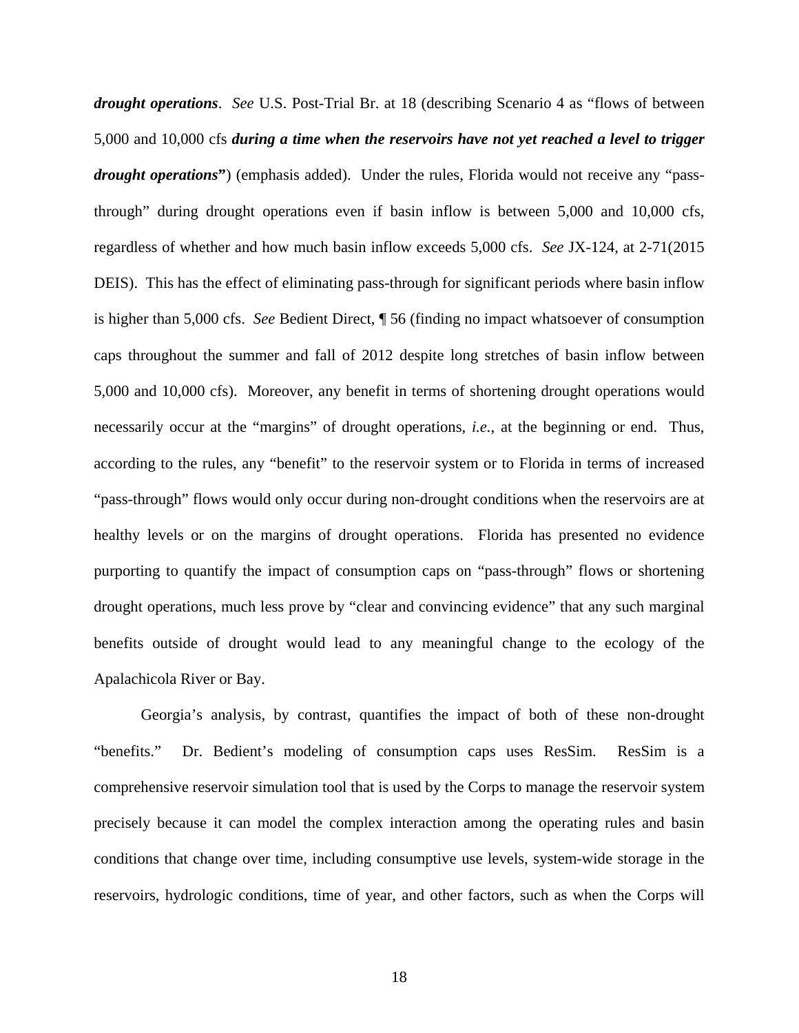***drought operations***. *See* U.S. Post-Trial Br. at 18 (describing Scenario 4 as "flows of between 5,000 and 10,000 cfs ***during a time when the reservoirs have not yet reached a level to trigger drought operations*****"**) (emphasis added). Under the rules, Florida would not receive any "pass-through" during drought operations even if basin inflow is between 5,000 and 10,000 cfs, regardless of whether and how much basin inflow exceeds 5,000 cfs. *See* JX-124, at 2-71(2015 DEIS). This has the effect of eliminating pass-through for significant periods where basin inflow is higher than 5,000 cfs. *See* Bedient Direct, ¶ 56 (finding no impact whatsoever of consumption caps throughout the summer and fall of 2012 despite long stretches of basin inflow between 5,000 and 10,000 cfs). Moreover, any benefit in terms of shortening drought operations would necessarily occur at the "margins" of drought operations, *i.e.*, at the beginning or end. Thus, according to the rules, any "benefit" to the reservoir system or to Florida in terms of increased "pass-through" flows would only occur during non-drought conditions when the reservoirs are at healthy levels or on the margins of drought operations. Florida has presented no evidence purporting to quantify the impact of consumption caps on "pass-through" flows or shortening drought operations, much less prove by "clear and convincing evidence" that any such marginal benefits outside of drought would lead to any meaningful change to the ecology of the Apalachicola River or Bay.

Georgia's analysis, by contrast, quantifies the impact of both of these non-drought "benefits." Dr. Bedient's modeling of consumption caps uses ResSim. ResSim is a comprehensive reservoir simulation tool that is used by the Corps to manage the reservoir system precisely because it can model the complex interaction among the operating rules and basin conditions that change over time, including consumptive use levels, system-wide storage in the reservoirs, hydrologic conditions, time of year, and other factors, such as when the Corps will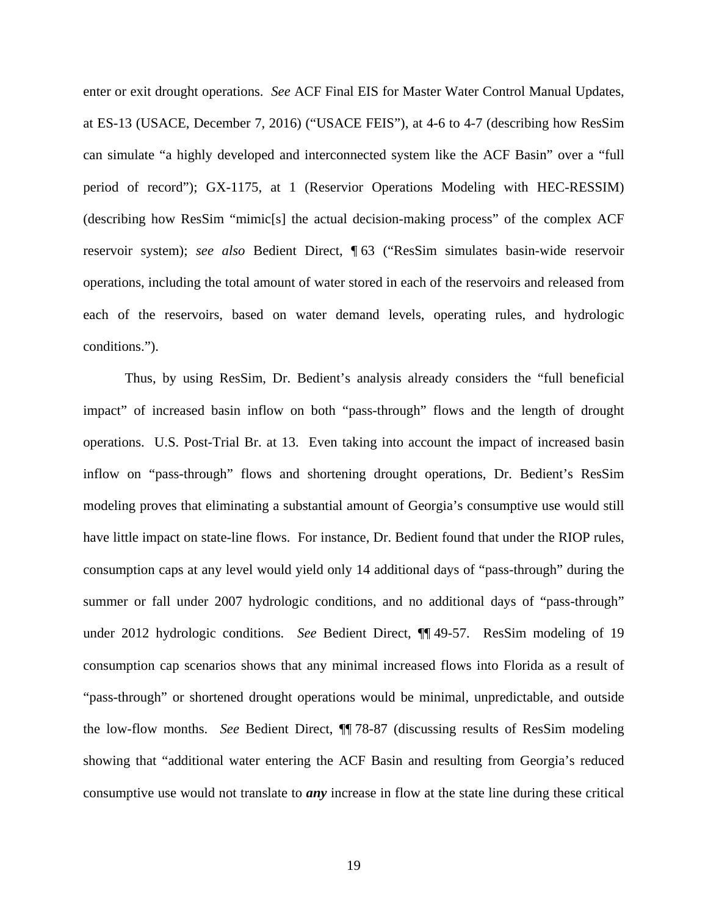enter or exit drought operations. *See* ACF Final EIS for Master Water Control Manual Updates, at ES-13 (USACE, December 7, 2016) ("USACE FEIS"), at 4-6 to 4-7 (describing how ResSim can simulate "a highly developed and interconnected system like the ACF Basin" over a "full period of record"); GX-1175, at 1 (Reservior Operations Modeling with HEC-RESSIM) (describing how ResSim "mimic[s] the actual decision-making process" of the complex ACF reservoir system); *see also* Bedient Direct, ¶ 63 ("ResSim simulates basin-wide reservoir operations, including the total amount of water stored in each of the reservoirs and released from each of the reservoirs, based on water demand levels, operating rules, and hydrologic conditions.").

Thus, by using ResSim, Dr. Bedient's analysis already considers the "full beneficial impact" of increased basin inflow on both "pass-through" flows and the length of drought operations. U.S. Post-Trial Br. at 13. Even taking into account the impact of increased basin inflow on "pass-through" flows and shortening drought operations, Dr. Bedient's ResSim modeling proves that eliminating a substantial amount of Georgia's consumptive use would still have little impact on state-line flows. For instance, Dr. Bedient found that under the RIOP rules, consumption caps at any level would yield only 14 additional days of "pass-through" during the summer or fall under 2007 hydrologic conditions, and no additional days of "pass-through" under 2012 hydrologic conditions. *See* Bedient Direct, ¶¶ 49-57. ResSim modeling of 19 consumption cap scenarios shows that any minimal increased flows into Florida as a result of "pass-through" or shortened drought operations would be minimal, unpredictable, and outside the low-flow months. *See* Bedient Direct, ¶¶ 78-87 (discussing results of ResSim modeling showing that "additional water entering the ACF Basin and resulting from Georgia's reduced consumptive use would not translate to ***any*** increase in flow at the state line during these critical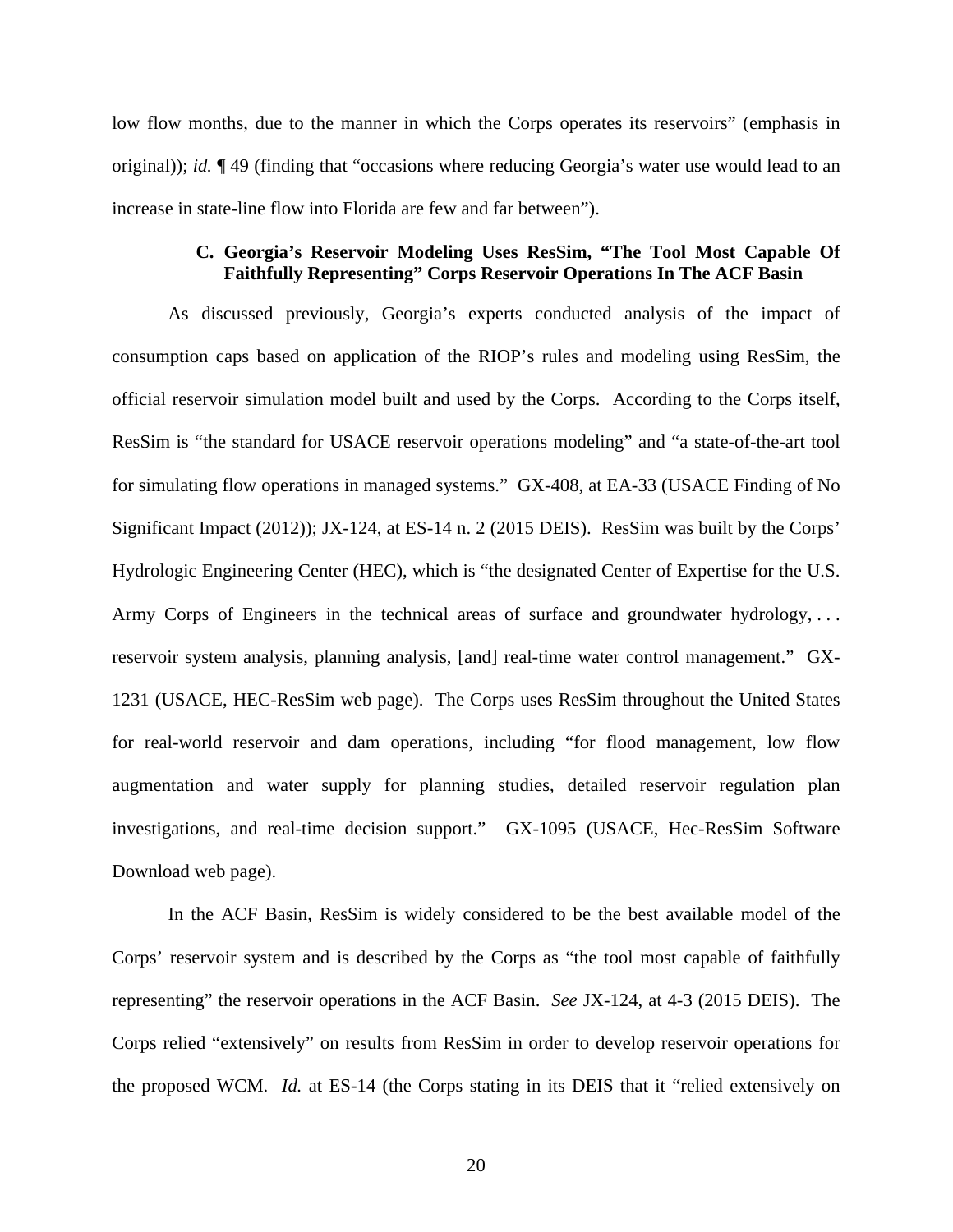low flow months, due to the manner in which the Corps operates its reservoirs" (emphasis in original)); *id.* ¶ 49 (finding that "occasions where reducing Georgia's water use would lead to an increase in state-line flow into Florida are few and far between").

### C. Georgia's Reservoir Modeling Uses ResSim, "The Tool Most Capable Of Faithfully Representing" Corps Reservoir Operations In The ACF Basin

As discussed previously, Georgia's experts conducted analysis of the impact of consumption caps based on application of the RIOP's rules and modeling using ResSim, the official reservoir simulation model built and used by the Corps. According to the Corps itself, ResSim is "the standard for USACE reservoir operations modeling" and "a state-of-the-art tool for simulating flow operations in managed systems." GX-408, at EA-33 (USACE Finding of No Significant Impact (2012)); JX-124, at ES-14 n. 2 (2015 DEIS). ResSim was built by the Corps' Hydrologic Engineering Center (HEC), which is "the designated Center of Expertise for the U.S. Army Corps of Engineers in the technical areas of surface and groundwater hydrology, . . . reservoir system analysis, planning analysis, [and] real-time water control management." GX-1231 (USACE, HEC-ResSim web page). The Corps uses ResSim throughout the United States for real-world reservoir and dam operations, including "for flood management, low flow augmentation and water supply for planning studies, detailed reservoir regulation plan investigations, and real-time decision support." GX-1095 (USACE, Hec-ResSim Software Download web page).

In the ACF Basin, ResSim is widely considered to be the best available model of the Corps' reservoir system and is described by the Corps as "the tool most capable of faithfully representing" the reservoir operations in the ACF Basin. *See* JX-124, at 4-3 (2015 DEIS). The Corps relied "extensively" on results from ResSim in order to develop reservoir operations for the proposed WCM. *Id.* at ES-14 (the Corps stating in its DEIS that it "relied extensively on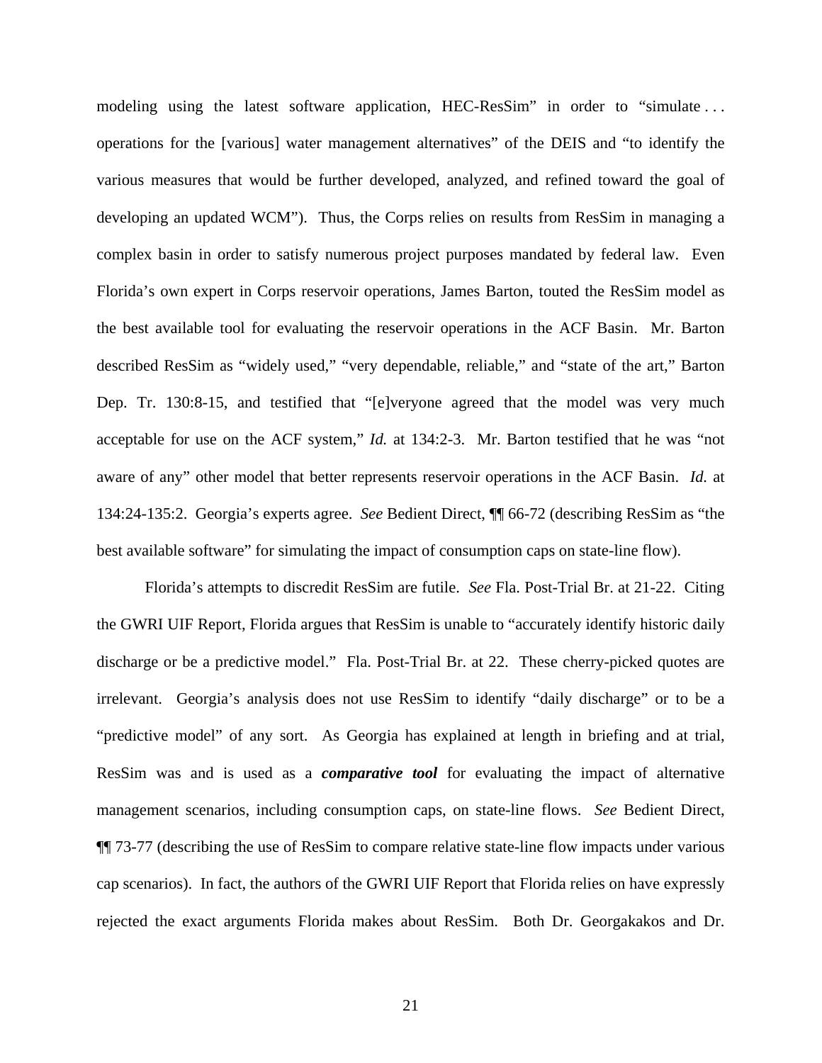modeling using the latest software application, HEC-ResSim" in order to "simulate . . . operations for the [various] water management alternatives" of the DEIS and "to identify the various measures that would be further developed, analyzed, and refined toward the goal of developing an updated WCM"). Thus, the Corps relies on results from ResSim in managing a complex basin in order to satisfy numerous project purposes mandated by federal law. Even Florida's own expert in Corps reservoir operations, James Barton, touted the ResSim model as the best available tool for evaluating the reservoir operations in the ACF Basin. Mr. Barton described ResSim as "widely used," "very dependable, reliable," and "state of the art," Barton Dep. Tr. 130:8-15, and testified that "[e]veryone agreed that the model was very much acceptable for use on the ACF system," *Id.* at 134:2-3. Mr. Barton testified that he was "not aware of any" other model that better represents reservoir operations in the ACF Basin. *Id.* at 134:24-135:2. Georgia's experts agree. *See* Bedient Direct, ¶¶ 66-72 (describing ResSim as "the best available software" for simulating the impact of consumption caps on state-line flow).

Florida's attempts to discredit ResSim are futile. *See* Fla. Post-Trial Br. at 21-22. Citing the GWRI UIF Report, Florida argues that ResSim is unable to "accurately identify historic daily discharge or be a predictive model." Fla. Post-Trial Br. at 22. These cherry-picked quotes are irrelevant. Georgia's analysis does not use ResSim to identify "daily discharge" or to be a "predictive model" of any sort. As Georgia has explained at length in briefing and at trial, ResSim was and is used as a ***comparative tool*** for evaluating the impact of alternative management scenarios, including consumption caps, on state-line flows. *See* Bedient Direct, ¶¶ 73-77 (describing the use of ResSim to compare relative state-line flow impacts under various cap scenarios). In fact, the authors of the GWRI UIF Report that Florida relies on have expressly rejected the exact arguments Florida makes about ResSim. Both Dr. Georgakakos and Dr.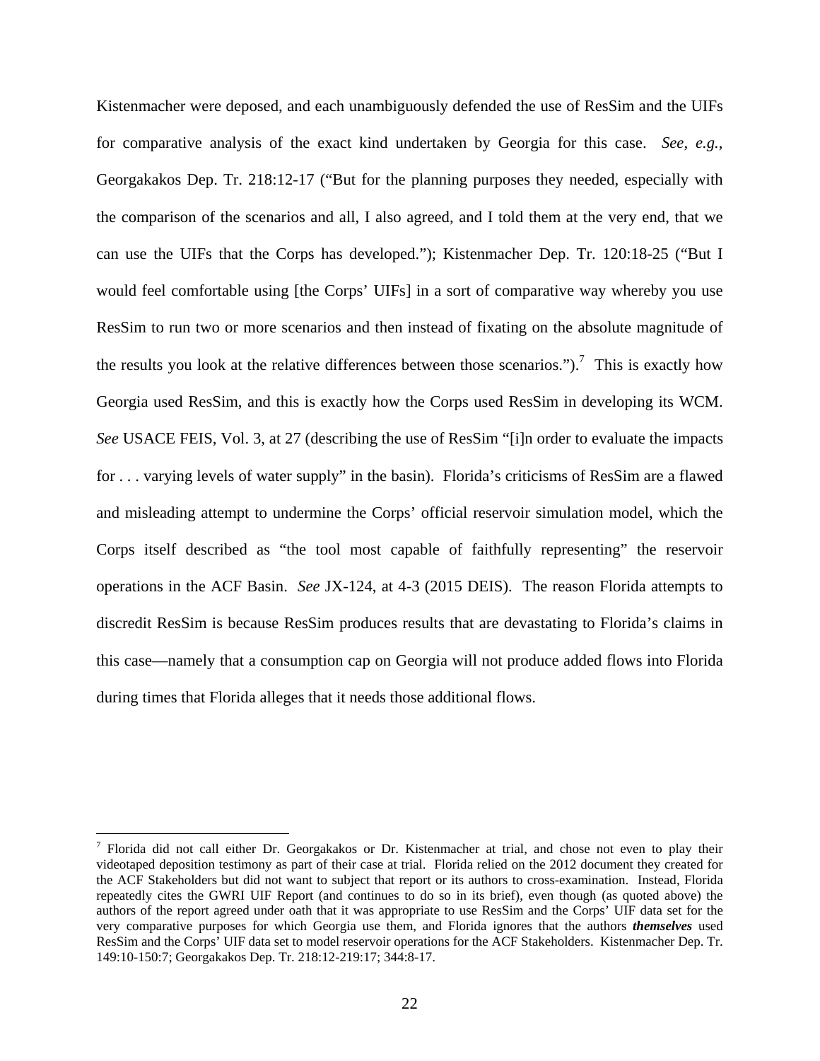Kistenmacher were deposed, and each unambiguously defended the use of ResSim and the UIFs for comparative analysis of the exact kind undertaken by Georgia for this case. *See, e.g.*, Georgakakos Dep. Tr. 218:12-17 ("But for the planning purposes they needed, especially with the comparison of the scenarios and all, I also agreed, and I told them at the very end, that we can use the UIFs that the Corps has developed."); Kistenmacher Dep. Tr. 120:18-25 ("But I would feel comfortable using [the Corps' UIFs] in a sort of comparative way whereby you use ResSim to run two or more scenarios and then instead of fixating on the absolute magnitude of the results you look at the relative differences between those scenarios.").[7] This is exactly how Georgia used ResSim, and this is exactly how the Corps used ResSim in developing its WCM. *See* USACE FEIS, Vol. 3, at 27 (describing the use of ResSim "[i]n order to evaluate the impacts for . . . varying levels of water supply" in the basin). Florida's criticisms of ResSim are a flawed and misleading attempt to undermine the Corps' official reservoir simulation model, which the Corps itself described as "the tool most capable of faithfully representing" the reservoir operations in the ACF Basin. *See* JX-124, at 4-3 (2015 DEIS). The reason Florida attempts to discredit ResSim is because ResSim produces results that are devastating to Florida's claims in this case—namely that a consumption cap on Georgia will not produce added flows into Florida during times that Florida alleges that it needs those additional flows.

---

[7] Florida did not call either Dr. Georgakakos or Dr. Kistenmacher at trial, and chose not even to play their videotaped deposition testimony as part of their case at trial. Florida relied on the 2012 document they created for the ACF Stakeholders but did not want to subject that report or its authors to cross-examination. Instead, Florida repeatedly cites the GWRI UIF Report (and continues to do so in its brief), even though (as quoted above) the authors of the report agreed under oath that it was appropriate to use ResSim and the Corps' UIF data set for the very comparative purposes for which Georgia use them, and Florida ignores that the authors ***themselves*** used ResSim and the Corps' UIF data set to model reservoir operations for the ACF Stakeholders. Kistenmacher Dep. Tr. 149:10-150:7; Georgakakos Dep. Tr. 218:12-219:17; 344:8-17.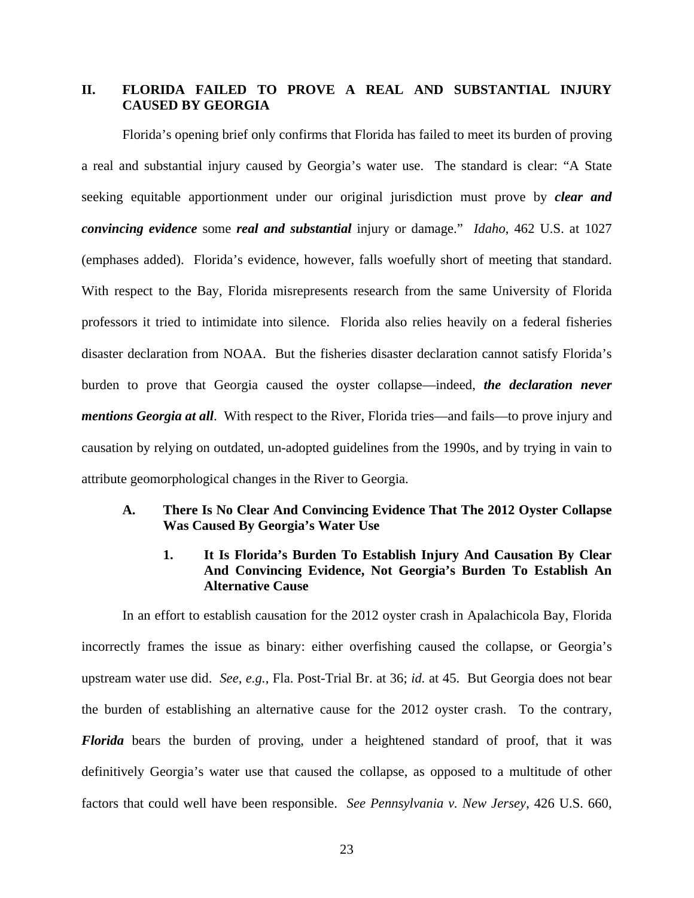## II. FLORIDA FAILED TO PROVE A REAL AND SUBSTANTIAL INJURY CAUSED BY GEORGIA

Florida's opening brief only confirms that Florida has failed to meet its burden of proving a real and substantial injury caused by Georgia's water use. The standard is clear: "A State seeking equitable apportionment under our original jurisdiction must prove by ***clear and convincing evidence*** some ***real and substantial*** injury or damage." *Idaho*, 462 U.S. at 1027 (emphases added). Florida's evidence, however, falls woefully short of meeting that standard. With respect to the Bay, Florida misrepresents research from the same University of Florida professors it tried to intimidate into silence. Florida also relies heavily on a federal fisheries disaster declaration from NOAA. But the fisheries disaster declaration cannot satisfy Florida's burden to prove that Georgia caused the oyster collapse—indeed, ***the declaration never mentions Georgia at all***. With respect to the River, Florida tries—and fails—to prove injury and causation by relying on outdated, un-adopted guidelines from the 1990s, and by trying in vain to attribute geomorphological changes in the River to Georgia.

### A. There Is No Clear And Convincing Evidence That The 2012 Oyster Collapse Was Caused By Georgia's Water Use

#### 1. It Is Florida's Burden To Establish Injury And Causation By Clear And Convincing Evidence, Not Georgia's Burden To Establish An Alternative Cause

In an effort to establish causation for the 2012 oyster crash in Apalachicola Bay, Florida incorrectly frames the issue as binary: either overfishing caused the collapse, or Georgia's upstream water use did. *See, e.g.*, Fla. Post-Trial Br. at 36; *id.* at 45. But Georgia does not bear the burden of establishing an alternative cause for the 2012 oyster crash. To the contrary, ***Florida*** bears the burden of proving, under a heightened standard of proof, that it was definitively Georgia's water use that caused the collapse, as opposed to a multitude of other factors that could well have been responsible. *See Pennsylvania v. New Jersey*, 426 U.S. 660,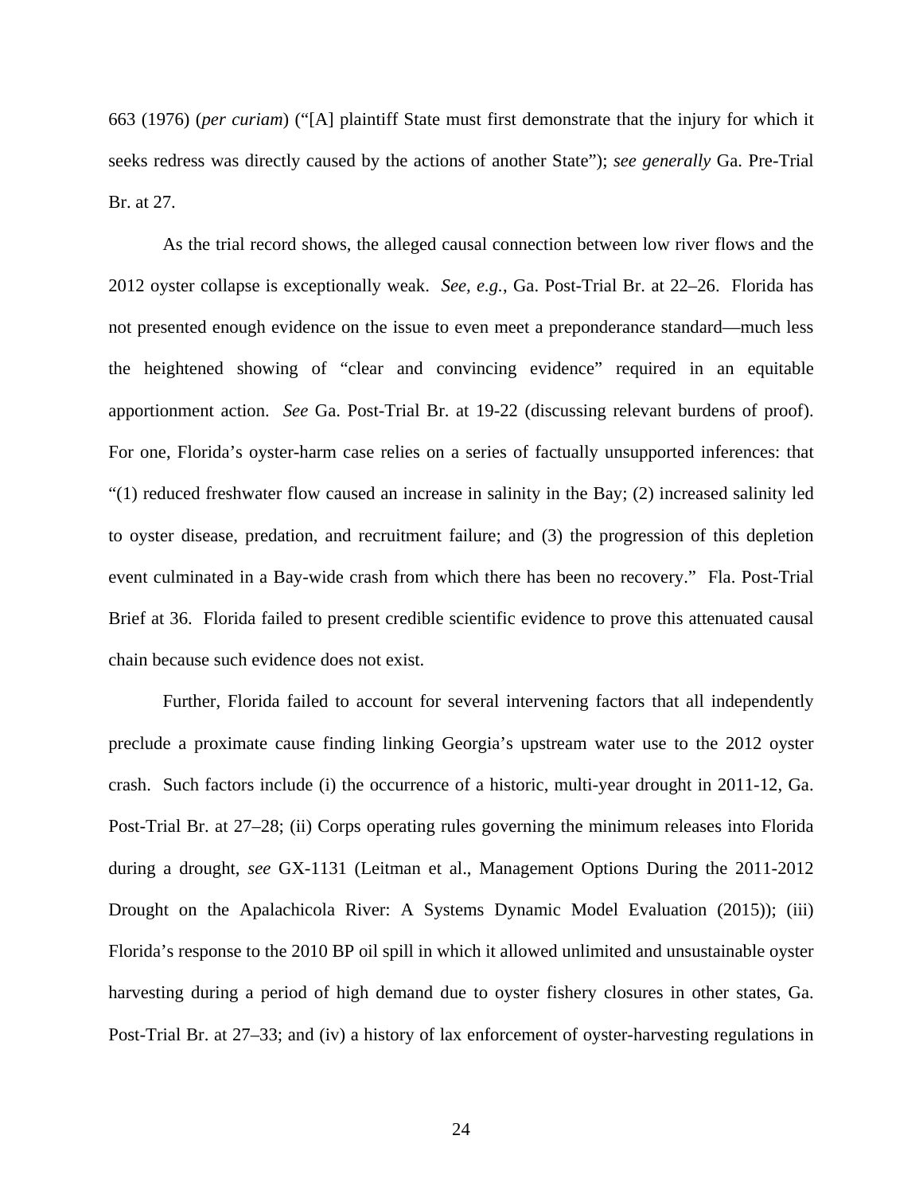663 (1976) (*per curiam*) ("[A] plaintiff State must first demonstrate that the injury for which it seeks redress was directly caused by the actions of another State"); *see generally* Ga. Pre-Trial Br. at 27.

As the trial record shows, the alleged causal connection between low river flows and the 2012 oyster collapse is exceptionally weak. *See, e.g.*, Ga. Post-Trial Br. at 22–26. Florida has not presented enough evidence on the issue to even meet a preponderance standard—much less the heightened showing of "clear and convincing evidence" required in an equitable apportionment action. *See* Ga. Post-Trial Br. at 19-22 (discussing relevant burdens of proof). For one, Florida's oyster-harm case relies on a series of factually unsupported inferences: that "(1) reduced freshwater flow caused an increase in salinity in the Bay; (2) increased salinity led to oyster disease, predation, and recruitment failure; and (3) the progression of this depletion event culminated in a Bay-wide crash from which there has been no recovery." Fla. Post-Trial Brief at 36. Florida failed to present credible scientific evidence to prove this attenuated causal chain because such evidence does not exist.

Further, Florida failed to account for several intervening factors that all independently preclude a proximate cause finding linking Georgia's upstream water use to the 2012 oyster crash. Such factors include (i) the occurrence of a historic, multi-year drought in 2011-12, Ga. Post-Trial Br. at 27–28; (ii) Corps operating rules governing the minimum releases into Florida during a drought, *see* GX-1131 (Leitman et al., Management Options During the 2011-2012 Drought on the Apalachicola River: A Systems Dynamic Model Evaluation (2015)); (iii) Florida's response to the 2010 BP oil spill in which it allowed unlimited and unsustainable oyster harvesting during a period of high demand due to oyster fishery closures in other states, Ga. Post-Trial Br. at 27–33; and (iv) a history of lax enforcement of oyster-harvesting regulations in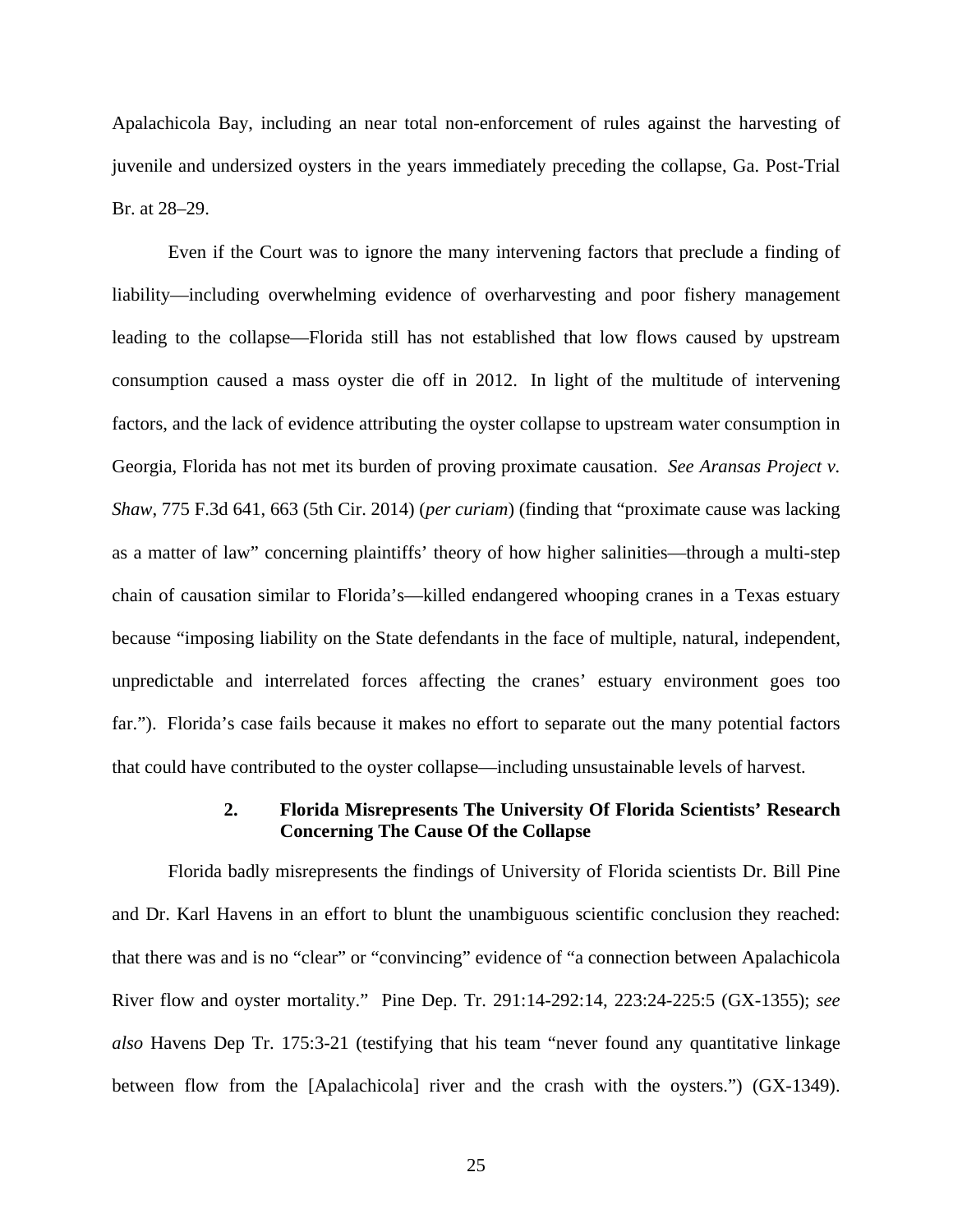Apalachicola Bay, including an near total non-enforcement of rules against the harvesting of juvenile and undersized oysters in the years immediately preceding the collapse, Ga. Post-Trial Br. at 28–29.

Even if the Court was to ignore the many intervening factors that preclude a finding of liability—including overwhelming evidence of overharvesting and poor fishery management leading to the collapse—Florida still has not established that low flows caused by upstream consumption caused a mass oyster die off in 2012. In light of the multitude of intervening factors, and the lack of evidence attributing the oyster collapse to upstream water consumption in Georgia, Florida has not met its burden of proving proximate causation. *See Aransas Project v. Shaw*, 775 F.3d 641, 663 (5th Cir. 2014) (*per curiam*) (finding that "proximate cause was lacking as a matter of law" concerning plaintiffs' theory of how higher salinities—through a multi-step chain of causation similar to Florida's—killed endangered whooping cranes in a Texas estuary because "imposing liability on the State defendants in the face of multiple, natural, independent, unpredictable and interrelated forces affecting the cranes' estuary environment goes too far."). Florida's case fails because it makes no effort to separate out the many potential factors that could have contributed to the oyster collapse—including unsustainable levels of harvest.

### 2. Florida Misrepresents The University Of Florida Scientists' Research Concerning The Cause Of the Collapse

Florida badly misrepresents the findings of University of Florida scientists Dr. Bill Pine and Dr. Karl Havens in an effort to blunt the unambiguous scientific conclusion they reached: that there was and is no "clear" or "convincing" evidence of "a connection between Apalachicola River flow and oyster mortality." Pine Dep. Tr. 291:14-292:14, 223:24-225:5 (GX-1355); *see also* Havens Dep Tr. 175:3-21 (testifying that his team "never found any quantitative linkage between flow from the [Apalachicola] river and the crash with the oysters.") (GX-1349).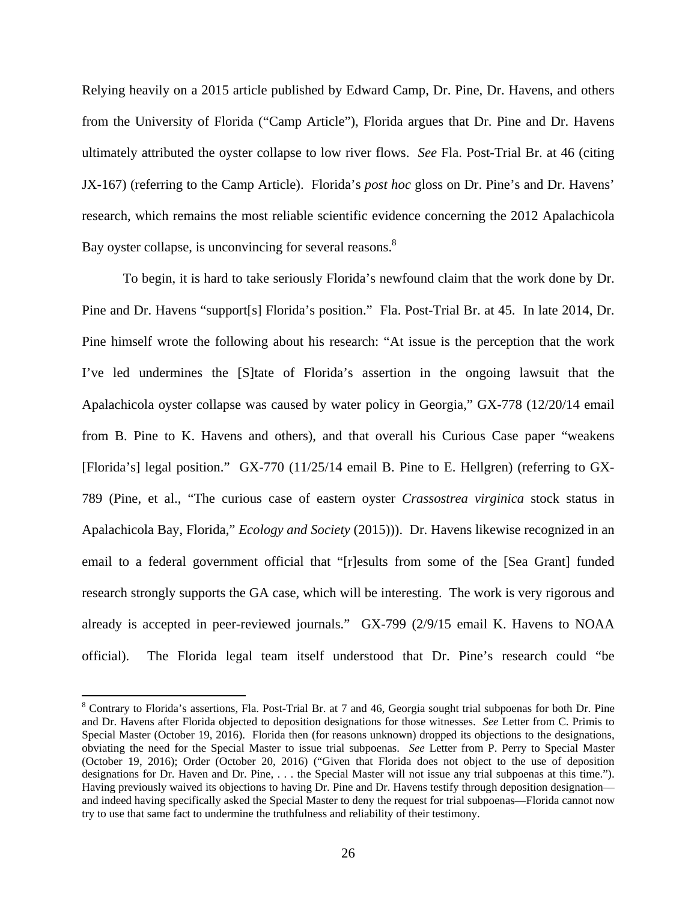Relying heavily on a 2015 article published by Edward Camp, Dr. Pine, Dr. Havens, and others from the University of Florida ("Camp Article"), Florida argues that Dr. Pine and Dr. Havens ultimately attributed the oyster collapse to low river flows. *See* Fla. Post-Trial Br. at 46 (citing JX-167) (referring to the Camp Article). Florida's *post hoc* gloss on Dr. Pine's and Dr. Havens' research, which remains the most reliable scientific evidence concerning the 2012 Apalachicola Bay oyster collapse, is unconvincing for several reasons.[8]

To begin, it is hard to take seriously Florida's newfound claim that the work done by Dr. Pine and Dr. Havens "support[s] Florida's position." Fla. Post-Trial Br. at 45. In late 2014, Dr. Pine himself wrote the following about his research: "At issue is the perception that the work I've led undermines the [S]tate of Florida's assertion in the ongoing lawsuit that the Apalachicola oyster collapse was caused by water policy in Georgia," GX-778 (12/20/14 email from B. Pine to K. Havens and others), and that overall his Curious Case paper "weakens [Florida's] legal position." GX-770 (11/25/14 email B. Pine to E. Hellgren) (referring to GX-789 (Pine, et al., "The curious case of eastern oyster *Crassostrea virginica* stock status in Apalachicola Bay, Florida," *Ecology and Society* (2015))). Dr. Havens likewise recognized in an email to a federal government official that "[r]esults from some of the [Sea Grant] funded research strongly supports the GA case, which will be interesting. The work is very rigorous and already is accepted in peer-reviewed journals." GX-799 (2/9/15 email K. Havens to NOAA official). The Florida legal team itself understood that Dr. Pine's research could "be

[8] Contrary to Florida's assertions, Fla. Post-Trial Br. at 7 and 46, Georgia sought trial subpoenas for both Dr. Pine and Dr. Havens after Florida objected to deposition designations for those witnesses. *See* Letter from C. Primis to Special Master (October 19, 2016). Florida then (for reasons unknown) dropped its objections to the designations, obviating the need for the Special Master to issue trial subpoenas. *See* Letter from P. Perry to Special Master (October 19, 2016); Order (October 20, 2016) ("Given that Florida does not object to the use of deposition designations for Dr. Haven and Dr. Pine, . . . the Special Master will not issue any trial subpoenas at this time."). Having previously waived its objections to having Dr. Pine and Dr. Havens testify through deposition designation—and indeed having specifically asked the Special Master to deny the request for trial subpoenas—Florida cannot now try to use that same fact to undermine the truthfulness and reliability of their testimony.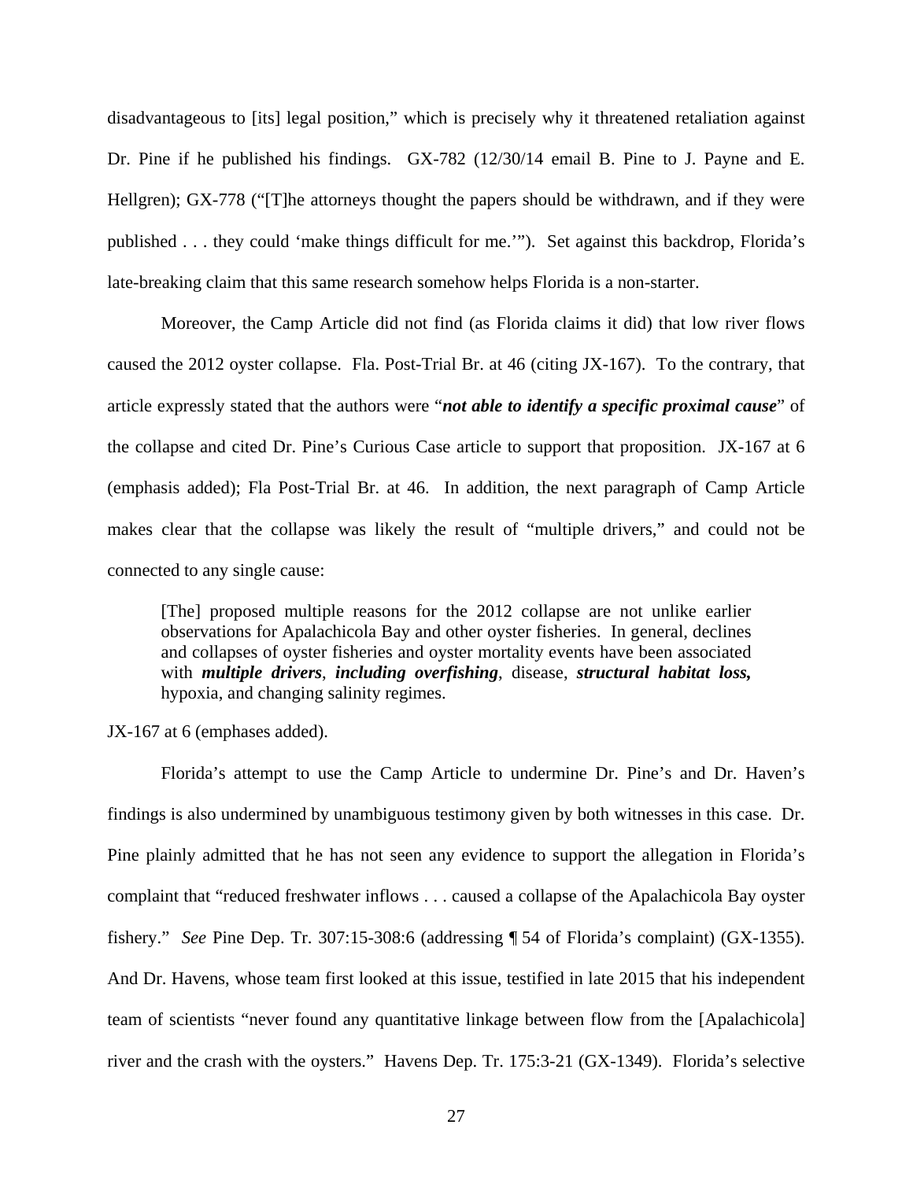disadvantageous to [its] legal position," which is precisely why it threatened retaliation against Dr. Pine if he published his findings. GX-782 (12/30/14 email B. Pine to J. Payne and E. Hellgren); GX-778 ("[T]he attorneys thought the papers should be withdrawn, and if they were published . . . they could 'make things difficult for me.'"). Set against this backdrop, Florida's late-breaking claim that this same research somehow helps Florida is a non-starter.

Moreover, the Camp Article did not find (as Florida claims it did) that low river flows caused the 2012 oyster collapse. Fla. Post-Trial Br. at 46 (citing JX-167). To the contrary, that article expressly stated that the authors were "***not able to identify a specific proximal cause***" of the collapse and cited Dr. Pine's Curious Case article to support that proposition. JX-167 at 6 (emphasis added); Fla Post-Trial Br. at 46. In addition, the next paragraph of Camp Article makes clear that the collapse was likely the result of "multiple drivers," and could not be connected to any single cause:

> [The] proposed multiple reasons for the 2012 collapse are not unlike earlier observations for Apalachicola Bay and other oyster fisheries. In general, declines and collapses of oyster fisheries and oyster mortality events have been associated with ***multiple drivers***, ***including overfishing***, disease, ***structural habitat loss,*** hypoxia, and changing salinity regimes.

JX-167 at 6 (emphases added).

Florida's attempt to use the Camp Article to undermine Dr. Pine's and Dr. Haven's findings is also undermined by unambiguous testimony given by both witnesses in this case. Dr. Pine plainly admitted that he has not seen any evidence to support the allegation in Florida's complaint that "reduced freshwater inflows . . . caused a collapse of the Apalachicola Bay oyster fishery." *See* Pine Dep. Tr. 307:15-308:6 (addressing ¶ 54 of Florida's complaint) (GX-1355). And Dr. Havens, whose team first looked at this issue, testified in late 2015 that his independent team of scientists "never found any quantitative linkage between flow from the [Apalachicola] river and the crash with the oysters." Havens Dep. Tr. 175:3-21 (GX-1349). Florida's selective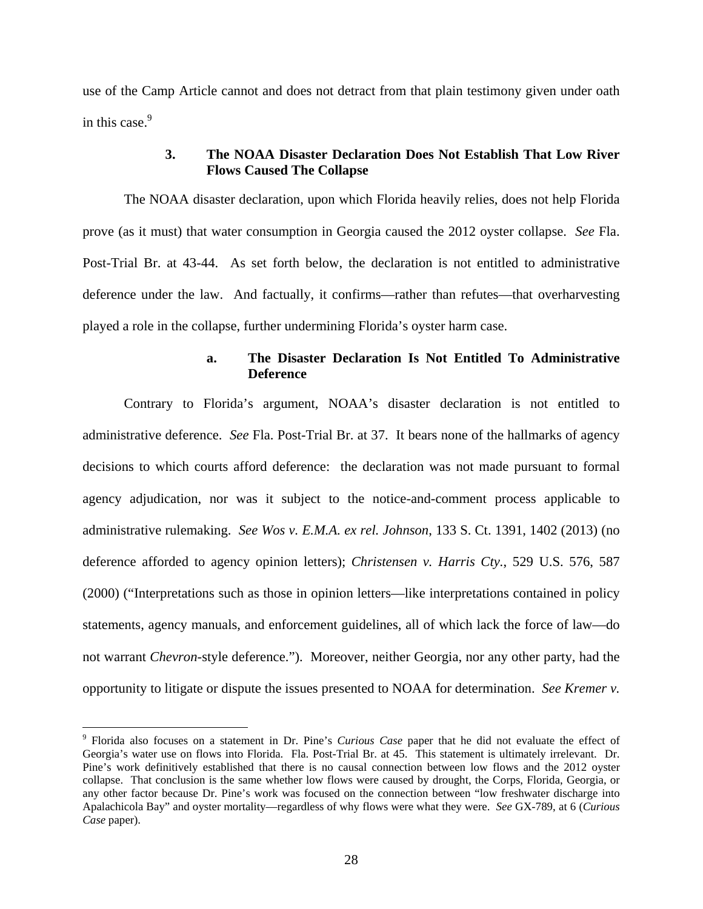use of the Camp Article cannot and does not detract from that plain testimony given under oath in this case.[9]

### 3. The NOAA Disaster Declaration Does Not Establish That Low River Flows Caused The Collapse

The NOAA disaster declaration, upon which Florida heavily relies, does not help Florida prove (as it must) that water consumption in Georgia caused the 2012 oyster collapse. *See* Fla. Post-Trial Br. at 43-44. As set forth below, the declaration is not entitled to administrative deference under the law. And factually, it confirms—rather than refutes—that overharvesting played a role in the collapse, further undermining Florida's oyster harm case.

#### a. The Disaster Declaration Is Not Entitled To Administrative Deference

Contrary to Florida's argument, NOAA's disaster declaration is not entitled to administrative deference. *See* Fla. Post-Trial Br. at 37. It bears none of the hallmarks of agency decisions to which courts afford deference: the declaration was not made pursuant to formal agency adjudication, nor was it subject to the notice-and-comment process applicable to administrative rulemaking. *See Wos v. E.M.A. ex rel. Johnson*, 133 S. Ct. 1391, 1402 (2013) (no deference afforded to agency opinion letters); *Christensen v. Harris Cty.*, 529 U.S. 576, 587 (2000) ("Interpretations such as those in opinion letters—like interpretations contained in policy statements, agency manuals, and enforcement guidelines, all of which lack the force of law—do not warrant *Chevron*-style deference."). Moreover, neither Georgia, nor any other party, had the opportunity to litigate or dispute the issues presented to NOAA for determination. *See Kremer v.*

---

[9] Florida also focuses on a statement in Dr. Pine's *Curious Case* paper that he did not evaluate the effect of Georgia's water use on flows into Florida. Fla. Post-Trial Br. at 45. This statement is ultimately irrelevant. Dr. Pine's work definitively established that there is no causal connection between low flows and the 2012 oyster collapse. That conclusion is the same whether low flows were caused by drought, the Corps, Florida, Georgia, or any other factor because Dr. Pine's work was focused on the connection between "low freshwater discharge into Apalachicola Bay" and oyster mortality—regardless of why flows were what they were. *See* GX-789, at 6 (*Curious Case* paper).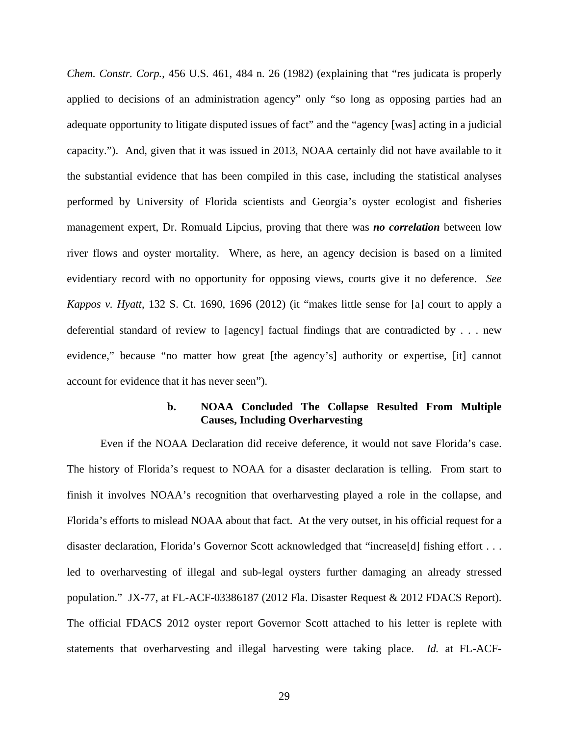*Chem. Constr. Corp.*, 456 U.S. 461, 484 n. 26 (1982) (explaining that "res judicata is properly applied to decisions of an administration agency" only "so long as opposing parties had an adequate opportunity to litigate disputed issues of fact" and the "agency [was] acting in a judicial capacity."). And, given that it was issued in 2013, NOAA certainly did not have available to it the substantial evidence that has been compiled in this case, including the statistical analyses performed by University of Florida scientists and Georgia's oyster ecologist and fisheries management expert, Dr. Romuald Lipcius, proving that there was ***no correlation*** between low river flows and oyster mortality. Where, as here, an agency decision is based on a limited evidentiary record with no opportunity for opposing views, courts give it no deference. *See Kappos v. Hyatt*, 132 S. Ct. 1690, 1696 (2012) (it "makes little sense for [a] court to apply a deferential standard of review to [agency] factual findings that are contradicted by . . . new evidence," because "no matter how great [the agency's] authority or expertise, [it] cannot account for evidence that it has never seen").

#### b. NOAA Concluded The Collapse Resulted From Multiple Causes, Including Overharvesting

Even if the NOAA Declaration did receive deference, it would not save Florida's case. The history of Florida's request to NOAA for a disaster declaration is telling. From start to finish it involves NOAA's recognition that overharvesting played a role in the collapse, and Florida's efforts to mislead NOAA about that fact. At the very outset, in his official request for a disaster declaration, Florida's Governor Scott acknowledged that "increase[d] fishing effort . . . led to overharvesting of illegal and sub-legal oysters further damaging an already stressed population." JX-77, at FL-ACF-03386187 (2012 Fla. Disaster Request & 2012 FDACS Report). The official FDACS 2012 oyster report Governor Scott attached to his letter is replete with statements that overharvesting and illegal harvesting were taking place. *Id.* at FL-ACF-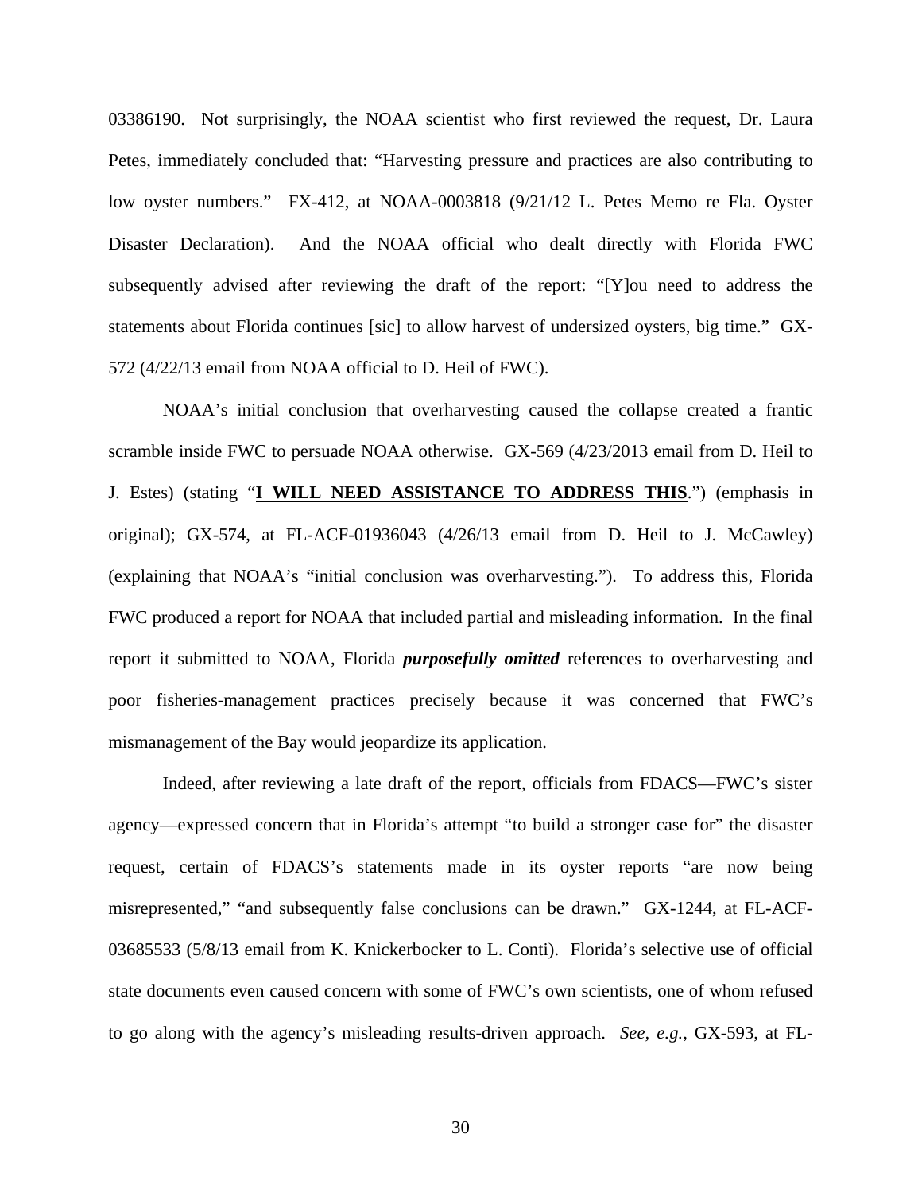03386190. Not surprisingly, the NOAA scientist who first reviewed the request, Dr. Laura Petes, immediately concluded that: "Harvesting pressure and practices are also contributing to low oyster numbers." FX-412, at NOAA-0003818 (9/21/12 L. Petes Memo re Fla. Oyster Disaster Declaration). And the NOAA official who dealt directly with Florida FWC subsequently advised after reviewing the draft of the report: "[Y]ou need to address the statements about Florida continues [sic] to allow harvest of undersized oysters, big time." GX-572 (4/22/13 email from NOAA official to D. Heil of FWC).

NOAA's initial conclusion that overharvesting caused the collapse created a frantic scramble inside FWC to persuade NOAA otherwise. GX-569 (4/23/2013 email from D. Heil to J. Estes) (stating "**<u>I WILL NEED ASSISTANCE TO ADDRESS THIS</u>**.") (emphasis in original); GX-574, at FL-ACF-01936043 (4/26/13 email from D. Heil to J. McCawley) (explaining that NOAA's "initial conclusion was overharvesting."). To address this, Florida FWC produced a report for NOAA that included partial and misleading information. In the final report it submitted to NOAA, Florida ***purposefully omitted*** references to overharvesting and poor fisheries-management practices precisely because it was concerned that FWC's mismanagement of the Bay would jeopardize its application.

Indeed, after reviewing a late draft of the report, officials from FDACS—FWC's sister agency—expressed concern that in Florida's attempt "to build a stronger case for" the disaster request, certain of FDACS's statements made in its oyster reports "are now being misrepresented," "and subsequently false conclusions can be drawn." GX-1244, at FL-ACF-03685533 (5/8/13 email from K. Knickerbocker to L. Conti). Florida's selective use of official state documents even caused concern with some of FWC's own scientists, one of whom refused to go along with the agency's misleading results-driven approach. *See, e.g.*, GX-593, at FL-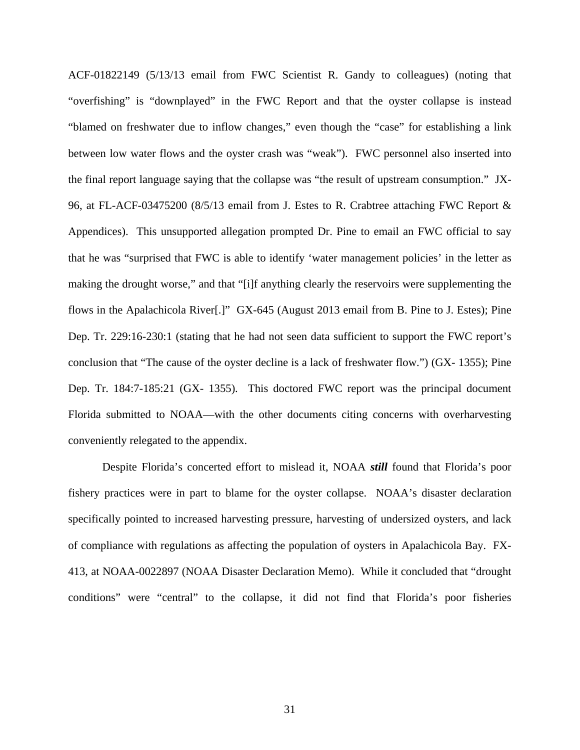ACF-01822149 (5/13/13 email from FWC Scientist R. Gandy to colleagues) (noting that "overfishing" is "downplayed" in the FWC Report and that the oyster collapse is instead "blamed on freshwater due to inflow changes," even though the "case" for establishing a link between low water flows and the oyster crash was "weak"). FWC personnel also inserted into the final report language saying that the collapse was "the result of upstream consumption." JX-96, at FL-ACF-03475200 (8/5/13 email from J. Estes to R. Crabtree attaching FWC Report & Appendices). This unsupported allegation prompted Dr. Pine to email an FWC official to say that he was "surprised that FWC is able to identify 'water management policies' in the letter as making the drought worse," and that "[i]f anything clearly the reservoirs were supplementing the flows in the Apalachicola River[.]" GX-645 (August 2013 email from B. Pine to J. Estes); Pine Dep. Tr. 229:16-230:1 (stating that he had not seen data sufficient to support the FWC report's conclusion that "The cause of the oyster decline is a lack of freshwater flow.") (GX- 1355); Pine Dep. Tr. 184:7-185:21 (GX- 1355). This doctored FWC report was the principal document Florida submitted to NOAA—with the other documents citing concerns with overharvesting conveniently relegated to the appendix.

Despite Florida's concerted effort to mislead it, NOAA ***still*** found that Florida's poor fishery practices were in part to blame for the oyster collapse. NOAA's disaster declaration specifically pointed to increased harvesting pressure, harvesting of undersized oysters, and lack of compliance with regulations as affecting the population of oysters in Apalachicola Bay. FX-413, at NOAA-0022897 (NOAA Disaster Declaration Memo). While it concluded that "drought conditions" were "central" to the collapse, it did not find that Florida's poor fisheries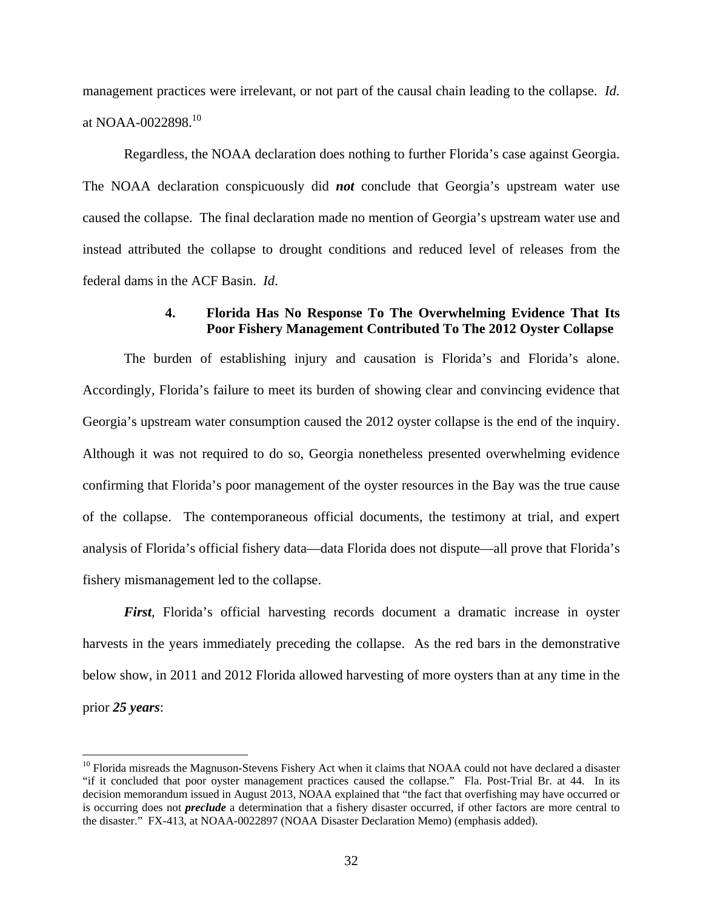management practices were irrelevant, or not part of the causal chain leading to the collapse. *Id.* at NOAA-0022898.[10]

Regardless, the NOAA declaration does nothing to further Florida's case against Georgia. The NOAA declaration conspicuously did ***not*** conclude that Georgia's upstream water use caused the collapse. The final declaration made no mention of Georgia's upstream water use and instead attributed the collapse to drought conditions and reduced level of releases from the federal dams in the ACF Basin. *Id*.

#### 4. Florida Has No Response To The Overwhelming Evidence That Its Poor Fishery Management Contributed To The 2012 Oyster Collapse

The burden of establishing injury and causation is Florida's and Florida's alone. Accordingly, Florida's failure to meet its burden of showing clear and convincing evidence that Georgia's upstream water consumption caused the 2012 oyster collapse is the end of the inquiry. Although it was not required to do so, Georgia nonetheless presented overwhelming evidence confirming that Florida's poor management of the oyster resources in the Bay was the true cause of the collapse. The contemporaneous official documents, the testimony at trial, and expert analysis of Florida's official fishery data—data Florida does not dispute—all prove that Florida's fishery mismanagement led to the collapse.

***First***, Florida's official harvesting records document a dramatic increase in oyster harvests in the years immediately preceding the collapse. As the red bars in the demonstrative below show, in 2011 and 2012 Florida allowed harvesting of more oysters than at any time in the prior ***25 years***:

[10] Florida misreads the Magnuson-Stevens Fishery Act when it claims that NOAA could not have declared a disaster "if it concluded that poor oyster management practices caused the collapse." Fla. Post-Trial Br. at 44. In its decision memorandum issued in August 2013, NOAA explained that "the fact that overfishing may have occurred or is occurring does not ***preclude*** a determination that a fishery disaster occurred, if other factors are more central to the disaster." FX-413, at NOAA-0022897 (NOAA Disaster Declaration Memo) (emphasis added).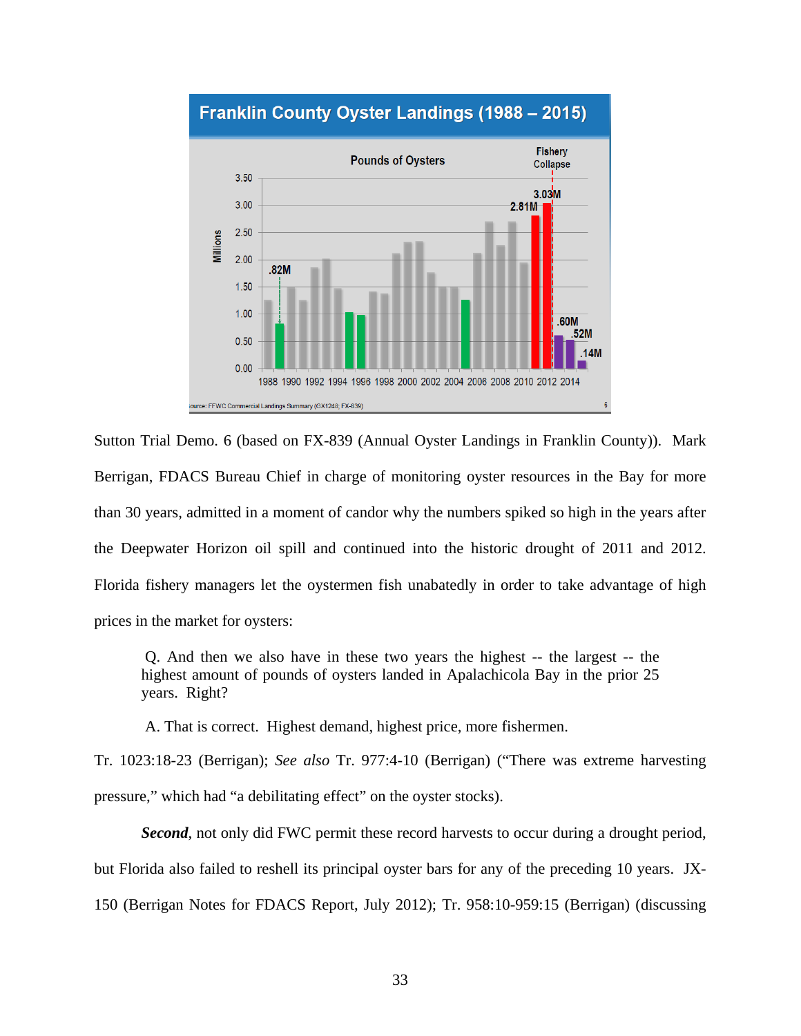Sutton Trial Demo. 6 (based on FX-839 (Annual Oyster Landings in Franklin County)). Mark Berrigan, FDACS Bureau Chief in charge of monitoring oyster resources in the Bay for more than 30 years, admitted in a moment of candor why the numbers spiked so high in the years after the Deepwater Horizon oil spill and continued into the historic drought of 2011 and 2012. Florida fishery managers let the oystermen fish unabatedly in order to take advantage of high prices in the market for oysters:

> Q. And then we also have in these two years the highest -- the largest -- the highest amount of pounds of oysters landed in Apalachicola Bay in the prior 25 years. Right?
>
> A. That is correct. Highest demand, highest price, more fishermen.

Tr. 1023:18-23 (Berrigan); *See also* Tr. 977:4-10 (Berrigan) ("There was extreme harvesting pressure," which had "a debilitating effect" on the oyster stocks).

***Second***, not only did FWC permit these record harvests to occur during a drought period, but Florida also failed to reshell its principal oyster bars for any of the preceding 10 years. JX-150 (Berrigan Notes for FDACS Report, July 2012); Tr. 958:10-959:15 (Berrigan) (discussing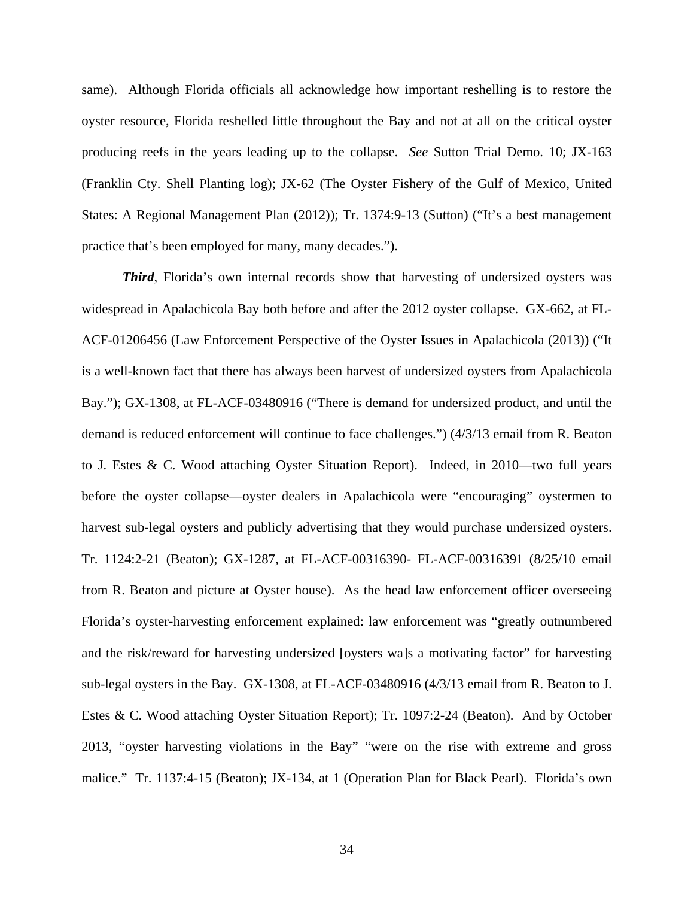same). Although Florida officials all acknowledge how important reshelling is to restore the oyster resource, Florida reshelled little throughout the Bay and not at all on the critical oyster producing reefs in the years leading up to the collapse. *See* Sutton Trial Demo. 10; JX-163 (Franklin Cty. Shell Planting log); JX-62 (The Oyster Fishery of the Gulf of Mexico, United States: A Regional Management Plan (2012)); Tr. 1374:9-13 (Sutton) ("It's a best management practice that's been employed for many, many decades.").

***Third***, Florida's own internal records show that harvesting of undersized oysters was widespread in Apalachicola Bay both before and after the 2012 oyster collapse. GX-662, at FL-ACF-01206456 (Law Enforcement Perspective of the Oyster Issues in Apalachicola (2013)) ("It is a well-known fact that there has always been harvest of undersized oysters from Apalachicola Bay."); GX-1308, at FL-ACF-03480916 ("There is demand for undersized product, and until the demand is reduced enforcement will continue to face challenges.") (4/3/13 email from R. Beaton to J. Estes & C. Wood attaching Oyster Situation Report). Indeed, in 2010—two full years before the oyster collapse—oyster dealers in Apalachicola were "encouraging" oystermen to harvest sub-legal oysters and publicly advertising that they would purchase undersized oysters. Tr. 1124:2-21 (Beaton); GX-1287, at FL-ACF-00316390- FL-ACF-00316391 (8/25/10 email from R. Beaton and picture at Oyster house). As the head law enforcement officer overseeing Florida's oyster-harvesting enforcement explained: law enforcement was "greatly outnumbered and the risk/reward for harvesting undersized [oysters wa]s a motivating factor" for harvesting sub-legal oysters in the Bay. GX-1308, at FL-ACF-03480916 (4/3/13 email from R. Beaton to J. Estes & C. Wood attaching Oyster Situation Report); Tr. 1097:2-24 (Beaton). And by October 2013, "oyster harvesting violations in the Bay" "were on the rise with extreme and gross malice." Tr. 1137:4-15 (Beaton); JX-134, at 1 (Operation Plan for Black Pearl). Florida's own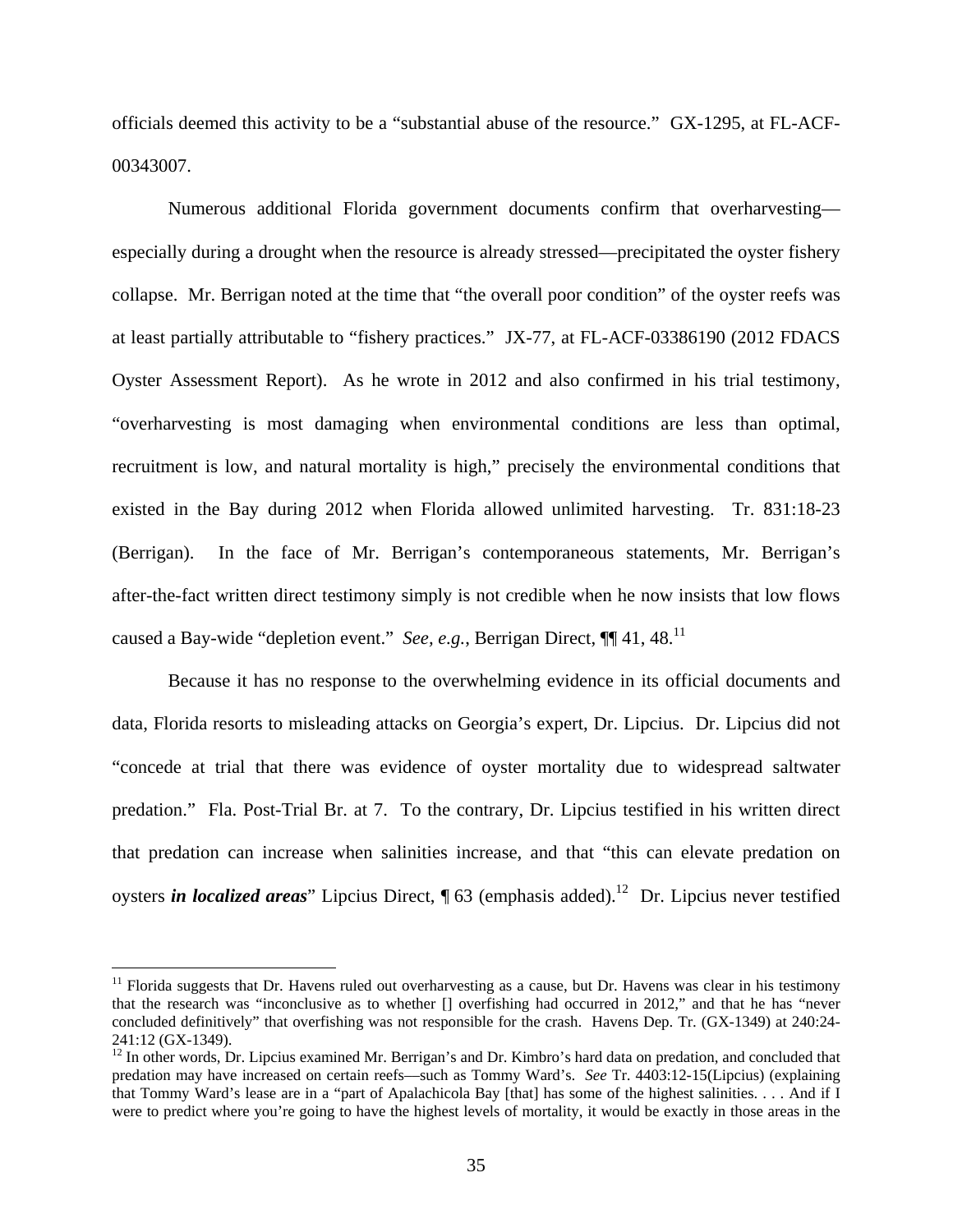officials deemed this activity to be a "substantial abuse of the resource." GX-1295, at FL-ACF-00343007.

Numerous additional Florida government documents confirm that overharvesting—especially during a drought when the resource is already stressed—precipitated the oyster fishery collapse. Mr. Berrigan noted at the time that "the overall poor condition" of the oyster reefs was at least partially attributable to "fishery practices." JX-77, at FL-ACF-03386190 (2012 FDACS Oyster Assessment Report). As he wrote in 2012 and also confirmed in his trial testimony, "overharvesting is most damaging when environmental conditions are less than optimal, recruitment is low, and natural mortality is high," precisely the environmental conditions that existed in the Bay during 2012 when Florida allowed unlimited harvesting. Tr. 831:18-23 (Berrigan). In the face of Mr. Berrigan's contemporaneous statements, Mr. Berrigan's after-the-fact written direct testimony simply is not credible when he now insists that low flows caused a Bay-wide "depletion event." *See, e.g.*, Berrigan Direct, ¶¶ 41, 48.[11]

Because it has no response to the overwhelming evidence in its official documents and data, Florida resorts to misleading attacks on Georgia's expert, Dr. Lipcius. Dr. Lipcius did not "concede at trial that there was evidence of oyster mortality due to widespread saltwater predation." Fla. Post-Trial Br. at 7. To the contrary, Dr. Lipcius testified in his written direct that predation can increase when salinities increase, and that "this can elevate predation on oysters ***in localized areas***" Lipcius Direct, ¶ 63 (emphasis added).[12] Dr. Lipcius never testified

---

[11] Florida suggests that Dr. Havens ruled out overharvesting as a cause, but Dr. Havens was clear in his testimony that the research was "inconclusive as to whether [] overfishing had occurred in 2012," and that he has "never concluded definitively" that overfishing was not responsible for the crash. Havens Dep. Tr. (GX-1349) at 240:24-241:12 (GX-1349).

[12] In other words, Dr. Lipcius examined Mr. Berrigan's and Dr. Kimbro's hard data on predation, and concluded that predation may have increased on certain reefs—such as Tommy Ward's. *See* Tr. 4403:12-15(Lipcius) (explaining that Tommy Ward's lease are in a "part of Apalachicola Bay [that] has some of the highest salinities. . . . And if I were to predict where you're going to have the highest levels of mortality, it would be exactly in those areas in the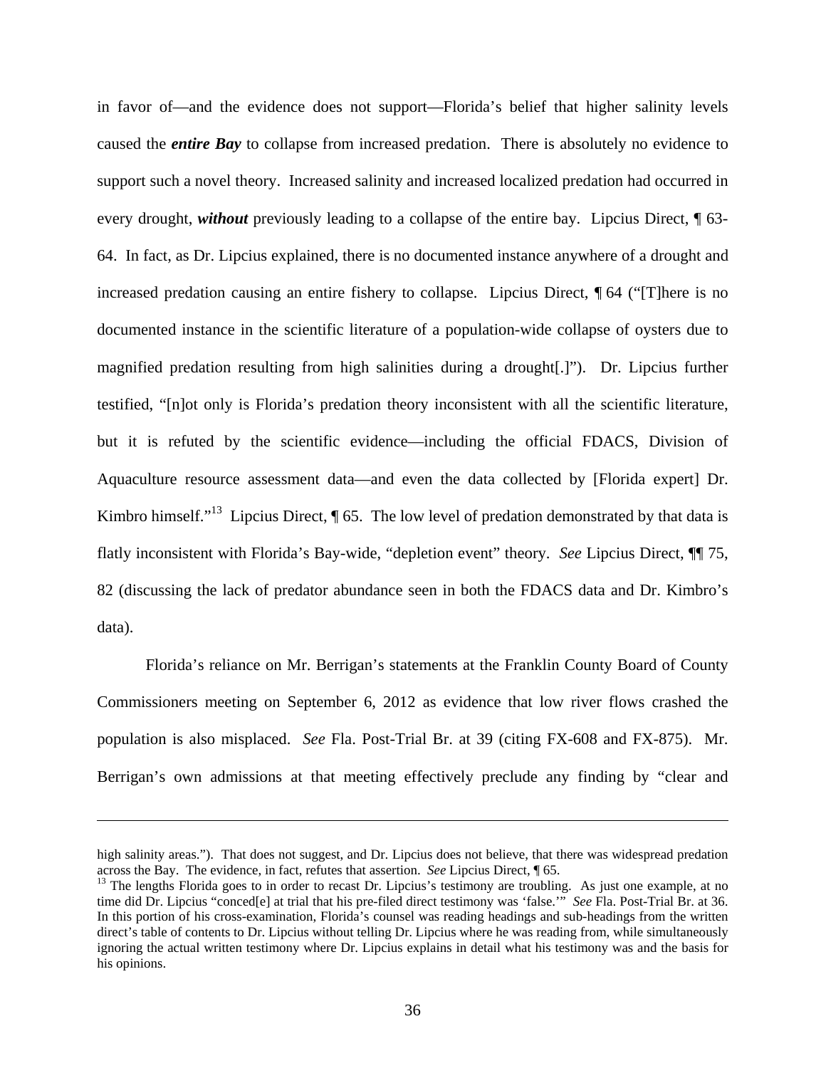in favor of—and the evidence does not support—Florida's belief that higher salinity levels caused the ***entire Bay*** to collapse from increased predation. There is absolutely no evidence to support such a novel theory. Increased salinity and increased localized predation had occurred in every drought, ***without*** previously leading to a collapse of the entire bay. Lipcius Direct, ¶ 63-64. In fact, as Dr. Lipcius explained, there is no documented instance anywhere of a drought and increased predation causing an entire fishery to collapse. Lipcius Direct, ¶ 64 ("[T]here is no documented instance in the scientific literature of a population-wide collapse of oysters due to magnified predation resulting from high salinities during a drought[.]"). Dr. Lipcius further testified, "[n]ot only is Florida's predation theory inconsistent with all the scientific literature, but it is refuted by the scientific evidence—including the official FDACS, Division of Aquaculture resource assessment data—and even the data collected by [Florida expert] Dr. Kimbro himself."[13] Lipcius Direct, ¶ 65. The low level of predation demonstrated by that data is flatly inconsistent with Florida's Bay-wide, "depletion event" theory. *See* Lipcius Direct, ¶¶ 75, 82 (discussing the lack of predator abundance seen in both the FDACS data and Dr. Kimbro's data).

Florida's reliance on Mr. Berrigan's statements at the Franklin County Board of County Commissioners meeting on September 6, 2012 as evidence that low river flows crashed the population is also misplaced. *See* Fla. Post-Trial Br. at 39 (citing FX-608 and FX-875). Mr. Berrigan's own admissions at that meeting effectively preclude any finding by "clear and

---

high salinity areas."). That does not suggest, and Dr. Lipcius does not believe, that there was widespread predation across the Bay. The evidence, in fact, refutes that assertion. *See* Lipcius Direct, ¶ 65.

[13] The lengths Florida goes to in order to recast Dr. Lipcius's testimony are troubling. As just one example, at no time did Dr. Lipcius "conced[e] at trial that his pre-filed direct testimony was 'false.'" *See* Fla. Post-Trial Br. at 36. In this portion of his cross-examination, Florida's counsel was reading headings and sub-headings from the written direct's table of contents to Dr. Lipcius without telling Dr. Lipcius where he was reading from, while simultaneously ignoring the actual written testimony where Dr. Lipcius explains in detail what his testimony was and the basis for his opinions.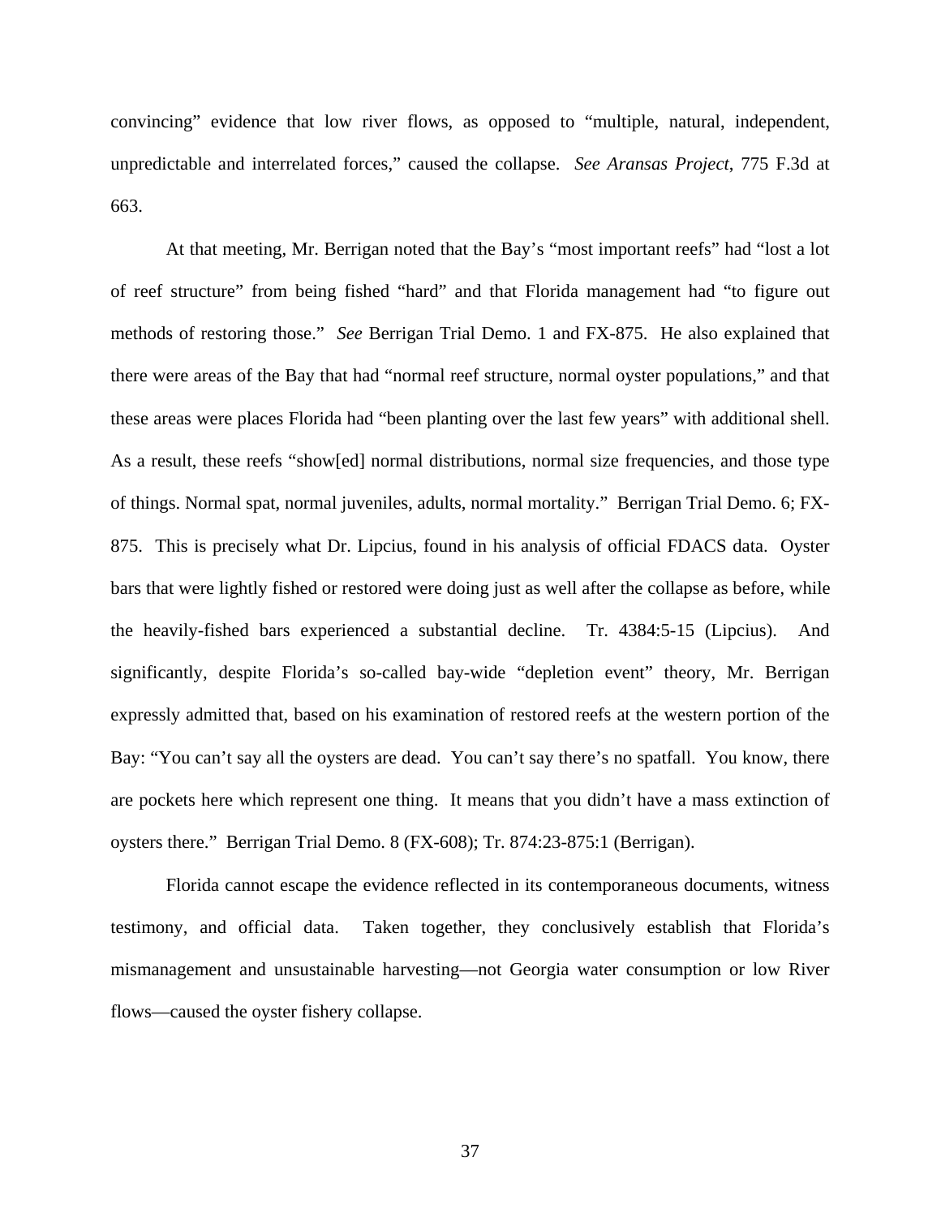convincing" evidence that low river flows, as opposed to "multiple, natural, independent, unpredictable and interrelated forces," caused the collapse. *See Aransas Project*, 775 F.3d at 663.

At that meeting, Mr. Berrigan noted that the Bay's "most important reefs" had "lost a lot of reef structure" from being fished "hard" and that Florida management had "to figure out methods of restoring those." *See* Berrigan Trial Demo. 1 and FX-875. He also explained that there were areas of the Bay that had "normal reef structure, normal oyster populations," and that these areas were places Florida had "been planting over the last few years" with additional shell. As a result, these reefs "show[ed] normal distributions, normal size frequencies, and those type of things. Normal spat, normal juveniles, adults, normal mortality." Berrigan Trial Demo. 6; FX-875. This is precisely what Dr. Lipcius, found in his analysis of official FDACS data. Oyster bars that were lightly fished or restored were doing just as well after the collapse as before, while the heavily-fished bars experienced a substantial decline. Tr. 4384:5-15 (Lipcius). And significantly, despite Florida's so-called bay-wide "depletion event" theory, Mr. Berrigan expressly admitted that, based on his examination of restored reefs at the western portion of the Bay: "You can't say all the oysters are dead. You can't say there's no spatfall. You know, there are pockets here which represent one thing. It means that you didn't have a mass extinction of oysters there." Berrigan Trial Demo. 8 (FX-608); Tr. 874:23-875:1 (Berrigan).

Florida cannot escape the evidence reflected in its contemporaneous documents, witness testimony, and official data. Taken together, they conclusively establish that Florida's mismanagement and unsustainable harvesting—not Georgia water consumption or low River flows—caused the oyster fishery collapse.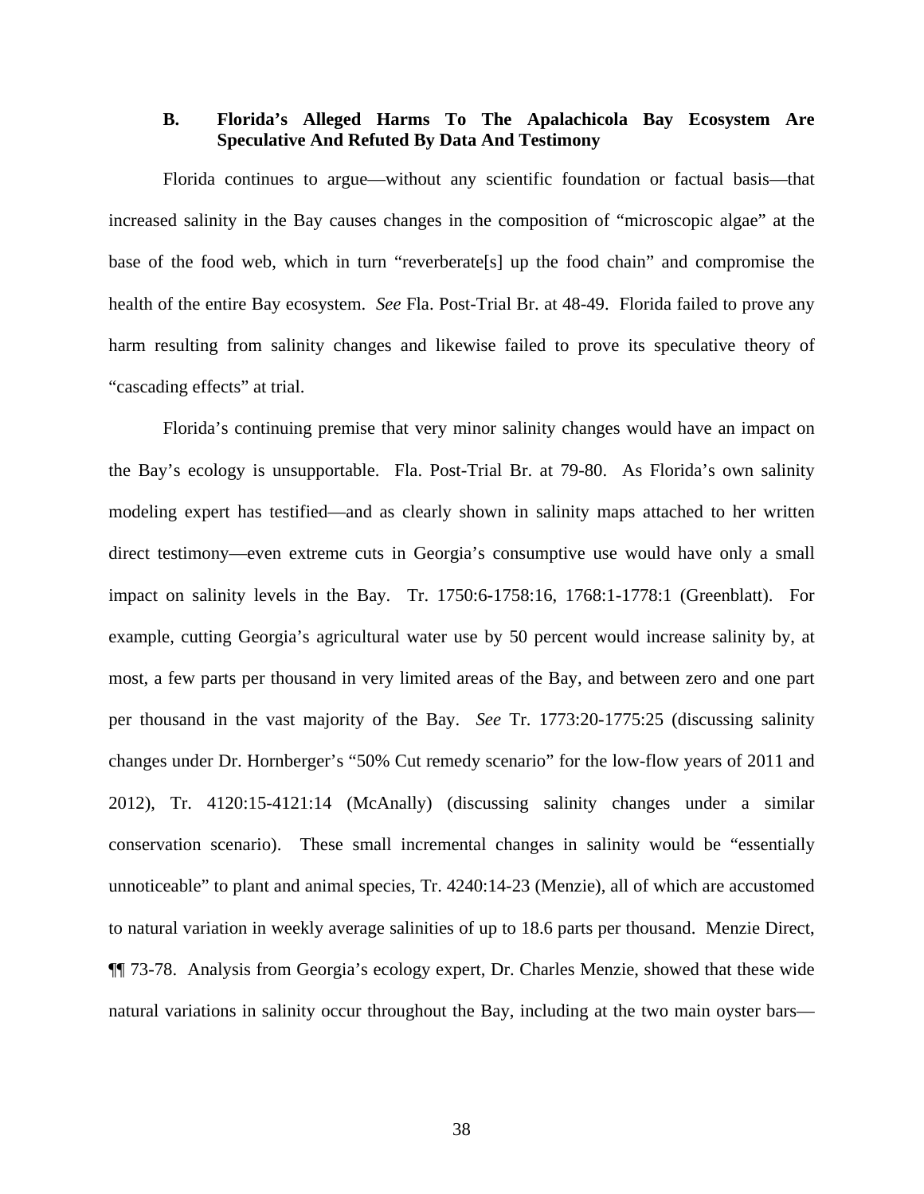### B. Florida's Alleged Harms To The Apalachicola Bay Ecosystem Are Speculative And Refuted By Data And Testimony

Florida continues to argue—without any scientific foundation or factual basis—that increased salinity in the Bay causes changes in the composition of "microscopic algae" at the base of the food web, which in turn "reverberate[s] up the food chain" and compromise the health of the entire Bay ecosystem. *See* Fla. Post-Trial Br. at 48-49. Florida failed to prove any harm resulting from salinity changes and likewise failed to prove its speculative theory of "cascading effects" at trial.

Florida's continuing premise that very minor salinity changes would have an impact on the Bay's ecology is unsupportable. Fla. Post-Trial Br. at 79-80. As Florida's own salinity modeling expert has testified—and as clearly shown in salinity maps attached to her written direct testimony—even extreme cuts in Georgia's consumptive use would have only a small impact on salinity levels in the Bay. Tr. 1750:6-1758:16, 1768:1-1778:1 (Greenblatt). For example, cutting Georgia's agricultural water use by 50 percent would increase salinity by, at most, a few parts per thousand in very limited areas of the Bay, and between zero and one part per thousand in the vast majority of the Bay. *See* Tr. 1773:20-1775:25 (discussing salinity changes under Dr. Hornberger's "50% Cut remedy scenario" for the low-flow years of 2011 and 2012), Tr. 4120:15-4121:14 (McAnally) (discussing salinity changes under a similar conservation scenario). These small incremental changes in salinity would be "essentially unnoticeable" to plant and animal species, Tr. 4240:14-23 (Menzie), all of which are accustomed to natural variation in weekly average salinities of up to 18.6 parts per thousand. Menzie Direct, ¶¶ 73-78. Analysis from Georgia's ecology expert, Dr. Charles Menzie, showed that these wide natural variations in salinity occur throughout the Bay, including at the two main oyster bars—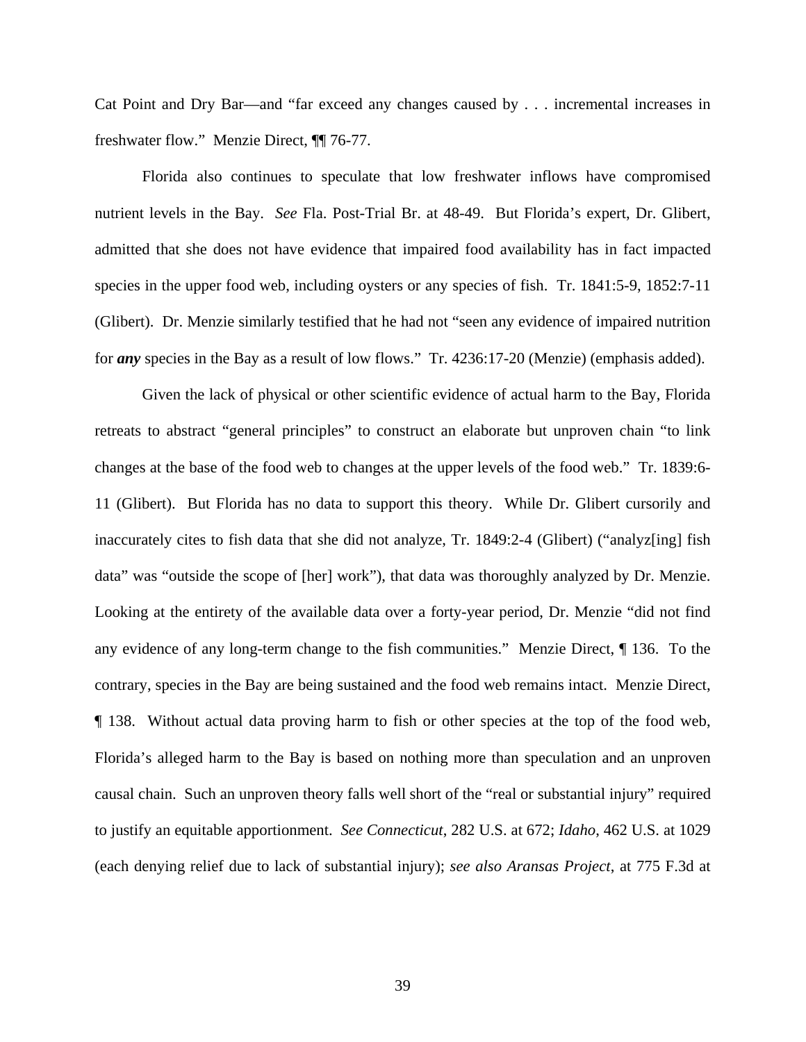Cat Point and Dry Bar—and "far exceed any changes caused by . . . incremental increases in freshwater flow." Menzie Direct, ¶¶ 76-77.

Florida also continues to speculate that low freshwater inflows have compromised nutrient levels in the Bay. *See* Fla. Post-Trial Br. at 48-49. But Florida's expert, Dr. Glibert, admitted that she does not have evidence that impaired food availability has in fact impacted species in the upper food web, including oysters or any species of fish. Tr. 1841:5-9, 1852:7-11 (Glibert). Dr. Menzie similarly testified that he had not "seen any evidence of impaired nutrition for ***any*** species in the Bay as a result of low flows." Tr. 4236:17-20 (Menzie) (emphasis added).

Given the lack of physical or other scientific evidence of actual harm to the Bay, Florida retreats to abstract "general principles" to construct an elaborate but unproven chain "to link changes at the base of the food web to changes at the upper levels of the food web." Tr. 1839:6-11 (Glibert). But Florida has no data to support this theory. While Dr. Glibert cursorily and inaccurately cites to fish data that she did not analyze, Tr. 1849:2-4 (Glibert) ("analyz[ing] fish data" was "outside the scope of [her] work"), that data was thoroughly analyzed by Dr. Menzie. Looking at the entirety of the available data over a forty-year period, Dr. Menzie "did not find any evidence of any long-term change to the fish communities." Menzie Direct, ¶ 136. To the contrary, species in the Bay are being sustained and the food web remains intact. Menzie Direct, ¶ 138. Without actual data proving harm to fish or other species at the top of the food web, Florida's alleged harm to the Bay is based on nothing more than speculation and an unproven causal chain. Such an unproven theory falls well short of the "real or substantial injury" required to justify an equitable apportionment. *See Connecticut*, 282 U.S. at 672; *Idaho*, 462 U.S. at 1029 (each denying relief due to lack of substantial injury); *see also Aransas Project*, at 775 F.3d at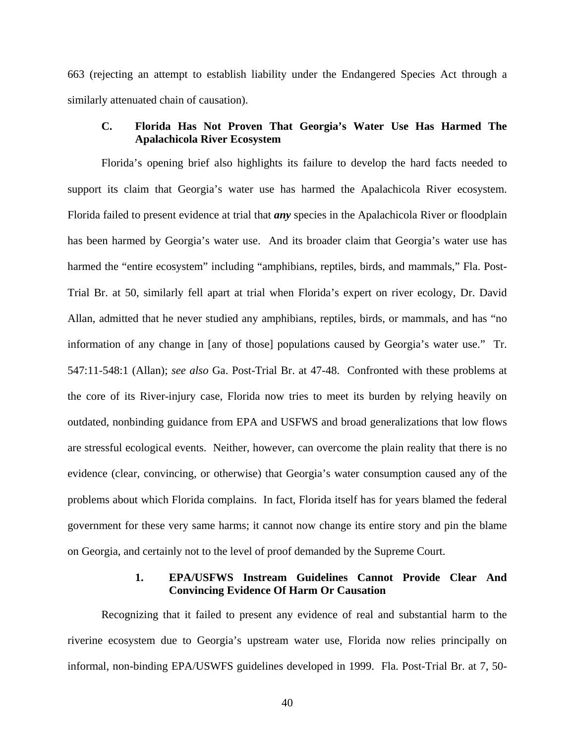663 (rejecting an attempt to establish liability under the Endangered Species Act through a similarly attenuated chain of causation).

### C. Florida Has Not Proven That Georgia's Water Use Has Harmed The Apalachicola River Ecosystem

Florida's opening brief also highlights its failure to develop the hard facts needed to support its claim that Georgia's water use has harmed the Apalachicola River ecosystem. Florida failed to present evidence at trial that ***any*** species in the Apalachicola River or floodplain has been harmed by Georgia's water use. And its broader claim that Georgia's water use has harmed the "entire ecosystem" including "amphibians, reptiles, birds, and mammals," Fla. Post-Trial Br. at 50, similarly fell apart at trial when Florida's expert on river ecology, Dr. David Allan, admitted that he never studied any amphibians, reptiles, birds, or mammals, and has "no information of any change in [any of those] populations caused by Georgia's water use." Tr. 547:11-548:1 (Allan); *see also* Ga. Post-Trial Br. at 47-48. Confronted with these problems at the core of its River-injury case, Florida now tries to meet its burden by relying heavily on outdated, nonbinding guidance from EPA and USFWS and broad generalizations that low flows are stressful ecological events. Neither, however, can overcome the plain reality that there is no evidence (clear, convincing, or otherwise) that Georgia's water consumption caused any of the problems about which Florida complains. In fact, Florida itself has for years blamed the federal government for these very same harms; it cannot now change its entire story and pin the blame on Georgia, and certainly not to the level of proof demanded by the Supreme Court.

#### 1. EPA/USFWS Instream Guidelines Cannot Provide Clear And Convincing Evidence Of Harm Or Causation

Recognizing that it failed to present any evidence of real and substantial harm to the riverine ecosystem due to Georgia's upstream water use, Florida now relies principally on informal, non-binding EPA/USWFS guidelines developed in 1999. Fla. Post-Trial Br. at 7, 50-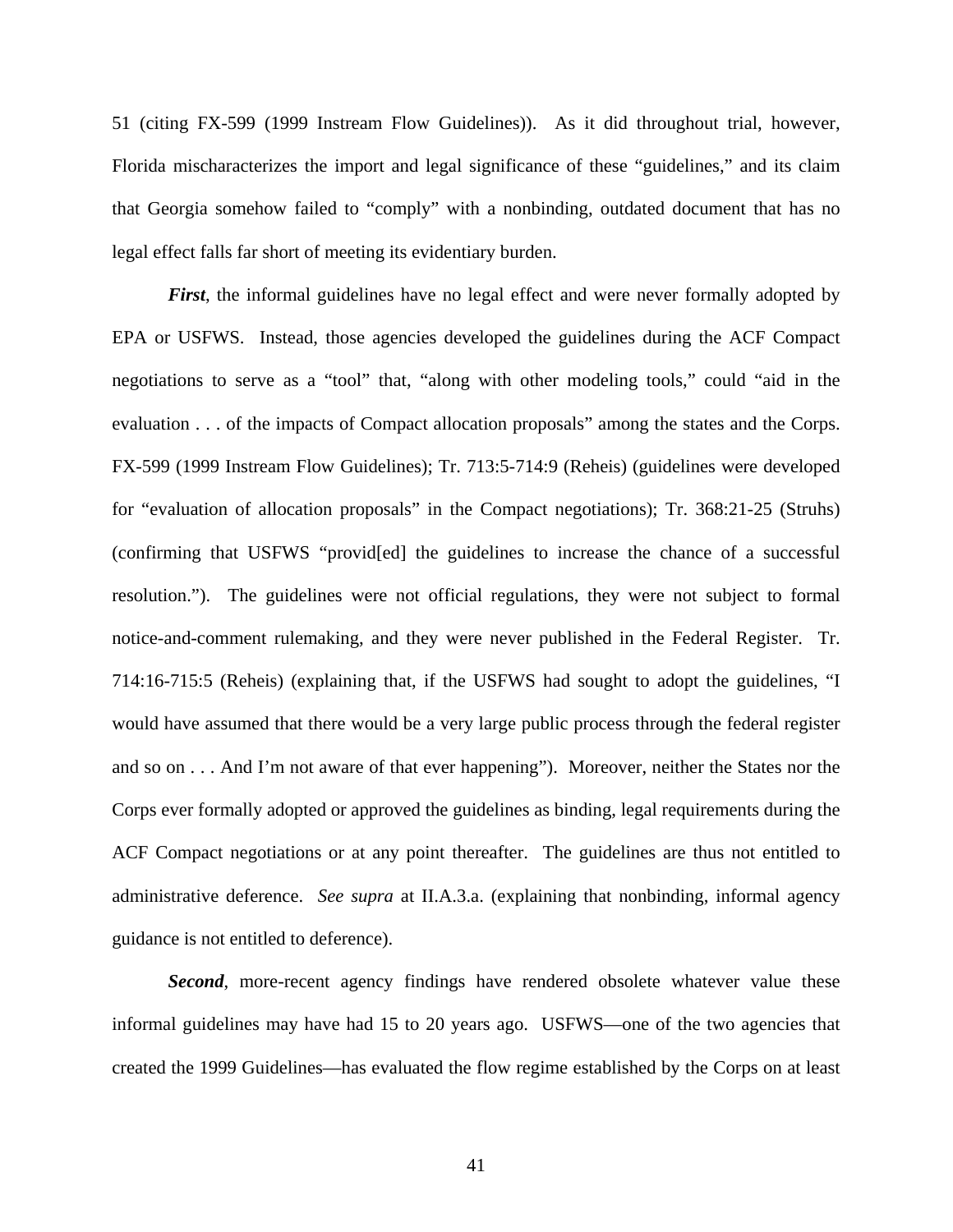51 (citing FX-599 (1999 Instream Flow Guidelines)). As it did throughout trial, however, Florida mischaracterizes the import and legal significance of these "guidelines," and its claim that Georgia somehow failed to "comply" with a nonbinding, outdated document that has no legal effect falls far short of meeting its evidentiary burden.

***First***, the informal guidelines have no legal effect and were never formally adopted by EPA or USFWS. Instead, those agencies developed the guidelines during the ACF Compact negotiations to serve as a "tool" that, "along with other modeling tools," could "aid in the evaluation . . . of the impacts of Compact allocation proposals" among the states and the Corps. FX-599 (1999 Instream Flow Guidelines); Tr. 713:5-714:9 (Reheis) (guidelines were developed for "evaluation of allocation proposals" in the Compact negotiations); Tr. 368:21-25 (Struhs) (confirming that USFWS "provid[ed] the guidelines to increase the chance of a successful resolution."). The guidelines were not official regulations, they were not subject to formal notice-and-comment rulemaking, and they were never published in the Federal Register. Tr. 714:16-715:5 (Reheis) (explaining that, if the USFWS had sought to adopt the guidelines, "I would have assumed that there would be a very large public process through the federal register and so on . . . And I'm not aware of that ever happening"). Moreover, neither the States nor the Corps ever formally adopted or approved the guidelines as binding, legal requirements during the ACF Compact negotiations or at any point thereafter. The guidelines are thus not entitled to administrative deference. *See supra* at II.A.3.a. (explaining that nonbinding, informal agency guidance is not entitled to deference).

***Second***, more-recent agency findings have rendered obsolete whatever value these informal guidelines may have had 15 to 20 years ago. USFWS—one of the two agencies that created the 1999 Guidelines—has evaluated the flow regime established by the Corps on at least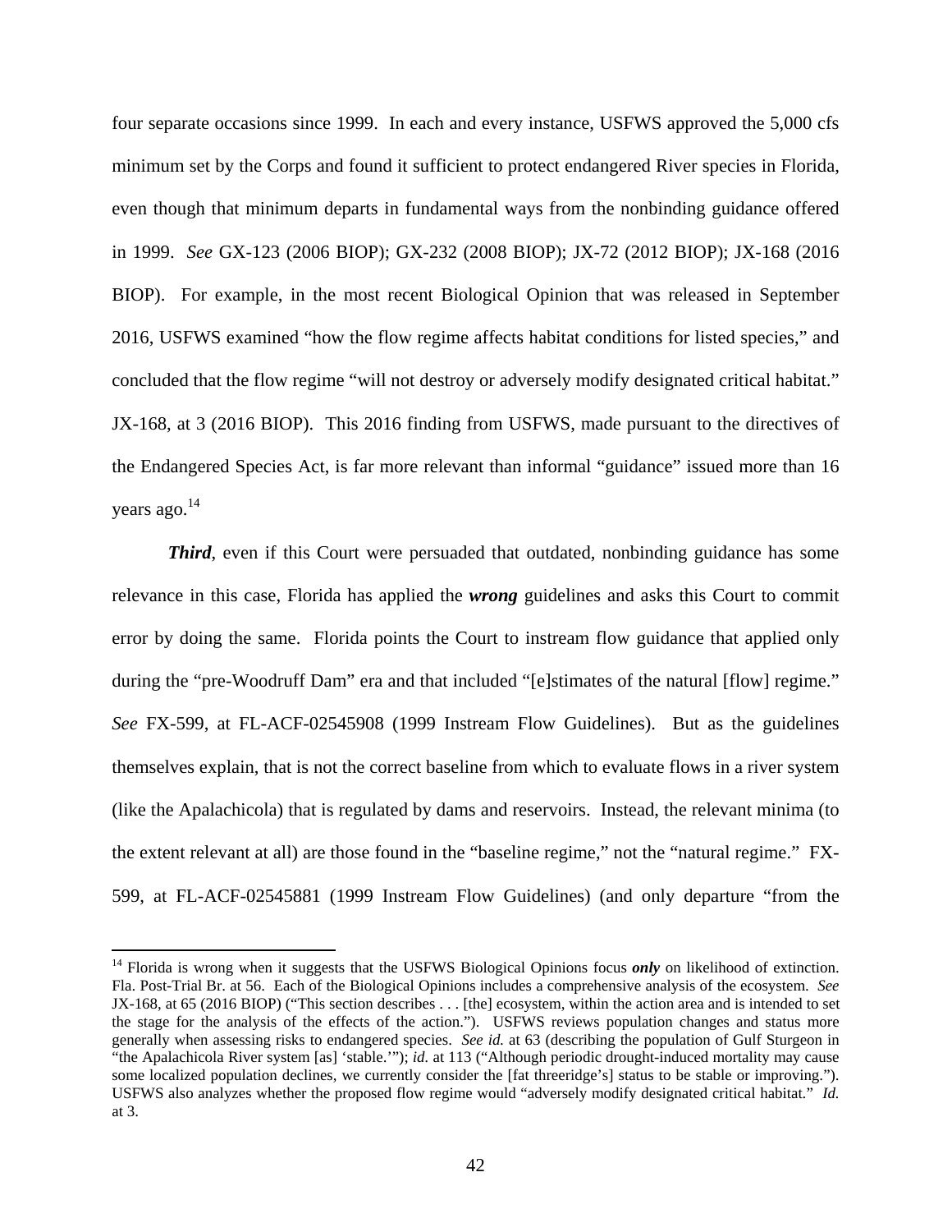four separate occasions since 1999. In each and every instance, USFWS approved the 5,000 cfs minimum set by the Corps and found it sufficient to protect endangered River species in Florida, even though that minimum departs in fundamental ways from the nonbinding guidance offered in 1999. *See* GX-123 (2006 BIOP); GX-232 (2008 BIOP); JX-72 (2012 BIOP); JX-168 (2016 BIOP). For example, in the most recent Biological Opinion that was released in September 2016, USFWS examined "how the flow regime affects habitat conditions for listed species," and concluded that the flow regime "will not destroy or adversely modify designated critical habitat." JX-168, at 3 (2016 BIOP). This 2016 finding from USFWS, made pursuant to the directives of the Endangered Species Act, is far more relevant than informal "guidance" issued more than 16 years ago.[14]

***Third***, even if this Court were persuaded that outdated, nonbinding guidance has some relevance in this case, Florida has applied the ***wrong*** guidelines and asks this Court to commit error by doing the same. Florida points the Court to instream flow guidance that applied only during the "pre-Woodruff Dam" era and that included "[e]stimates of the natural [flow] regime." *See* FX-599, at FL-ACF-02545908 (1999 Instream Flow Guidelines). But as the guidelines themselves explain, that is not the correct baseline from which to evaluate flows in a river system (like the Apalachicola) that is regulated by dams and reservoirs. Instead, the relevant minima (to the extent relevant at all) are those found in the "baseline regime," not the "natural regime." FX-599, at FL-ACF-02545881 (1999 Instream Flow Guidelines) (and only departure "from the

---

[14] Florida is wrong when it suggests that the USFWS Biological Opinions focus ***only*** on likelihood of extinction. Fla. Post-Trial Br. at 56. Each of the Biological Opinions includes a comprehensive analysis of the ecosystem. *See* JX-168, at 65 (2016 BIOP) ("This section describes . . . [the] ecosystem, within the action area and is intended to set the stage for the analysis of the effects of the action."). USFWS reviews population changes and status more generally when assessing risks to endangered species. *See id.* at 63 (describing the population of Gulf Sturgeon in "the Apalachicola River system [as] 'stable.'"); *id.* at 113 ("Although periodic drought-induced mortality may cause some localized population declines, we currently consider the [fat threeridge's] status to be stable or improving."). USFWS also analyzes whether the proposed flow regime would "adversely modify designated critical habitat." *Id.* at 3.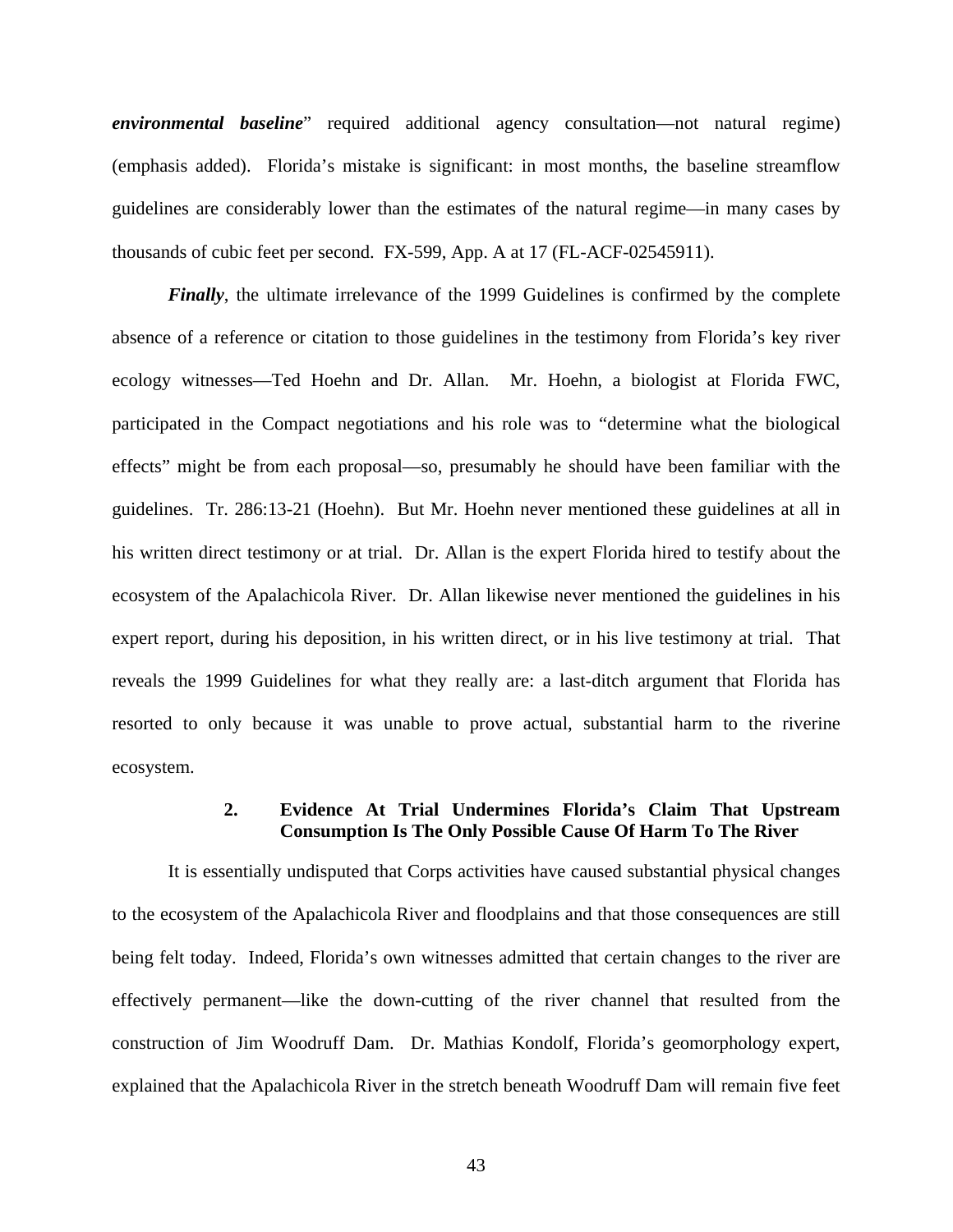***environmental baseline***" required additional agency consultation—not natural regime) (emphasis added). Florida's mistake is significant: in most months, the baseline streamflow guidelines are considerably lower than the estimates of the natural regime—in many cases by thousands of cubic feet per second. FX-599, App. A at 17 (FL-ACF-02545911).

***Finally***, the ultimate irrelevance of the 1999 Guidelines is confirmed by the complete absence of a reference or citation to those guidelines in the testimony from Florida's key river ecology witnesses—Ted Hoehn and Dr. Allan. Mr. Hoehn, a biologist at Florida FWC, participated in the Compact negotiations and his role was to "determine what the biological effects" might be from each proposal—so, presumably he should have been familiar with the guidelines. Tr. 286:13-21 (Hoehn). But Mr. Hoehn never mentioned these guidelines at all in his written direct testimony or at trial. Dr. Allan is the expert Florida hired to testify about the ecosystem of the Apalachicola River. Dr. Allan likewise never mentioned the guidelines in his expert report, during his deposition, in his written direct, or in his live testimony at trial. That reveals the 1999 Guidelines for what they really are: a last-ditch argument that Florida has resorted to only because it was unable to prove actual, substantial harm to the riverine ecosystem.

#### 2. Evidence At Trial Undermines Florida's Claim That Upstream Consumption Is The Only Possible Cause Of Harm To The River

It is essentially undisputed that Corps activities have caused substantial physical changes to the ecosystem of the Apalachicola River and floodplains and that those consequences are still being felt today. Indeed, Florida's own witnesses admitted that certain changes to the river are effectively permanent—like the down-cutting of the river channel that resulted from the construction of Jim Woodruff Dam. Dr. Mathias Kondolf, Florida's geomorphology expert, explained that the Apalachicola River in the stretch beneath Woodruff Dam will remain five feet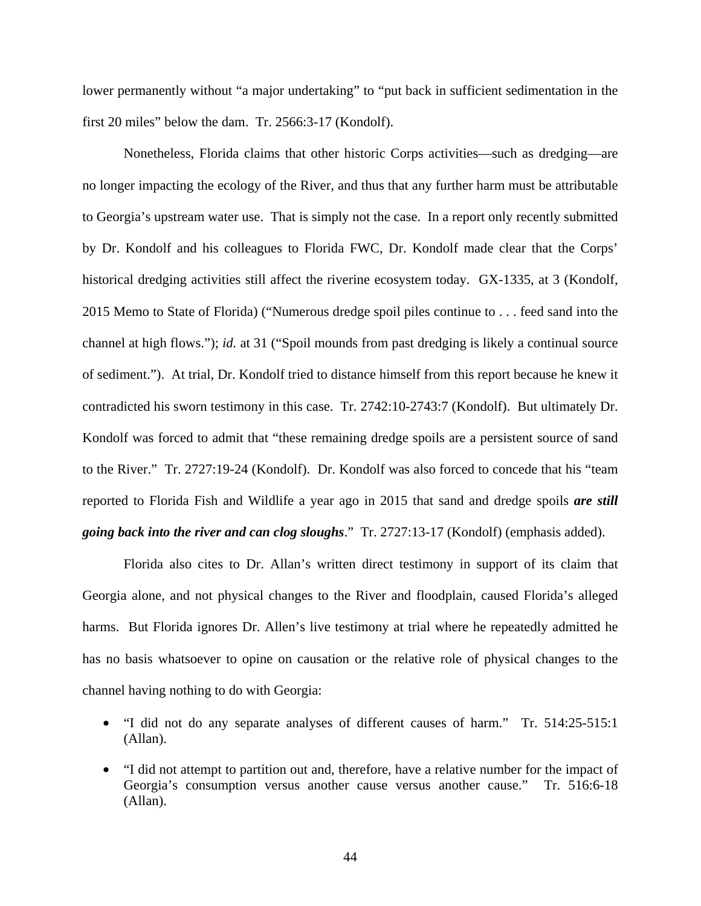lower permanently without "a major undertaking" to "put back in sufficient sedimentation in the first 20 miles" below the dam. Tr. 2566:3-17 (Kondolf).

Nonetheless, Florida claims that other historic Corps activities—such as dredging—are no longer impacting the ecology of the River, and thus that any further harm must be attributable to Georgia's upstream water use. That is simply not the case. In a report only recently submitted by Dr. Kondolf and his colleagues to Florida FWC, Dr. Kondolf made clear that the Corps' historical dredging activities still affect the riverine ecosystem today. GX-1335, at 3 (Kondolf, 2015 Memo to State of Florida) ("Numerous dredge spoil piles continue to . . . feed sand into the channel at high flows."); *id.* at 31 ("Spoil mounds from past dredging is likely a continual source of sediment."). At trial, Dr. Kondolf tried to distance himself from this report because he knew it contradicted his sworn testimony in this case. Tr. 2742:10-2743:7 (Kondolf). But ultimately Dr. Kondolf was forced to admit that "these remaining dredge spoils are a persistent source of sand to the River." Tr. 2727:19-24 (Kondolf). Dr. Kondolf was also forced to concede that his "team reported to Florida Fish and Wildlife a year ago in 2015 that sand and dredge spoils ***are still going back into the river and can clog sloughs***." Tr. 2727:13-17 (Kondolf) (emphasis added).

Florida also cites to Dr. Allan's written direct testimony in support of its claim that Georgia alone, and not physical changes to the River and floodplain, caused Florida's alleged harms. But Florida ignores Dr. Allen's live testimony at trial where he repeatedly admitted he has no basis whatsoever to opine on causation or the relative role of physical changes to the channel having nothing to do with Georgia:

- "I did not do any separate analyses of different causes of harm." Tr. 514:25-515:1 (Allan).
- "I did not attempt to partition out and, therefore, have a relative number for the impact of Georgia's consumption versus another cause versus another cause." Tr. 516:6-18 (Allan).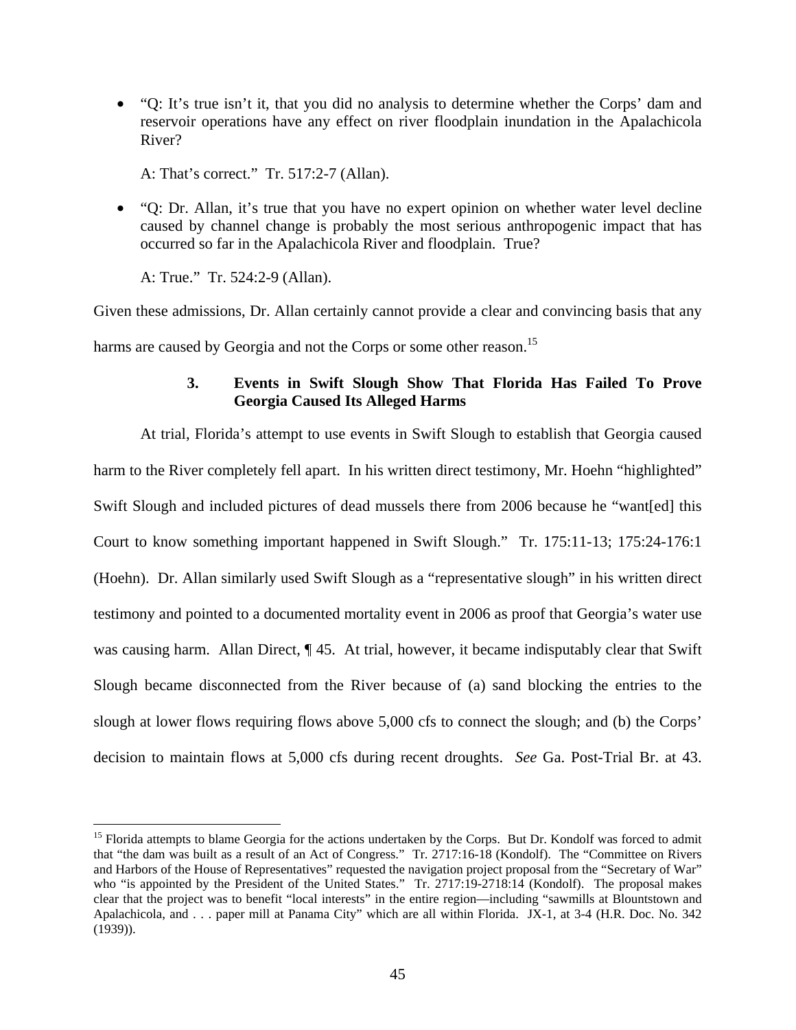- "Q: It's true isn't it, that you did no analysis to determine whether the Corps' dam and reservoir operations have any effect on river floodplain inundation in the Apalachicola River?

  A: That's correct." Tr. 517:2-7 (Allan).

- "Q: Dr. Allan, it's true that you have no expert opinion on whether water level decline caused by channel change is probably the most serious anthropogenic impact that has occurred so far in the Apalachicola River and floodplain. True?

  A: True." Tr. 524:2-9 (Allan).

Given these admissions, Dr. Allan certainly cannot provide a clear and convincing basis that any harms are caused by Georgia and not the Corps or some other reason.[15]

### 3. Events in Swift Slough Show That Florida Has Failed To Prove Georgia Caused Its Alleged Harms

At trial, Florida's attempt to use events in Swift Slough to establish that Georgia caused harm to the River completely fell apart. In his written direct testimony, Mr. Hoehn "highlighted" Swift Slough and included pictures of dead mussels there from 2006 because he "want[ed] this Court to know something important happened in Swift Slough." Tr. 175:11-13; 175:24-176:1 (Hoehn). Dr. Allan similarly used Swift Slough as a "representative slough" in his written direct testimony and pointed to a documented mortality event in 2006 as proof that Georgia's water use was causing harm. Allan Direct, ¶ 45. At trial, however, it became indisputably clear that Swift Slough became disconnected from the River because of (a) sand blocking the entries to the slough at lower flows requiring flows above 5,000 cfs to connect the slough; and (b) the Corps' decision to maintain flows at 5,000 cfs during recent droughts. *See* Ga. Post-Trial Br. at 43.

---

[15] Florida attempts to blame Georgia for the actions undertaken by the Corps. But Dr. Kondolf was forced to admit that "the dam was built as a result of an Act of Congress." Tr. 2717:16-18 (Kondolf). The "Committee on Rivers and Harbors of the House of Representatives" requested the navigation project proposal from the "Secretary of War" who "is appointed by the President of the United States." Tr. 2717:19-2718:14 (Kondolf). The proposal makes clear that the project was to benefit "local interests" in the entire region—including "sawmills at Blountstown and Apalachicola, and . . . paper mill at Panama City" which are all within Florida. JX-1, at 3-4 (H.R. Doc. No. 342 (1939)).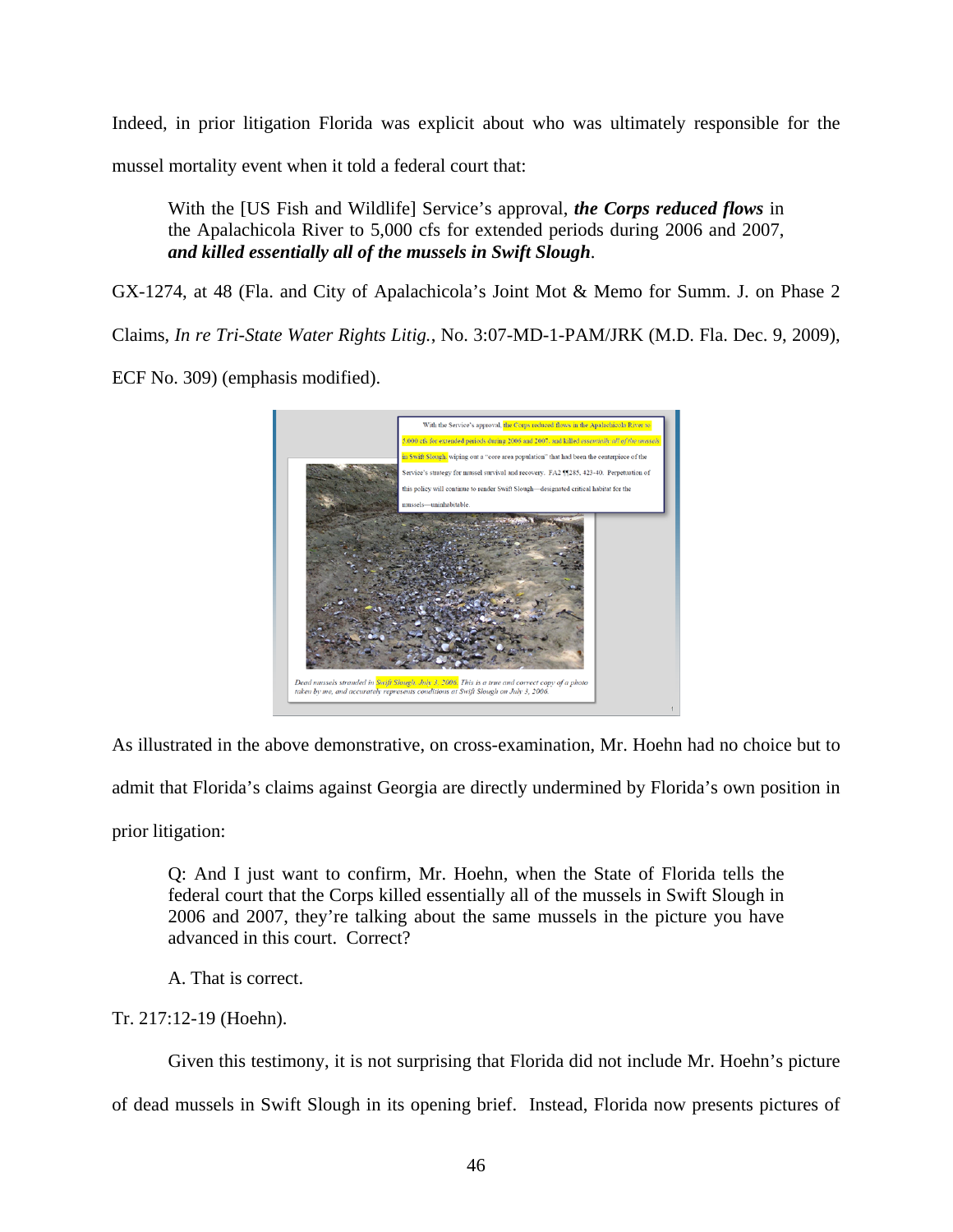Indeed, in prior litigation Florida was explicit about who was ultimately responsible for the mussel mortality event when it told a federal court that:

> With the [US Fish and Wildlife] Service's approval, ***the Corps reduced flows*** in the Apalachicola River to 5,000 cfs for extended periods during 2006 and 2007, ***and killed essentially all of the mussels in Swift Slough***.

GX-1274, at 48 (Fla. and City of Apalachicola's Joint Mot & Memo for Summ. J. on Phase 2 Claims, *In re Tri-State Water Rights Litig.*, No. 3:07-MD-1-PAM/JRK (M.D. Fla. Dec. 9, 2009), ECF No. 309) (emphasis modified).

With the Service's approval, the Corps reduced flows in the Apalachicola River to 5,000 cfs for extended periods during 2006 and 2007, and killed *essentially all of the mussels* in Swift Slough, wiping out a "core area population" that had been the centerpiece of the Service's strategy for mussel survival and recovery. FA2 ¶¶285, 423-40. Perpetuation of this policy will continue to render Swift Slough—designated critical habitat for the mussels—uninhabitable.

*Dead mussels stranded in Swift Slough, July 3, 2006. This is a true and correct copy of a photo taken by me, and accurately represents conditions at Swift Slough on July 3, 2006.*

As illustrated in the above demonstrative, on cross-examination, Mr. Hoehn had no choice but to admit that Florida's claims against Georgia are directly undermined by Florida's own position in prior litigation:

> Q: And I just want to confirm, Mr. Hoehn, when the State of Florida tells the federal court that the Corps killed essentially all of the mussels in Swift Slough in 2006 and 2007, they're talking about the same mussels in the picture you have advanced in this court. Correct?
>
> A. That is correct.

Tr. 217:12-19 (Hoehn).

Given this testimony, it is not surprising that Florida did not include Mr. Hoehn's picture of dead mussels in Swift Slough in its opening brief. Instead, Florida now presents pictures of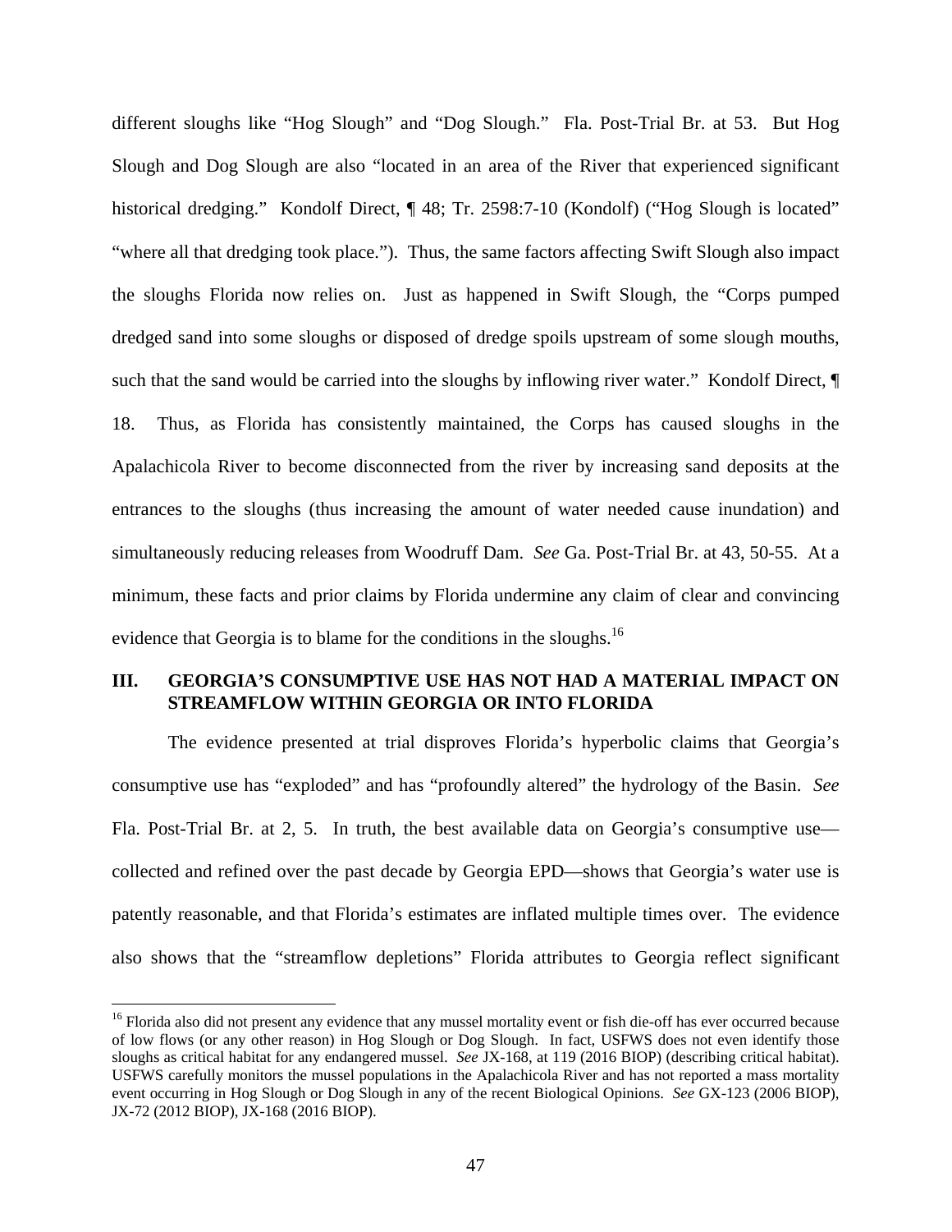different sloughs like "Hog Slough" and "Dog Slough." Fla. Post-Trial Br. at 53. But Hog Slough and Dog Slough are also "located in an area of the River that experienced significant historical dredging." Kondolf Direct, ¶ 48; Tr. 2598:7-10 (Kondolf) ("Hog Slough is located" "where all that dredging took place."). Thus, the same factors affecting Swift Slough also impact the sloughs Florida now relies on. Just as happened in Swift Slough, the "Corps pumped dredged sand into some sloughs or disposed of dredge spoils upstream of some slough mouths, such that the sand would be carried into the sloughs by inflowing river water." Kondolf Direct, ¶ 18. Thus, as Florida has consistently maintained, the Corps has caused sloughs in the Apalachicola River to become disconnected from the river by increasing sand deposits at the entrances to the sloughs (thus increasing the amount of water needed cause inundation) and simultaneously reducing releases from Woodruff Dam. *See* Ga. Post-Trial Br. at 43, 50-55. At a minimum, these facts and prior claims by Florida undermine any claim of clear and convincing evidence that Georgia is to blame for the conditions in the sloughs.[16]

## III. GEORGIA'S CONSUMPTIVE USE HAS NOT HAD A MATERIAL IMPACT ON STREAMFLOW WITHIN GEORGIA OR INTO FLORIDA

The evidence presented at trial disproves Florida's hyperbolic claims that Georgia's consumptive use has "exploded" and has "profoundly altered" the hydrology of the Basin. *See* Fla. Post-Trial Br. at 2, 5. In truth, the best available data on Georgia's consumptive use—collected and refined over the past decade by Georgia EPD—shows that Georgia's water use is patently reasonable, and that Florida's estimates are inflated multiple times over. The evidence also shows that the "streamflow depletions" Florida attributes to Georgia reflect significant

[16] Florida also did not present any evidence that any mussel mortality event or fish die-off has ever occurred because of low flows (or any other reason) in Hog Slough or Dog Slough. In fact, USFWS does not even identify those sloughs as critical habitat for any endangered mussel. *See* JX-168, at 119 (2016 BIOP) (describing critical habitat). USFWS carefully monitors the mussel populations in the Apalachicola River and has not reported a mass mortality event occurring in Hog Slough or Dog Slough in any of the recent Biological Opinions. *See* GX-123 (2006 BIOP), JX-72 (2012 BIOP), JX-168 (2016 BIOP).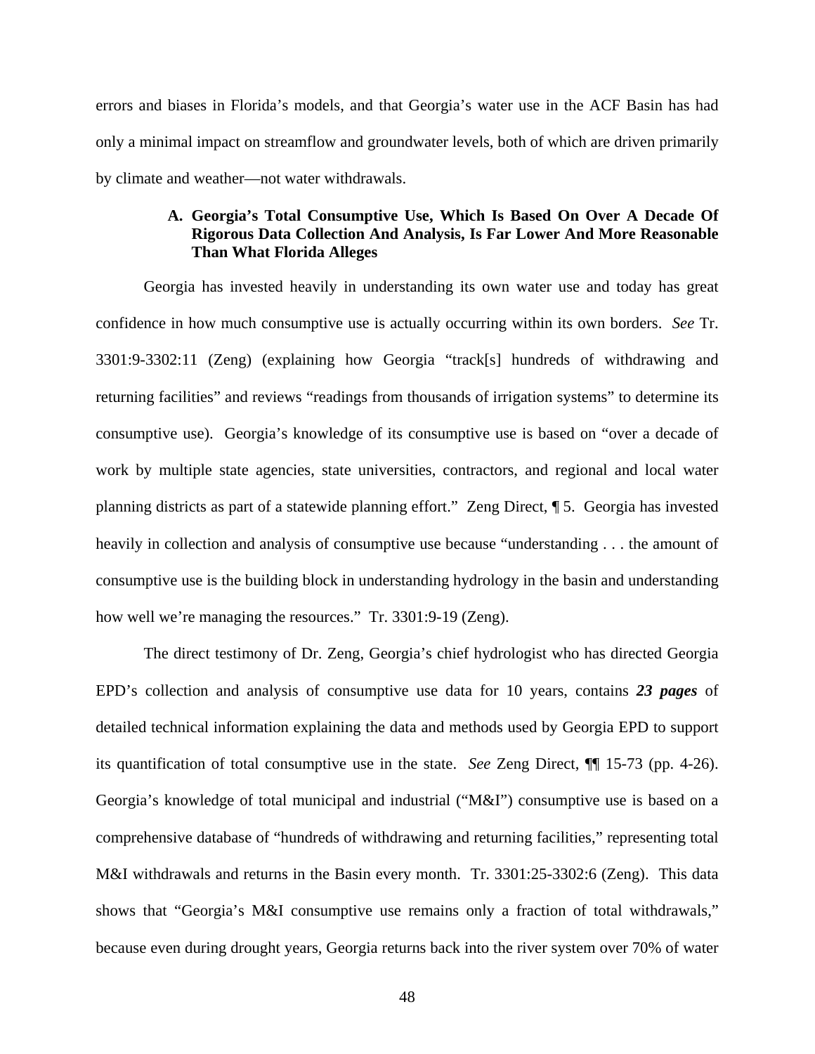errors and biases in Florida's models, and that Georgia's water use in the ACF Basin has had only a minimal impact on streamflow and groundwater levels, both of which are driven primarily by climate and weather—not water withdrawals.

### A. Georgia's Total Consumptive Use, Which Is Based On Over A Decade Of Rigorous Data Collection And Analysis, Is Far Lower And More Reasonable Than What Florida Alleges

Georgia has invested heavily in understanding its own water use and today has great confidence in how much consumptive use is actually occurring within its own borders. *See* Tr. 3301:9-3302:11 (Zeng) (explaining how Georgia "track[s] hundreds of withdrawing and returning facilities" and reviews "readings from thousands of irrigation systems" to determine its consumptive use). Georgia's knowledge of its consumptive use is based on "over a decade of work by multiple state agencies, state universities, contractors, and regional and local water planning districts as part of a statewide planning effort." Zeng Direct, ¶ 5. Georgia has invested heavily in collection and analysis of consumptive use because "understanding . . . the amount of consumptive use is the building block in understanding hydrology in the basin and understanding how well we're managing the resources." Tr. 3301:9-19 (Zeng).

The direct testimony of Dr. Zeng, Georgia's chief hydrologist who has directed Georgia EPD's collection and analysis of consumptive use data for 10 years, contains ***23 pages*** of detailed technical information explaining the data and methods used by Georgia EPD to support its quantification of total consumptive use in the state. *See* Zeng Direct, ¶¶ 15-73 (pp. 4-26). Georgia's knowledge of total municipal and industrial ("M&I") consumptive use is based on a comprehensive database of "hundreds of withdrawing and returning facilities," representing total M&I withdrawals and returns in the Basin every month. Tr. 3301:25-3302:6 (Zeng). This data shows that "Georgia's M&I consumptive use remains only a fraction of total withdrawals," because even during drought years, Georgia returns back into the river system over 70% of water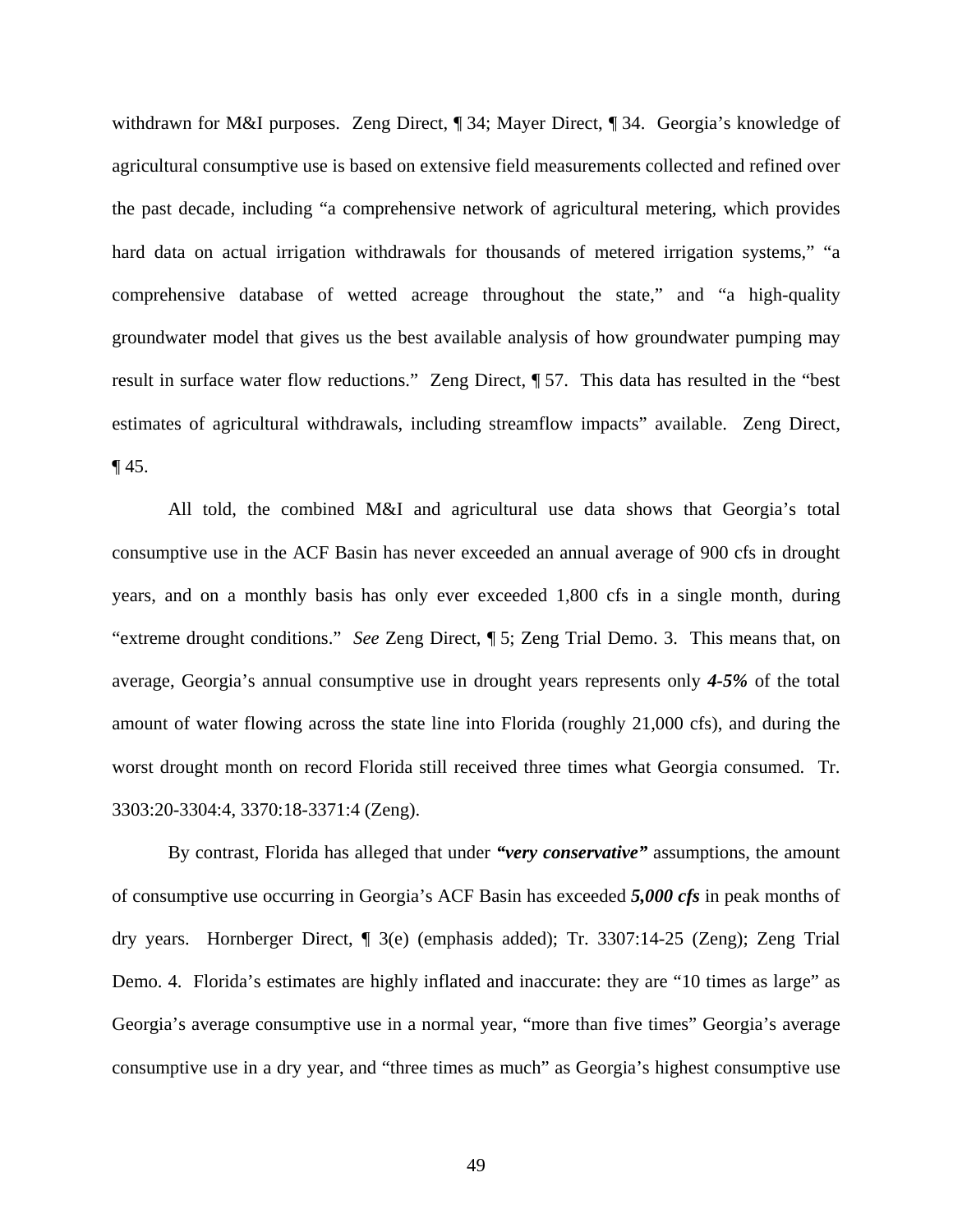withdrawn for M&I purposes. Zeng Direct, ¶ 34; Mayer Direct, ¶ 34. Georgia's knowledge of agricultural consumptive use is based on extensive field measurements collected and refined over the past decade, including "a comprehensive network of agricultural metering, which provides hard data on actual irrigation withdrawals for thousands of metered irrigation systems," "a comprehensive database of wetted acreage throughout the state," and "a high-quality groundwater model that gives us the best available analysis of how groundwater pumping may result in surface water flow reductions." Zeng Direct, ¶ 57. This data has resulted in the "best estimates of agricultural withdrawals, including streamflow impacts" available. Zeng Direct, ¶ 45.

All told, the combined M&I and agricultural use data shows that Georgia's total consumptive use in the ACF Basin has never exceeded an annual average of 900 cfs in drought years, and on a monthly basis has only ever exceeded 1,800 cfs in a single month, during "extreme drought conditions." *See* Zeng Direct, ¶ 5; Zeng Trial Demo. 3. This means that, on average, Georgia's annual consumptive use in drought years represents only ***4-5%*** of the total amount of water flowing across the state line into Florida (roughly 21,000 cfs), and during the worst drought month on record Florida still received three times what Georgia consumed. Tr. 3303:20-3304:4, 3370:18-3371:4 (Zeng).

By contrast, Florida has alleged that under ***"very conservative"*** assumptions, the amount of consumptive use occurring in Georgia's ACF Basin has exceeded ***5,000 cfs*** in peak months of dry years. Hornberger Direct, ¶ 3(e) (emphasis added); Tr. 3307:14-25 (Zeng); Zeng Trial Demo. 4. Florida's estimates are highly inflated and inaccurate: they are "10 times as large" as Georgia's average consumptive use in a normal year, "more than five times" Georgia's average consumptive use in a dry year, and "three times as much" as Georgia's highest consumptive use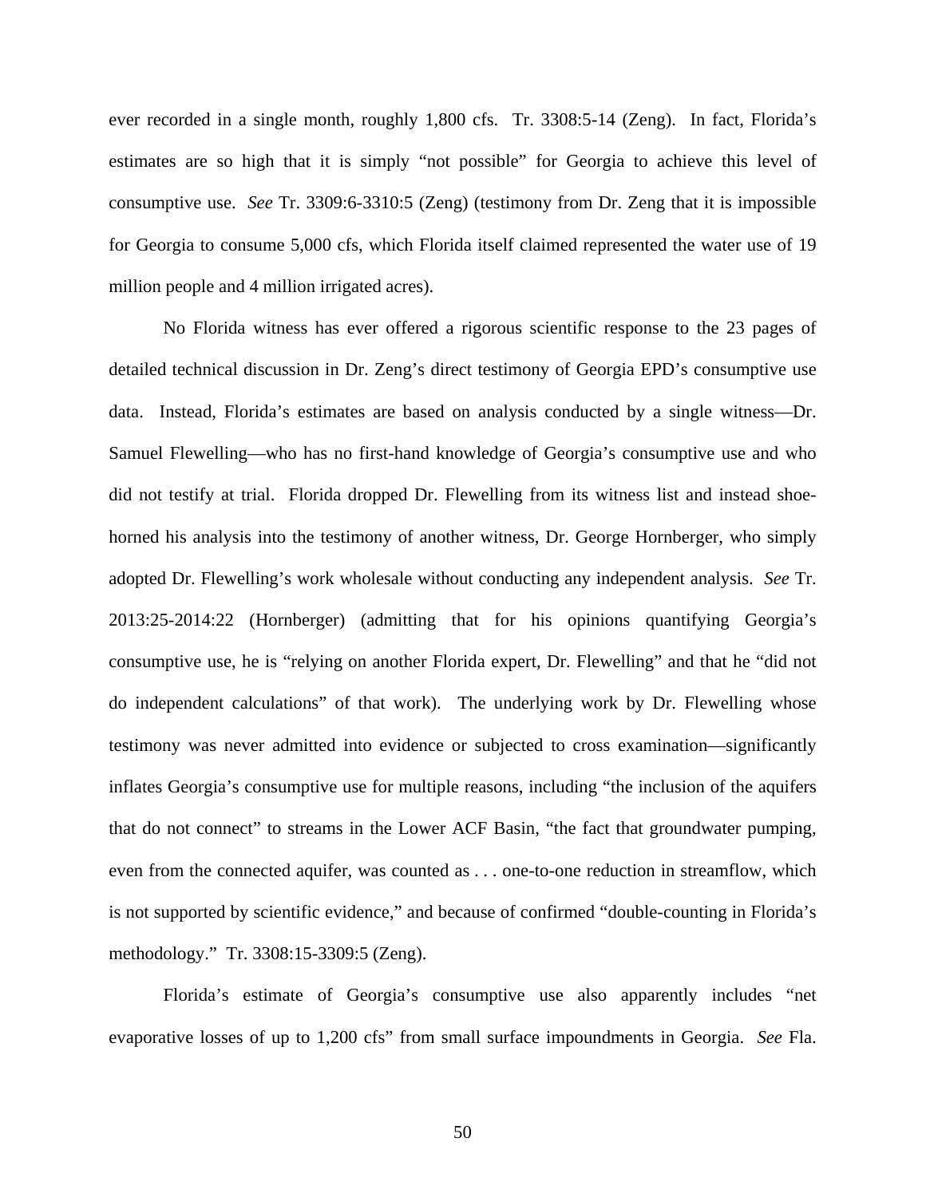ever recorded in a single month, roughly 1,800 cfs. Tr. 3308:5-14 (Zeng). In fact, Florida's estimates are so high that it is simply "not possible" for Georgia to achieve this level of consumptive use. *See* Tr. 3309:6-3310:5 (Zeng) (testimony from Dr. Zeng that it is impossible for Georgia to consume 5,000 cfs, which Florida itself claimed represented the water use of 19 million people and 4 million irrigated acres).

No Florida witness has ever offered a rigorous scientific response to the 23 pages of detailed technical discussion in Dr. Zeng's direct testimony of Georgia EPD's consumptive use data. Instead, Florida's estimates are based on analysis conducted by a single witness—Dr. Samuel Flewelling—who has no first-hand knowledge of Georgia's consumptive use and who did not testify at trial. Florida dropped Dr. Flewelling from its witness list and instead shoe-horned his analysis into the testimony of another witness, Dr. George Hornberger, who simply adopted Dr. Flewelling's work wholesale without conducting any independent analysis. *See* Tr. 2013:25-2014:22 (Hornberger) (admitting that for his opinions quantifying Georgia's consumptive use, he is "relying on another Florida expert, Dr. Flewelling" and that he "did not do independent calculations" of that work). The underlying work by Dr. Flewelling whose testimony was never admitted into evidence or subjected to cross examination—significantly inflates Georgia's consumptive use for multiple reasons, including "the inclusion of the aquifers that do not connect" to streams in the Lower ACF Basin, "the fact that groundwater pumping, even from the connected aquifer, was counted as . . . one-to-one reduction in streamflow, which is not supported by scientific evidence," and because of confirmed "double-counting in Florida's methodology." Tr. 3308:15-3309:5 (Zeng).

Florida's estimate of Georgia's consumptive use also apparently includes "net evaporative losses of up to 1,200 cfs" from small surface impoundments in Georgia. *See* Fla.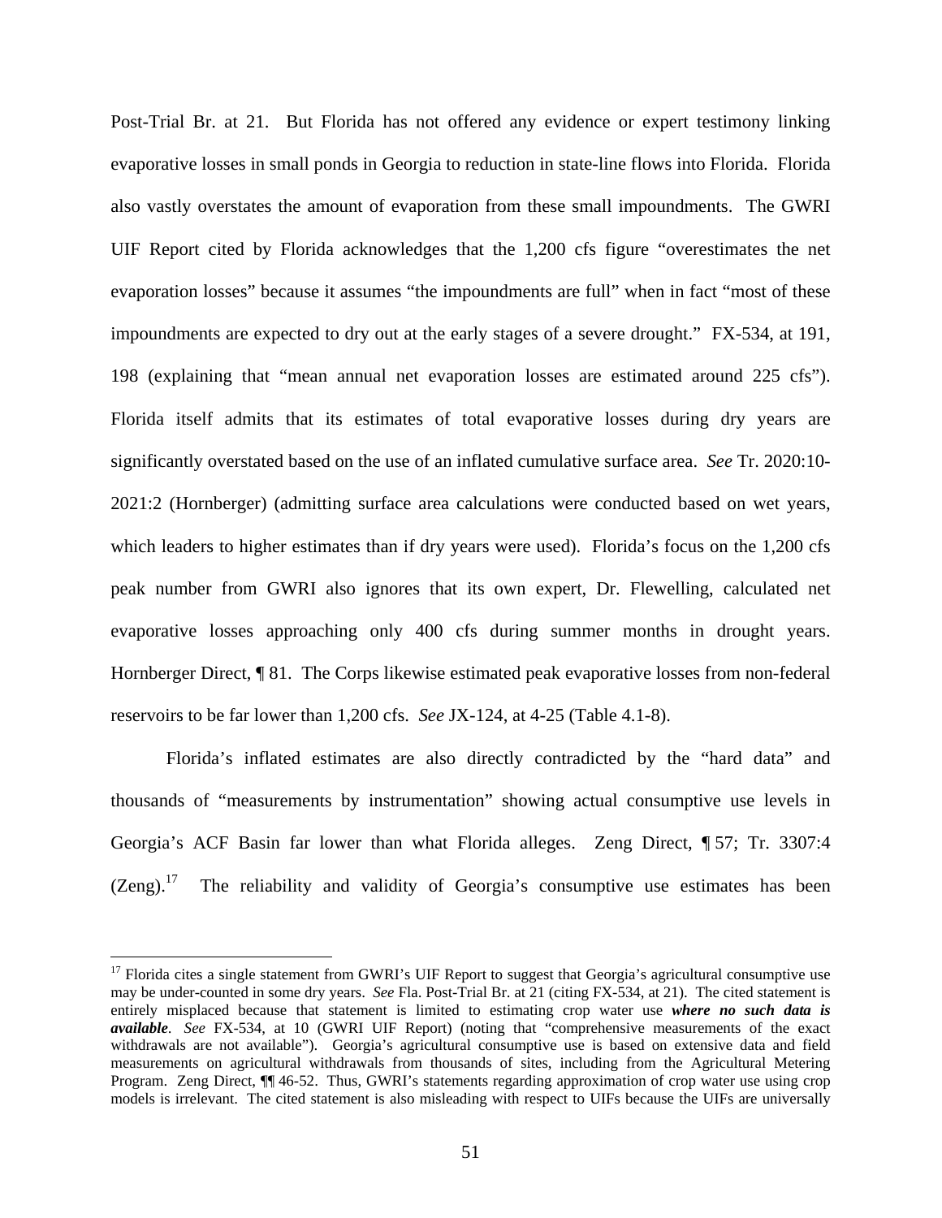Post-Trial Br. at 21. But Florida has not offered any evidence or expert testimony linking evaporative losses in small ponds in Georgia to reduction in state-line flows into Florida. Florida also vastly overstates the amount of evaporation from these small impoundments. The GWRI UIF Report cited by Florida acknowledges that the 1,200 cfs figure "overestimates the net evaporation losses" because it assumes "the impoundments are full" when in fact "most of these impoundments are expected to dry out at the early stages of a severe drought." FX-534, at 191, 198 (explaining that "mean annual net evaporation losses are estimated around 225 cfs"). Florida itself admits that its estimates of total evaporative losses during dry years are significantly overstated based on the use of an inflated cumulative surface area. *See* Tr. 2020:10-2021:2 (Hornberger) (admitting surface area calculations were conducted based on wet years, which leaders to higher estimates than if dry years were used). Florida's focus on the 1,200 cfs peak number from GWRI also ignores that its own expert, Dr. Flewelling, calculated net evaporative losses approaching only 400 cfs during summer months in drought years. Hornberger Direct, ¶ 81. The Corps likewise estimated peak evaporative losses from non-federal reservoirs to be far lower than 1,200 cfs. *See* JX-124, at 4-25 (Table 4.1-8).

Florida's inflated estimates are also directly contradicted by the "hard data" and thousands of "measurements by instrumentation" showing actual consumptive use levels in Georgia's ACF Basin far lower than what Florida alleges. Zeng Direct, ¶ 57; Tr. 3307:4 (Zeng).[17] The reliability and validity of Georgia's consumptive use estimates has been

---

[17] Florida cites a single statement from GWRI's UIF Report to suggest that Georgia's agricultural consumptive use may be under-counted in some dry years. *See* Fla. Post-Trial Br. at 21 (citing FX-534, at 21). The cited statement is entirely misplaced because that statement is limited to estimating crop water use ***where no such data is available***. *See* FX-534, at 10 (GWRI UIF Report) (noting that "comprehensive measurements of the exact withdrawals are not available"). Georgia's agricultural consumptive use is based on extensive data and field measurements on agricultural withdrawals from thousands of sites, including from the Agricultural Metering Program. Zeng Direct, ¶¶ 46-52. Thus, GWRI's statements regarding approximation of crop water use using crop models is irrelevant. The cited statement is also misleading with respect to UIFs because the UIFs are universally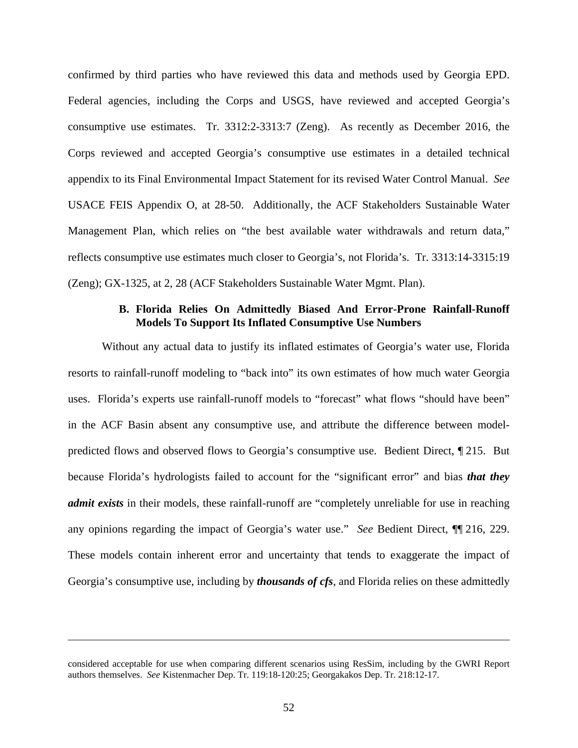confirmed by third parties who have reviewed this data and methods used by Georgia EPD. Federal agencies, including the Corps and USGS, have reviewed and accepted Georgia's consumptive use estimates. Tr. 3312:2-3313:7 (Zeng). As recently as December 2016, the Corps reviewed and accepted Georgia's consumptive use estimates in a detailed technical appendix to its Final Environmental Impact Statement for its revised Water Control Manual. *See* USACE FEIS Appendix O, at 28-50. Additionally, the ACF Stakeholders Sustainable Water Management Plan, which relies on "the best available water withdrawals and return data," reflects consumptive use estimates much closer to Georgia's, not Florida's. Tr. 3313:14-3315:19 (Zeng); GX-1325, at 2, 28 (ACF Stakeholders Sustainable Water Mgmt. Plan).

### B. Florida Relies On Admittedly Biased And Error-Prone Rainfall-Runoff Models To Support Its Inflated Consumptive Use Numbers

Without any actual data to justify its inflated estimates of Georgia's water use, Florida resorts to rainfall-runoff modeling to "back into" its own estimates of how much water Georgia uses. Florida's experts use rainfall-runoff models to "forecast" what flows "should have been" in the ACF Basin absent any consumptive use, and attribute the difference between model-predicted flows and observed flows to Georgia's consumptive use. Bedient Direct, ¶ 215. But because Florida's hydrologists failed to account for the "significant error" and bias ***that they admit exists*** in their models, these rainfall-runoff are "completely unreliable for use in reaching any opinions regarding the impact of Georgia's water use." *See* Bedient Direct, ¶¶ 216, 229. These models contain inherent error and uncertainty that tends to exaggerate the impact of Georgia's consumptive use, including by ***thousands of cfs***, and Florida relies on these admittedly

---

considered acceptable for use when comparing different scenarios using ResSim, including by the GWRI Report authors themselves. *See* Kistenmacher Dep. Tr. 119:18-120:25; Georgakakos Dep. Tr. 218:12-17.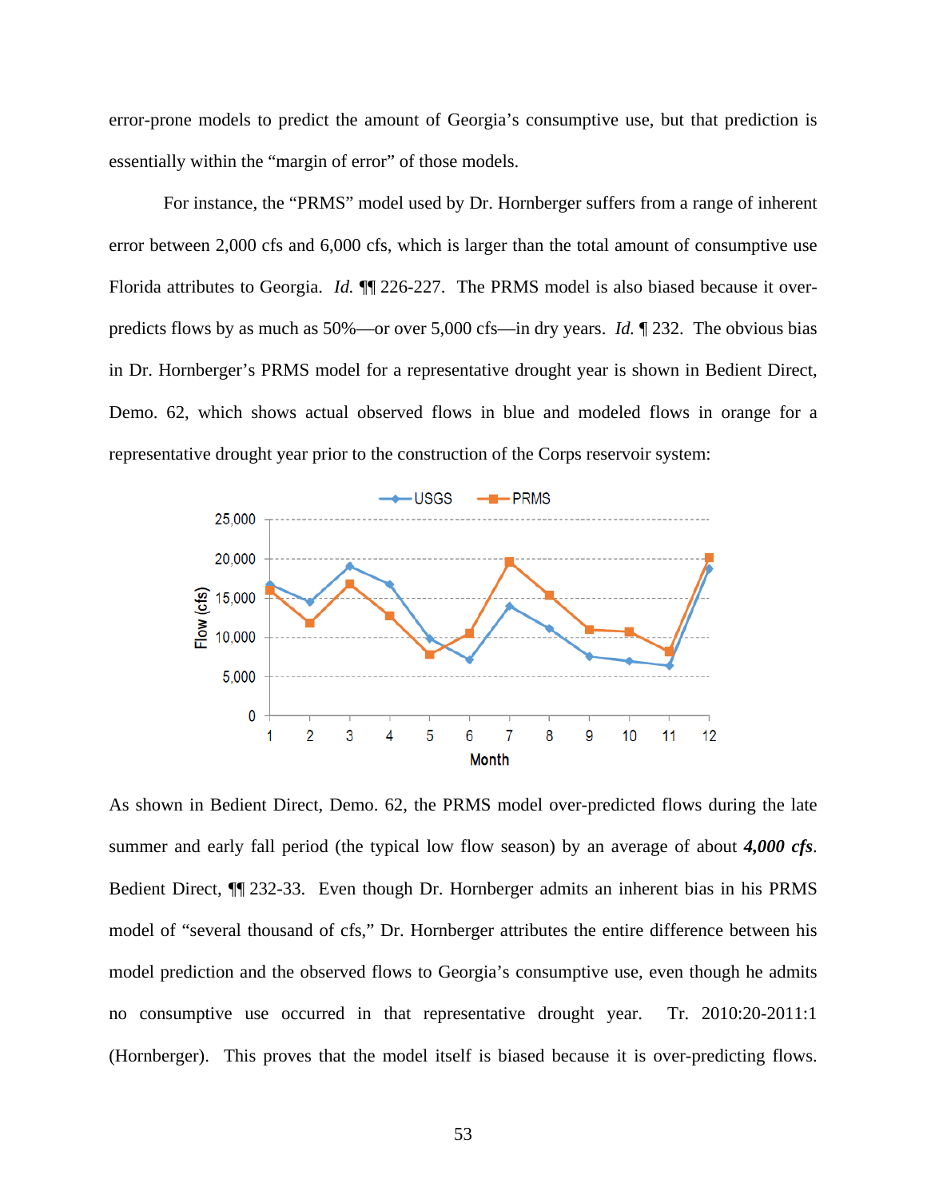error-prone models to predict the amount of Georgia's consumptive use, but that prediction is essentially within the "margin of error" of those models.

For instance, the "PRMS" model used by Dr. Hornberger suffers from a range of inherent error between 2,000 cfs and 6,000 cfs, which is larger than the total amount of consumptive use Florida attributes to Georgia. *Id.* ¶¶ 226-227. The PRMS model is also biased because it over-predicts flows by as much as 50%—or over 5,000 cfs—in dry years. *Id.* ¶ 232. The obvious bias in Dr. Hornberger's PRMS model for a representative drought year is shown in Bedient Direct, Demo. 62, which shows actual observed flows in blue and modeled flows in orange for a representative drought year prior to the construction of the Corps reservoir system:

As shown in Bedient Direct, Demo. 62, the PRMS model over-predicted flows during the late summer and early fall period (the typical low flow season) by an average of about ***4,000 cfs***. Bedient Direct, ¶¶ 232-33. Even though Dr. Hornberger admits an inherent bias in his PRMS model of "several thousand of cfs," Dr. Hornberger attributes the entire difference between his model prediction and the observed flows to Georgia's consumptive use, even though he admits no consumptive use occurred in that representative drought year. Tr. 2010:20-2011:1 (Hornberger). This proves that the model itself is biased because it is over-predicting flows.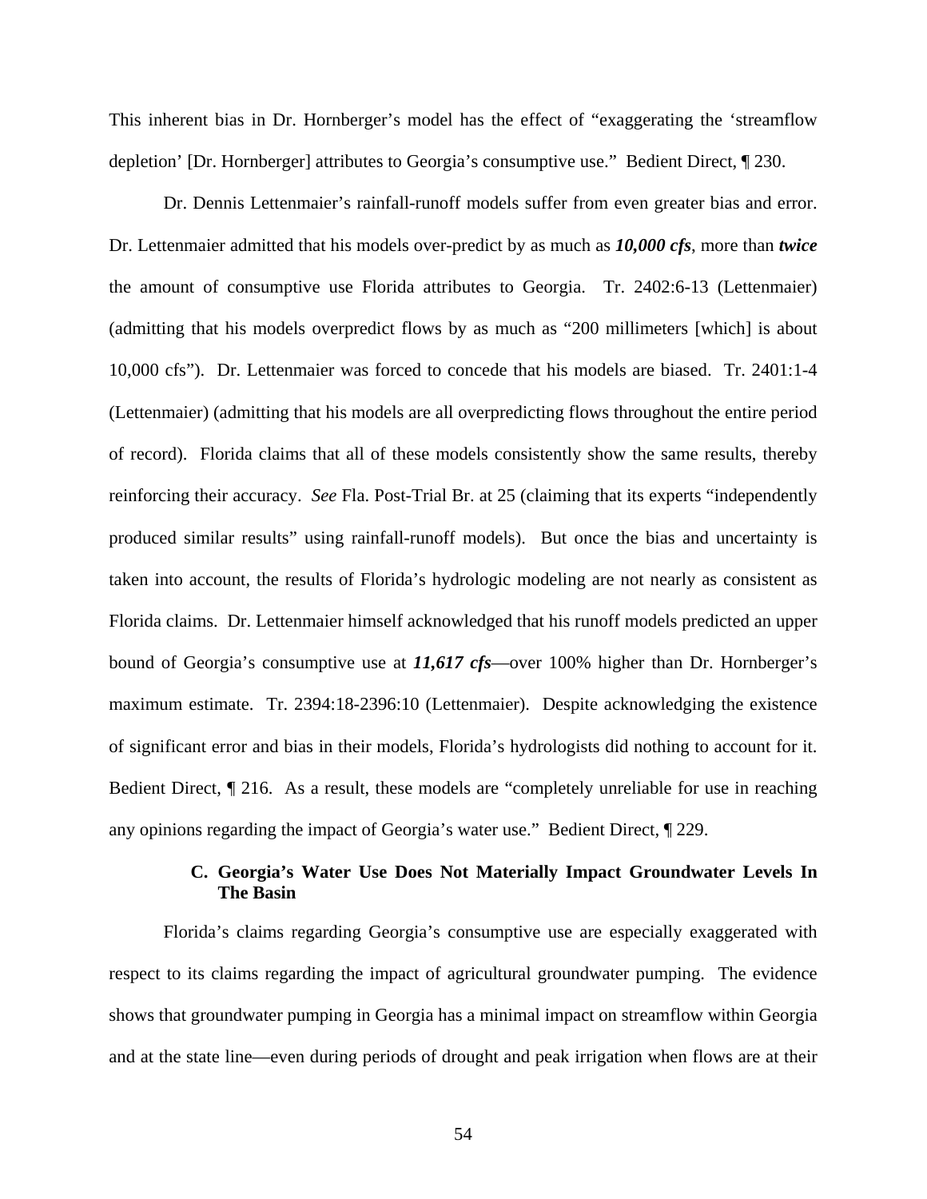This inherent bias in Dr. Hornberger's model has the effect of "exaggerating the 'streamflow depletion' [Dr. Hornberger] attributes to Georgia's consumptive use." Bedient Direct, ¶ 230.

Dr. Dennis Lettenmaier's rainfall-runoff models suffer from even greater bias and error. Dr. Lettenmaier admitted that his models over-predict by as much as ***10,000 cfs***, more than ***twice*** the amount of consumptive use Florida attributes to Georgia. Tr. 2402:6-13 (Lettenmaier) (admitting that his models overpredict flows by as much as "200 millimeters [which] is about 10,000 cfs"). Dr. Lettenmaier was forced to concede that his models are biased. Tr. 2401:1-4 (Lettenmaier) (admitting that his models are all overpredicting flows throughout the entire period of record). Florida claims that all of these models consistently show the same results, thereby reinforcing their accuracy. *See* Fla. Post-Trial Br. at 25 (claiming that its experts "independently produced similar results" using rainfall-runoff models). But once the bias and uncertainty is taken into account, the results of Florida's hydrologic modeling are not nearly as consistent as Florida claims. Dr. Lettenmaier himself acknowledged that his runoff models predicted an upper bound of Georgia's consumptive use at ***11,617 cfs***—over 100% higher than Dr. Hornberger's maximum estimate. Tr. 2394:18-2396:10 (Lettenmaier). Despite acknowledging the existence of significant error and bias in their models, Florida's hydrologists did nothing to account for it. Bedient Direct, ¶ 216. As a result, these models are "completely unreliable for use in reaching any opinions regarding the impact of Georgia's water use." Bedient Direct, ¶ 229.

### C. Georgia's Water Use Does Not Materially Impact Groundwater Levels In The Basin

Florida's claims regarding Georgia's consumptive use are especially exaggerated with respect to its claims regarding the impact of agricultural groundwater pumping. The evidence shows that groundwater pumping in Georgia has a minimal impact on streamflow within Georgia and at the state line—even during periods of drought and peak irrigation when flows are at their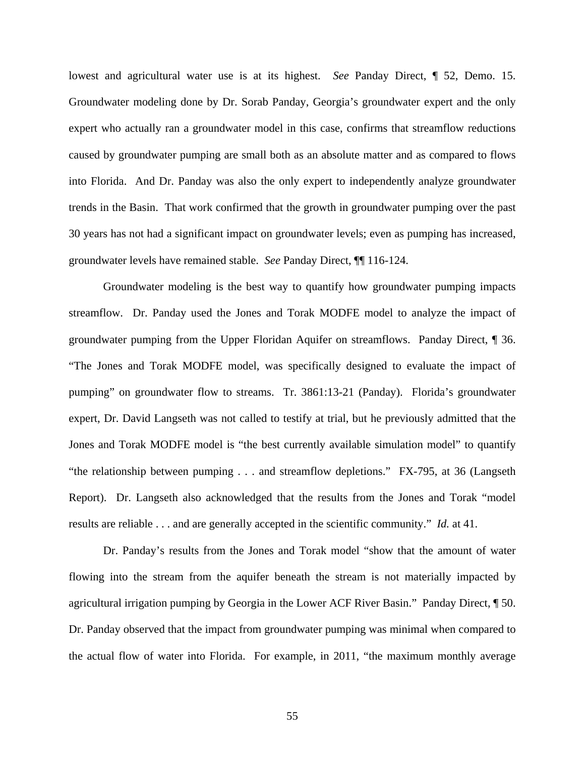lowest and agricultural water use is at its highest. *See* Panday Direct, ¶ 52, Demo. 15. Groundwater modeling done by Dr. Sorab Panday, Georgia's groundwater expert and the only expert who actually ran a groundwater model in this case, confirms that streamflow reductions caused by groundwater pumping are small both as an absolute matter and as compared to flows into Florida. And Dr. Panday was also the only expert to independently analyze groundwater trends in the Basin. That work confirmed that the growth in groundwater pumping over the past 30 years has not had a significant impact on groundwater levels; even as pumping has increased, groundwater levels have remained stable. *See* Panday Direct, ¶¶ 116-124.

Groundwater modeling is the best way to quantify how groundwater pumping impacts streamflow. Dr. Panday used the Jones and Torak MODFE model to analyze the impact of groundwater pumping from the Upper Floridan Aquifer on streamflows. Panday Direct, ¶ 36. "The Jones and Torak MODFE model, was specifically designed to evaluate the impact of pumping" on groundwater flow to streams. Tr. 3861:13-21 (Panday). Florida's groundwater expert, Dr. David Langseth was not called to testify at trial, but he previously admitted that the Jones and Torak MODFE model is "the best currently available simulation model" to quantify "the relationship between pumping . . . and streamflow depletions." FX-795, at 36 (Langseth Report). Dr. Langseth also acknowledged that the results from the Jones and Torak "model results are reliable . . . and are generally accepted in the scientific community." *Id.* at 41.

Dr. Panday's results from the Jones and Torak model "show that the amount of water flowing into the stream from the aquifer beneath the stream is not materially impacted by agricultural irrigation pumping by Georgia in the Lower ACF River Basin." Panday Direct, ¶ 50. Dr. Panday observed that the impact from groundwater pumping was minimal when compared to the actual flow of water into Florida. For example, in 2011, "the maximum monthly average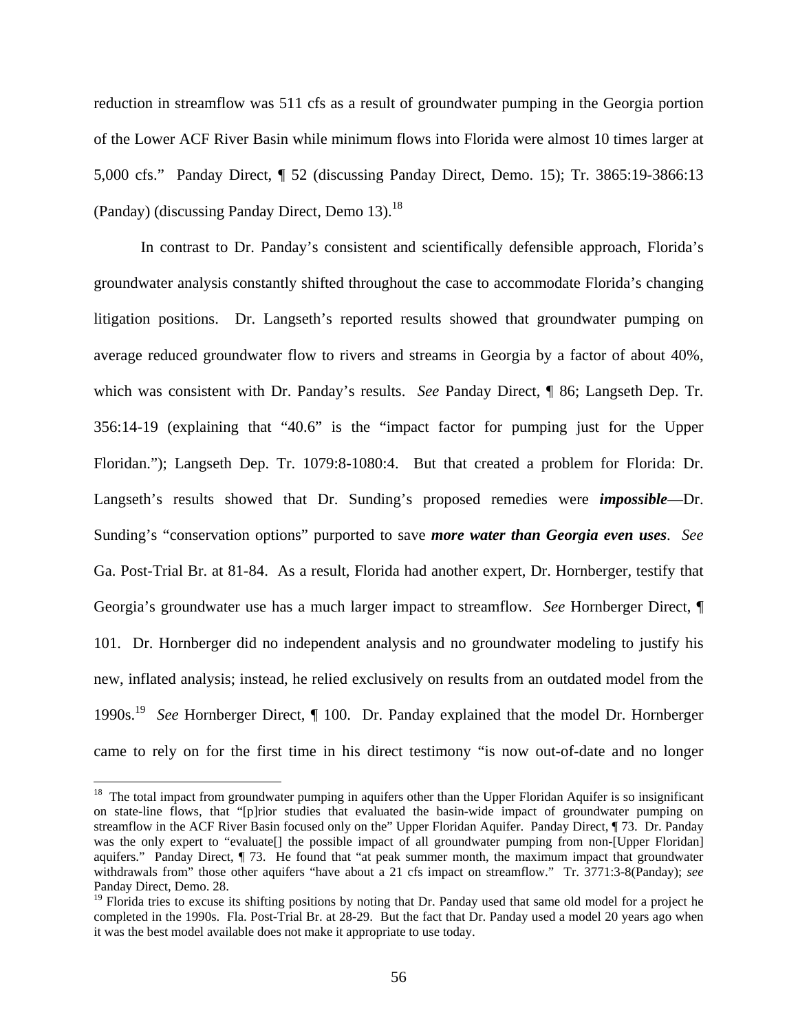reduction in streamflow was 511 cfs as a result of groundwater pumping in the Georgia portion of the Lower ACF River Basin while minimum flows into Florida were almost 10 times larger at 5,000 cfs." Panday Direct, ¶ 52 (discussing Panday Direct, Demo. 15); Tr. 3865:19-3866:13 (Panday) (discussing Panday Direct, Demo 13).[18]

In contrast to Dr. Panday's consistent and scientifically defensible approach, Florida's groundwater analysis constantly shifted throughout the case to accommodate Florida's changing litigation positions. Dr. Langseth's reported results showed that groundwater pumping on average reduced groundwater flow to rivers and streams in Georgia by a factor of about 40%, which was consistent with Dr. Panday's results. *See* Panday Direct, ¶ 86; Langseth Dep. Tr. 356:14-19 (explaining that "40.6" is the "impact factor for pumping just for the Upper Floridan."); Langseth Dep. Tr. 1079:8-1080:4. But that created a problem for Florida: Dr. Langseth's results showed that Dr. Sunding's proposed remedies were ***impossible***—Dr. Sunding's "conservation options" purported to save ***more water than Georgia even uses***. *See* Ga. Post-Trial Br. at 81-84. As a result, Florida had another expert, Dr. Hornberger, testify that Georgia's groundwater use has a much larger impact to streamflow. *See* Hornberger Direct, ¶ 101. Dr. Hornberger did no independent analysis and no groundwater modeling to justify his new, inflated analysis; instead, he relied exclusively on results from an outdated model from the 1990s.[19] *See* Hornberger Direct, ¶ 100. Dr. Panday explained that the model Dr. Hornberger came to rely on for the first time in his direct testimony "is now out-of-date and no longer

---

[18] The total impact from groundwater pumping in aquifers other than the Upper Floridan Aquifer is so insignificant on state-line flows, that "[p]rior studies that evaluated the basin-wide impact of groundwater pumping on streamflow in the ACF River Basin focused only on the" Upper Floridan Aquifer. Panday Direct, ¶ 73. Dr. Panday was the only expert to "evaluate[] the possible impact of all groundwater pumping from non-[Upper Floridan] aquifers." Panday Direct, ¶ 73. He found that "at peak summer month, the maximum impact that groundwater withdrawals from" those other aquifers "have about a 21 cfs impact on streamflow." Tr. 3771:3-8(Panday); *see* Panday Direct, Demo. 28.

[19] Florida tries to excuse its shifting positions by noting that Dr. Panday used that same old model for a project he completed in the 1990s. Fla. Post-Trial Br. at 28-29. But the fact that Dr. Panday used a model 20 years ago when it was the best model available does not make it appropriate to use today.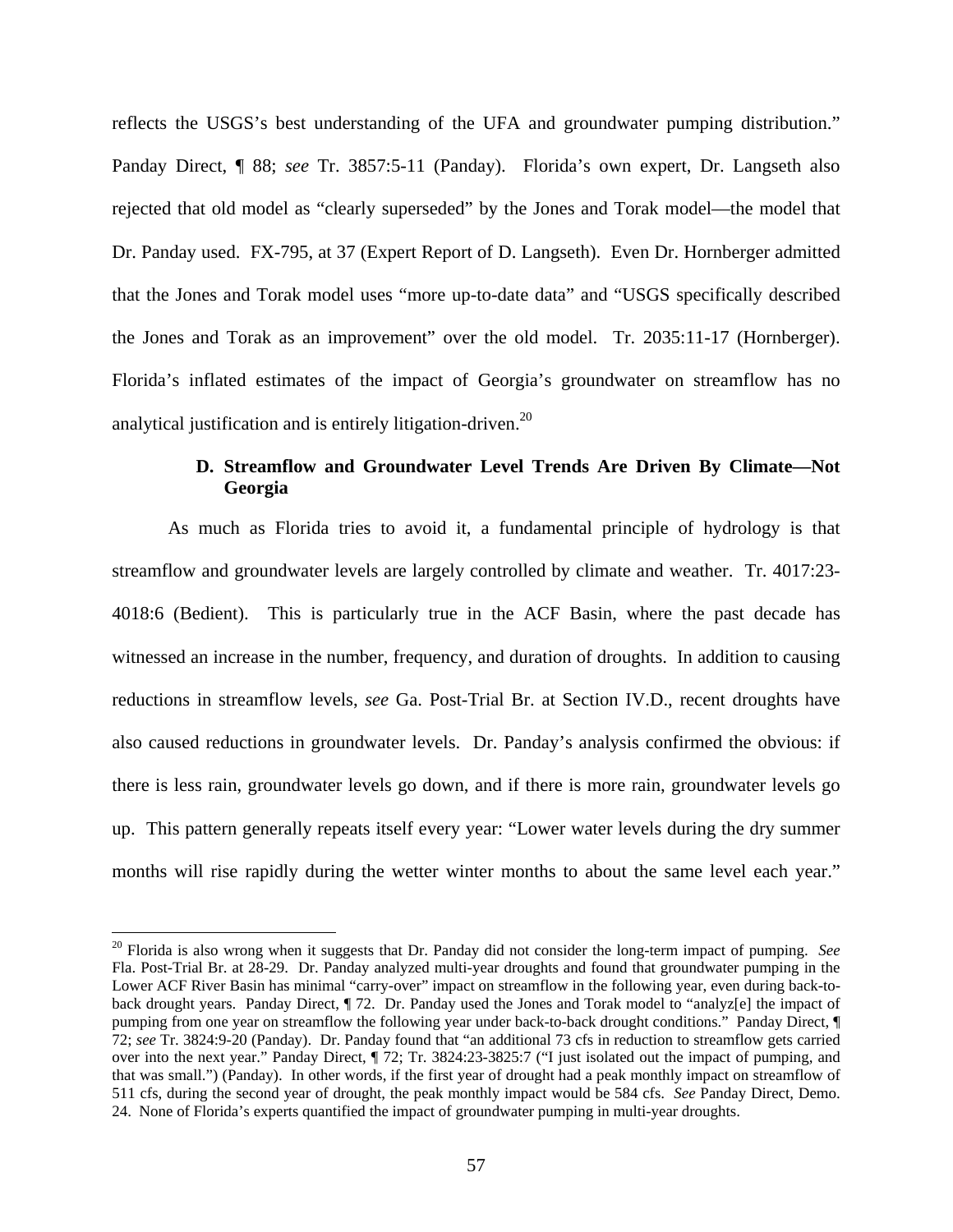reflects the USGS's best understanding of the UFA and groundwater pumping distribution." Panday Direct, ¶ 88; *see* Tr. 3857:5-11 (Panday). Florida's own expert, Dr. Langseth also rejected that old model as "clearly superseded" by the Jones and Torak model—the model that Dr. Panday used. FX-795, at 37 (Expert Report of D. Langseth). Even Dr. Hornberger admitted that the Jones and Torak model uses "more up-to-date data" and "USGS specifically described the Jones and Torak as an improvement" over the old model. Tr. 2035:11-17 (Hornberger). Florida's inflated estimates of the impact of Georgia's groundwater on streamflow has no analytical justification and is entirely litigation-driven.[20]

### D. Streamflow and Groundwater Level Trends Are Driven By Climate—Not Georgia

As much as Florida tries to avoid it, a fundamental principle of hydrology is that streamflow and groundwater levels are largely controlled by climate and weather. Tr. 4017:23-4018:6 (Bedient). This is particularly true in the ACF Basin, where the past decade has witnessed an increase in the number, frequency, and duration of droughts. In addition to causing reductions in streamflow levels, *see* Ga. Post-Trial Br. at Section IV.D., recent droughts have also caused reductions in groundwater levels. Dr. Panday's analysis confirmed the obvious: if there is less rain, groundwater levels go down, and if there is more rain, groundwater levels go up. This pattern generally repeats itself every year: "Lower water levels during the dry summer months will rise rapidly during the wetter winter months to about the same level each year."

[20] Florida is also wrong when it suggests that Dr. Panday did not consider the long-term impact of pumping. *See* Fla. Post-Trial Br. at 28-29. Dr. Panday analyzed multi-year droughts and found that groundwater pumping in the Lower ACF River Basin has minimal "carry-over" impact on streamflow in the following year, even during back-to-back drought years. Panday Direct, ¶ 72. Dr. Panday used the Jones and Torak model to "analyz[e] the impact of pumping from one year on streamflow the following year under back-to-back drought conditions." Panday Direct, ¶ 72; *see* Tr. 3824:9-20 (Panday). Dr. Panday found that "an additional 73 cfs in reduction to streamflow gets carried over into the next year." Panday Direct, ¶ 72; Tr. 3824:23-3825:7 ("I just isolated out the impact of pumping, and that was small.") (Panday). In other words, if the first year of drought had a peak monthly impact on streamflow of 511 cfs, during the second year of drought, the peak monthly impact would be 584 cfs. *See* Panday Direct, Demo. 24. None of Florida's experts quantified the impact of groundwater pumping in multi-year droughts.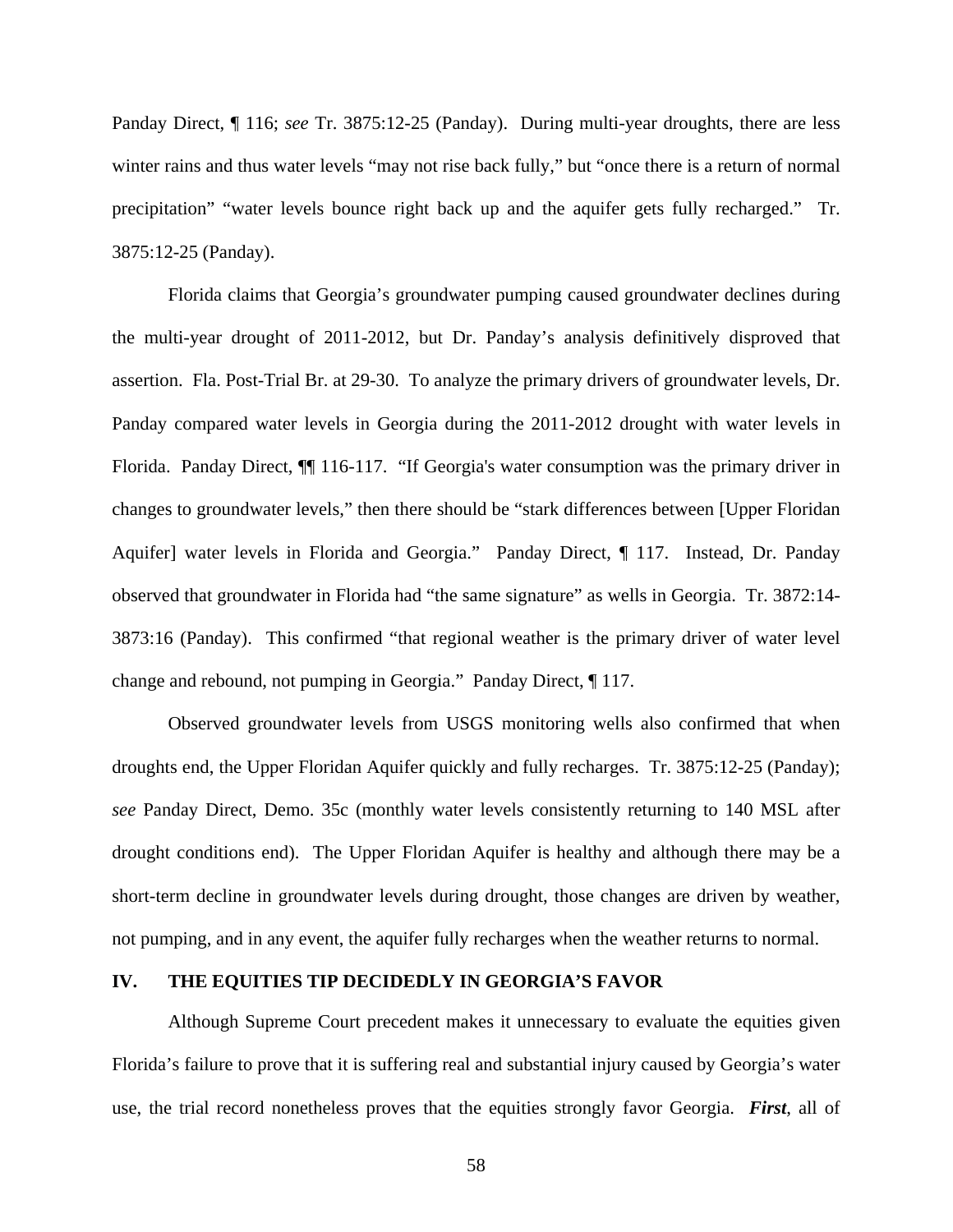Panday Direct, ¶ 116; *see* Tr. 3875:12-25 (Panday). During multi-year droughts, there are less winter rains and thus water levels "may not rise back fully," but "once there is a return of normal precipitation" "water levels bounce right back up and the aquifer gets fully recharged." Tr. 3875:12-25 (Panday).

Florida claims that Georgia's groundwater pumping caused groundwater declines during the multi-year drought of 2011-2012, but Dr. Panday's analysis definitively disproved that assertion. Fla. Post-Trial Br. at 29-30. To analyze the primary drivers of groundwater levels, Dr. Panday compared water levels in Georgia during the 2011-2012 drought with water levels in Florida. Panday Direct, ¶¶ 116-117. "If Georgia's water consumption was the primary driver in changes to groundwater levels," then there should be "stark differences between [Upper Floridan Aquifer] water levels in Florida and Georgia." Panday Direct, ¶ 117. Instead, Dr. Panday observed that groundwater in Florida had "the same signature" as wells in Georgia. Tr. 3872:14-3873:16 (Panday). This confirmed "that regional weather is the primary driver of water level change and rebound, not pumping in Georgia." Panday Direct, ¶ 117.

Observed groundwater levels from USGS monitoring wells also confirmed that when droughts end, the Upper Floridan Aquifer quickly and fully recharges. Tr. 3875:12-25 (Panday); *see* Panday Direct, Demo. 35c (monthly water levels consistently returning to 140 MSL after drought conditions end). The Upper Floridan Aquifer is healthy and although there may be a short-term decline in groundwater levels during drought, those changes are driven by weather, not pumping, and in any event, the aquifer fully recharges when the weather returns to normal.

## IV. THE EQUITIES TIP DECIDEDLY IN GEORGIA'S FAVOR

Although Supreme Court precedent makes it unnecessary to evaluate the equities given Florida's failure to prove that it is suffering real and substantial injury caused by Georgia's water use, the trial record nonetheless proves that the equities strongly favor Georgia. ***First***, all of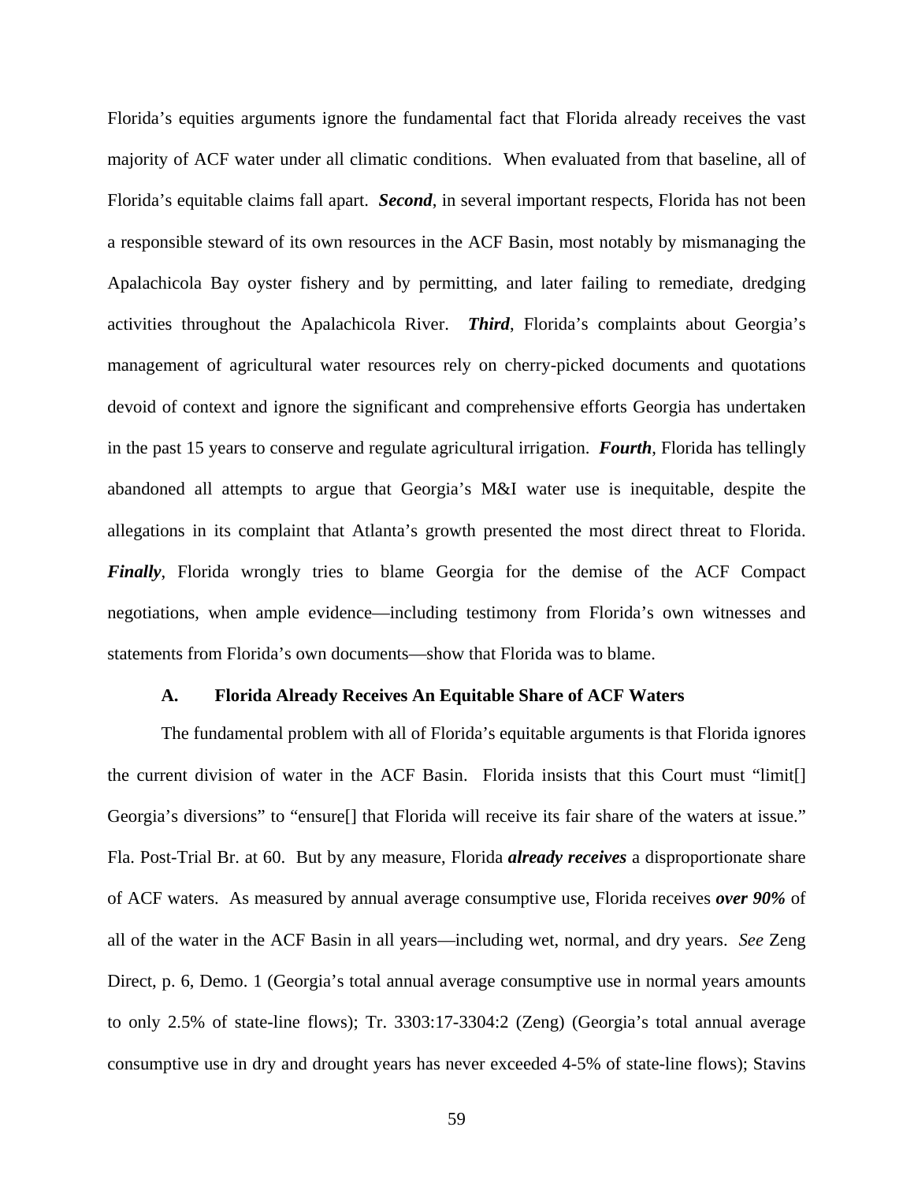Florida's equities arguments ignore the fundamental fact that Florida already receives the vast majority of ACF water under all climatic conditions. When evaluated from that baseline, all of Florida's equitable claims fall apart. ***Second***, in several important respects, Florida has not been a responsible steward of its own resources in the ACF Basin, most notably by mismanaging the Apalachicola Bay oyster fishery and by permitting, and later failing to remediate, dredging activities throughout the Apalachicola River. ***Third***, Florida's complaints about Georgia's management of agricultural water resources rely on cherry-picked documents and quotations devoid of context and ignore the significant and comprehensive efforts Georgia has undertaken in the past 15 years to conserve and regulate agricultural irrigation. ***Fourth***, Florida has tellingly abandoned all attempts to argue that Georgia's M&I water use is inequitable, despite the allegations in its complaint that Atlanta's growth presented the most direct threat to Florida. ***Finally***, Florida wrongly tries to blame Georgia for the demise of the ACF Compact negotiations, when ample evidence—including testimony from Florida's own witnesses and statements from Florida's own documents—show that Florida was to blame.

### A. Florida Already Receives An Equitable Share of ACF Waters

The fundamental problem with all of Florida's equitable arguments is that Florida ignores the current division of water in the ACF Basin. Florida insists that this Court must "limit[] Georgia's diversions" to "ensure[] that Florida will receive its fair share of the waters at issue." Fla. Post-Trial Br. at 60. But by any measure, Florida ***already receives*** a disproportionate share of ACF waters. As measured by annual average consumptive use, Florida receives ***over 90%*** of all of the water in the ACF Basin in all years—including wet, normal, and dry years. *See* Zeng Direct, p. 6, Demo. 1 (Georgia's total annual average consumptive use in normal years amounts to only 2.5% of state-line flows); Tr. 3303:17-3304:2 (Zeng) (Georgia's total annual average consumptive use in dry and drought years has never exceeded 4-5% of state-line flows); Stavins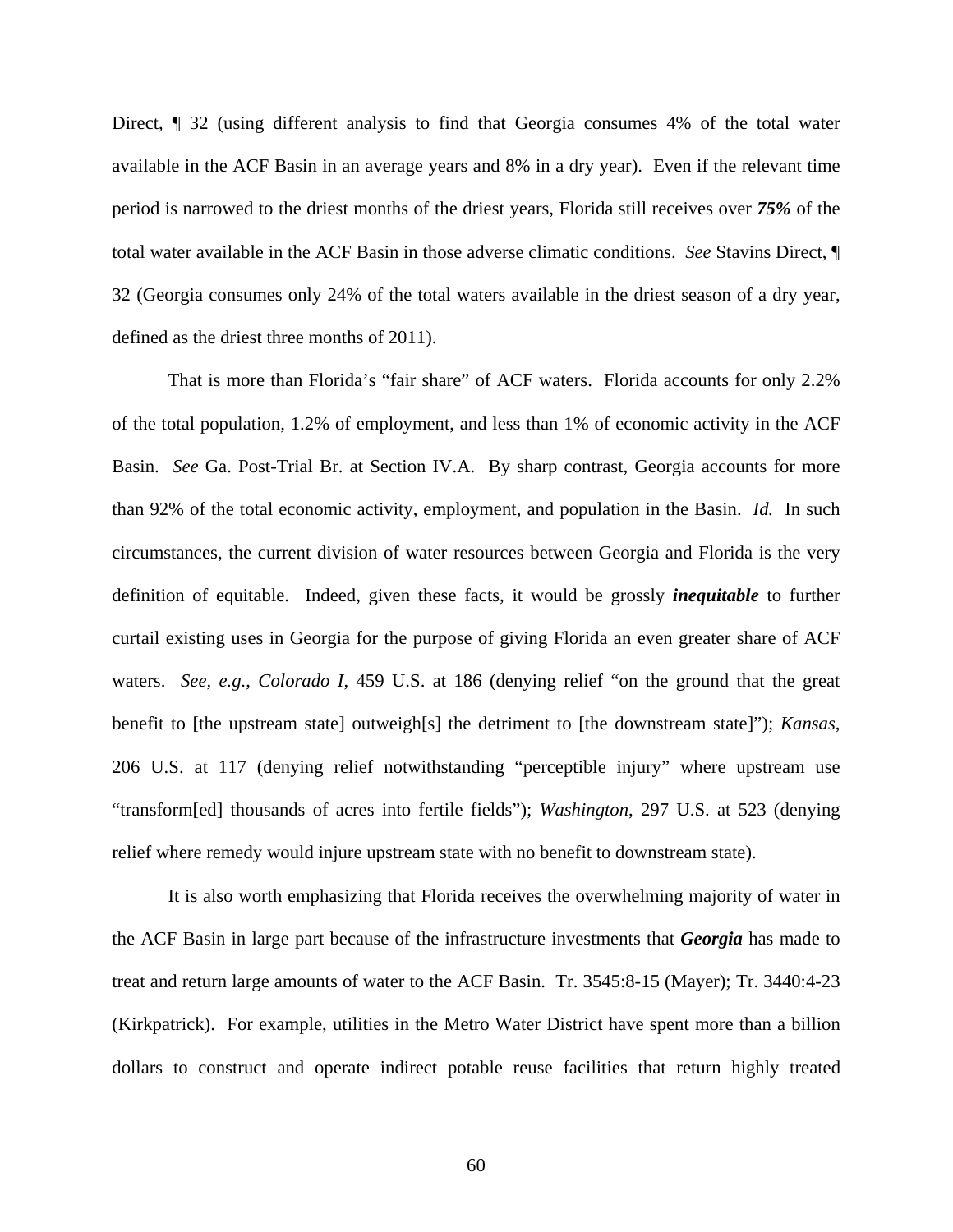Direct, ¶ 32 (using different analysis to find that Georgia consumes 4% of the total water available in the ACF Basin in an average years and 8% in a dry year). Even if the relevant time period is narrowed to the driest months of the driest years, Florida still receives over ***75%*** of the total water available in the ACF Basin in those adverse climatic conditions. *See* Stavins Direct, ¶ 32 (Georgia consumes only 24% of the total waters available in the driest season of a dry year, defined as the driest three months of 2011).

That is more than Florida's "fair share" of ACF waters. Florida accounts for only 2.2% of the total population, 1.2% of employment, and less than 1% of economic activity in the ACF Basin. *See* Ga. Post-Trial Br. at Section IV.A. By sharp contrast, Georgia accounts for more than 92% of the total economic activity, employment, and population in the Basin. *Id.* In such circumstances, the current division of water resources between Georgia and Florida is the very definition of equitable. Indeed, given these facts, it would be grossly ***inequitable*** to further curtail existing uses in Georgia for the purpose of giving Florida an even greater share of ACF waters. *See, e.g.*, *Colorado I*, 459 U.S. at 186 (denying relief "on the ground that the great benefit to [the upstream state] outweigh[s] the detriment to [the downstream state]"); *Kansas*, 206 U.S. at 117 (denying relief notwithstanding "perceptible injury" where upstream use "transform[ed] thousands of acres into fertile fields"); *Washington*, 297 U.S. at 523 (denying relief where remedy would injure upstream state with no benefit to downstream state).

It is also worth emphasizing that Florida receives the overwhelming majority of water in the ACF Basin in large part because of the infrastructure investments that ***Georgia*** has made to treat and return large amounts of water to the ACF Basin. Tr. 3545:8-15 (Mayer); Tr. 3440:4-23 (Kirkpatrick). For example, utilities in the Metro Water District have spent more than a billion dollars to construct and operate indirect potable reuse facilities that return highly treated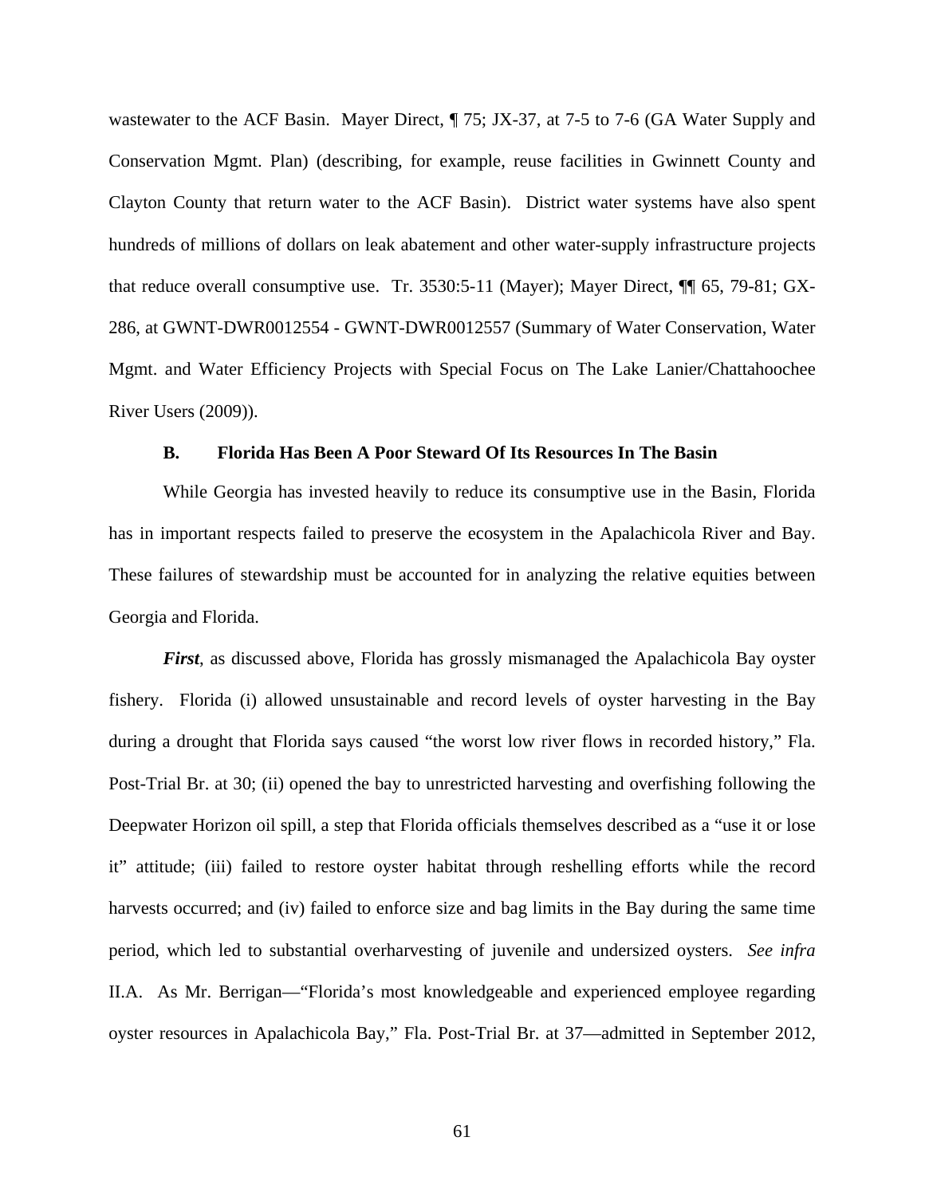wastewater to the ACF Basin. Mayer Direct, ¶ 75; JX-37, at 7-5 to 7-6 (GA Water Supply and Conservation Mgmt. Plan) (describing, for example, reuse facilities in Gwinnett County and Clayton County that return water to the ACF Basin). District water systems have also spent hundreds of millions of dollars on leak abatement and other water-supply infrastructure projects that reduce overall consumptive use. Tr. 3530:5-11 (Mayer); Mayer Direct, ¶¶ 65, 79-81; GX-286, at GWNT-DWR0012554 - GWNT-DWR0012557 (Summary of Water Conservation, Water Mgmt. and Water Efficiency Projects with Special Focus on The Lake Lanier/Chattahoochee River Users (2009)).

### B. Florida Has Been A Poor Steward Of Its Resources In The Basin

While Georgia has invested heavily to reduce its consumptive use in the Basin, Florida has in important respects failed to preserve the ecosystem in the Apalachicola River and Bay. These failures of stewardship must be accounted for in analyzing the relative equities between Georgia and Florida.

***First***, as discussed above, Florida has grossly mismanaged the Apalachicola Bay oyster fishery. Florida (i) allowed unsustainable and record levels of oyster harvesting in the Bay during a drought that Florida says caused "the worst low river flows in recorded history," Fla. Post-Trial Br. at 30; (ii) opened the bay to unrestricted harvesting and overfishing following the Deepwater Horizon oil spill, a step that Florida officials themselves described as a "use it or lose it" attitude; (iii) failed to restore oyster habitat through reshelling efforts while the record harvests occurred; and (iv) failed to enforce size and bag limits in the Bay during the same time period, which led to substantial overharvesting of juvenile and undersized oysters. *See infra* II.A. As Mr. Berrigan—"Florida's most knowledgeable and experienced employee regarding oyster resources in Apalachicola Bay," Fla. Post-Trial Br. at 37—admitted in September 2012,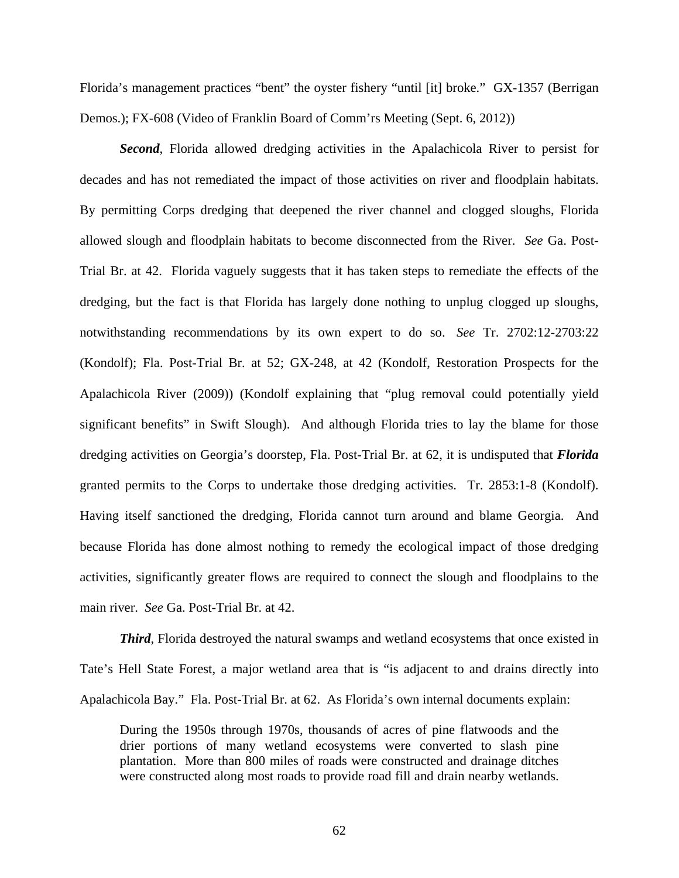Florida's management practices "bent" the oyster fishery "until [it] broke." GX-1357 (Berrigan Demos.); FX-608 (Video of Franklin Board of Comm'rs Meeting (Sept. 6, 2012))

***Second***, Florida allowed dredging activities in the Apalachicola River to persist for decades and has not remediated the impact of those activities on river and floodplain habitats. By permitting Corps dredging that deepened the river channel and clogged sloughs, Florida allowed slough and floodplain habitats to become disconnected from the River. *See* Ga. Post-Trial Br. at 42. Florida vaguely suggests that it has taken steps to remediate the effects of the dredging, but the fact is that Florida has largely done nothing to unplug clogged up sloughs, notwithstanding recommendations by its own expert to do so. *See* Tr. 2702:12-2703:22 (Kondolf); Fla. Post-Trial Br. at 52; GX-248, at 42 (Kondolf, Restoration Prospects for the Apalachicola River (2009)) (Kondolf explaining that "plug removal could potentially yield significant benefits" in Swift Slough). And although Florida tries to lay the blame for those dredging activities on Georgia's doorstep, Fla. Post-Trial Br. at 62, it is undisputed that ***Florida*** granted permits to the Corps to undertake those dredging activities. Tr. 2853:1-8 (Kondolf). Having itself sanctioned the dredging, Florida cannot turn around and blame Georgia. And because Florida has done almost nothing to remedy the ecological impact of those dredging activities, significantly greater flows are required to connect the slough and floodplains to the main river. *See* Ga. Post-Trial Br. at 42.

***Third***, Florida destroyed the natural swamps and wetland ecosystems that once existed in Tate's Hell State Forest, a major wetland area that is "is adjacent to and drains directly into Apalachicola Bay." Fla. Post-Trial Br. at 62. As Florida's own internal documents explain:

> During the 1950s through 1970s, thousands of acres of pine flatwoods and the drier portions of many wetland ecosystems were converted to slash pine plantation. More than 800 miles of roads were constructed and drainage ditches were constructed along most roads to provide road fill and drain nearby wetlands.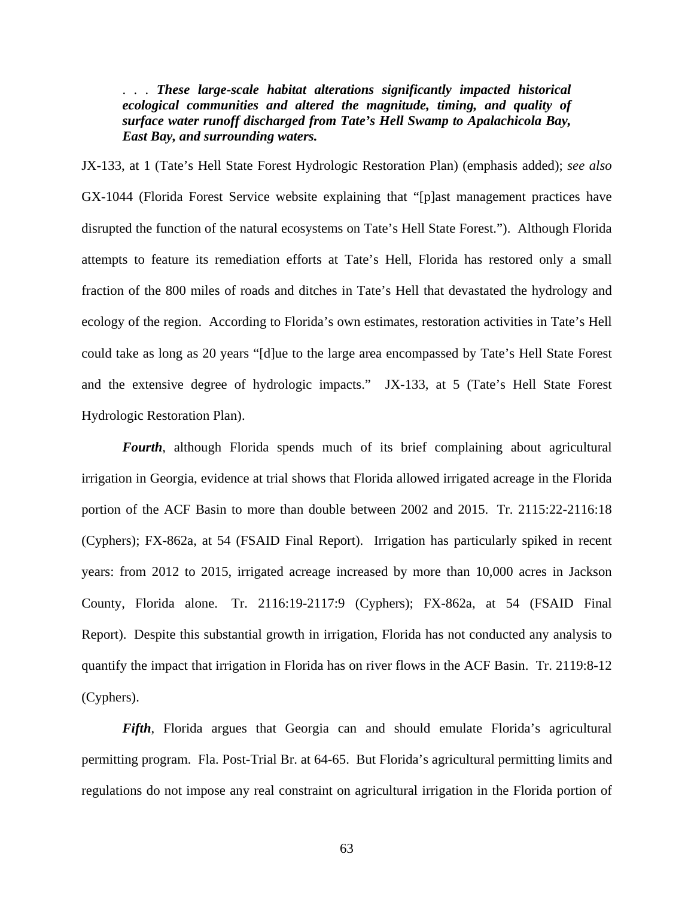> . . . ***These large-scale habitat alterations significantly impacted historical ecological communities and altered the magnitude, timing, and quality of surface water runoff discharged from Tate's Hell Swamp to Apalachicola Bay, East Bay, and surrounding waters.***

JX-133, at 1 (Tate's Hell State Forest Hydrologic Restoration Plan) (emphasis added); *see also* GX-1044 (Florida Forest Service website explaining that "[p]ast management practices have disrupted the function of the natural ecosystems on Tate's Hell State Forest."). Although Florida attempts to feature its remediation efforts at Tate's Hell, Florida has restored only a small fraction of the 800 miles of roads and ditches in Tate's Hell that devastated the hydrology and ecology of the region. According to Florida's own estimates, restoration activities in Tate's Hell could take as long as 20 years "[d]ue to the large area encompassed by Tate's Hell State Forest and the extensive degree of hydrologic impacts." JX-133, at 5 (Tate's Hell State Forest Hydrologic Restoration Plan).

***Fourth***, although Florida spends much of its brief complaining about agricultural irrigation in Georgia, evidence at trial shows that Florida allowed irrigated acreage in the Florida portion of the ACF Basin to more than double between 2002 and 2015. Tr. 2115:22-2116:18 (Cyphers); FX-862a, at 54 (FSAID Final Report). Irrigation has particularly spiked in recent years: from 2012 to 2015, irrigated acreage increased by more than 10,000 acres in Jackson County, Florida alone. Tr. 2116:19-2117:9 (Cyphers); FX-862a, at 54 (FSAID Final Report). Despite this substantial growth in irrigation, Florida has not conducted any analysis to quantify the impact that irrigation in Florida has on river flows in the ACF Basin. Tr. 2119:8-12 (Cyphers).

***Fifth***, Florida argues that Georgia can and should emulate Florida's agricultural permitting program. Fla. Post-Trial Br. at 64-65. But Florida's agricultural permitting limits and regulations do not impose any real constraint on agricultural irrigation in the Florida portion of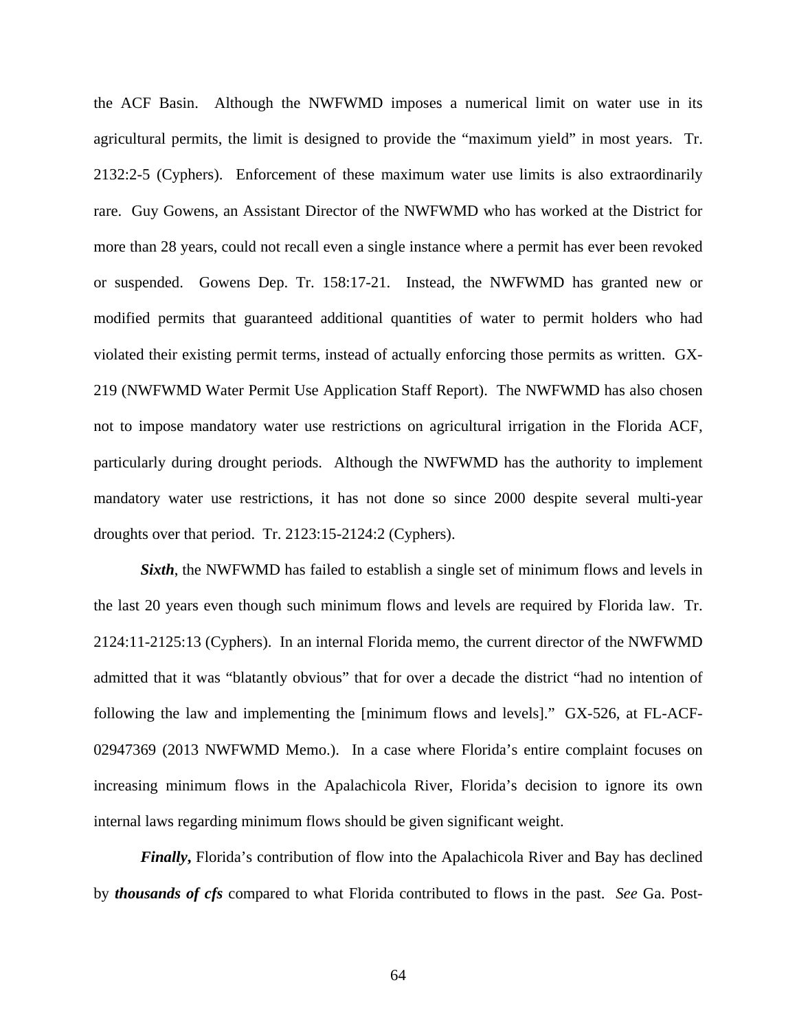the ACF Basin. Although the NWFWMD imposes a numerical limit on water use in its agricultural permits, the limit is designed to provide the "maximum yield" in most years. Tr. 2132:2-5 (Cyphers). Enforcement of these maximum water use limits is also extraordinarily rare. Guy Gowens, an Assistant Director of the NWFWMD who has worked at the District for more than 28 years, could not recall even a single instance where a permit has ever been revoked or suspended. Gowens Dep. Tr. 158:17-21. Instead, the NWFWMD has granted new or modified permits that guaranteed additional quantities of water to permit holders who had violated their existing permit terms, instead of actually enforcing those permits as written. GX-219 (NWFWMD Water Permit Use Application Staff Report). The NWFWMD has also chosen not to impose mandatory water use restrictions on agricultural irrigation in the Florida ACF, particularly during drought periods. Although the NWFWMD has the authority to implement mandatory water use restrictions, it has not done so since 2000 despite several multi-year droughts over that period. Tr. 2123:15-2124:2 (Cyphers).

***Sixth***, the NWFWMD has failed to establish a single set of minimum flows and levels in the last 20 years even though such minimum flows and levels are required by Florida law. Tr. 2124:11-2125:13 (Cyphers). In an internal Florida memo, the current director of the NWFWMD admitted that it was "blatantly obvious" that for over a decade the district "had no intention of following the law and implementing the [minimum flows and levels]." GX-526, at FL-ACF-02947369 (2013 NWFWMD Memo.). In a case where Florida's entire complaint focuses on increasing minimum flows in the Apalachicola River, Florida's decision to ignore its own internal laws regarding minimum flows should be given significant weight.

***Finally***, Florida's contribution of flow into the Apalachicola River and Bay has declined by ***thousands of cfs*** compared to what Florida contributed to flows in the past. *See* Ga. Post-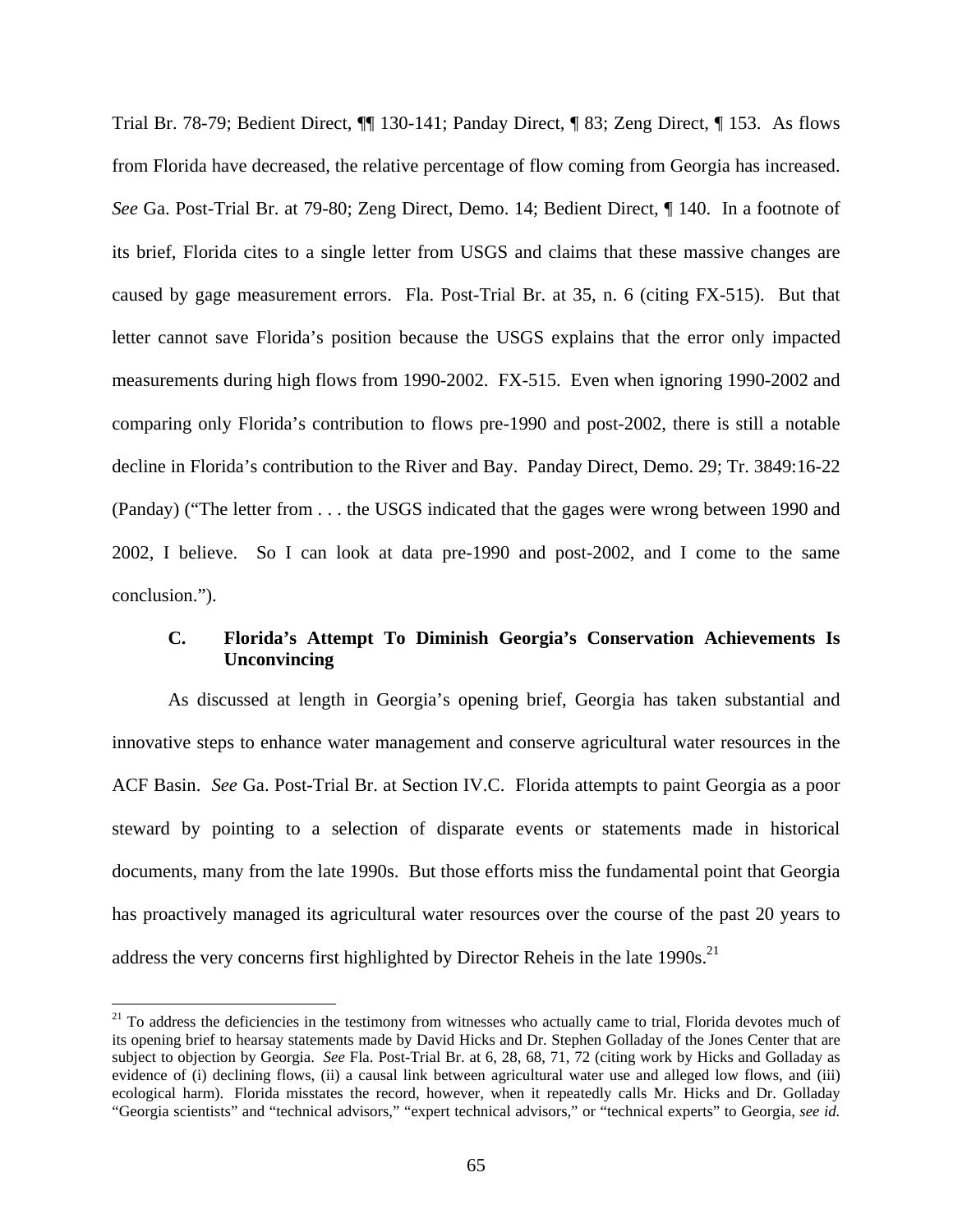Trial Br. 78-79; Bedient Direct, ¶¶ 130-141; Panday Direct, ¶ 83; Zeng Direct, ¶ 153. As flows from Florida have decreased, the relative percentage of flow coming from Georgia has increased. *See* Ga. Post-Trial Br. at 79-80; Zeng Direct, Demo. 14; Bedient Direct, ¶ 140. In a footnote of its brief, Florida cites to a single letter from USGS and claims that these massive changes are caused by gage measurement errors. Fla. Post-Trial Br. at 35, n. 6 (citing FX-515). But that letter cannot save Florida's position because the USGS explains that the error only impacted measurements during high flows from 1990-2002. FX-515. Even when ignoring 1990-2002 and comparing only Florida's contribution to flows pre-1990 and post-2002, there is still a notable decline in Florida's contribution to the River and Bay. Panday Direct, Demo. 29; Tr. 3849:16-22 (Panday) ("The letter from . . . the USGS indicated that the gages were wrong between 1990 and 2002, I believe. So I can look at data pre-1990 and post-2002, and I come to the same conclusion.").

### C. Florida's Attempt To Diminish Georgia's Conservation Achievements Is Unconvincing

As discussed at length in Georgia's opening brief, Georgia has taken substantial and innovative steps to enhance water management and conserve agricultural water resources in the ACF Basin. *See* Ga. Post-Trial Br. at Section IV.C. Florida attempts to paint Georgia as a poor steward by pointing to a selection of disparate events or statements made in historical documents, many from the late 1990s. But those efforts miss the fundamental point that Georgia has proactively managed its agricultural water resources over the course of the past 20 years to address the very concerns first highlighted by Director Reheis in the late 1990s.[21]

---

[21] To address the deficiencies in the testimony from witnesses who actually came to trial, Florida devotes much of its opening brief to hearsay statements made by David Hicks and Dr. Stephen Golladay of the Jones Center that are subject to objection by Georgia. *See* Fla. Post-Trial Br. at 6, 28, 68, 71, 72 (citing work by Hicks and Golladay as evidence of (i) declining flows, (ii) a causal link between agricultural water use and alleged low flows, and (iii) ecological harm). Florida misstates the record, however, when it repeatedly calls Mr. Hicks and Dr. Golladay "Georgia scientists" and "technical advisors," "expert technical advisors," or "technical experts" to Georgia, *see id.*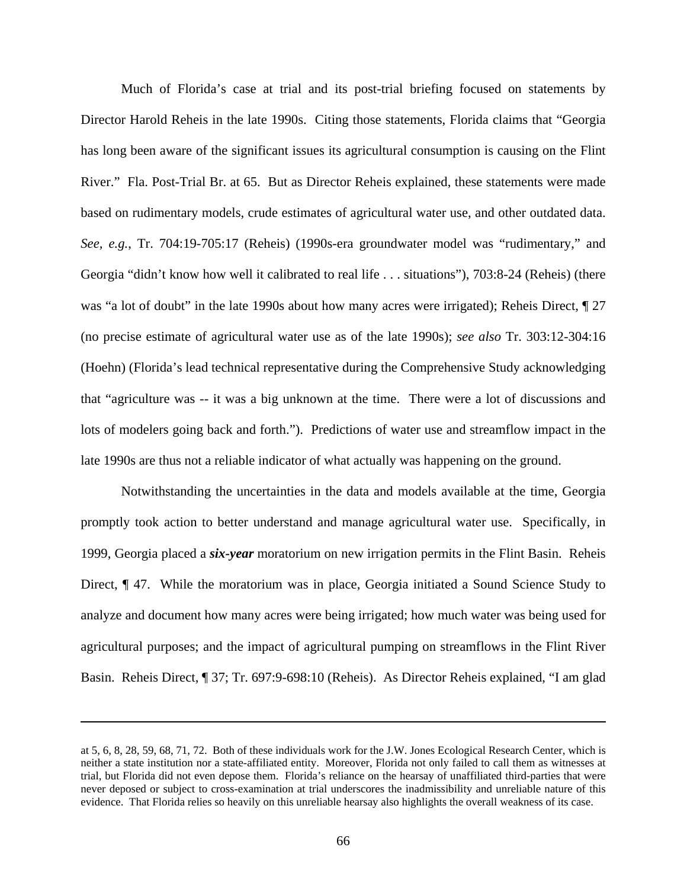Much of Florida's case at trial and its post-trial briefing focused on statements by Director Harold Reheis in the late 1990s. Citing those statements, Florida claims that "Georgia has long been aware of the significant issues its agricultural consumption is causing on the Flint River." Fla. Post-Trial Br. at 65. But as Director Reheis explained, these statements were made based on rudimentary models, crude estimates of agricultural water use, and other outdated data. *See*, *e.g.*, Tr. 704:19-705:17 (Reheis) (1990s-era groundwater model was "rudimentary," and Georgia "didn't know how well it calibrated to real life . . . situations"), 703:8-24 (Reheis) (there was "a lot of doubt" in the late 1990s about how many acres were irrigated); Reheis Direct, ¶ 27 (no precise estimate of agricultural water use as of the late 1990s); *see also* Tr. 303:12-304:16 (Hoehn) (Florida's lead technical representative during the Comprehensive Study acknowledging that "agriculture was -- it was a big unknown at the time. There were a lot of discussions and lots of modelers going back and forth."). Predictions of water use and streamflow impact in the late 1990s are thus not a reliable indicator of what actually was happening on the ground.

Notwithstanding the uncertainties in the data and models available at the time, Georgia promptly took action to better understand and manage agricultural water use. Specifically, in 1999, Georgia placed a ***six-year*** moratorium on new irrigation permits in the Flint Basin. Reheis Direct, ¶ 47. While the moratorium was in place, Georgia initiated a Sound Science Study to analyze and document how many acres were being irrigated; how much water was being used for agricultural purposes; and the impact of agricultural pumping on streamflows in the Flint River Basin. Reheis Direct, ¶ 37; Tr. 697:9-698:10 (Reheis). As Director Reheis explained, "I am glad

---

at 5, 6, 8, 28, 59, 68, 71, 72. Both of these individuals work for the J.W. Jones Ecological Research Center, which is neither a state institution nor a state-affiliated entity. Moreover, Florida not only failed to call them as witnesses at trial, but Florida did not even depose them. Florida's reliance on the hearsay of unaffiliated third-parties that were never deposed or subject to cross-examination at trial underscores the inadmissibility and unreliable nature of this evidence. That Florida relies so heavily on this unreliable hearsay also highlights the overall weakness of its case.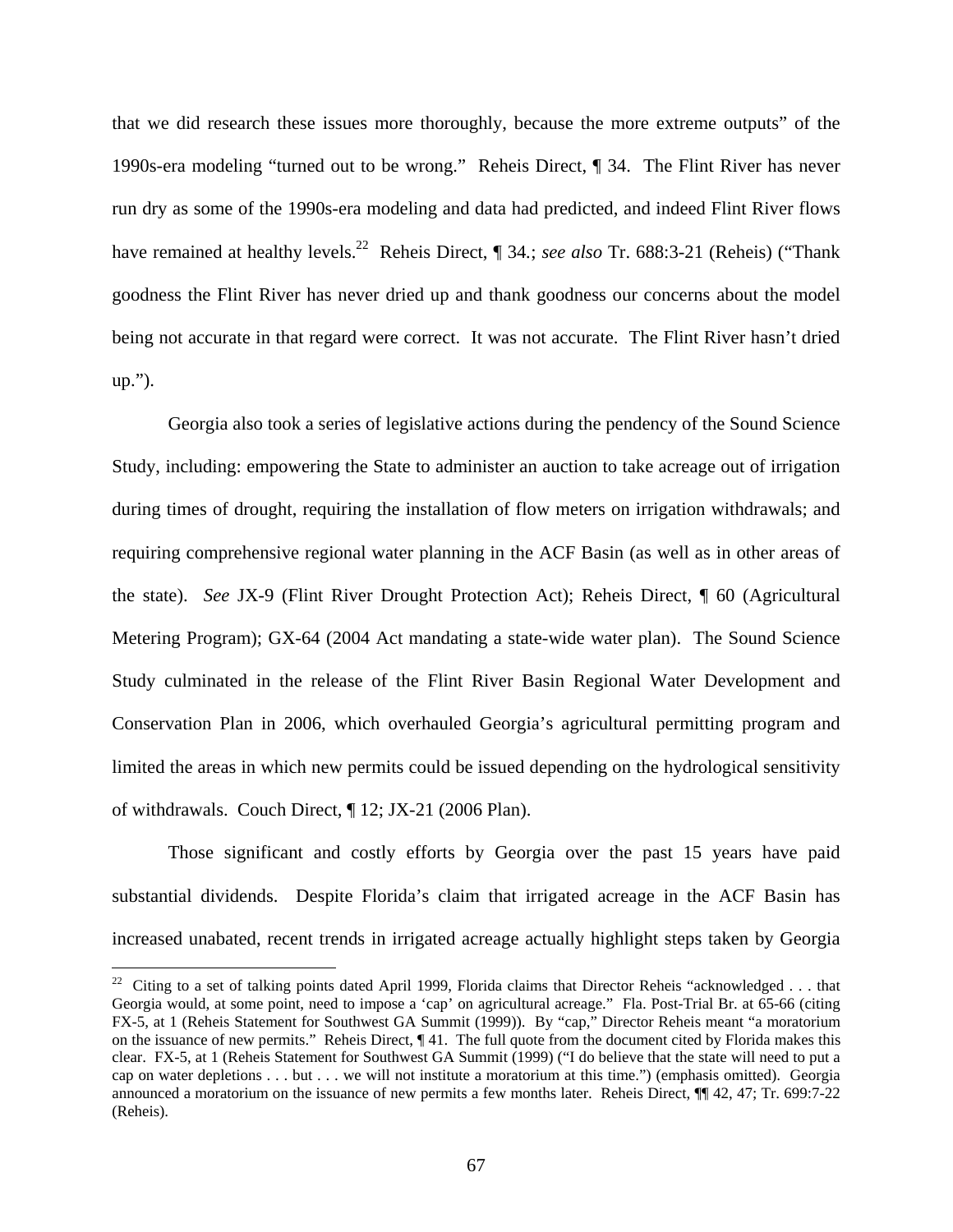that we did research these issues more thoroughly, because the more extreme outputs" of the 1990s-era modeling "turned out to be wrong." Reheis Direct, ¶ 34. The Flint River has never run dry as some of the 1990s-era modeling and data had predicted, and indeed Flint River flows have remained at healthy levels.[22] Reheis Direct, ¶ 34.; *see also* Tr. 688:3-21 (Reheis) ("Thank goodness the Flint River has never dried up and thank goodness our concerns about the model being not accurate in that regard were correct. It was not accurate. The Flint River hasn't dried up.").

Georgia also took a series of legislative actions during the pendency of the Sound Science Study, including: empowering the State to administer an auction to take acreage out of irrigation during times of drought, requiring the installation of flow meters on irrigation withdrawals; and requiring comprehensive regional water planning in the ACF Basin (as well as in other areas of the state). *See* JX-9 (Flint River Drought Protection Act); Reheis Direct, ¶ 60 (Agricultural Metering Program); GX-64 (2004 Act mandating a state-wide water plan). The Sound Science Study culminated in the release of the Flint River Basin Regional Water Development and Conservation Plan in 2006, which overhauled Georgia's agricultural permitting program and limited the areas in which new permits could be issued depending on the hydrological sensitivity of withdrawals. Couch Direct, ¶ 12; JX-21 (2006 Plan).

Those significant and costly efforts by Georgia over the past 15 years have paid substantial dividends. Despite Florida's claim that irrigated acreage in the ACF Basin has increased unabated, recent trends in irrigated acreage actually highlight steps taken by Georgia

---

[22] Citing to a set of talking points dated April 1999, Florida claims that Director Reheis "acknowledged . . . that Georgia would, at some point, need to impose a 'cap' on agricultural acreage." Fla. Post-Trial Br. at 65-66 (citing FX-5, at 1 (Reheis Statement for Southwest GA Summit (1999)). By "cap," Director Reheis meant "a moratorium on the issuance of new permits." Reheis Direct, ¶ 41. The full quote from the document cited by Florida makes this clear. FX-5, at 1 (Reheis Statement for Southwest GA Summit (1999) ("I do believe that the state will need to put a cap on water depletions . . . but . . . we will not institute a moratorium at this time.") (emphasis omitted). Georgia announced a moratorium on the issuance of new permits a few months later. Reheis Direct, ¶¶ 42, 47; Tr. 699:7-22 (Reheis).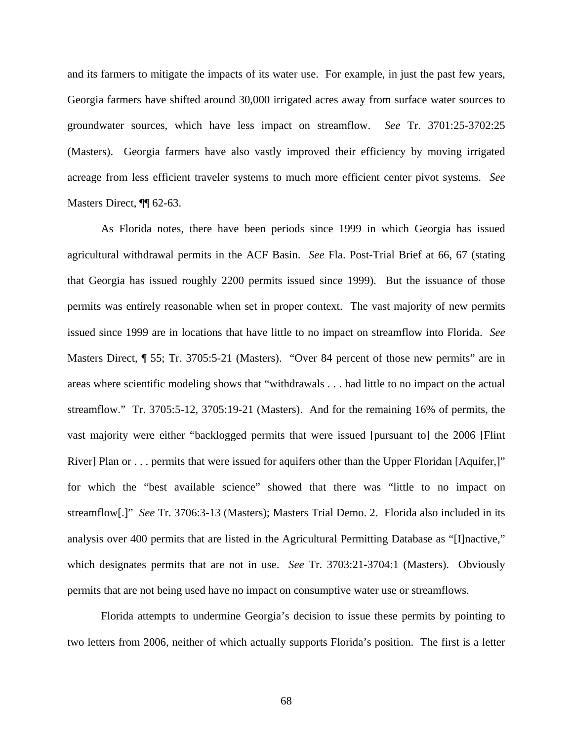and its farmers to mitigate the impacts of its water use. For example, in just the past few years, Georgia farmers have shifted around 30,000 irrigated acres away from surface water sources to groundwater sources, which have less impact on streamflow. *See* Tr. 3701:25-3702:25 (Masters). Georgia farmers have also vastly improved their efficiency by moving irrigated acreage from less efficient traveler systems to much more efficient center pivot systems. *See* Masters Direct, ¶¶ 62-63.

As Florida notes, there have been periods since 1999 in which Georgia has issued agricultural withdrawal permits in the ACF Basin. *See* Fla. Post-Trial Brief at 66, 67 (stating that Georgia has issued roughly 2200 permits issued since 1999). But the issuance of those permits was entirely reasonable when set in proper context. The vast majority of new permits issued since 1999 are in locations that have little to no impact on streamflow into Florida. *See* Masters Direct, ¶ 55; Tr. 3705:5-21 (Masters). "Over 84 percent of those new permits" are in areas where scientific modeling shows that "withdrawals . . . had little to no impact on the actual streamflow." Tr. 3705:5-12, 3705:19-21 (Masters). And for the remaining 16% of permits, the vast majority were either "backlogged permits that were issued [pursuant to] the 2006 [Flint River] Plan or . . . permits that were issued for aquifers other than the Upper Floridan [Aquifer,]" for which the "best available science" showed that there was "little to no impact on streamflow[.]" *See* Tr. 3706:3-13 (Masters); Masters Trial Demo. 2. Florida also included in its analysis over 400 permits that are listed in the Agricultural Permitting Database as "[I]nactive," which designates permits that are not in use. *See* Tr. 3703:21-3704:1 (Masters). Obviously permits that are not being used have no impact on consumptive water use or streamflows.

Florida attempts to undermine Georgia's decision to issue these permits by pointing to two letters from 2006, neither of which actually supports Florida's position. The first is a letter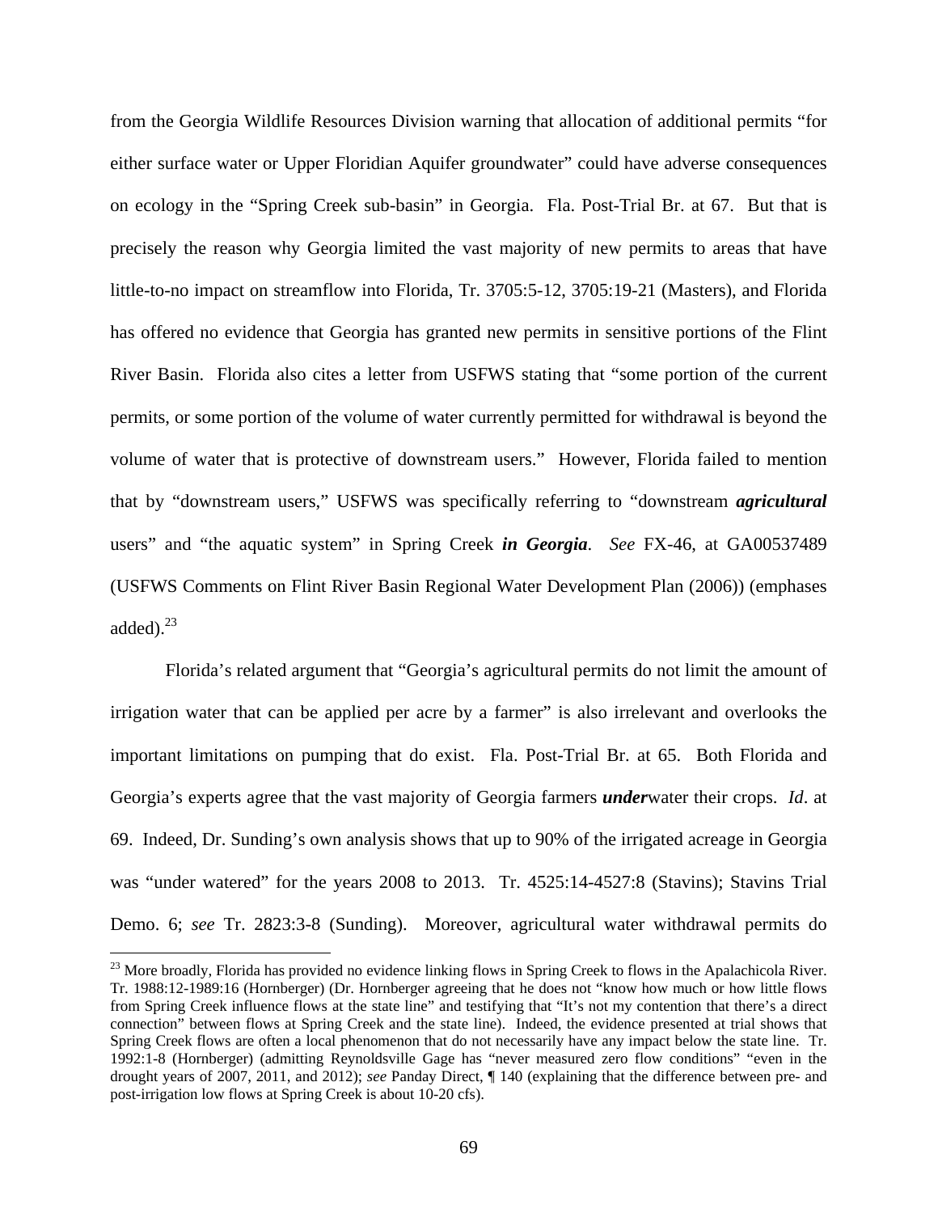from the Georgia Wildlife Resources Division warning that allocation of additional permits "for either surface water or Upper Floridian Aquifer groundwater" could have adverse consequences on ecology in the "Spring Creek sub-basin" in Georgia. Fla. Post-Trial Br. at 67. But that is precisely the reason why Georgia limited the vast majority of new permits to areas that have little-to-no impact on streamflow into Florida, Tr. 3705:5-12, 3705:19-21 (Masters), and Florida has offered no evidence that Georgia has granted new permits in sensitive portions of the Flint River Basin. Florida also cites a letter from USFWS stating that "some portion of the current permits, or some portion of the volume of water currently permitted for withdrawal is beyond the volume of water that is protective of downstream users." However, Florida failed to mention that by "downstream users," USFWS was specifically referring to "downstream ***agricultural*** users" and "the aquatic system" in Spring Creek ***in Georgia***. *See* FX-46, at GA00537489 (USFWS Comments on Flint River Basin Regional Water Development Plan (2006)) (emphases added).[23]

Florida's related argument that "Georgia's agricultural permits do not limit the amount of irrigation water that can be applied per acre by a farmer" is also irrelevant and overlooks the important limitations on pumping that do exist. Fla. Post-Trial Br. at 65. Both Florida and Georgia's experts agree that the vast majority of Georgia farmers ***under***water their crops. *Id*. at 69. Indeed, Dr. Sunding's own analysis shows that up to 90% of the irrigated acreage in Georgia was "under watered" for the years 2008 to 2013. Tr. 4525:14-4527:8 (Stavins); Stavins Trial Demo. 6; *see* Tr. 2823:3-8 (Sunding). Moreover, agricultural water withdrawal permits do

---

[23] More broadly, Florida has provided no evidence linking flows in Spring Creek to flows in the Apalachicola River. Tr. 1988:12-1989:16 (Hornberger) (Dr. Hornberger agreeing that he does not "know how much or how little flows from Spring Creek influence flows at the state line" and testifying that "It's not my contention that there's a direct connection" between flows at Spring Creek and the state line). Indeed, the evidence presented at trial shows that Spring Creek flows are often a local phenomenon that do not necessarily have any impact below the state line. Tr. 1992:1-8 (Hornberger) (admitting Reynoldsville Gage has "never measured zero flow conditions" "even in the drought years of 2007, 2011, and 2012); *see* Panday Direct, ¶ 140 (explaining that the difference between pre- and post-irrigation low flows at Spring Creek is about 10-20 cfs).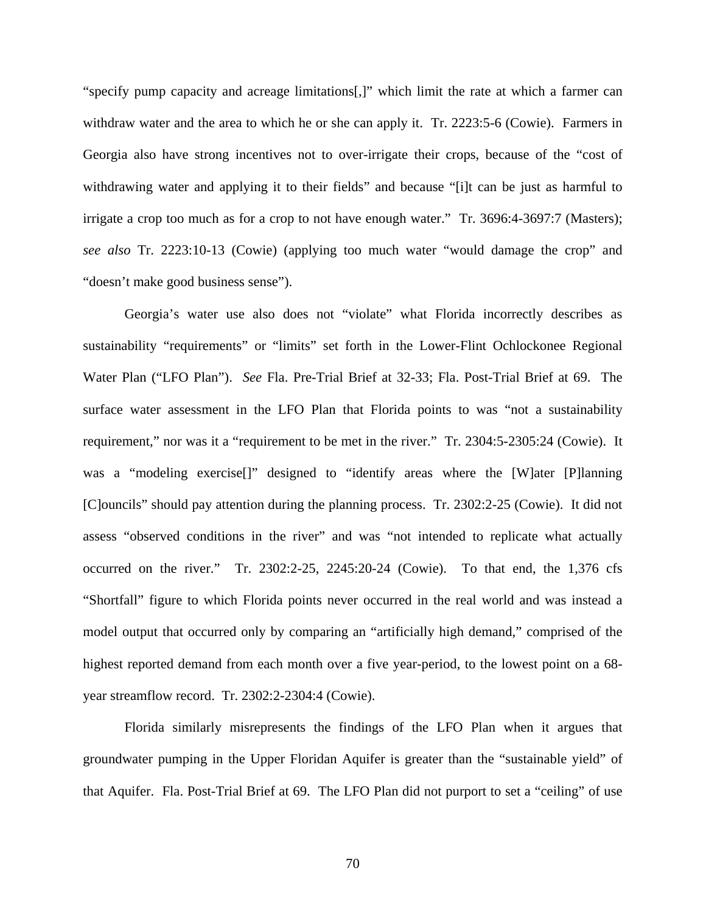"specify pump capacity and acreage limitations[,]" which limit the rate at which a farmer can withdraw water and the area to which he or she can apply it. Tr. 2223:5-6 (Cowie). Farmers in Georgia also have strong incentives not to over-irrigate their crops, because of the "cost of withdrawing water and applying it to their fields" and because "[i]t can be just as harmful to irrigate a crop too much as for a crop to not have enough water." Tr. 3696:4-3697:7 (Masters); *see also* Tr. 2223:10-13 (Cowie) (applying too much water "would damage the crop" and "doesn't make good business sense").

Georgia's water use also does not "violate" what Florida incorrectly describes as sustainability "requirements" or "limits" set forth in the Lower-Flint Ochlockonee Regional Water Plan ("LFO Plan"). *See* Fla. Pre-Trial Brief at 32-33; Fla. Post-Trial Brief at 69. The surface water assessment in the LFO Plan that Florida points to was "not a sustainability requirement," nor was it a "requirement to be met in the river." Tr. 2304:5-2305:24 (Cowie). It was a "modeling exercise[]" designed to "identify areas where the [W]ater [P]lanning [C]ouncils" should pay attention during the planning process. Tr. 2302:2-25 (Cowie). It did not assess "observed conditions in the river" and was "not intended to replicate what actually occurred on the river." Tr. 2302:2-25, 2245:20-24 (Cowie). To that end, the 1,376 cfs "Shortfall" figure to which Florida points never occurred in the real world and was instead a model output that occurred only by comparing an "artificially high demand," comprised of the highest reported demand from each month over a five year-period, to the lowest point on a 68-year streamflow record. Tr. 2302:2-2304:4 (Cowie).

Florida similarly misrepresents the findings of the LFO Plan when it argues that groundwater pumping in the Upper Floridan Aquifer is greater than the "sustainable yield" of that Aquifer. Fla. Post-Trial Brief at 69. The LFO Plan did not purport to set a "ceiling" of use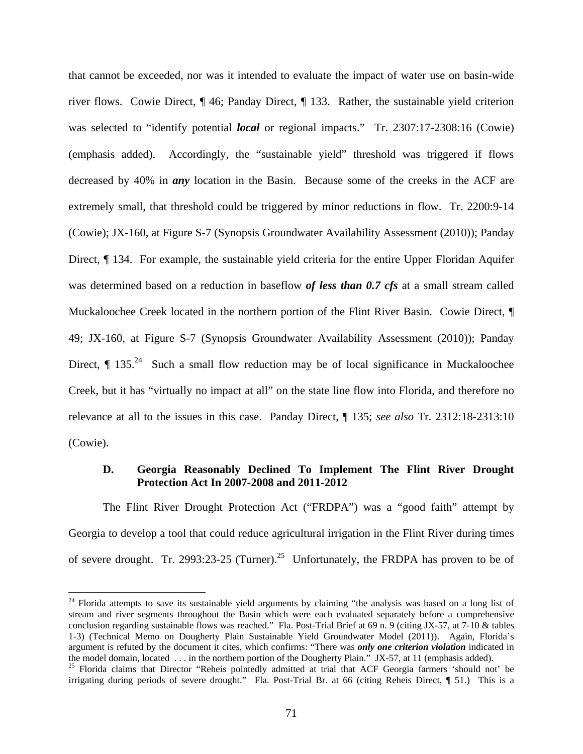that cannot be exceeded, nor was it intended to evaluate the impact of water use on basin-wide river flows. Cowie Direct, ¶ 46; Panday Direct, ¶ 133. Rather, the sustainable yield criterion was selected to "identify potential ***local*** or regional impacts." Tr. 2307:17-2308:16 (Cowie) (emphasis added). Accordingly, the "sustainable yield" threshold was triggered if flows decreased by 40% in ***any*** location in the Basin. Because some of the creeks in the ACF are extremely small, that threshold could be triggered by minor reductions in flow. Tr. 2200:9-14 (Cowie); JX-160, at Figure S-7 (Synopsis Groundwater Availability Assessment (2010)); Panday Direct, ¶ 134. For example, the sustainable yield criteria for the entire Upper Floridan Aquifer was determined based on a reduction in baseflow ***of less than 0.7 cfs*** at a small stream called Muckaloochee Creek located in the northern portion of the Flint River Basin. Cowie Direct, ¶ 49; JX-160, at Figure S-7 (Synopsis Groundwater Availability Assessment (2010)); Panday Direct, ¶ 135.[24] Such a small flow reduction may be of local significance in Muckaloochee Creek, but it has "virtually no impact at all" on the state line flow into Florida, and therefore no relevance at all to the issues in this case. Panday Direct, ¶ 135; *see also* Tr. 2312:18-2313:10 (Cowie).

### D. Georgia Reasonably Declined To Implement The Flint River Drought Protection Act In 2007-2008 and 2011-2012

The Flint River Drought Protection Act ("FRDPA") was a "good faith" attempt by Georgia to develop a tool that could reduce agricultural irrigation in the Flint River during times of severe drought. Tr. 2993:23-25 (Turner).[25] Unfortunately, the FRDPA has proven to be of

---

[24] Florida attempts to save its sustainable yield arguments by claiming "the analysis was based on a long list of stream and river segments throughout the Basin which were each evaluated separately before a comprehensive conclusion regarding sustainable flows was reached." Fla. Post-Trial Brief at 69 n. 9 (citing JX-57, at 7-10 & tables 1-3) (Technical Memo on Dougherty Plain Sustainable Yield Groundwater Model (2011)). Again, Florida's argument is refuted by the document it cites, which confirms: "There was ***only one criterion violation*** indicated in the model domain, located . . . in the northern portion of the Dougherty Plain." JX-57, at 11 (emphasis added).

[25] Florida claims that Director "Reheis pointedly admitted at trial that ACF Georgia farmers 'should not' be irrigating during periods of severe drought." Fla. Post-Trial Br. at 66 (citing Reheis Direct, ¶ 51.) This is a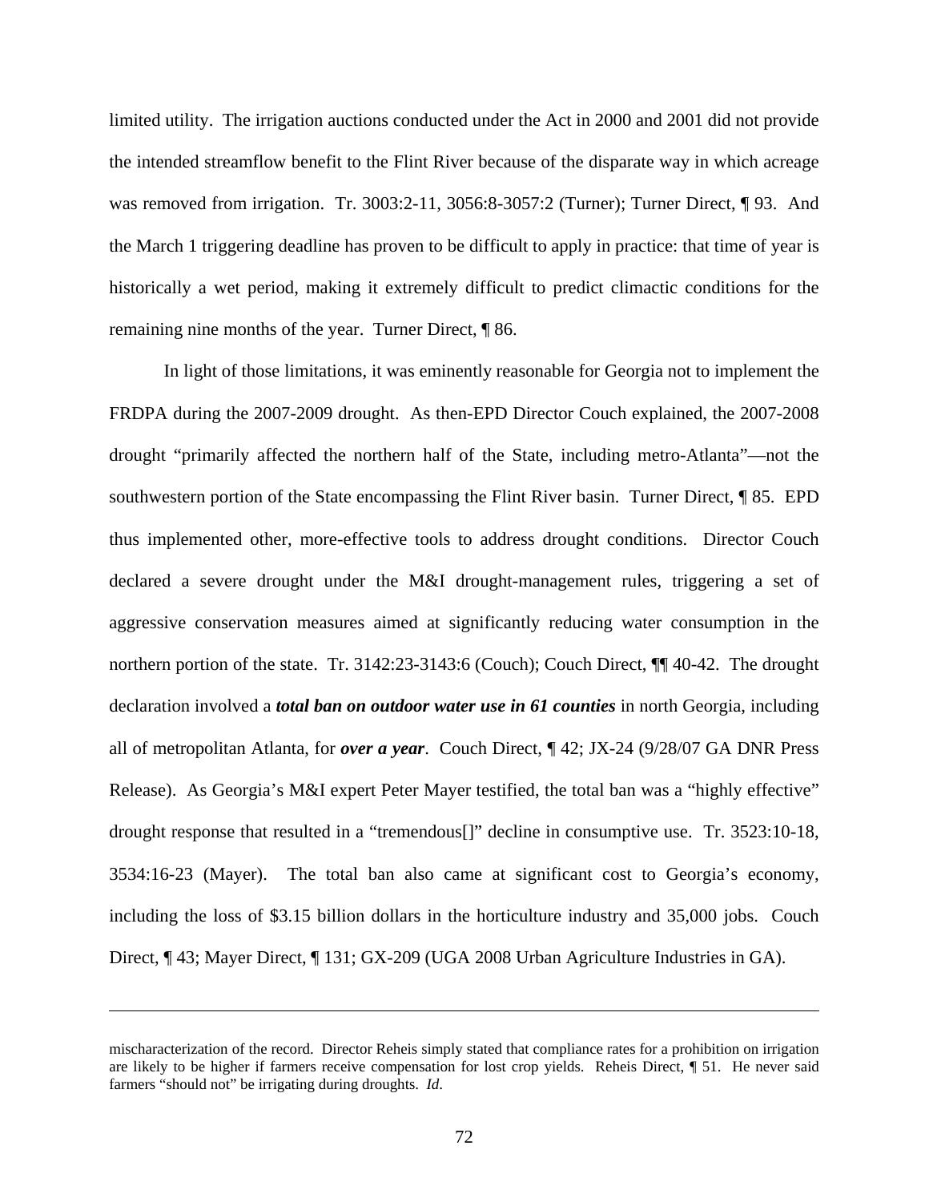limited utility. The irrigation auctions conducted under the Act in 2000 and 2001 did not provide the intended streamflow benefit to the Flint River because of the disparate way in which acreage was removed from irrigation. Tr. 3003:2-11, 3056:8-3057:2 (Turner); Turner Direct, ¶ 93. And the March 1 triggering deadline has proven to be difficult to apply in practice: that time of year is historically a wet period, making it extremely difficult to predict climactic conditions for the remaining nine months of the year. Turner Direct, ¶ 86.

In light of those limitations, it was eminently reasonable for Georgia not to implement the FRDPA during the 2007-2009 drought. As then-EPD Director Couch explained, the 2007-2008 drought "primarily affected the northern half of the State, including metro-Atlanta"—not the southwestern portion of the State encompassing the Flint River basin. Turner Direct, ¶ 85. EPD thus implemented other, more-effective tools to address drought conditions. Director Couch declared a severe drought under the M&I drought-management rules, triggering a set of aggressive conservation measures aimed at significantly reducing water consumption in the northern portion of the state. Tr. 3142:23-3143:6 (Couch); Couch Direct, ¶¶ 40-42. The drought declaration involved a ***total ban on outdoor water use in 61 counties*** in north Georgia, including all of metropolitan Atlanta, for ***over a year***. Couch Direct, ¶ 42; JX-24 (9/28/07 GA DNR Press Release). As Georgia's M&I expert Peter Mayer testified, the total ban was a "highly effective" drought response that resulted in a "tremendous[]" decline in consumptive use. Tr. 3523:10-18, 3534:16-23 (Mayer). The total ban also came at significant cost to Georgia's economy, including the loss of $3.15 billion dollars in the horticulture industry and 35,000 jobs. Couch Direct, ¶ 43; Mayer Direct, ¶ 131; GX-209 (UGA 2008 Urban Agriculture Industries in GA).

---

mischaracterization of the record. Director Reheis simply stated that compliance rates for a prohibition on irrigation are likely to be higher if farmers receive compensation for lost crop yields. Reheis Direct, ¶ 51. He never said farmers "should not" be irrigating during droughts. *Id*.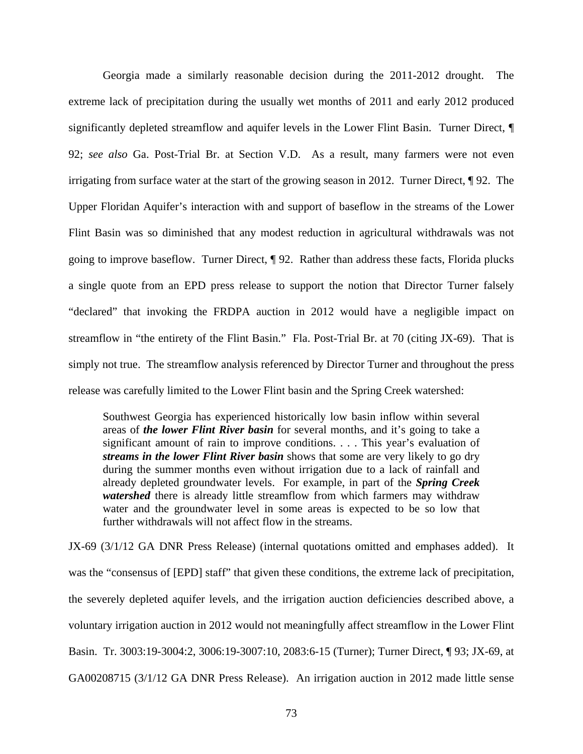Georgia made a similarly reasonable decision during the 2011-2012 drought. The extreme lack of precipitation during the usually wet months of 2011 and early 2012 produced significantly depleted streamflow and aquifer levels in the Lower Flint Basin. Turner Direct, ¶ 92; *see also* Ga. Post-Trial Br. at Section V.D. As a result, many farmers were not even irrigating from surface water at the start of the growing season in 2012. Turner Direct, ¶ 92. The Upper Floridan Aquifer's interaction with and support of baseflow in the streams of the Lower Flint Basin was so diminished that any modest reduction in agricultural withdrawals was not going to improve baseflow. Turner Direct, ¶ 92. Rather than address these facts, Florida plucks a single quote from an EPD press release to support the notion that Director Turner falsely "declared" that invoking the FRDPA auction in 2012 would have a negligible impact on streamflow in "the entirety of the Flint Basin." Fla. Post-Trial Br. at 70 (citing JX-69). That is simply not true. The streamflow analysis referenced by Director Turner and throughout the press release was carefully limited to the Lower Flint basin and the Spring Creek watershed:

> Southwest Georgia has experienced historically low basin inflow within several areas of ***the lower Flint River basin*** for several months, and it's going to take a significant amount of rain to improve conditions. . . . This year's evaluation of ***streams in the lower Flint River basin*** shows that some are very likely to go dry during the summer months even without irrigation due to a lack of rainfall and already depleted groundwater levels. For example, in part of the ***Spring Creek watershed*** there is already little streamflow from which farmers may withdraw water and the groundwater level in some areas is expected to be so low that further withdrawals will not affect flow in the streams.

JX-69 (3/1/12 GA DNR Press Release) (internal quotations omitted and emphases added). It was the "consensus of [EPD] staff" that given these conditions, the extreme lack of precipitation, the severely depleted aquifer levels, and the irrigation auction deficiencies described above, a voluntary irrigation auction in 2012 would not meaningfully affect streamflow in the Lower Flint Basin. Tr. 3003:19-3004:2, 3006:19-3007:10, 2083:6-15 (Turner); Turner Direct, ¶ 93; JX-69, at GA00208715 (3/1/12 GA DNR Press Release). An irrigation auction in 2012 made little sense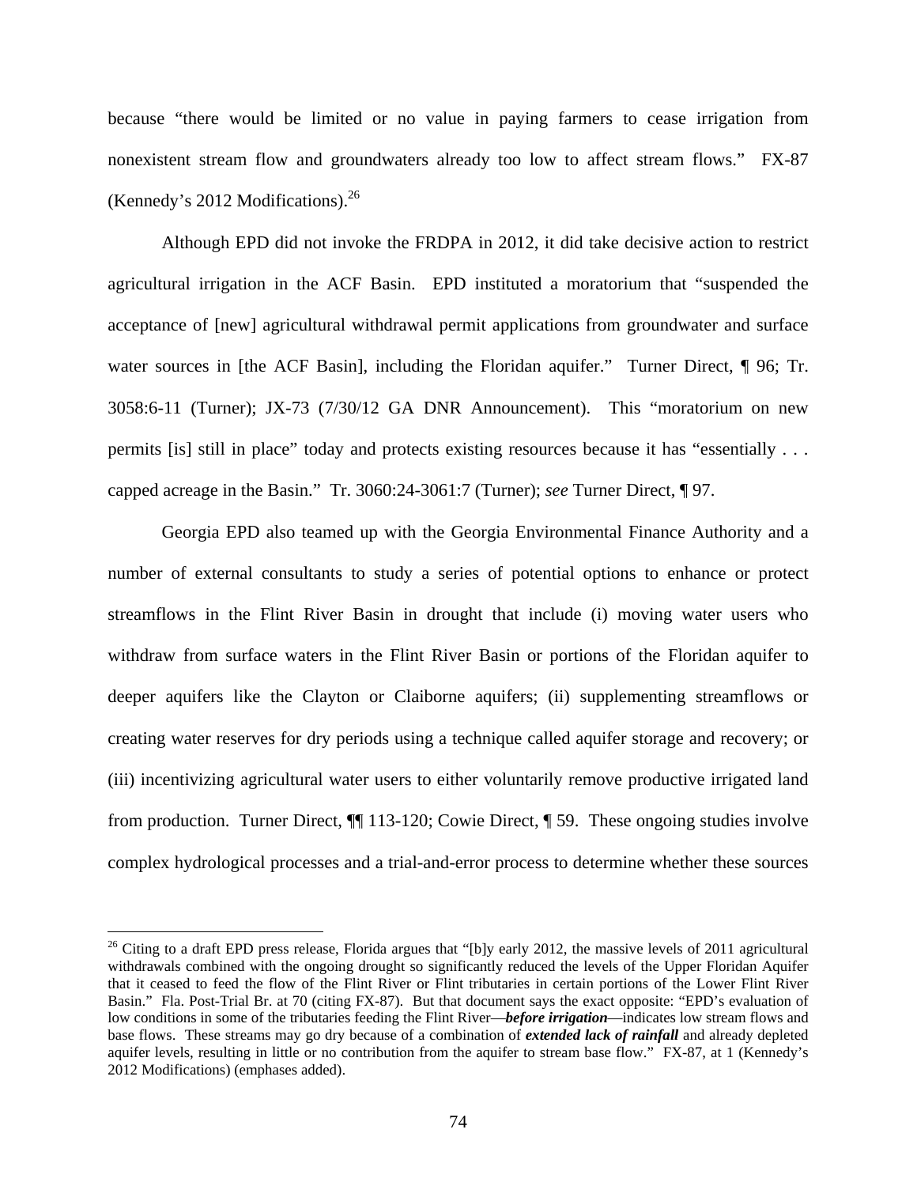because "there would be limited or no value in paying farmers to cease irrigation from nonexistent stream flow and groundwaters already too low to affect stream flows." FX-87 (Kennedy's 2012 Modifications).[26]

Although EPD did not invoke the FRDPA in 2012, it did take decisive action to restrict agricultural irrigation in the ACF Basin. EPD instituted a moratorium that "suspended the acceptance of [new] agricultural withdrawal permit applications from groundwater and surface water sources in [the ACF Basin], including the Floridan aquifer." Turner Direct, ¶ 96; Tr. 3058:6-11 (Turner); JX-73 (7/30/12 GA DNR Announcement). This "moratorium on new permits [is] still in place" today and protects existing resources because it has "essentially . . . capped acreage in the Basin." Tr. 3060:24-3061:7 (Turner); *see* Turner Direct, ¶ 97.

Georgia EPD also teamed up with the Georgia Environmental Finance Authority and a number of external consultants to study a series of potential options to enhance or protect streamflows in the Flint River Basin in drought that include (i) moving water users who withdraw from surface waters in the Flint River Basin or portions of the Floridan aquifer to deeper aquifers like the Clayton or Claiborne aquifers; (ii) supplementing streamflows or creating water reserves for dry periods using a technique called aquifer storage and recovery; or (iii) incentivizing agricultural water users to either voluntarily remove productive irrigated land from production. Turner Direct, ¶¶ 113-120; Cowie Direct, ¶ 59. These ongoing studies involve complex hydrological processes and a trial-and-error process to determine whether these sources

---

[26] Citing to a draft EPD press release, Florida argues that "[b]y early 2012, the massive levels of 2011 agricultural withdrawals combined with the ongoing drought so significantly reduced the levels of the Upper Floridan Aquifer that it ceased to feed the flow of the Flint River or Flint tributaries in certain portions of the Lower Flint River Basin." Fla. Post-Trial Br. at 70 (citing FX-87). But that document says the exact opposite: "EPD's evaluation of low conditions in some of the tributaries feeding the Flint River—***before irrigation***—indicates low stream flows and base flows. These streams may go dry because of a combination of ***extended lack of rainfall*** and already depleted aquifer levels, resulting in little or no contribution from the aquifer to stream base flow." FX-87, at 1 (Kennedy's 2012 Modifications) (emphases added).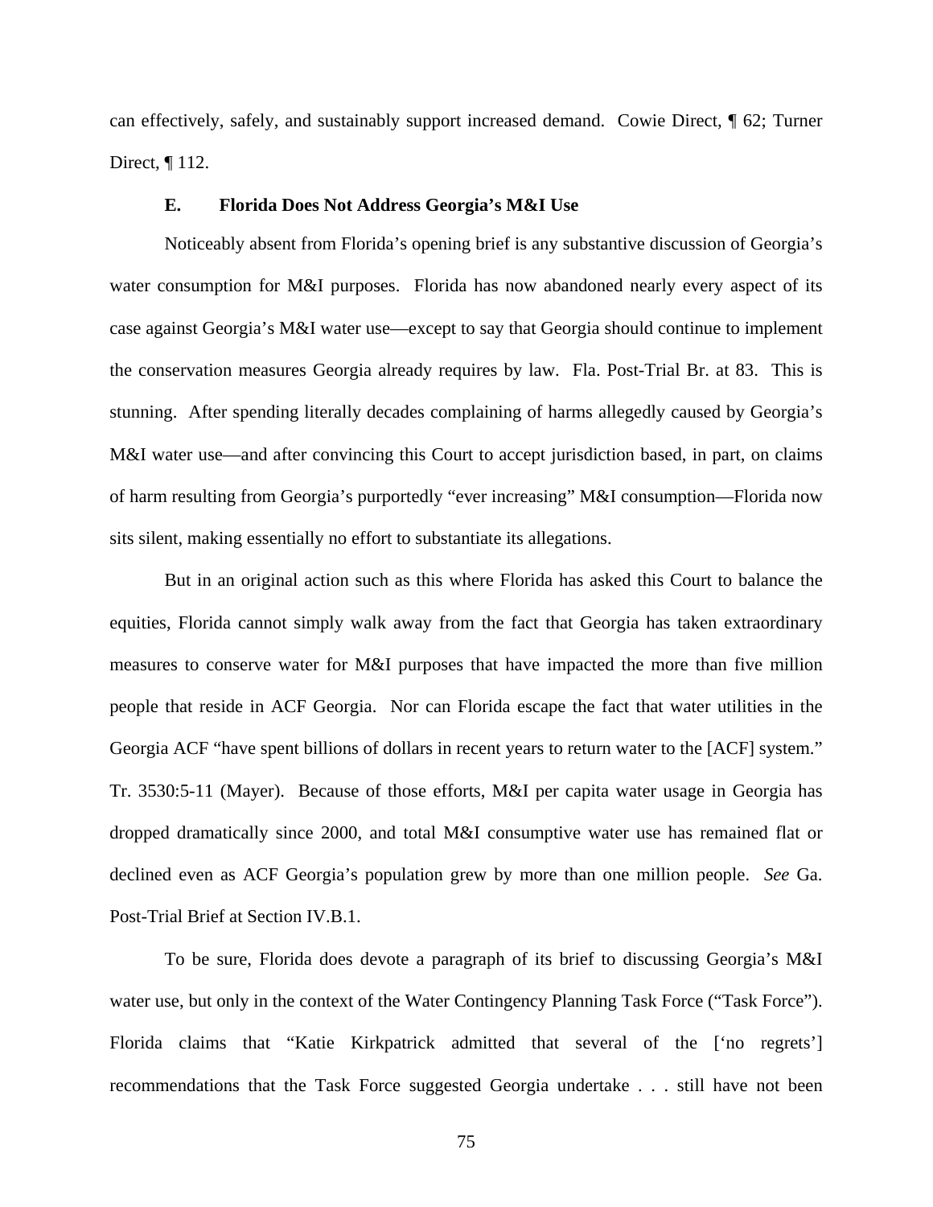can effectively, safely, and sustainably support increased demand. Cowie Direct, ¶ 62; Turner Direct, ¶ 112.

### E. Florida Does Not Address Georgia's M&I Use

Noticeably absent from Florida's opening brief is any substantive discussion of Georgia's water consumption for M&I purposes. Florida has now abandoned nearly every aspect of its case against Georgia's M&I water use—except to say that Georgia should continue to implement the conservation measures Georgia already requires by law. Fla. Post-Trial Br. at 83. This is stunning. After spending literally decades complaining of harms allegedly caused by Georgia's M&I water use—and after convincing this Court to accept jurisdiction based, in part, on claims of harm resulting from Georgia's purportedly "ever increasing" M&I consumption—Florida now sits silent, making essentially no effort to substantiate its allegations.

But in an original action such as this where Florida has asked this Court to balance the equities, Florida cannot simply walk away from the fact that Georgia has taken extraordinary measures to conserve water for M&I purposes that have impacted the more than five million people that reside in ACF Georgia. Nor can Florida escape the fact that water utilities in the Georgia ACF "have spent billions of dollars in recent years to return water to the [ACF] system." Tr. 3530:5-11 (Mayer). Because of those efforts, M&I per capita water usage in Georgia has dropped dramatically since 2000, and total M&I consumptive water use has remained flat or declined even as ACF Georgia's population grew by more than one million people. *See* Ga. Post-Trial Brief at Section IV.B.1.

To be sure, Florida does devote a paragraph of its brief to discussing Georgia's M&I water use, but only in the context of the Water Contingency Planning Task Force ("Task Force"). Florida claims that "Katie Kirkpatrick admitted that several of the ['no regrets'] recommendations that the Task Force suggested Georgia undertake . . . still have not been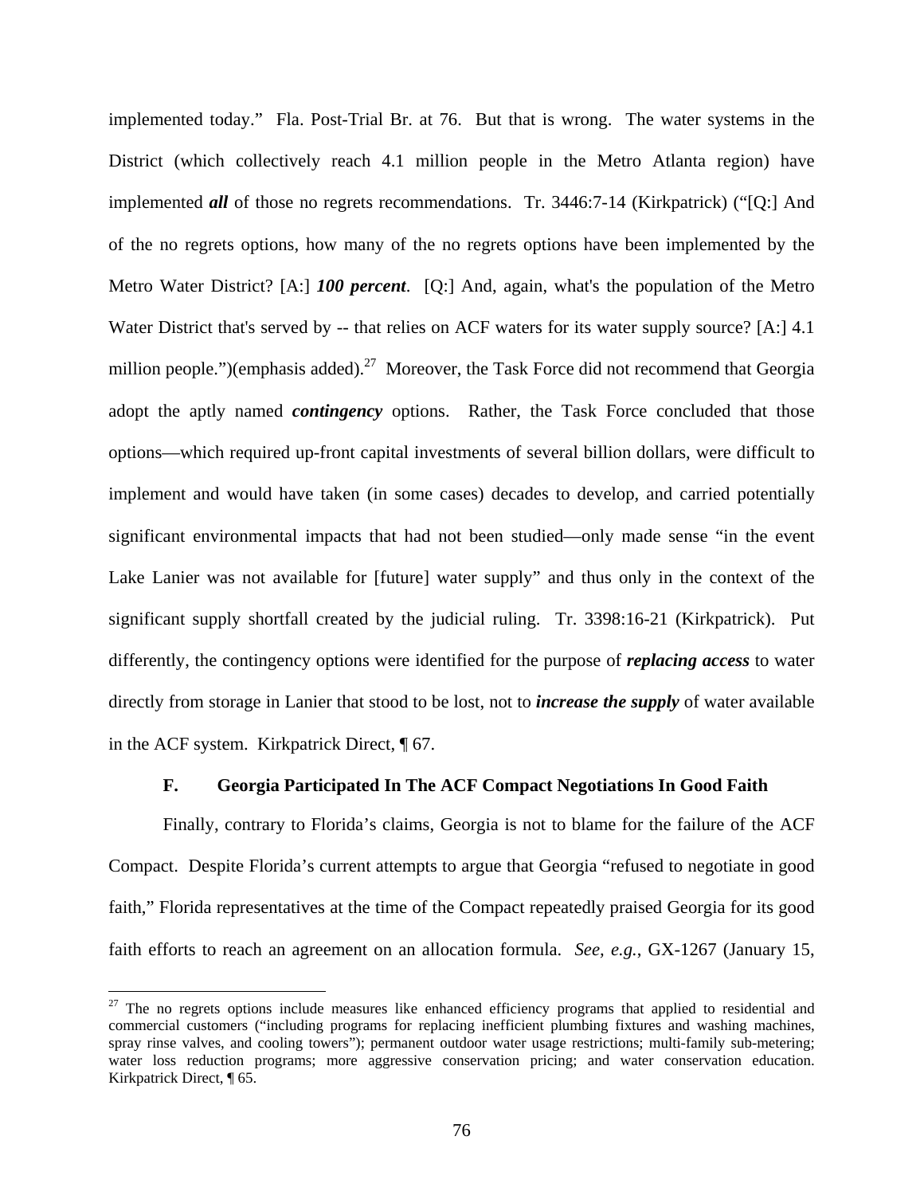implemented today." Fla. Post-Trial Br. at 76. But that is wrong. The water systems in the District (which collectively reach 4.1 million people in the Metro Atlanta region) have implemented ***all*** of those no regrets recommendations. Tr. 3446:7-14 (Kirkpatrick) ("[Q:] And of the no regrets options, how many of the no regrets options have been implemented by the Metro Water District? [A:] ***100 percent***. [Q:] And, again, what's the population of the Metro Water District that's served by -- that relies on ACF waters for its water supply source? [A:] 4.1 million people.")(emphasis added).[27] Moreover, the Task Force did not recommend that Georgia adopt the aptly named ***contingency*** options. Rather, the Task Force concluded that those options—which required up-front capital investments of several billion dollars, were difficult to implement and would have taken (in some cases) decades to develop, and carried potentially significant environmental impacts that had not been studied—only made sense "in the event Lake Lanier was not available for [future] water supply" and thus only in the context of the significant supply shortfall created by the judicial ruling. Tr. 3398:16-21 (Kirkpatrick). Put differently, the contingency options were identified for the purpose of ***replacing access*** to water directly from storage in Lanier that stood to be lost, not to ***increase the supply*** of water available in the ACF system. Kirkpatrick Direct, ¶ 67.

### F. Georgia Participated In The ACF Compact Negotiations In Good Faith

Finally, contrary to Florida's claims, Georgia is not to blame for the failure of the ACF Compact. Despite Florida's current attempts to argue that Georgia "refused to negotiate in good faith," Florida representatives at the time of the Compact repeatedly praised Georgia for its good faith efforts to reach an agreement on an allocation formula. *See, e.g.*, GX-1267 (January 15,

---

[27] The no regrets options include measures like enhanced efficiency programs that applied to residential and commercial customers ("including programs for replacing inefficient plumbing fixtures and washing machines, spray rinse valves, and cooling towers"); permanent outdoor water usage restrictions; multi-family sub-metering; water loss reduction programs; more aggressive conservation pricing; and water conservation education. Kirkpatrick Direct, ¶ 65.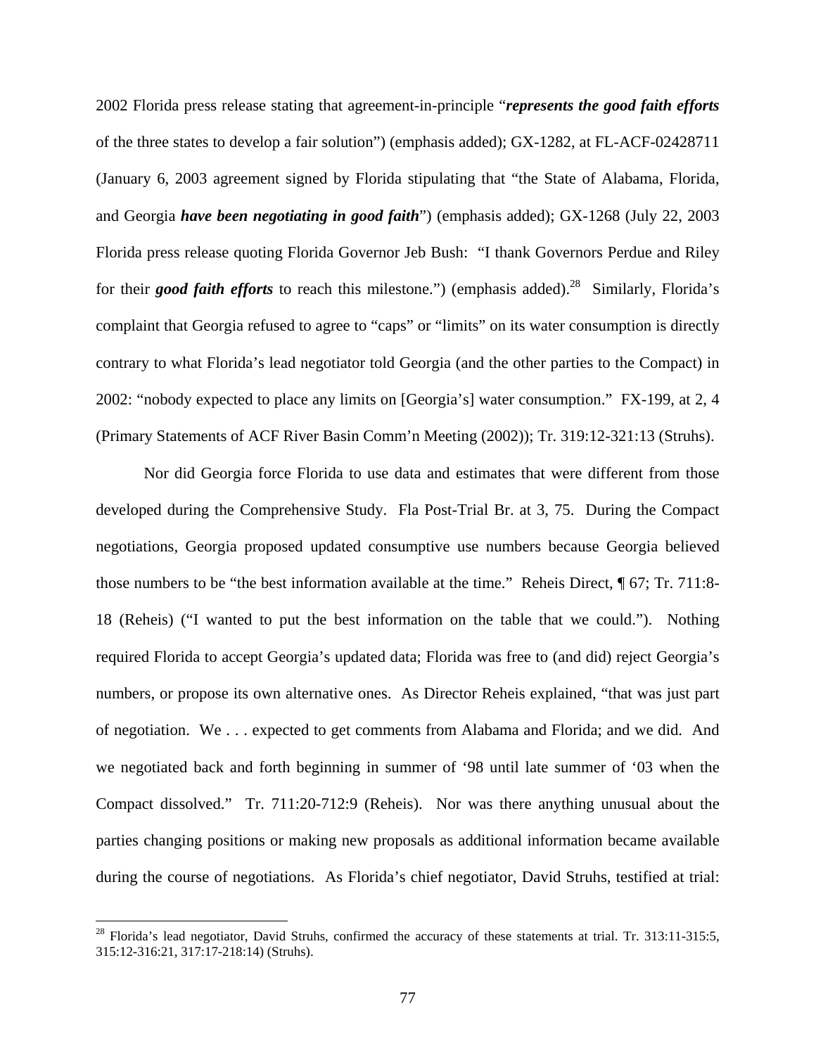2002 Florida press release stating that agreement-in-principle "***represents the good faith efforts*** of the three states to develop a fair solution") (emphasis added); GX-1282, at FL-ACF-02428711 (January 6, 2003 agreement signed by Florida stipulating that "the State of Alabama, Florida, and Georgia ***have been negotiating in good faith***") (emphasis added); GX-1268 (July 22, 2003 Florida press release quoting Florida Governor Jeb Bush: "I thank Governors Perdue and Riley for their ***good faith efforts*** to reach this milestone.") (emphasis added).[28] Similarly, Florida's complaint that Georgia refused to agree to "caps" or "limits" on its water consumption is directly contrary to what Florida's lead negotiator told Georgia (and the other parties to the Compact) in 2002: "nobody expected to place any limits on [Georgia's] water consumption." FX-199, at 2, 4 (Primary Statements of ACF River Basin Comm'n Meeting (2002)); Tr. 319:12-321:13 (Struhs).

Nor did Georgia force Florida to use data and estimates that were different from those developed during the Comprehensive Study. Fla Post-Trial Br. at 3, 75. During the Compact negotiations, Georgia proposed updated consumptive use numbers because Georgia believed those numbers to be "the best information available at the time." Reheis Direct, ¶ 67; Tr. 711:8-18 (Reheis) ("I wanted to put the best information on the table that we could."). Nothing required Florida to accept Georgia's updated data; Florida was free to (and did) reject Georgia's numbers, or propose its own alternative ones. As Director Reheis explained, "that was just part of negotiation. We . . . expected to get comments from Alabama and Florida; and we did. And we negotiated back and forth beginning in summer of '98 until late summer of '03 when the Compact dissolved." Tr. 711:20-712:9 (Reheis). Nor was there anything unusual about the parties changing positions or making new proposals as additional information became available during the course of negotiations. As Florida's chief negotiator, David Struhs, testified at trial:

[28] Florida's lead negotiator, David Struhs, confirmed the accuracy of these statements at trial. Tr. 313:11-315:5, 315:12-316:21, 317:17-218:14) (Struhs).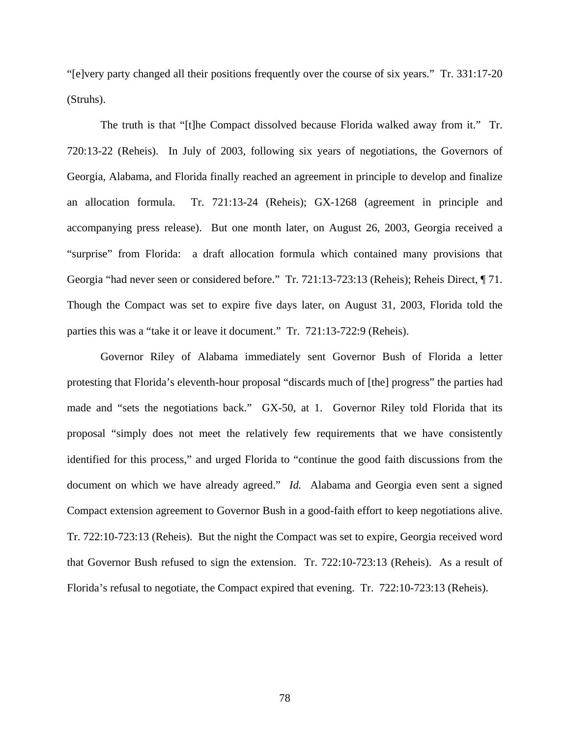"[e]very party changed all their positions frequently over the course of six years." Tr. 331:17-20 (Struhs).

The truth is that "[t]he Compact dissolved because Florida walked away from it." Tr. 720:13-22 (Reheis). In July of 2003, following six years of negotiations, the Governors of Georgia, Alabama, and Florida finally reached an agreement in principle to develop and finalize an allocation formula. Tr. 721:13-24 (Reheis); GX-1268 (agreement in principle and accompanying press release). But one month later, on August 26, 2003, Georgia received a "surprise" from Florida: a draft allocation formula which contained many provisions that Georgia "had never seen or considered before." Tr. 721:13-723:13 (Reheis); Reheis Direct, ¶ 71. Though the Compact was set to expire five days later, on August 31, 2003, Florida told the parties this was a "take it or leave it document." Tr. 721:13-722:9 (Reheis).

Governor Riley of Alabama immediately sent Governor Bush of Florida a letter protesting that Florida's eleventh-hour proposal "discards much of [the] progress" the parties had made and "sets the negotiations back." GX-50, at 1. Governor Riley told Florida that its proposal "simply does not meet the relatively few requirements that we have consistently identified for this process," and urged Florida to "continue the good faith discussions from the document on which we have already agreed." *Id.* Alabama and Georgia even sent a signed Compact extension agreement to Governor Bush in a good-faith effort to keep negotiations alive. Tr. 722:10-723:13 (Reheis). But the night the Compact was set to expire, Georgia received word that Governor Bush refused to sign the extension. Tr. 722:10-723:13 (Reheis). As a result of Florida's refusal to negotiate, the Compact expired that evening. Tr. 722:10-723:13 (Reheis).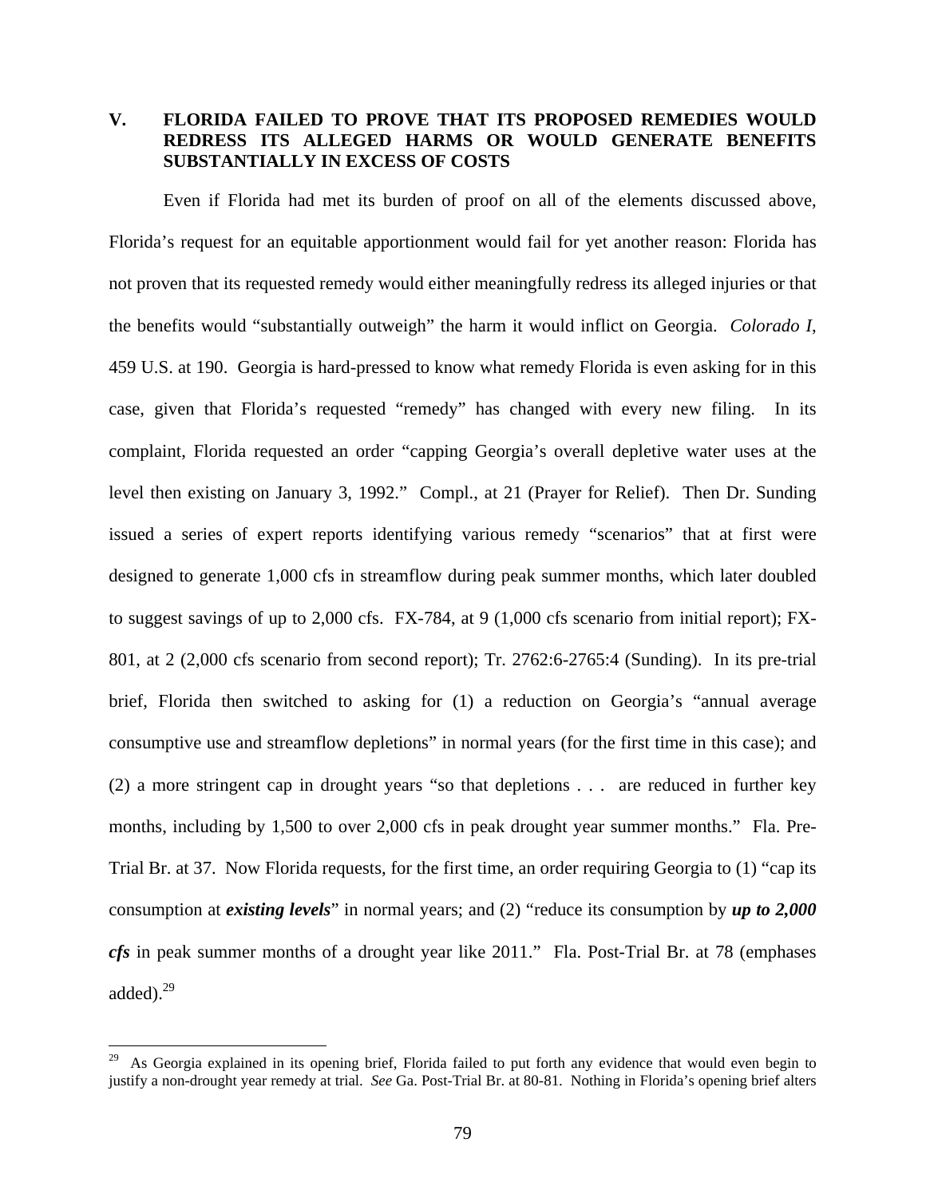## V. FLORIDA FAILED TO PROVE THAT ITS PROPOSED REMEDIES WOULD REDRESS ITS ALLEGED HARMS OR WOULD GENERATE BENEFITS SUBSTANTIALLY IN EXCESS OF COSTS

Even if Florida had met its burden of proof on all of the elements discussed above, Florida's request for an equitable apportionment would fail for yet another reason: Florida has not proven that its requested remedy would either meaningfully redress its alleged injuries or that the benefits would "substantially outweigh" the harm it would inflict on Georgia. *Colorado I*, 459 U.S. at 190. Georgia is hard-pressed to know what remedy Florida is even asking for in this case, given that Florida's requested "remedy" has changed with every new filing. In its complaint, Florida requested an order "capping Georgia's overall depletive water uses at the level then existing on January 3, 1992." Compl., at 21 (Prayer for Relief). Then Dr. Sunding issued a series of expert reports identifying various remedy "scenarios" that at first were designed to generate 1,000 cfs in streamflow during peak summer months, which later doubled to suggest savings of up to 2,000 cfs. FX-784, at 9 (1,000 cfs scenario from initial report); FX-801, at 2 (2,000 cfs scenario from second report); Tr. 2762:6-2765:4 (Sunding). In its pre-trial brief, Florida then switched to asking for (1) a reduction on Georgia's "annual average consumptive use and streamflow depletions" in normal years (for the first time in this case); and (2) a more stringent cap in drought years "so that depletions . . . are reduced in further key months, including by 1,500 to over 2,000 cfs in peak drought year summer months." Fla. Pre-Trial Br. at 37. Now Florida requests, for the first time, an order requiring Georgia to (1) "cap its consumption at ***existing levels***" in normal years; and (2) "reduce its consumption by ***up to 2,000 cfs*** in peak summer months of a drought year like 2011." Fla. Post-Trial Br. at 78 (emphases added).[29]

[29] As Georgia explained in its opening brief, Florida failed to put forth any evidence that would even begin to justify a non-drought year remedy at trial. *See* Ga. Post-Trial Br. at 80-81. Nothing in Florida's opening brief alters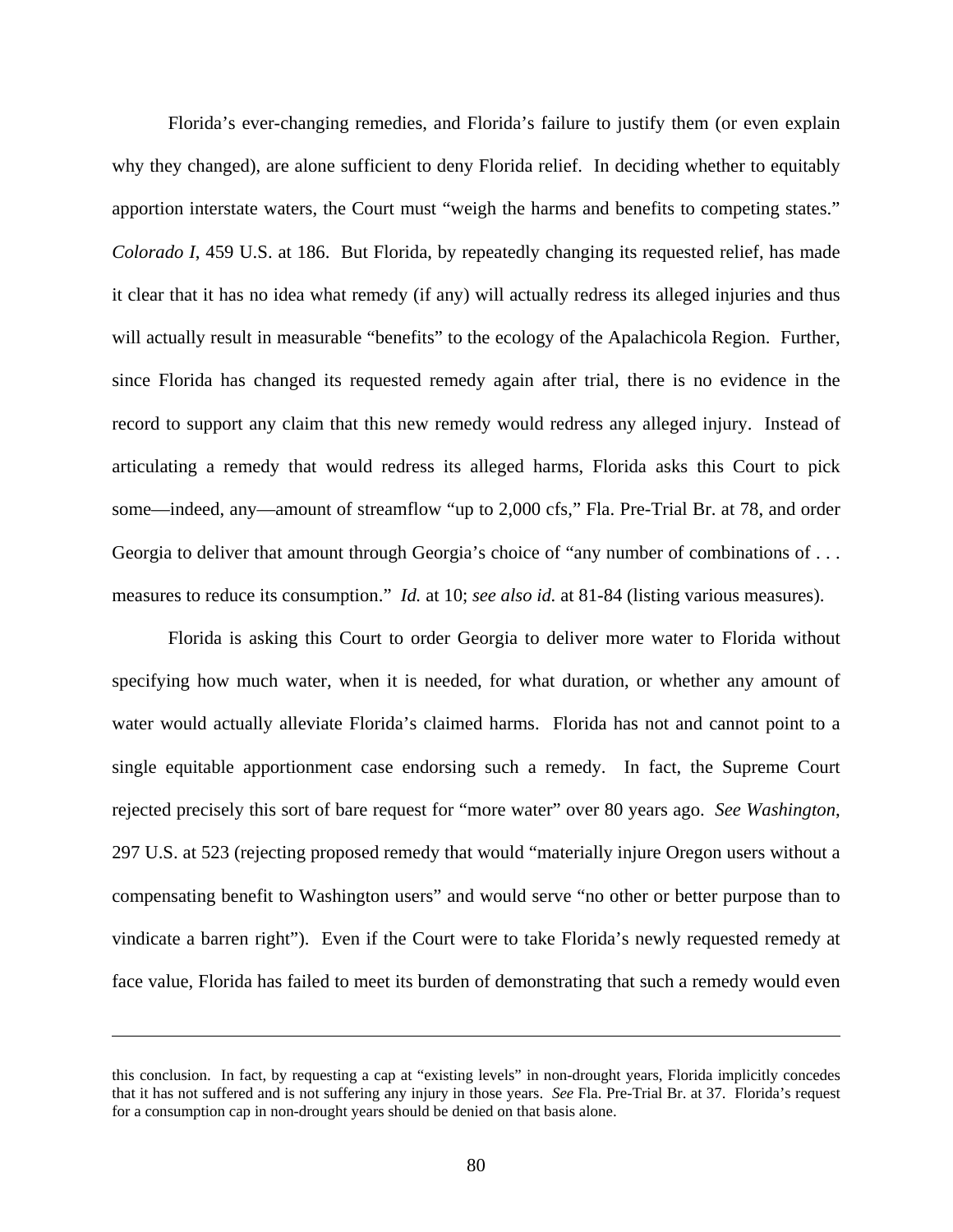Florida's ever-changing remedies, and Florida's failure to justify them (or even explain why they changed), are alone sufficient to deny Florida relief. In deciding whether to equitably apportion interstate waters, the Court must "weigh the harms and benefits to competing states." *Colorado I*, 459 U.S. at 186. But Florida, by repeatedly changing its requested relief, has made it clear that it has no idea what remedy (if any) will actually redress its alleged injuries and thus will actually result in measurable "benefits" to the ecology of the Apalachicola Region. Further, since Florida has changed its requested remedy again after trial, there is no evidence in the record to support any claim that this new remedy would redress any alleged injury. Instead of articulating a remedy that would redress its alleged harms, Florida asks this Court to pick some—indeed, any—amount of streamflow "up to 2,000 cfs," Fla. Pre-Trial Br. at 78, and order Georgia to deliver that amount through Georgia's choice of "any number of combinations of . . . measures to reduce its consumption." *Id.* at 10; *see also id.* at 81-84 (listing various measures).

Florida is asking this Court to order Georgia to deliver more water to Florida without specifying how much water, when it is needed, for what duration, or whether any amount of water would actually alleviate Florida's claimed harms. Florida has not and cannot point to a single equitable apportionment case endorsing such a remedy. In fact, the Supreme Court rejected precisely this sort of bare request for "more water" over 80 years ago. *See Washington*, 297 U.S. at 523 (rejecting proposed remedy that would "materially injure Oregon users without a compensating benefit to Washington users" and would serve "no other or better purpose than to vindicate a barren right"). Even if the Court were to take Florida's newly requested remedy at face value, Florida has failed to meet its burden of demonstrating that such a remedy would even

---

this conclusion. In fact, by requesting a cap at "existing levels" in non-drought years, Florida implicitly concedes that it has not suffered and is not suffering any injury in those years. *See* Fla. Pre-Trial Br. at 37. Florida's request for a consumption cap in non-drought years should be denied on that basis alone.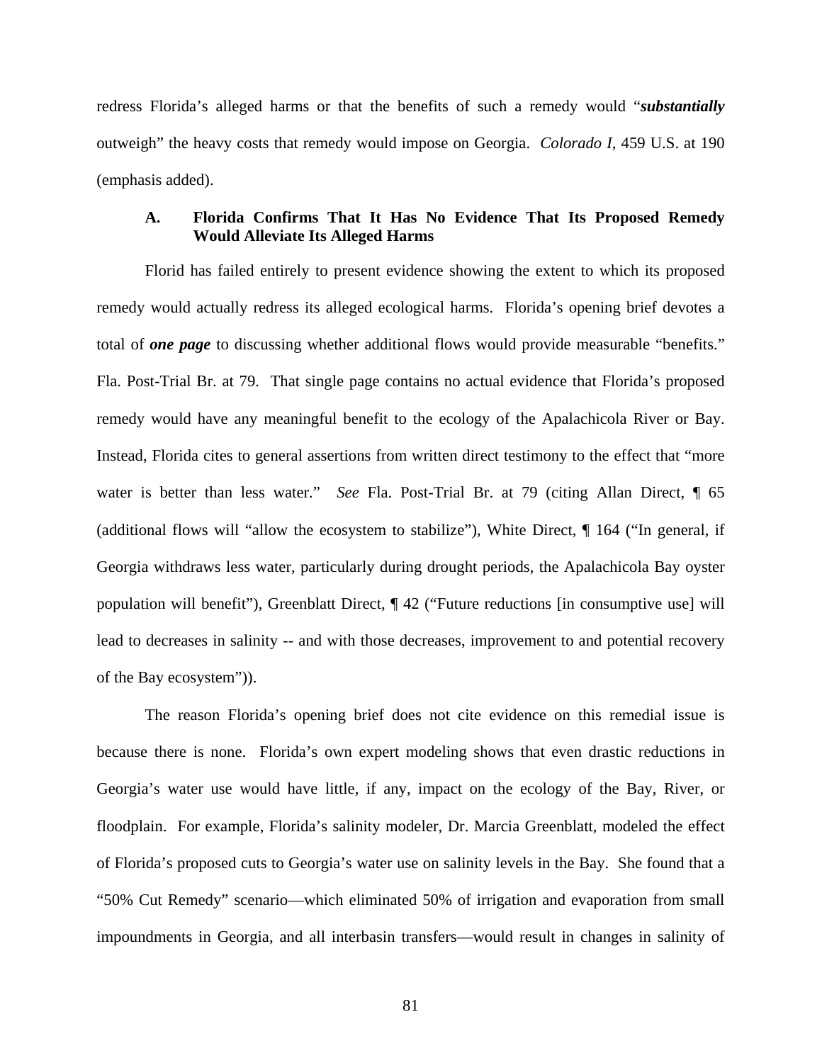redress Florida's alleged harms or that the benefits of such a remedy would "***substantially*** outweigh" the heavy costs that remedy would impose on Georgia. *Colorado I*, 459 U.S. at 190 (emphasis added).

### A. Florida Confirms That It Has No Evidence That Its Proposed Remedy Would Alleviate Its Alleged Harms

Florid has failed entirely to present evidence showing the extent to which its proposed remedy would actually redress its alleged ecological harms. Florida's opening brief devotes a total of ***one page*** to discussing whether additional flows would provide measurable "benefits." Fla. Post-Trial Br. at 79. That single page contains no actual evidence that Florida's proposed remedy would have any meaningful benefit to the ecology of the Apalachicola River or Bay. Instead, Florida cites to general assertions from written direct testimony to the effect that "more water is better than less water." *See* Fla. Post-Trial Br. at 79 (citing Allan Direct, ¶ 65 (additional flows will "allow the ecosystem to stabilize"), White Direct, ¶ 164 ("In general, if Georgia withdraws less water, particularly during drought periods, the Apalachicola Bay oyster population will benefit"), Greenblatt Direct, ¶ 42 ("Future reductions [in consumptive use] will lead to decreases in salinity -- and with those decreases, improvement to and potential recovery of the Bay ecosystem")).

The reason Florida's opening brief does not cite evidence on this remedial issue is because there is none. Florida's own expert modeling shows that even drastic reductions in Georgia's water use would have little, if any, impact on the ecology of the Bay, River, or floodplain. For example, Florida's salinity modeler, Dr. Marcia Greenblatt, modeled the effect of Florida's proposed cuts to Georgia's water use on salinity levels in the Bay. She found that a "50% Cut Remedy" scenario—which eliminated 50% of irrigation and evaporation from small impoundments in Georgia, and all interbasin transfers—would result in changes in salinity of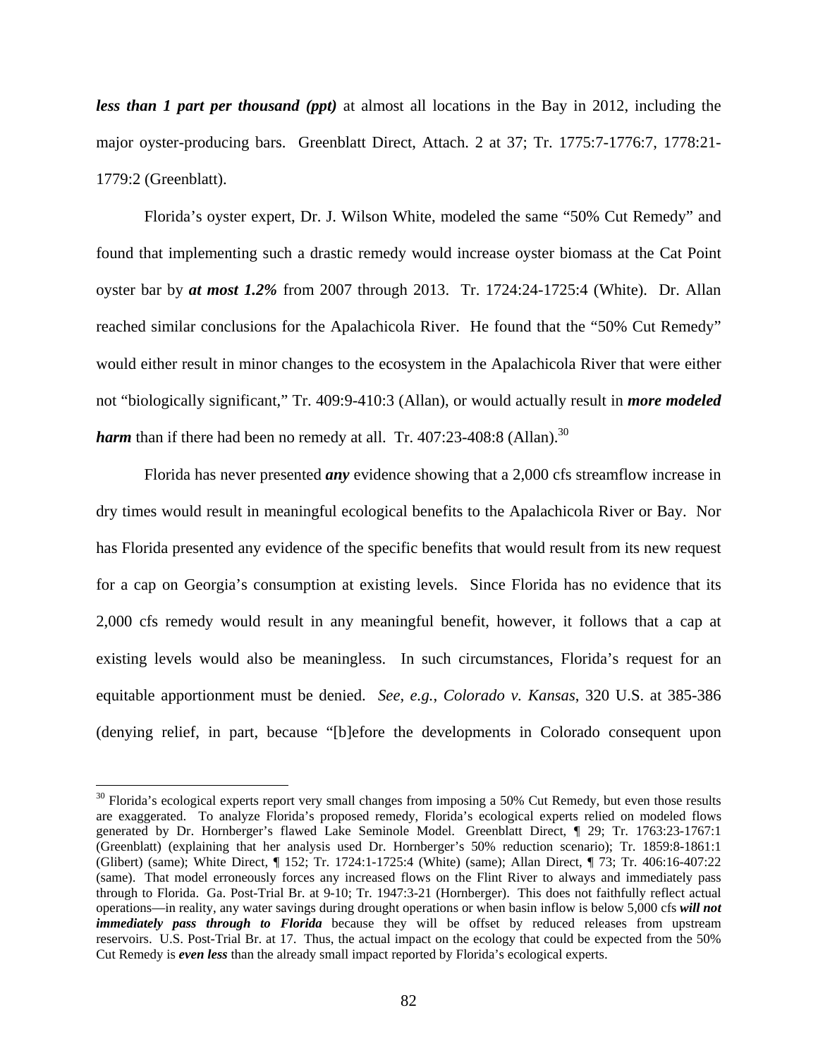***less than 1 part per thousand (ppt)*** at almost all locations in the Bay in 2012, including the major oyster-producing bars. Greenblatt Direct, Attach. 2 at 37; Tr. 1775:7-1776:7, 1778:21-1779:2 (Greenblatt).

Florida's oyster expert, Dr. J. Wilson White, modeled the same "50% Cut Remedy" and found that implementing such a drastic remedy would increase oyster biomass at the Cat Point oyster bar by ***at most 1.2%*** from 2007 through 2013. Tr. 1724:24-1725:4 (White). Dr. Allan reached similar conclusions for the Apalachicola River. He found that the "50% Cut Remedy" would either result in minor changes to the ecosystem in the Apalachicola River that were either not "biologically significant," Tr. 409:9-410:3 (Allan), or would actually result in ***more modeled harm*** than if there had been no remedy at all. Tr. 407:23-408:8 (Allan).[30]

Florida has never presented ***any*** evidence showing that a 2,000 cfs streamflow increase in dry times would result in meaningful ecological benefits to the Apalachicola River or Bay. Nor has Florida presented any evidence of the specific benefits that would result from its new request for a cap on Georgia's consumption at existing levels. Since Florida has no evidence that its 2,000 cfs remedy would result in any meaningful benefit, however, it follows that a cap at existing levels would also be meaningless. In such circumstances, Florida's request for an equitable apportionment must be denied. *See, e.g.*, *Colorado v. Kansas*, 320 U.S. at 385-386 (denying relief, in part, because "[b]efore the developments in Colorado consequent upon

---

[30] Florida's ecological experts report very small changes from imposing a 50% Cut Remedy, but even those results are exaggerated. To analyze Florida's proposed remedy, Florida's ecological experts relied on modeled flows generated by Dr. Hornberger's flawed Lake Seminole Model. Greenblatt Direct, ¶ 29; Tr. 1763:23-1767:1 (Greenblatt) (explaining that her analysis used Dr. Hornberger's 50% reduction scenario); Tr. 1859:8-1861:1 (Glibert) (same); White Direct, ¶ 152; Tr. 1724:1-1725:4 (White) (same); Allan Direct, ¶ 73; Tr. 406:16-407:22 (same). That model erroneously forces any increased flows on the Flint River to always and immediately pass through to Florida. Ga. Post-Trial Br. at 9-10; Tr. 1947:3-21 (Hornberger). This does not faithfully reflect actual operations—in reality, any water savings during drought operations or when basin inflow is below 5,000 cfs ***will not immediately pass through to Florida*** because they will be offset by reduced releases from upstream reservoirs. U.S. Post-Trial Br. at 17. Thus, the actual impact on the ecology that could be expected from the 50% Cut Remedy is ***even less*** than the already small impact reported by Florida's ecological experts.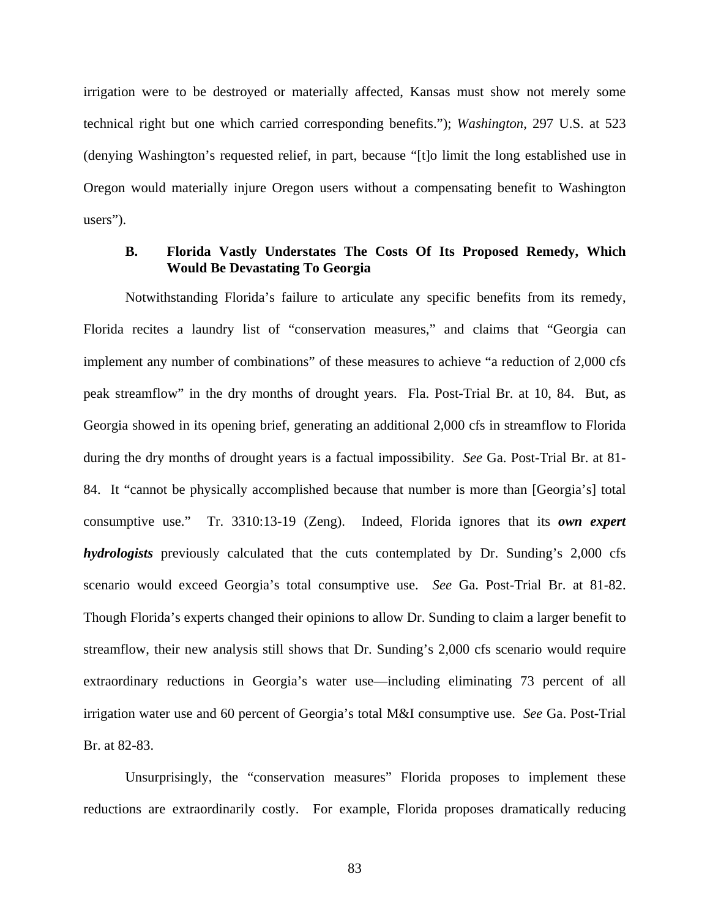irrigation were to be destroyed or materially affected, Kansas must show not merely some technical right but one which carried corresponding benefits."); *Washington*, 297 U.S. at 523 (denying Washington's requested relief, in part, because "[t]o limit the long established use in Oregon would materially injure Oregon users without a compensating benefit to Washington users").

### B. Florida Vastly Understates The Costs Of Its Proposed Remedy, Which Would Be Devastating To Georgia

Notwithstanding Florida's failure to articulate any specific benefits from its remedy, Florida recites a laundry list of "conservation measures," and claims that "Georgia can implement any number of combinations" of these measures to achieve "a reduction of 2,000 cfs peak streamflow" in the dry months of drought years. Fla. Post-Trial Br. at 10, 84. But, as Georgia showed in its opening brief, generating an additional 2,000 cfs in streamflow to Florida during the dry months of drought years is a factual impossibility. *See* Ga. Post-Trial Br. at 81-84. It "cannot be physically accomplished because that number is more than [Georgia's] total consumptive use." Tr. 3310:13-19 (Zeng). Indeed, Florida ignores that its ***own expert hydrologists*** previously calculated that the cuts contemplated by Dr. Sunding's 2,000 cfs scenario would exceed Georgia's total consumptive use. *See* Ga. Post-Trial Br. at 81-82. Though Florida's experts changed their opinions to allow Dr. Sunding to claim a larger benefit to streamflow, their new analysis still shows that Dr. Sunding's 2,000 cfs scenario would require extraordinary reductions in Georgia's water use—including eliminating 73 percent of all irrigation water use and 60 percent of Georgia's total M&I consumptive use. *See* Ga. Post-Trial Br. at 82-83.

Unsurprisingly, the "conservation measures" Florida proposes to implement these reductions are extraordinarily costly. For example, Florida proposes dramatically reducing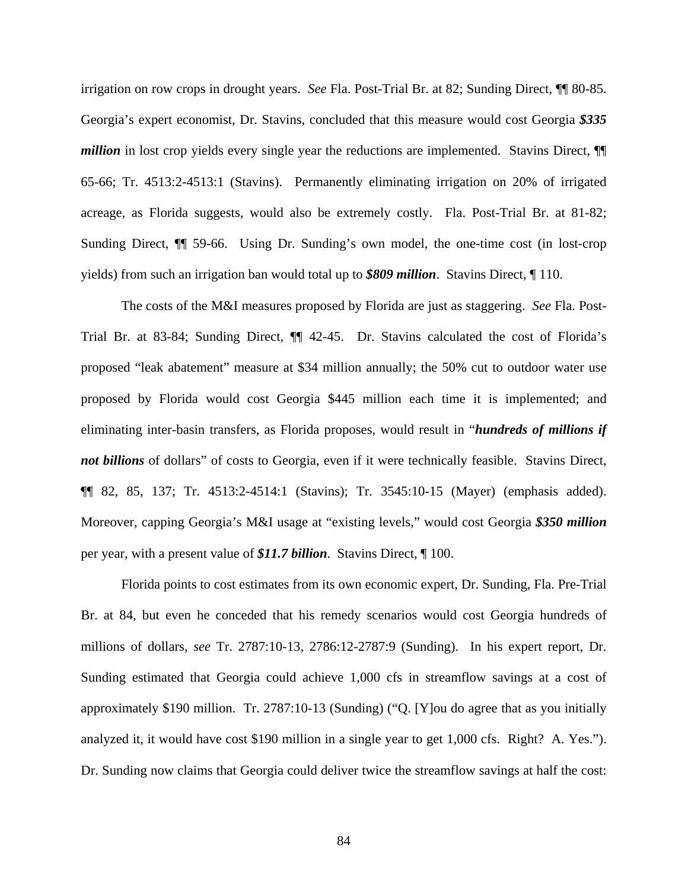irrigation on row crops in drought years. *See* Fla. Post-Trial Br. at 82; Sunding Direct, ¶¶ 80-85. Georgia's expert economist, Dr. Stavins, concluded that this measure would cost Georgia ***$335 million*** in lost crop yields every single year the reductions are implemented. Stavins Direct, ¶¶ 65-66; Tr. 4513:2-4513:1 (Stavins). Permanently eliminating irrigation on 20% of irrigated acreage, as Florida suggests, would also be extremely costly. Fla. Post-Trial Br. at 81-82; Sunding Direct, ¶¶ 59-66. Using Dr. Sunding's own model, the one-time cost (in lost-crop yields) from such an irrigation ban would total up to ***$809 million***. Stavins Direct, ¶ 110.

The costs of the M&I measures proposed by Florida are just as staggering. *See* Fla. Post-Trial Br. at 83-84; Sunding Direct, ¶¶ 42-45. Dr. Stavins calculated the cost of Florida's proposed "leak abatement" measure at $34 million annually; the 50% cut to outdoor water use proposed by Florida would cost Georgia $445 million each time it is implemented; and eliminating inter-basin transfers, as Florida proposes, would result in "***hundreds of millions if not billions*** of dollars" of costs to Georgia, even if it were technically feasible. Stavins Direct, ¶¶ 82, 85, 137; Tr. 4513:2-4514:1 (Stavins); Tr. 3545:10-15 (Mayer) (emphasis added). Moreover, capping Georgia's M&I usage at "existing levels," would cost Georgia ***$350 million*** per year, with a present value of ***$11.7 billion***. Stavins Direct, ¶ 100.

Florida points to cost estimates from its own economic expert, Dr. Sunding, Fla. Pre-Trial Br. at 84, but even he conceded that his remedy scenarios would cost Georgia hundreds of millions of dollars, *see* Tr. 2787:10-13, 2786:12-2787:9 (Sunding). In his expert report, Dr. Sunding estimated that Georgia could achieve 1,000 cfs in streamflow savings at a cost of approximately $190 million. Tr. 2787:10-13 (Sunding) ("Q. [Y]ou do agree that as you initially analyzed it, it would have cost $190 million in a single year to get 1,000 cfs. Right? A. Yes."). Dr. Sunding now claims that Georgia could deliver twice the streamflow savings at half the cost: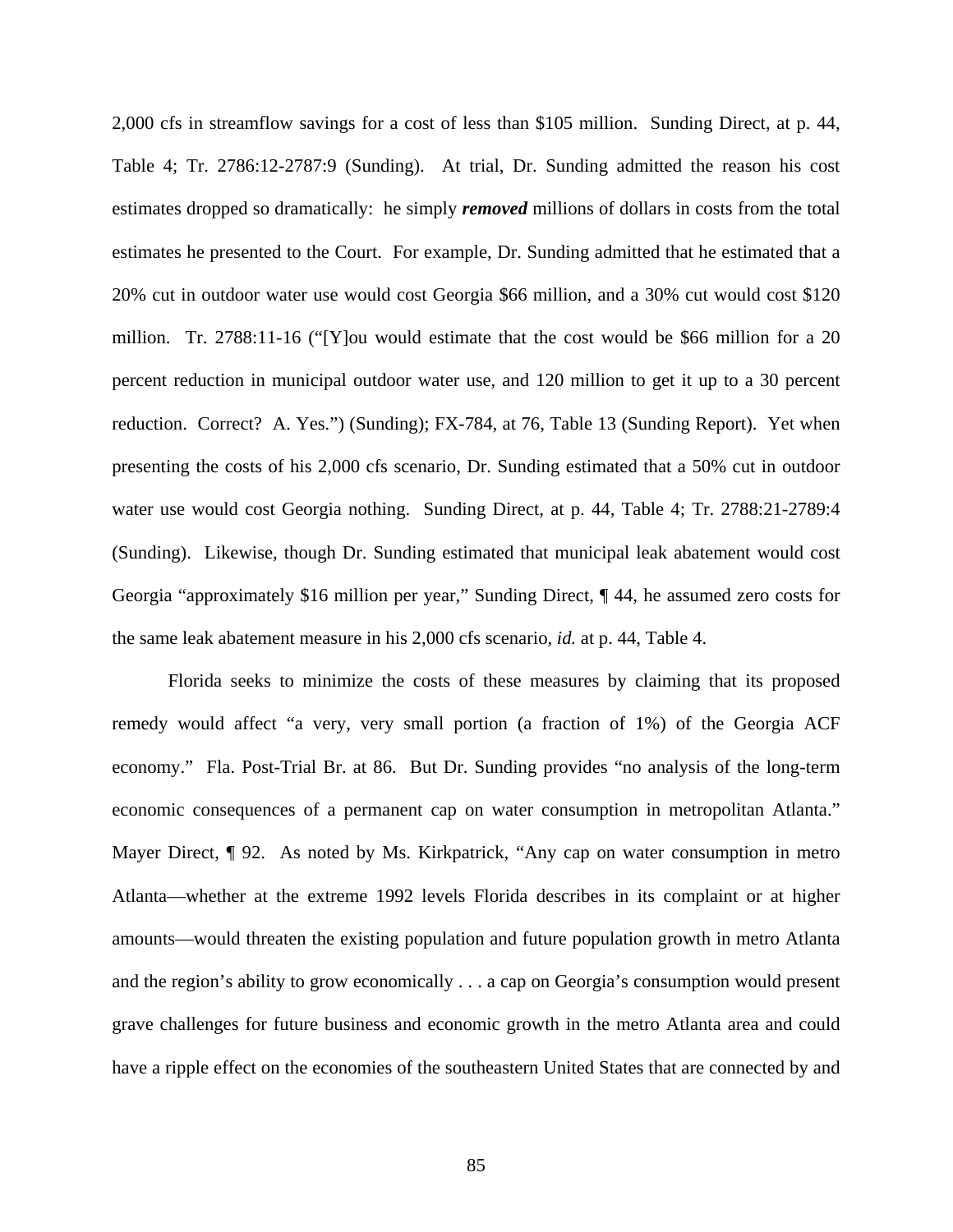2,000 cfs in streamflow savings for a cost of less than $105 million. Sunding Direct, at p. 44, Table 4; Tr. 2786:12-2787:9 (Sunding). At trial, Dr. Sunding admitted the reason his cost estimates dropped so dramatically: he simply ***removed*** millions of dollars in costs from the total estimates he presented to the Court. For example, Dr. Sunding admitted that he estimated that a 20% cut in outdoor water use would cost Georgia $66 million, and a 30% cut would cost $120 million. Tr. 2788:11-16 ("[Y]ou would estimate that the cost would be $66 million for a 20 percent reduction in municipal outdoor water use, and 120 million to get it up to a 30 percent reduction. Correct? A. Yes.") (Sunding); FX-784, at 76, Table 13 (Sunding Report). Yet when presenting the costs of his 2,000 cfs scenario, Dr. Sunding estimated that a 50% cut in outdoor water use would cost Georgia nothing. Sunding Direct, at p. 44, Table 4; Tr. 2788:21-2789:4 (Sunding). Likewise, though Dr. Sunding estimated that municipal leak abatement would cost Georgia "approximately $16 million per year," Sunding Direct, ¶ 44, he assumed zero costs for the same leak abatement measure in his 2,000 cfs scenario, *id.* at p. 44, Table 4.

Florida seeks to minimize the costs of these measures by claiming that its proposed remedy would affect "a very, very small portion (a fraction of 1%) of the Georgia ACF economy." Fla. Post-Trial Br. at 86. But Dr. Sunding provides "no analysis of the long-term economic consequences of a permanent cap on water consumption in metropolitan Atlanta." Mayer Direct, ¶ 92. As noted by Ms. Kirkpatrick, "Any cap on water consumption in metro Atlanta—whether at the extreme 1992 levels Florida describes in its complaint or at higher amounts—would threaten the existing population and future population growth in metro Atlanta and the region's ability to grow economically . . . a cap on Georgia's consumption would present grave challenges for future business and economic growth in the metro Atlanta area and could have a ripple effect on the economies of the southeastern United States that are connected by and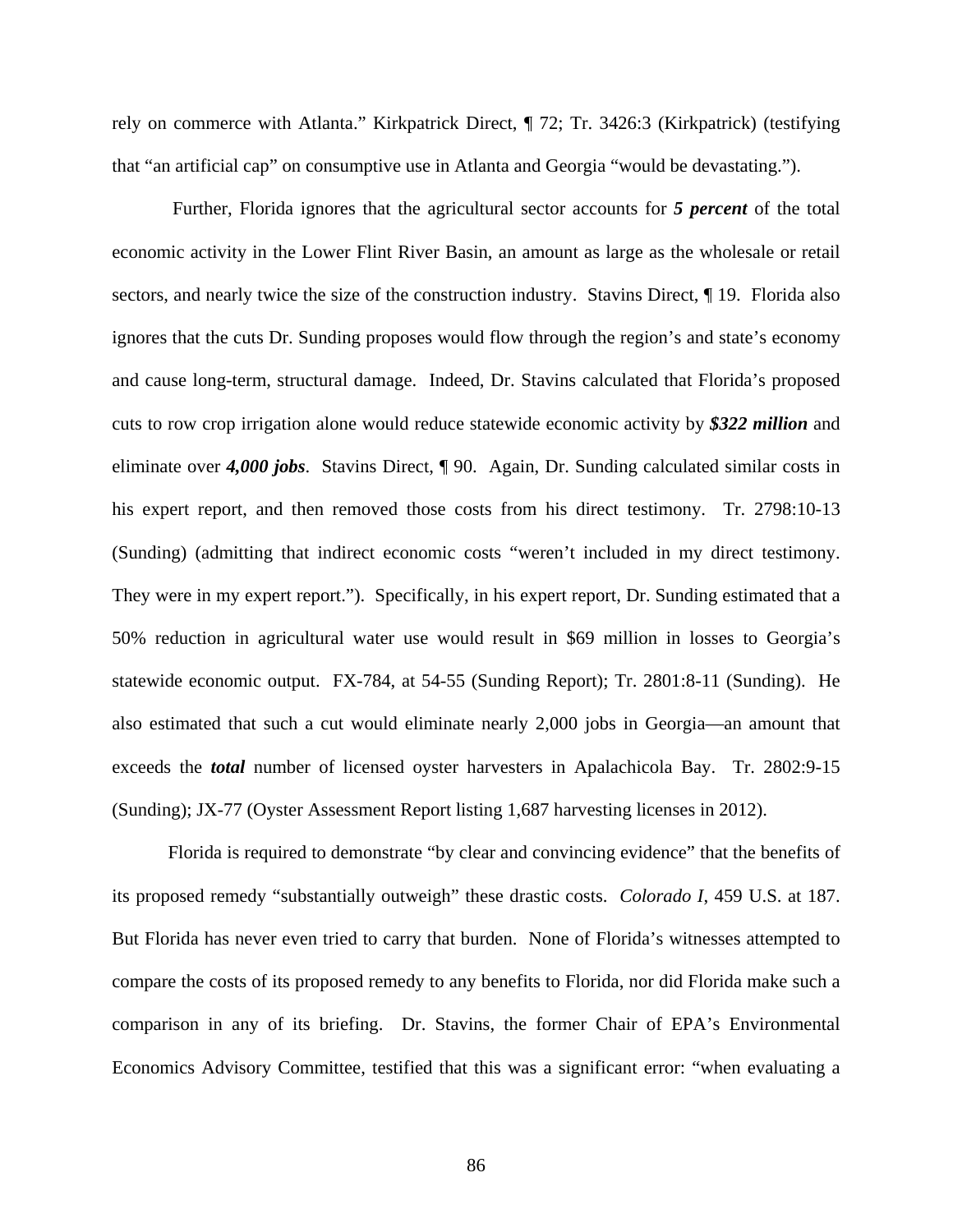rely on commerce with Atlanta." Kirkpatrick Direct, ¶ 72; Tr. 3426:3 (Kirkpatrick) (testifying that "an artificial cap" on consumptive use in Atlanta and Georgia "would be devastating.").

Further, Florida ignores that the agricultural sector accounts for ***5 percent*** of the total economic activity in the Lower Flint River Basin, an amount as large as the wholesale or retail sectors, and nearly twice the size of the construction industry. Stavins Direct, ¶ 19. Florida also ignores that the cuts Dr. Sunding proposes would flow through the region's and state's economy and cause long-term, structural damage. Indeed, Dr. Stavins calculated that Florida's proposed cuts to row crop irrigation alone would reduce statewide economic activity by ***$322 million*** and eliminate over ***4,000 jobs***. Stavins Direct, ¶ 90. Again, Dr. Sunding calculated similar costs in his expert report, and then removed those costs from his direct testimony. Tr. 2798:10-13 (Sunding) (admitting that indirect economic costs "weren't included in my direct testimony. They were in my expert report."). Specifically, in his expert report, Dr. Sunding estimated that a 50% reduction in agricultural water use would result in $69 million in losses to Georgia's statewide economic output. FX-784, at 54-55 (Sunding Report); Tr. 2801:8-11 (Sunding). He also estimated that such a cut would eliminate nearly 2,000 jobs in Georgia—an amount that exceeds the ***total*** number of licensed oyster harvesters in Apalachicola Bay. Tr. 2802:9-15 (Sunding); JX-77 (Oyster Assessment Report listing 1,687 harvesting licenses in 2012).

Florida is required to demonstrate "by clear and convincing evidence" that the benefits of its proposed remedy "substantially outweigh" these drastic costs. *Colorado I*, 459 U.S. at 187. But Florida has never even tried to carry that burden. None of Florida's witnesses attempted to compare the costs of its proposed remedy to any benefits to Florida, nor did Florida make such a comparison in any of its briefing. Dr. Stavins, the former Chair of EPA's Environmental Economics Advisory Committee, testified that this was a significant error: "when evaluating a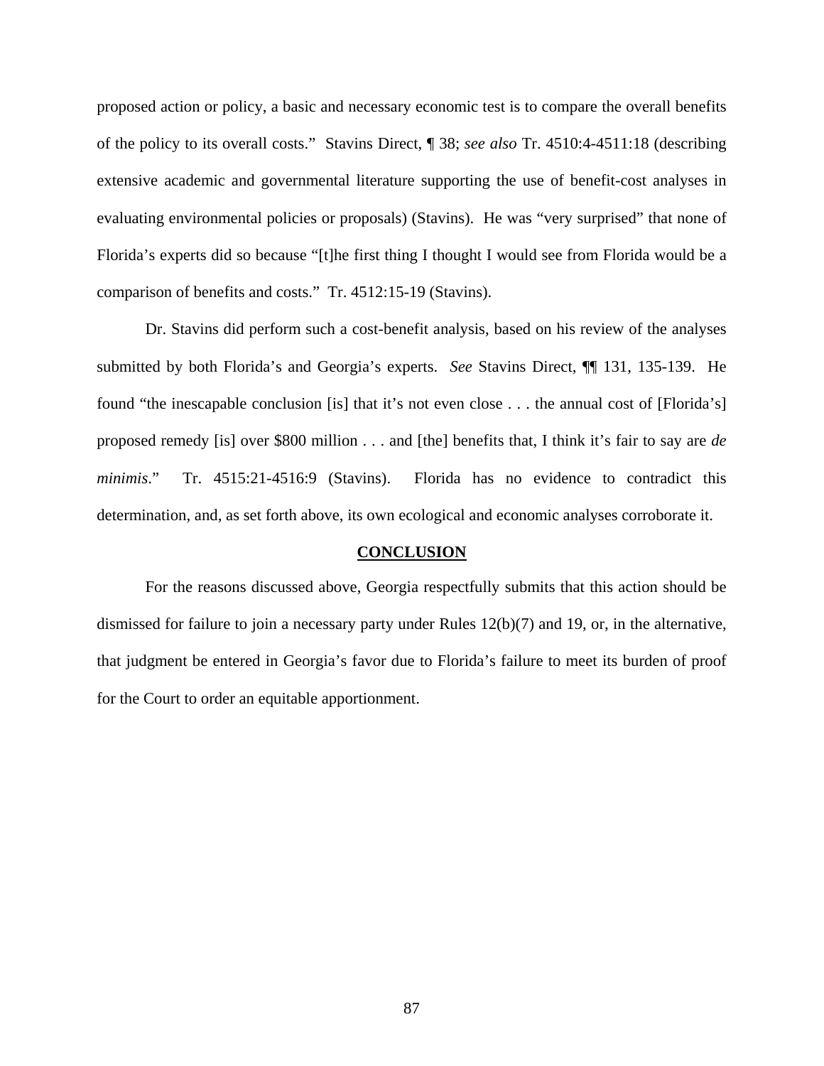proposed action or policy, a basic and necessary economic test is to compare the overall benefits of the policy to its overall costs." Stavins Direct, ¶ 38; *see also* Tr. 4510:4-4511:18 (describing extensive academic and governmental literature supporting the use of benefit-cost analyses in evaluating environmental policies or proposals) (Stavins). He was "very surprised" that none of Florida's experts did so because "[t]he first thing I thought I would see from Florida would be a comparison of benefits and costs." Tr. 4512:15-19 (Stavins).

Dr. Stavins did perform such a cost-benefit analysis, based on his review of the analyses submitted by both Florida's and Georgia's experts. *See* Stavins Direct, ¶¶ 131, 135-139. He found "the inescapable conclusion [is] that it's not even close . . . the annual cost of [Florida's] proposed remedy [is] over $800 million . . . and [the] benefits that, I think it's fair to say are *de minimis*." Tr. 4515:21-4516:9 (Stavins). Florida has no evidence to contradict this determination, and, as set forth above, its own ecological and economic analyses corroborate it.

## CONCLUSION

For the reasons discussed above, Georgia respectfully submits that this action should be dismissed for failure to join a necessary party under Rules 12(b)(7) and 19, or, in the alternative, that judgment be entered in Georgia's favor due to Florida's failure to meet its burden of proof for the Court to order an equitable apportionment.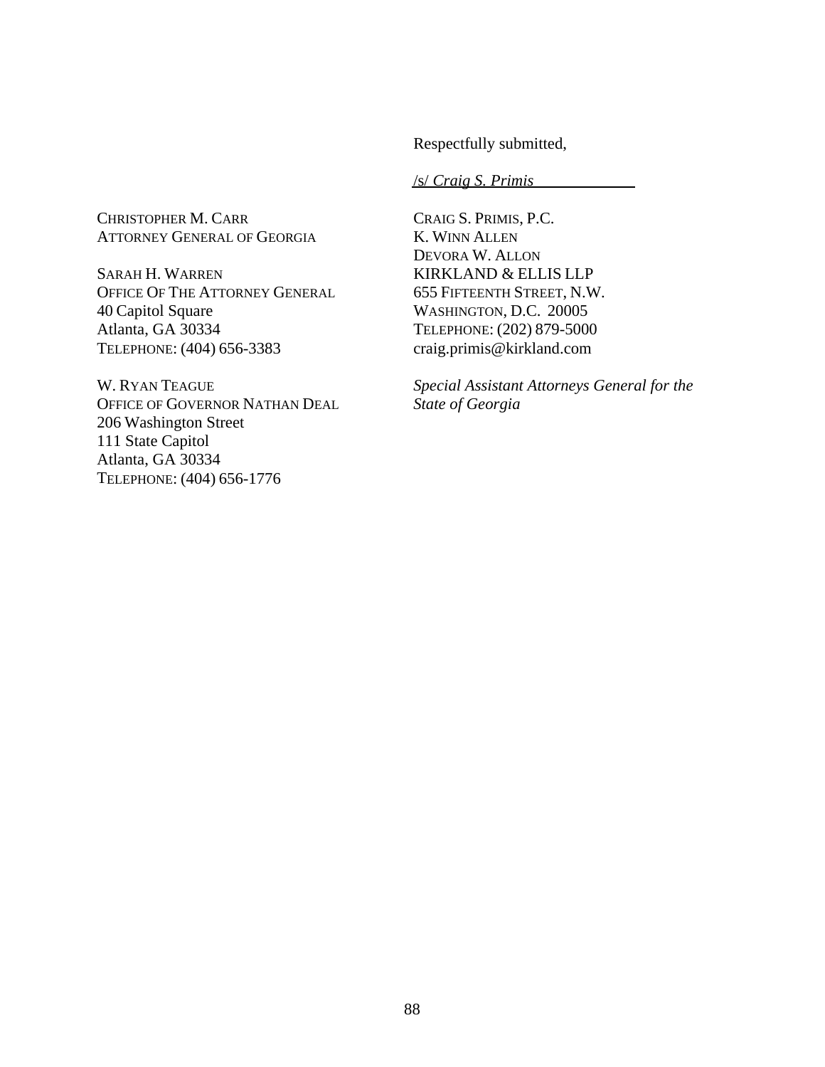Respectfully submitted,

/s/ *Craig S. Primis*

CRAIG S. PRIMIS, P.C.
K. WINN ALLEN
DEVORA W. ALLON
KIRKLAND & ELLIS LLP
655 FIFTEENTH STREET, N.W.
WASHINGTON, D.C. 20005
TELEPHONE: (202) 879-5000
craig.primis@kirkland.com

*Special Assistant Attorneys General for the State of Georgia*

CHRISTOPHER M. CARR
ATTORNEY GENERAL OF GEORGIA

SARAH H. WARREN
OFFICE OF THE ATTORNEY GENERAL
40 Capitol Square
Atlanta, GA 30334
TELEPHONE: (404) 656-3383

W. RYAN TEAGUE
OFFICE OF GOVERNOR NATHAN DEAL
206 Washington Street
111 State Capitol
Atlanta, GA 30334
TELEPHONE: (404) 656-1776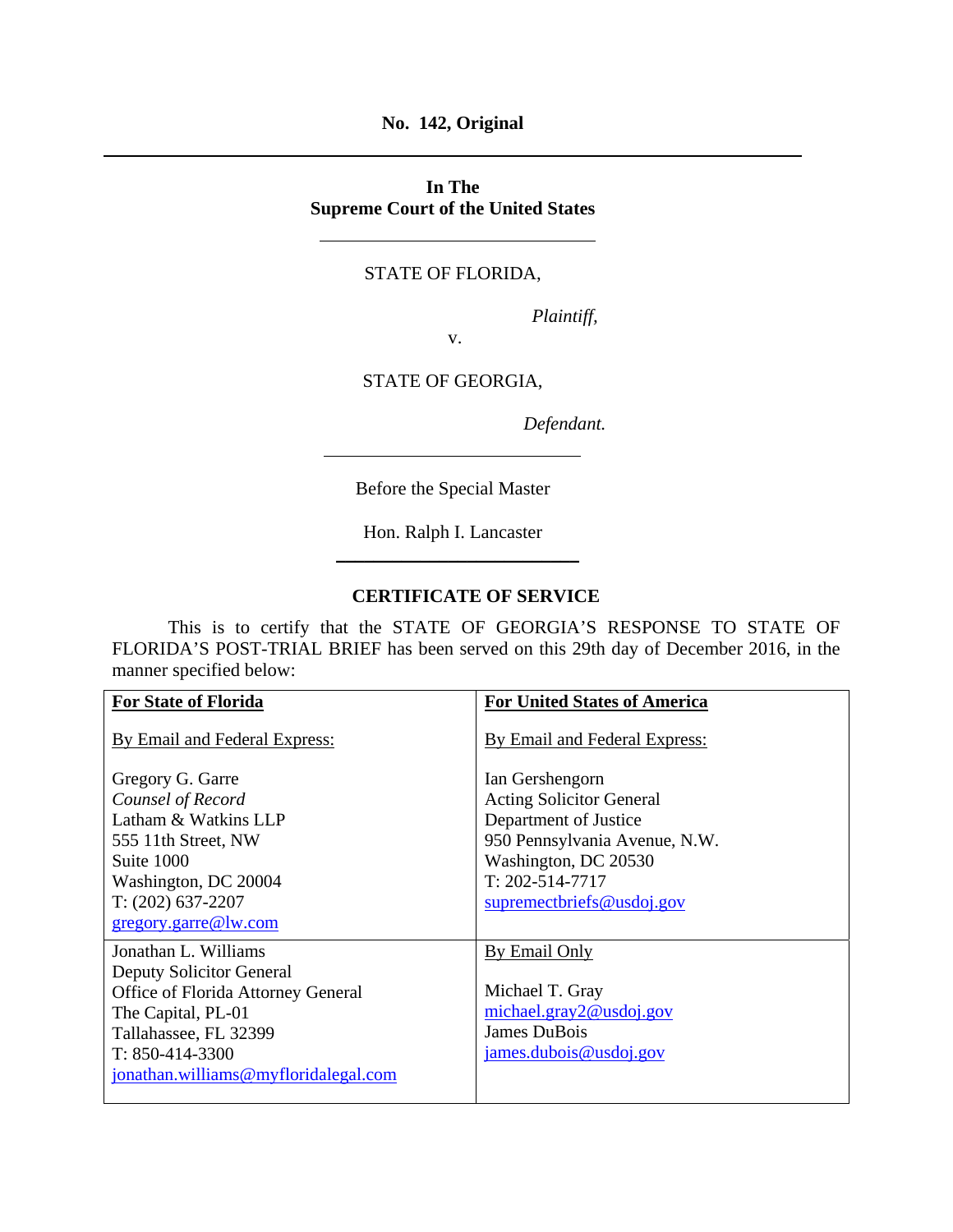**No. 142, Original**

---

**In The**
**Supreme Court of the United States**

---

STATE OF FLORIDA,

*Plaintiff,*

v.

STATE OF GEORGIA,

*Defendant.*

---

Before the Special Master

Hon. Ralph I. Lancaster

---

## CERTIFICATE OF SERVICE

This is to certify that the STATE OF GEORGIA'S RESPONSE TO STATE OF FLORIDA'S POST-TRIAL BRIEF has been served on this 29th day of December 2016, in the manner specified below:

| **For State of Florida** | **For United States of America** |
|---|---|
| By Email and Federal Express:<br><br>Gregory G. Garre<br>*Counsel of Record*<br>Latham & Watkins LLP<br>555 11th Street, NW<br>Suite 1000<br>Washington, DC 20004<br>T: (202) 637-2207<br>gregory.garre@lw.com | By Email and Federal Express:<br><br>Ian Gershengorn<br>Acting Solicitor General<br>Department of Justice<br>950 Pennsylvania Avenue, N.W.<br>Washington, DC 20530<br>T: 202-514-7717<br>supremectbriefs@usdoj.gov |
| Jonathan L. Williams<br>Deputy Solicitor General<br>Office of Florida Attorney General<br>The Capital, PL-01<br>Tallahassee, FL 32399<br>T: 850-414-3300<br>jonathan.williams@myfloridalegal.com | By Email Only<br><br>Michael T. Gray<br>michael.gray2@usdoj.gov<br>James DuBois<br>james.dubois@usdoj.gov |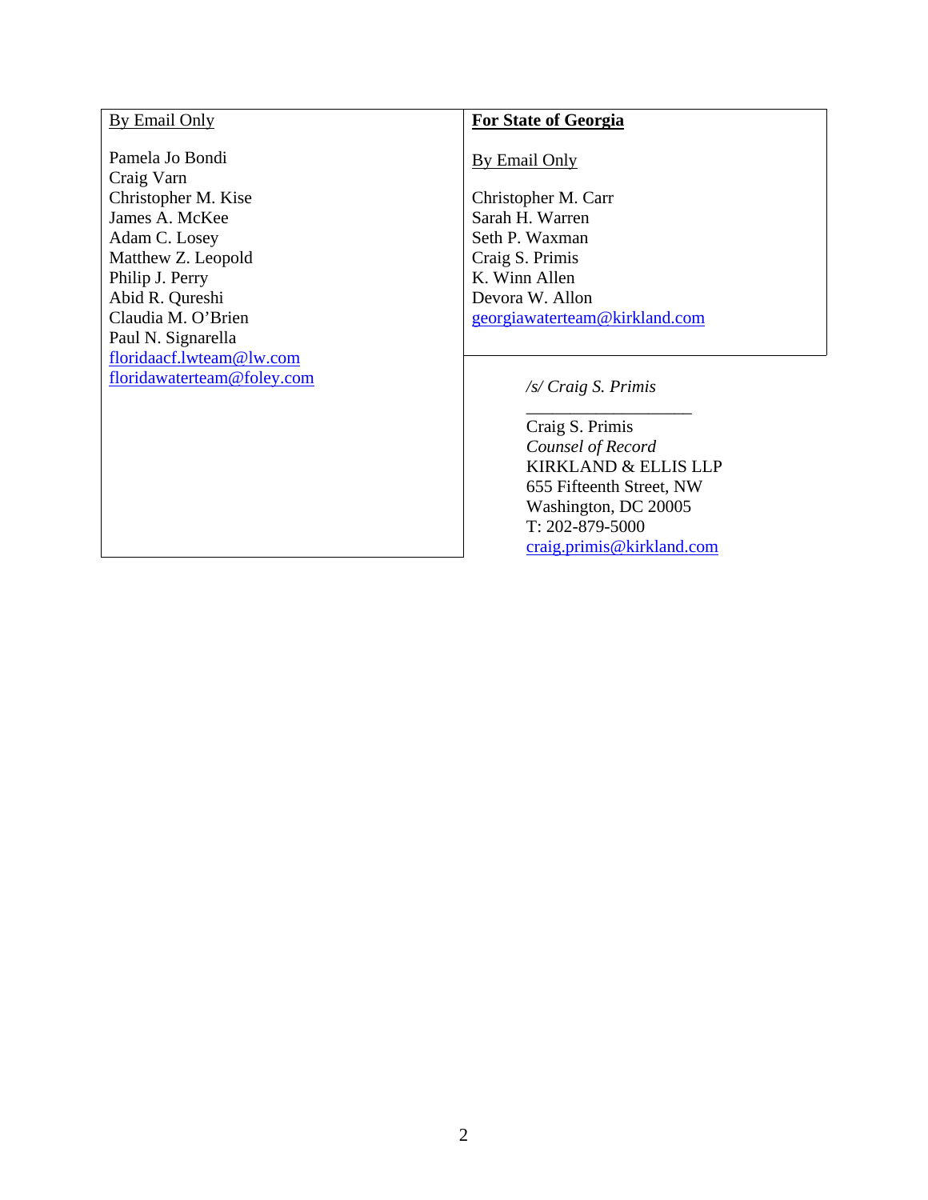| | |
|---|---|
| By Email Only<br><br>Pamela Jo Bondi<br>Craig Varn<br>Christopher M. Kise<br>James A. McKee<br>Adam C. Losey<br>Matthew Z. Leopold<br>Philip J. Perry<br>Abid R. Qureshi<br>Claudia M. O'Brien<br>Paul N. Signarella<br>floridaacf.lwteam@lw.com<br>floridawaterteam@foley.com | **For State of Georgia**<br><br>By Email Only<br><br>Christopher M. Carr<br>Sarah H. Warren<br>Seth P. Waxman<br>Craig S. Primis<br>K. Winn Allen<br>Devora W. Allon<br>georgiawaterteam@kirkland.com |

*/s/ Craig S. Primis*

___________________

Craig S. Primis
*Counsel of Record*
KIRKLAND & ELLIS LLP
655 Fifteenth Street, NW
Washington, DC 20005
T: 202-879-5000
craig.primis@kirkland.com